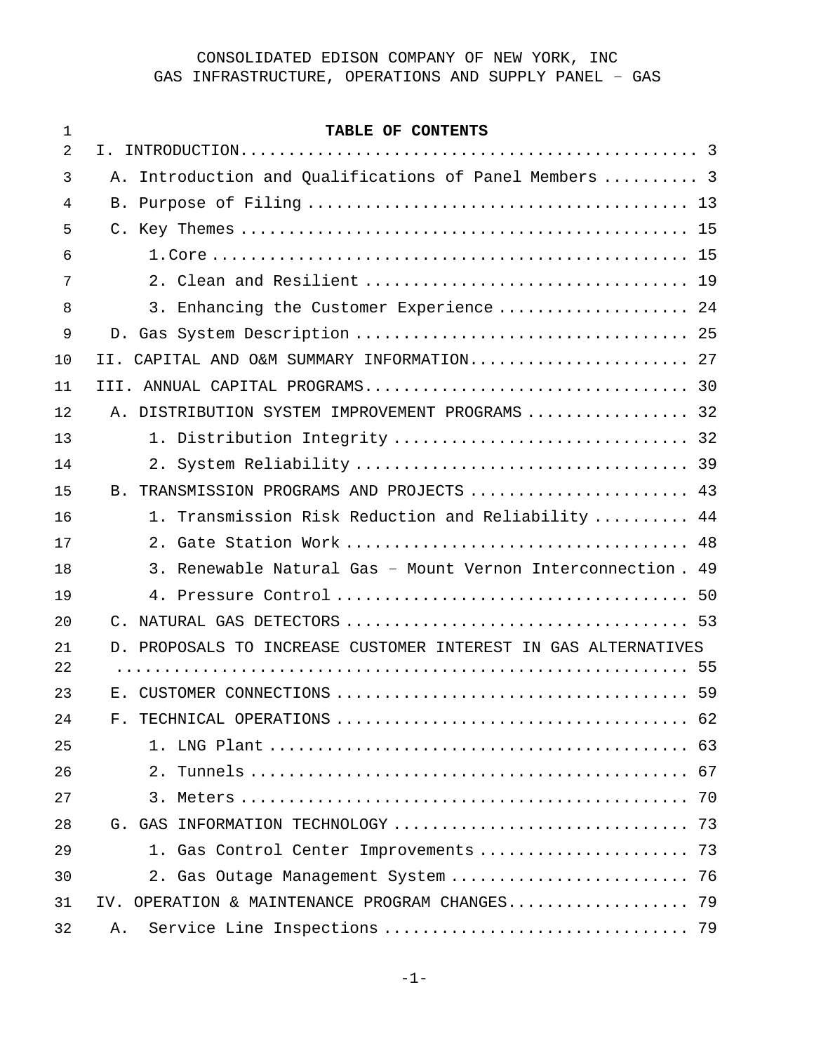CONSOLIDATED EDISON COMPANY OF NEW YORK, INC
GAS INFRASTRUCTURE, OPERATIONS AND SUPPLY PANEL – GAS

**TABLE OF CONTENTS**

I. INTRODUCTION .......... 3
- A. Introduction and Qualifications of Panel Members .......... 3
- B. Purpose of Filing .......... 13
- C. Key Themes .......... 15
  - 1. Core .......... 15
  - 2. Clean and Resilient .......... 19
  - 3. Enhancing the Customer Experience .......... 24
- D. Gas System Description .......... 25

II. CAPITAL AND O&M SUMMARY INFORMATION .......... 27

III. ANNUAL CAPITAL PROGRAMS .......... 30
- A. DISTRIBUTION SYSTEM IMPROVEMENT PROGRAMS .......... 32
  - 1. Distribution Integrity .......... 32
  - 2. System Reliability .......... 39
- B. TRANSMISSION PROGRAMS AND PROJECTS .......... 43
  - 1. Transmission Risk Reduction and Reliability .......... 44
  - 2. Gate Station Work .......... 48
  - 3. Renewable Natural Gas – Mount Vernon Interconnection .......... 49
  - 4. Pressure Control .......... 50
- C. NATURAL GAS DETECTORS .......... 53
- D. PROPOSALS TO INCREASE CUSTOMER INTEREST IN GAS ALTERNATIVES .......... 55
- E. CUSTOMER CONNECTIONS .......... 59
- F. TECHNICAL OPERATIONS .......... 62
  - 1. LNG Plant .......... 63
  - 2. Tunnels .......... 67
  - 3. Meters .......... 70
- G. GAS INFORMATION TECHNOLOGY .......... 73
  - 1. Gas Control Center Improvements .......... 73
  - 2. Gas Outage Management System .......... 76

IV. OPERATION & MAINTENANCE PROGRAM CHANGES .......... 79
- A. Service Line Inspections .......... 79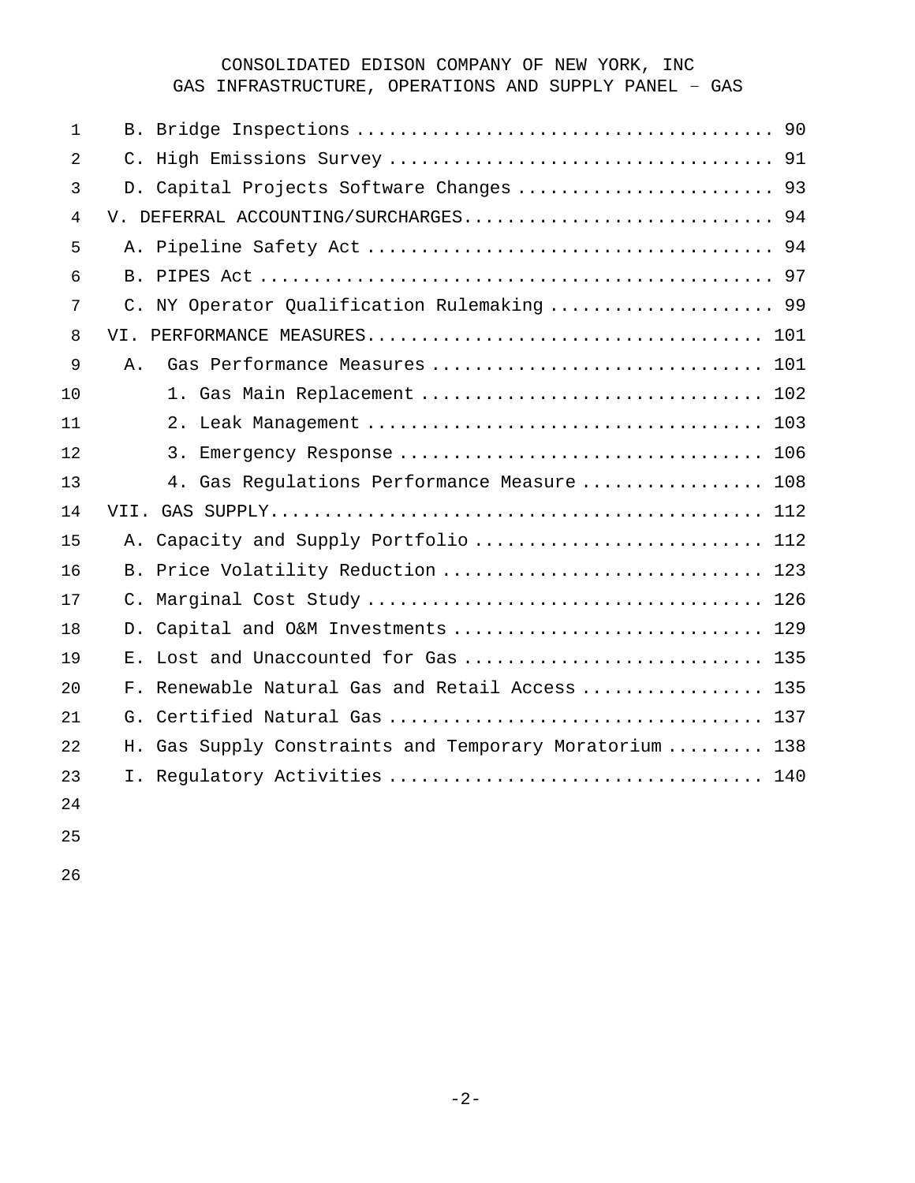B. Bridge Inspections ....................................... 90
C. High Emissions Survey ................................... 91
D. Capital Projects Software Changes ........................ 93

V. DEFERRAL ACCOUNTING/SURCHARGES............................. 94
A. Pipeline Safety Act ..................................... 94
B. PIPES Act ............................................... 97
C. NY Operator Qualification Rulemaking ..................... 99

VI. PERFORMANCE MEASURES.................................... 101
A. Gas Performance Measures .............................. 101
1. Gas Main Replacement ................................ 102
2. Leak Management ..................................... 103
3. Emergency Response .................................. 106
4. Gas Regulations Performance Measure ................. 108

VII. GAS SUPPLY............................................. 112
A. Capacity and Supply Portfolio .......................... 112
B. Price Volatility Reduction ............................. 123
C. Marginal Cost Study .................................... 126
D. Capital and O&M Investments ............................ 129
E. Lost and Unaccounted for Gas ........................... 135
F. Renewable Natural Gas and Retail Access ................ 135
G. Certified Natural Gas .................................. 137
H. Gas Supply Constraints and Temporary Moratorium ......... 138
I. Regulatory Activities .................................. 140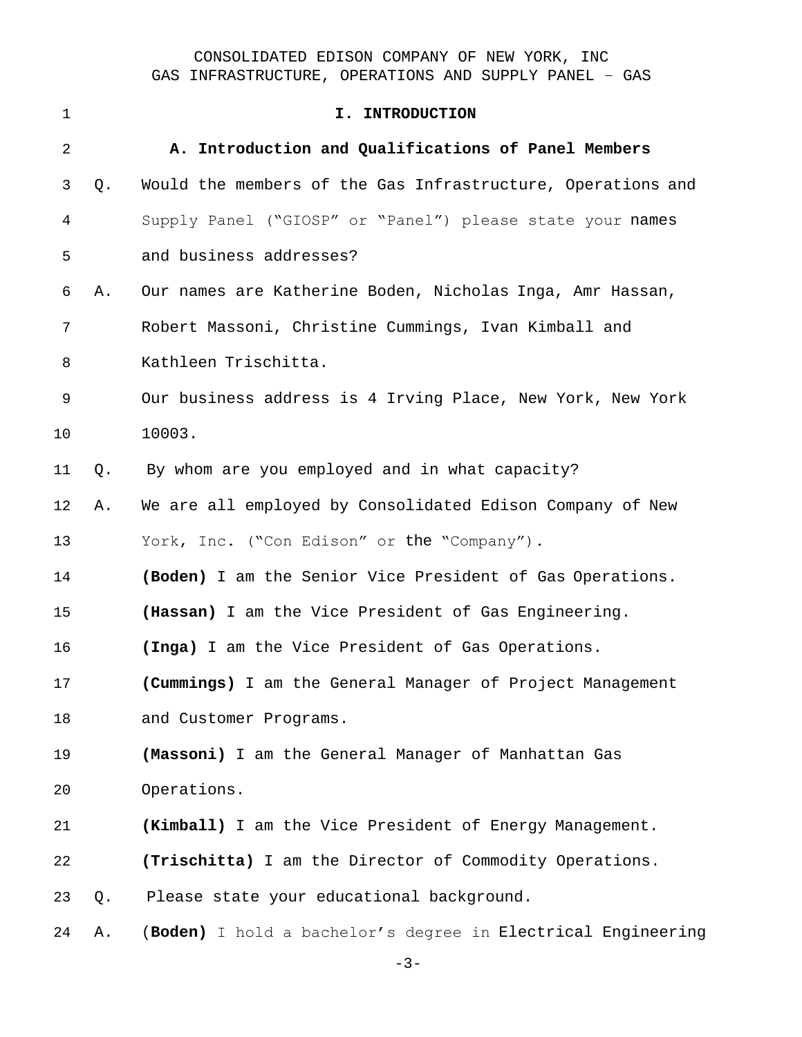# I. INTRODUCTION

## A. Introduction and Qualifications of Panel Members

Q. Would the members of the Gas Infrastructure, Operations and Supply Panel ("GIOSP" or "Panel") please state your names and business addresses?

A. Our names are Katherine Boden, Nicholas Inga, Amr Hassan, Robert Massoni, Christine Cummings, Ivan Kimball and Kathleen Trischitta.

Our business address is 4 Irving Place, New York, New York 10003.

Q. By whom are you employed and in what capacity?

A. We are all employed by Consolidated Edison Company of New York, Inc. ("Con Edison" or the "Company").

**(Boden)** I am the Senior Vice President of Gas Operations.

**(Hassan)** I am the Vice President of Gas Engineering.

**(Inga)** I am the Vice President of Gas Operations.

**(Cummings)** I am the General Manager of Project Management and Customer Programs.

**(Massoni)** I am the General Manager of Manhattan Gas Operations.

**(Kimball)** I am the Vice President of Energy Management.

**(Trischitta)** I am the Director of Commodity Operations.

Q. Please state your educational background.

A. (**Boden)** I hold a bachelor's degree in Electrical Engineering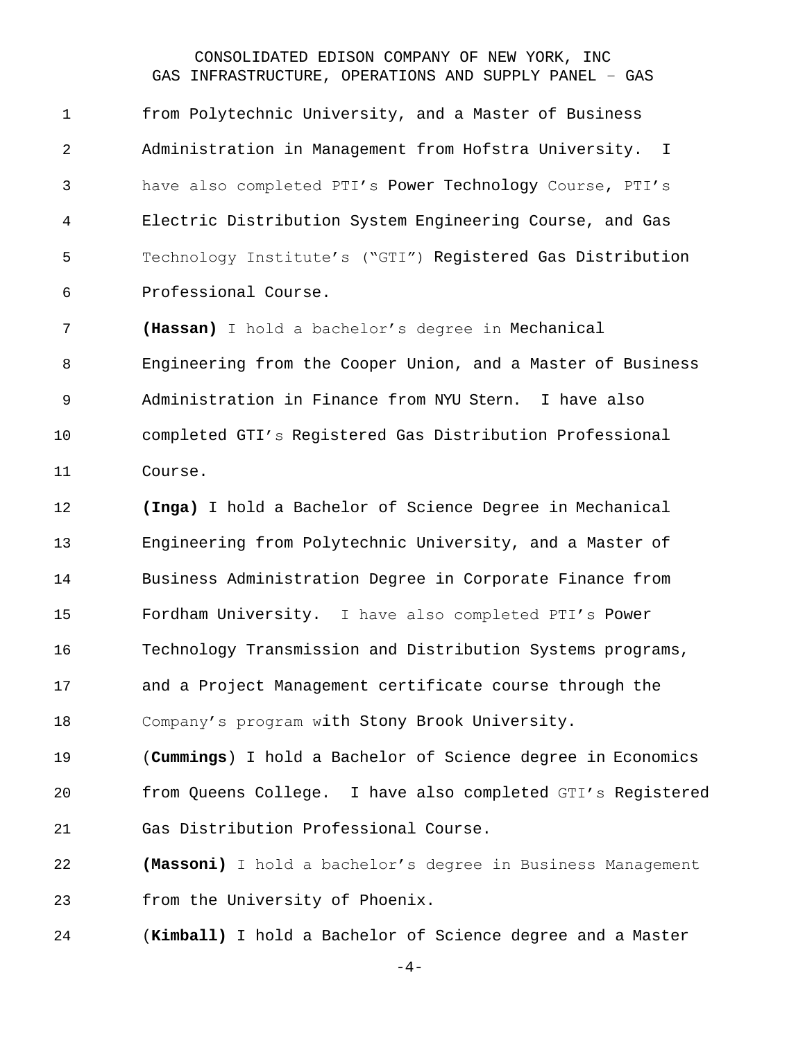from Polytechnic University, and a Master of Business Administration in Management from Hofstra University. I have also completed PTI's Power Technology Course, PTI's Electric Distribution System Engineering Course, and Gas Technology Institute's ("GTI") Registered Gas Distribution Professional Course.

**(Hassan)** I hold a bachelor's degree in Mechanical Engineering from the Cooper Union, and a Master of Business Administration in Finance from NYU Stern. I have also completed GTI's Registered Gas Distribution Professional Course.

**(Inga)** I hold a Bachelor of Science Degree in Mechanical Engineering from Polytechnic University, and a Master of Business Administration Degree in Corporate Finance from Fordham University. I have also completed PTI's Power Technology Transmission and Distribution Systems programs, and a Project Management certificate course through the Company's program with Stony Brook University.

(**Cummings**) I hold a Bachelor of Science degree in Economics from Queens College. I have also completed GTI's Registered Gas Distribution Professional Course.

**(Massoni)** I hold a bachelor's degree in Business Management from the University of Phoenix.

(**Kimball)** I hold a Bachelor of Science degree and a Master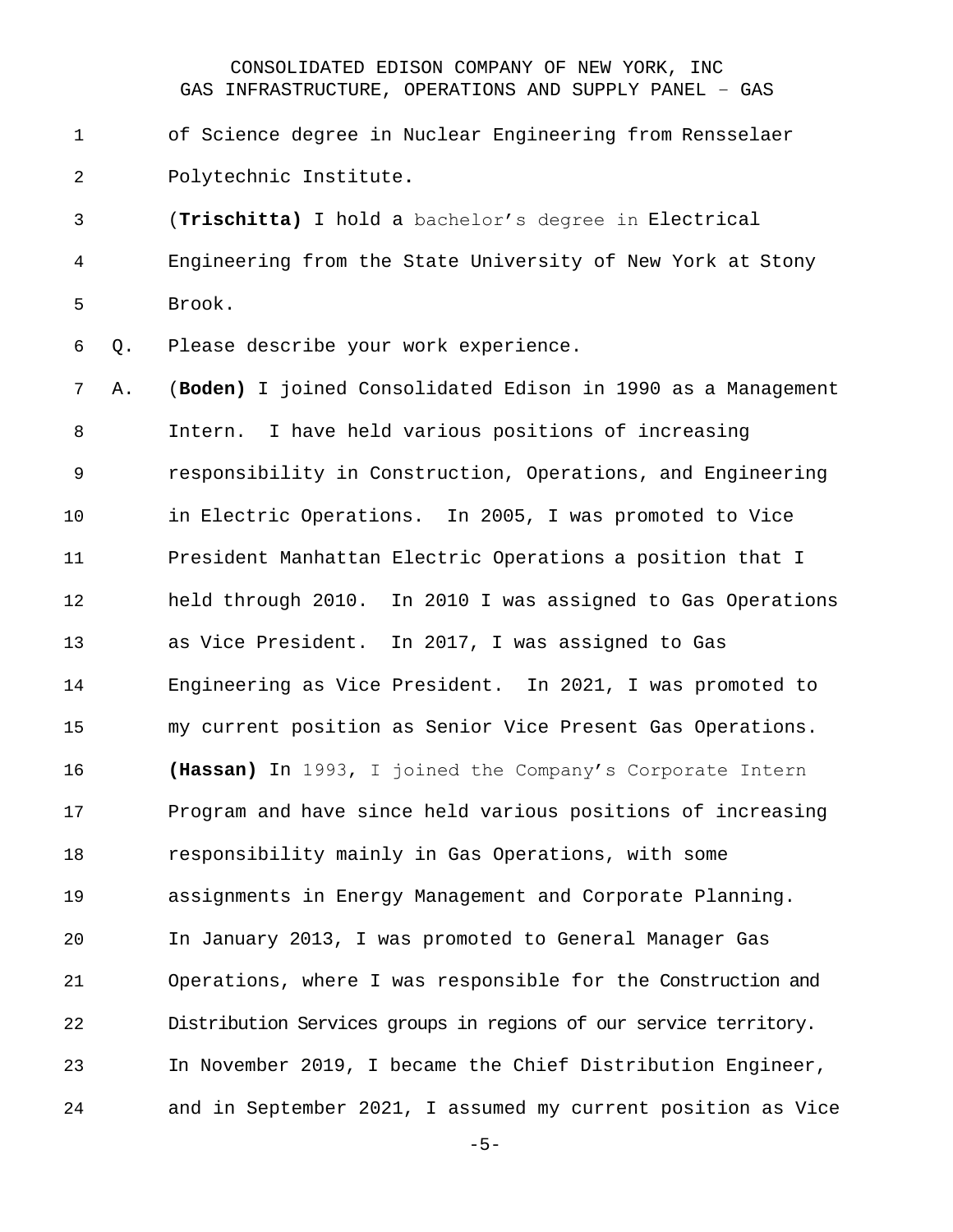of Science degree in Nuclear Engineering from Rensselaer Polytechnic Institute.

(**Trischitta)** I hold a bachelor's degree in Electrical Engineering from the State University of New York at Stony Brook.

Q. Please describe your work experience.

A. (**Boden)** I joined Consolidated Edison in 1990 as a Management Intern. I have held various positions of increasing responsibility in Construction, Operations, and Engineering in Electric Operations. In 2005, I was promoted to Vice President Manhattan Electric Operations a position that I held through 2010. In 2010 I was assigned to Gas Operations as Vice President. In 2017, I was assigned to Gas Engineering as Vice President. In 2021, I was promoted to my current position as Senior Vice Present Gas Operations.

**(Hassan)** In 1993, I joined the Company's Corporate Intern Program and have since held various positions of increasing responsibility mainly in Gas Operations, with some assignments in Energy Management and Corporate Planning. In January 2013, I was promoted to General Manager Gas Operations, where I was responsible for the Construction and Distribution Services groups in regions of our service territory. In November 2019, I became the Chief Distribution Engineer, and in September 2021, I assumed my current position as Vice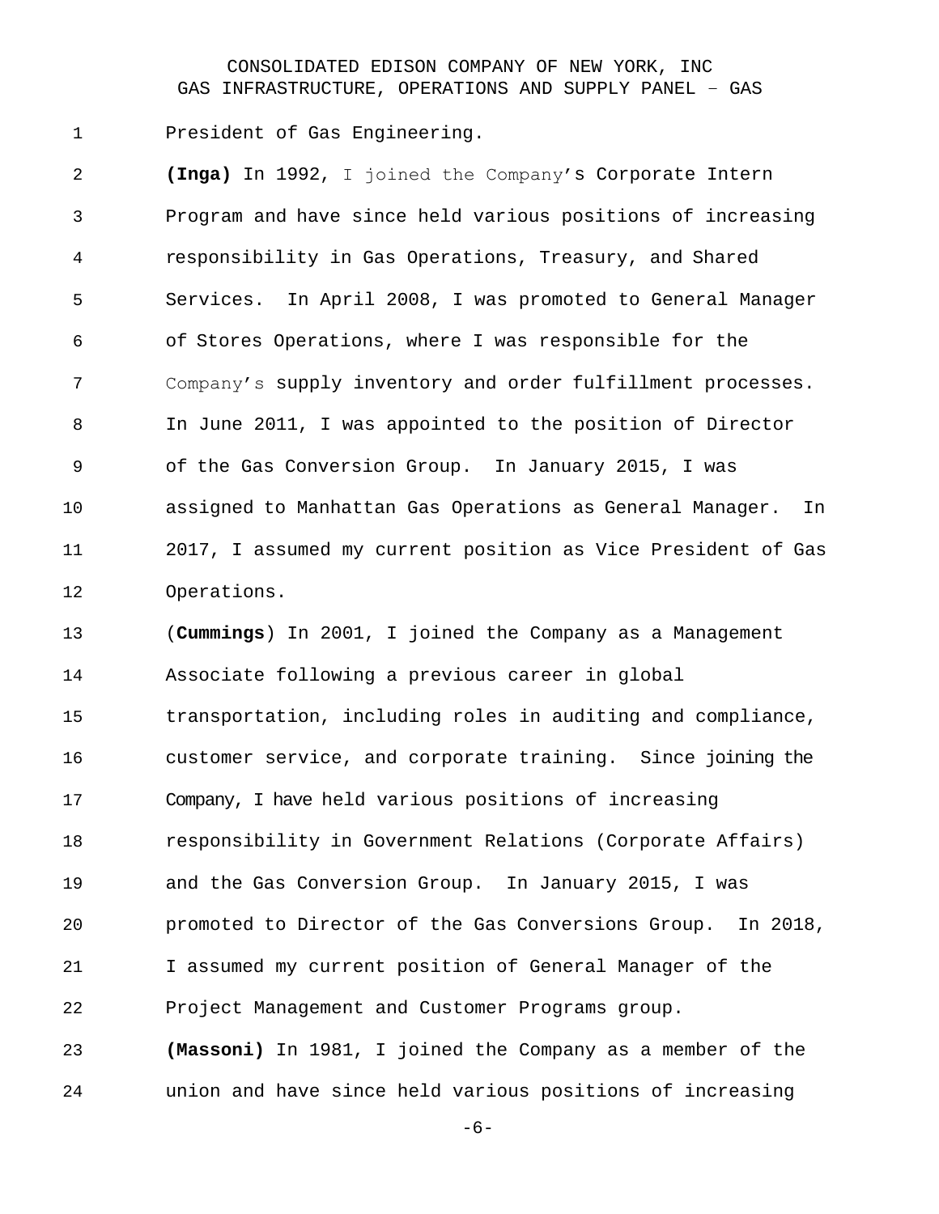President of Gas Engineering.

**(Inga)** In 1992, I joined the Company's Corporate Intern Program and have since held various positions of increasing responsibility in Gas Operations, Treasury, and Shared Services. In April 2008, I was promoted to General Manager of Stores Operations, where I was responsible for the Company's supply inventory and order fulfillment processes. In June 2011, I was appointed to the position of Director of the Gas Conversion Group. In January 2015, I was assigned to Manhattan Gas Operations as General Manager. In 2017, I assumed my current position as Vice President of Gas Operations.

(**Cummings**) In 2001, I joined the Company as a Management Associate following a previous career in global transportation, including roles in auditing and compliance, customer service, and corporate training. Since joining the Company, I have held various positions of increasing responsibility in Government Relations (Corporate Affairs) and the Gas Conversion Group. In January 2015, I was promoted to Director of the Gas Conversions Group. In 2018, I assumed my current position of General Manager of the Project Management and Customer Programs group.

**(Massoni)** In 1981, I joined the Company as a member of the union and have since held various positions of increasing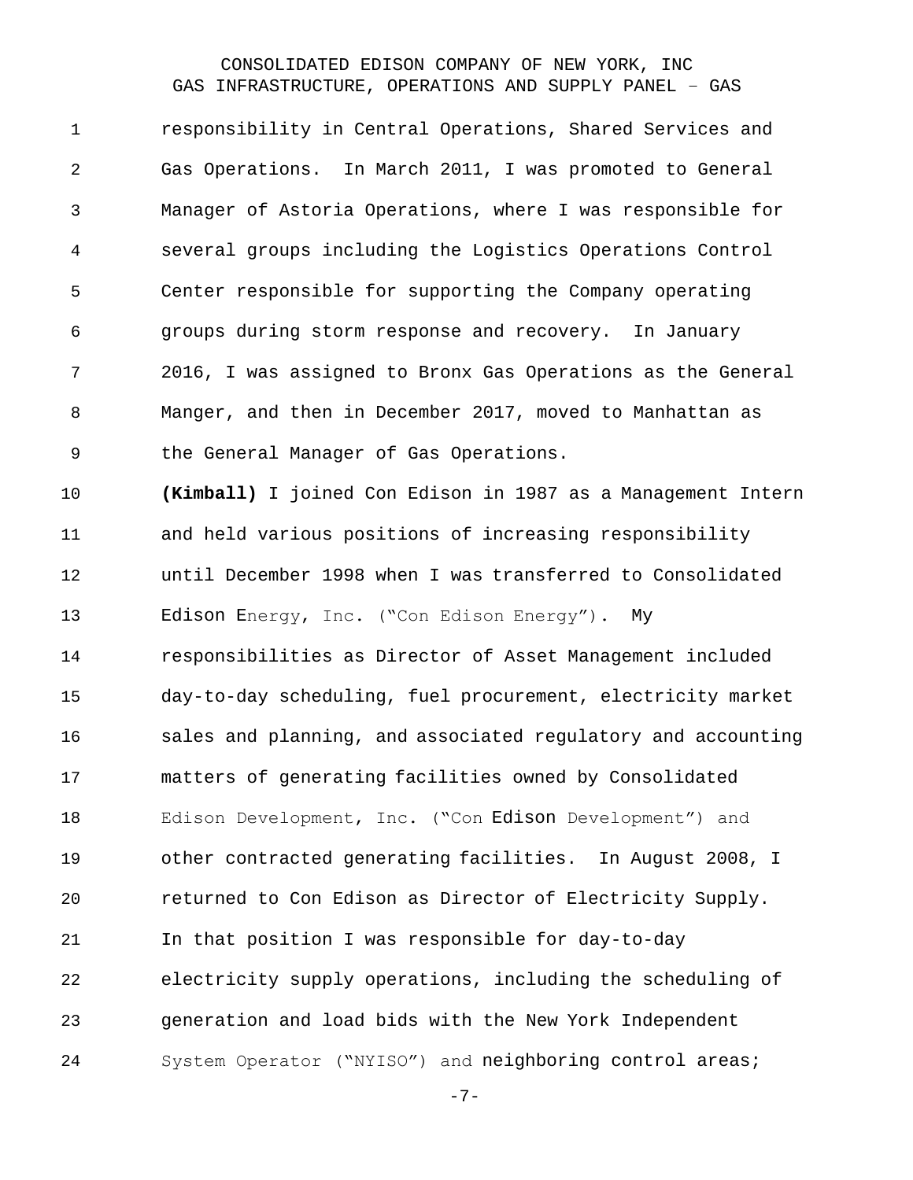responsibility in Central Operations, Shared Services and Gas Operations. In March 2011, I was promoted to General Manager of Astoria Operations, where I was responsible for several groups including the Logistics Operations Control Center responsible for supporting the Company operating groups during storm response and recovery. In January 2016, I was assigned to Bronx Gas Operations as the General Manger, and then in December 2017, moved to Manhattan as the General Manager of Gas Operations.

**(Kimball)** I joined Con Edison in 1987 as a Management Intern and held various positions of increasing responsibility until December 1998 when I was transferred to Consolidated Edison Energy, Inc. ("Con Edison Energy"). My responsibilities as Director of Asset Management included day-to-day scheduling, fuel procurement, electricity market sales and planning, and associated regulatory and accounting matters of generating facilities owned by Consolidated Edison Development, Inc. ("Con Edison Development") and other contracted generating facilities. In August 2008, I returned to Con Edison as Director of Electricity Supply. In that position I was responsible for day-to-day electricity supply operations, including the scheduling of generation and load bids with the New York Independent System Operator ("NYISO") and neighboring control areas;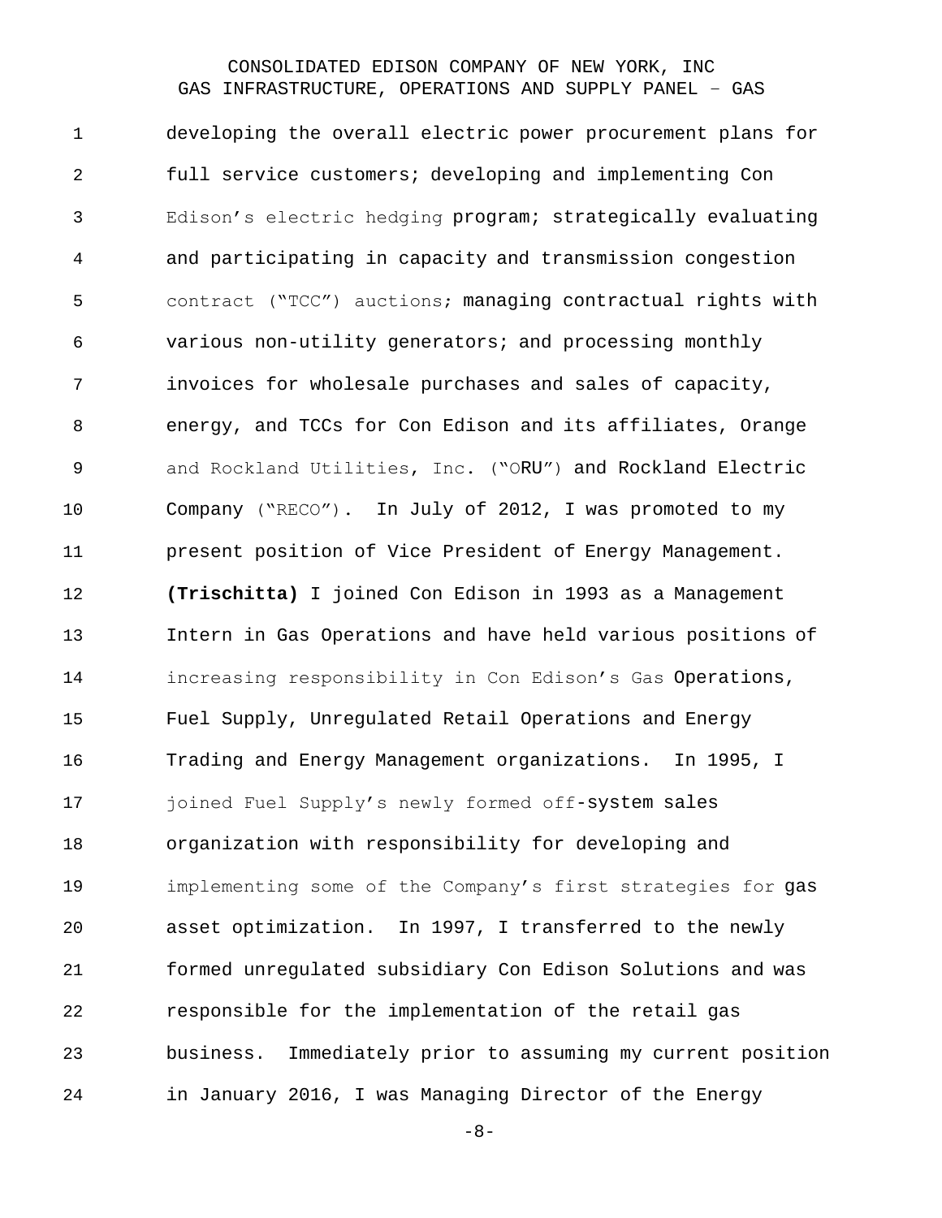developing the overall electric power procurement plans for full service customers; developing and implementing Con Edison's electric hedging program; strategically evaluating and participating in capacity and transmission congestion contract ("TCC") auctions; managing contractual rights with various non-utility generators; and processing monthly invoices for wholesale purchases and sales of capacity, energy, and TCCs for Con Edison and its affiliates, Orange and Rockland Utilities, Inc. ("ORU") and Rockland Electric Company ("RECO"). In July of 2012, I was promoted to my present position of Vice President of Energy Management.

**(Trischitta)** I joined Con Edison in 1993 as a Management Intern in Gas Operations and have held various positions of increasing responsibility in Con Edison's Gas Operations, Fuel Supply, Unregulated Retail Operations and Energy Trading and Energy Management organizations. In 1995, I joined Fuel Supply's newly formed off-system sales organization with responsibility for developing and implementing some of the Company's first strategies for gas asset optimization. In 1997, I transferred to the newly formed unregulated subsidiary Con Edison Solutions and was responsible for the implementation of the retail gas business. Immediately prior to assuming my current position in January 2016, I was Managing Director of the Energy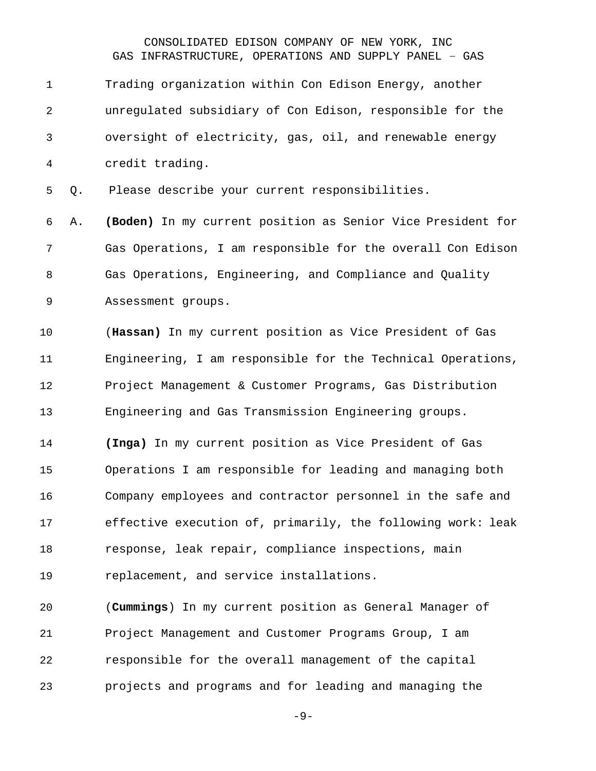Trading organization within Con Edison Energy, another unregulated subsidiary of Con Edison, responsible for the oversight of electricity, gas, oil, and renewable energy credit trading.

Q. Please describe your current responsibilities.

A. **(Boden)** In my current position as Senior Vice President for Gas Operations, I am responsible for the overall Con Edison Gas Operations, Engineering, and Compliance and Quality Assessment groups.

(**Hassan)** In my current position as Vice President of Gas Engineering, I am responsible for the Technical Operations, Project Management & Customer Programs, Gas Distribution Engineering and Gas Transmission Engineering groups.

**(Inga)** In my current position as Vice President of Gas Operations I am responsible for leading and managing both Company employees and contractor personnel in the safe and effective execution of, primarily, the following work: leak response, leak repair, compliance inspections, main replacement, and service installations.

(**Cummings**) In my current position as General Manager of Project Management and Customer Programs Group, I am responsible for the overall management of the capital projects and programs and for leading and managing the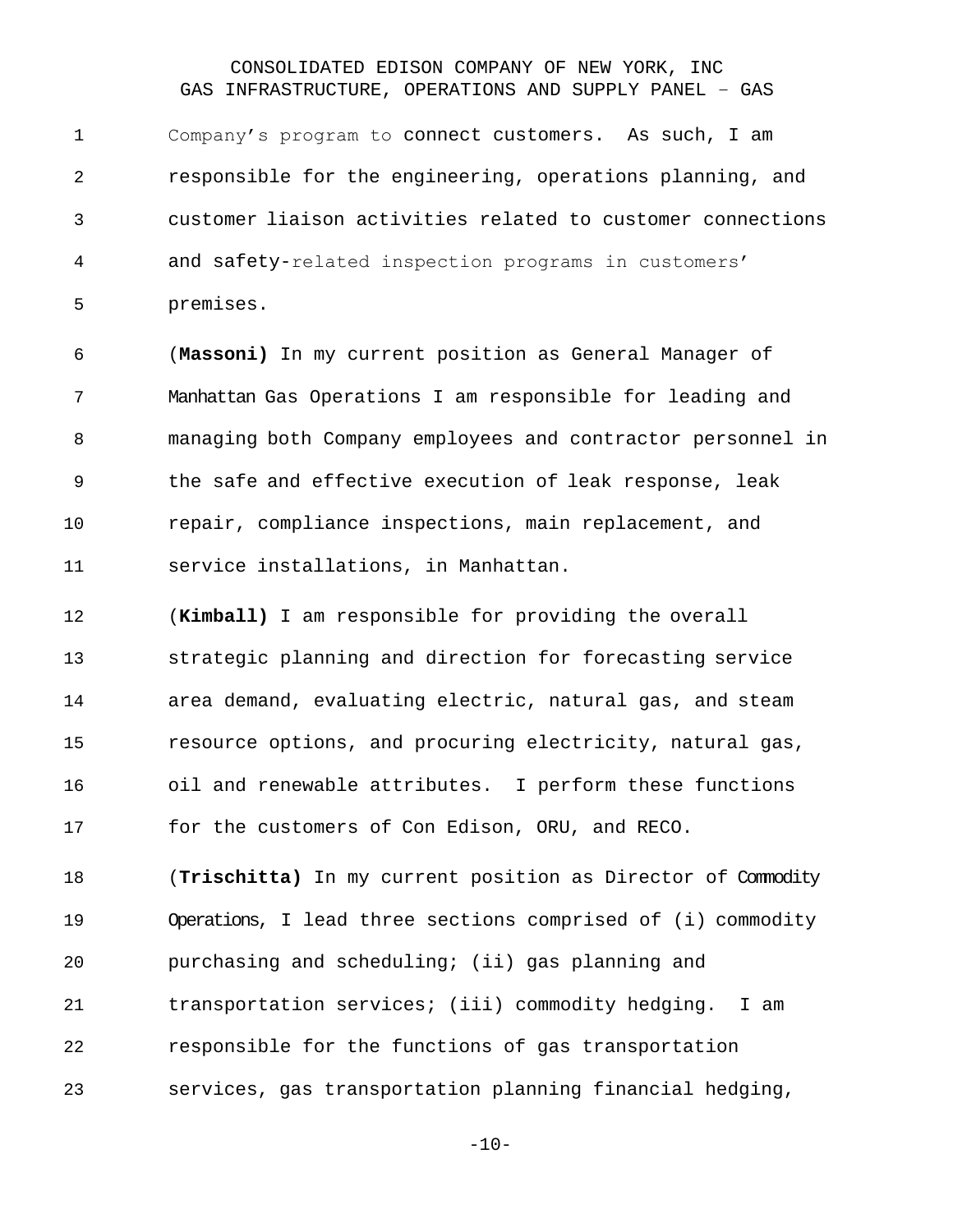Company's program to connect customers. As such, I am responsible for the engineering, operations planning, and customer liaison activities related to customer connections and safety-related inspection programs in customers' premises.

(**Massoni)** In my current position as General Manager of Manhattan Gas Operations I am responsible for leading and managing both Company employees and contractor personnel in the safe and effective execution of leak response, leak repair, compliance inspections, main replacement, and service installations, in Manhattan.

(**Kimball)** I am responsible for providing the overall strategic planning and direction for forecasting service area demand, evaluating electric, natural gas, and steam resource options, and procuring electricity, natural gas, oil and renewable attributes. I perform these functions for the customers of Con Edison, ORU, and RECO.

(**Trischitta)** In my current position as Director of Commodity Operations, I lead three sections comprised of (i) commodity purchasing and scheduling; (ii) gas planning and transportation services; (iii) commodity hedging. I am responsible for the functions of gas transportation services, gas transportation planning financial hedging,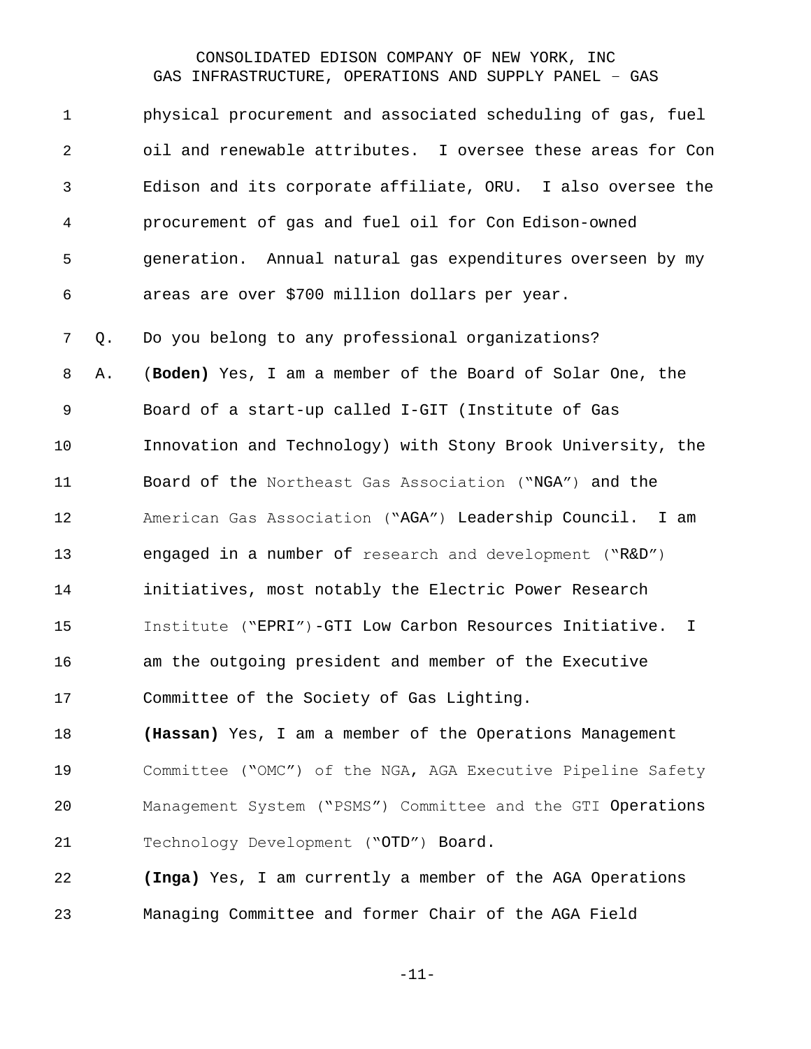physical procurement and associated scheduling of gas, fuel oil and renewable attributes. I oversee these areas for Con Edison and its corporate affiliate, ORU. I also oversee the procurement of gas and fuel oil for Con Edison-owned generation. Annual natural gas expenditures overseen by my areas are over $700 million dollars per year.

Q. Do you belong to any professional organizations?

A. **(Boden)** Yes, I am a member of the Board of Solar One, the Board of a start-up called I-GIT (Institute of Gas Innovation and Technology) with Stony Brook University, the Board of the Northeast Gas Association ("NGA") and the American Gas Association ("AGA") Leadership Council. I am engaged in a number of research and development ("R&D") initiatives, most notably the Electric Power Research Institute ("EPRI")-GTI Low Carbon Resources Initiative. I am the outgoing president and member of the Executive Committee of the Society of Gas Lighting.

**(Hassan)** Yes, I am a member of the Operations Management Committee ("OMC") of the NGA, AGA Executive Pipeline Safety Management System ("PSMS") Committee and the GTI Operations Technology Development ("OTD") Board.

**(Inga)** Yes, I am currently a member of the AGA Operations Managing Committee and former Chair of the AGA Field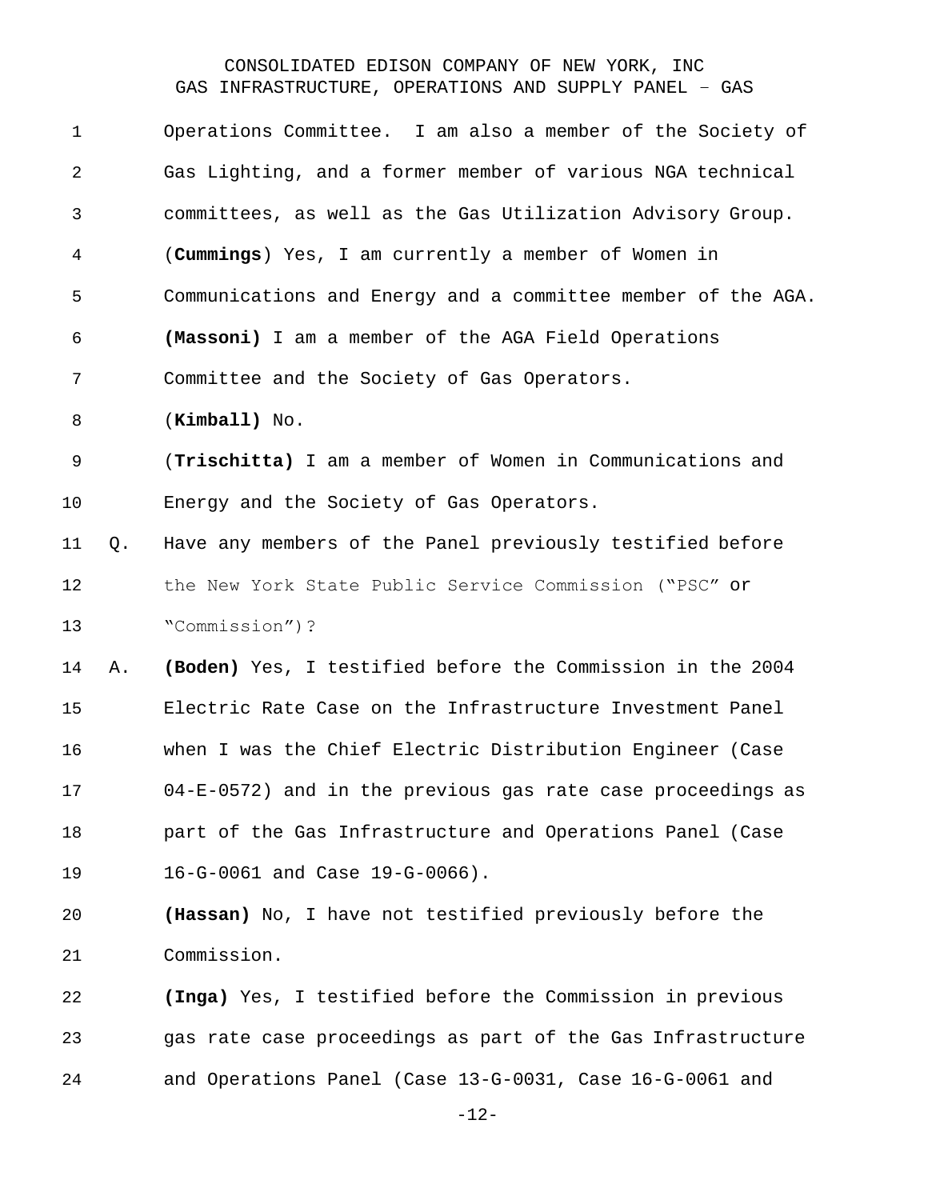Operations Committee. I am also a member of the Society of Gas Lighting, and a former member of various NGA technical committees, as well as the Gas Utilization Advisory Group.

(**Cummings**) Yes, I am currently a member of Women in Communications and Energy and a committee member of the AGA.

**(Massoni)** I am a member of the AGA Field Operations Committee and the Society of Gas Operators.

(**Kimball)** No.

(**Trischitta)** I am a member of Women in Communications and Energy and the Society of Gas Operators.

Q. Have any members of the Panel previously testified before the New York State Public Service Commission ("PSC" or "Commission")?

A. **(Boden)** Yes, I testified before the Commission in the 2004 Electric Rate Case on the Infrastructure Investment Panel when I was the Chief Electric Distribution Engineer (Case 04-E-0572) and in the previous gas rate case proceedings as part of the Gas Infrastructure and Operations Panel (Case 16-G-0061 and Case 19-G-0066).

**(Hassan)** No, I have not testified previously before the Commission.

**(Inga)** Yes, I testified before the Commission in previous gas rate case proceedings as part of the Gas Infrastructure and Operations Panel (Case 13-G-0031, Case 16-G-0061 and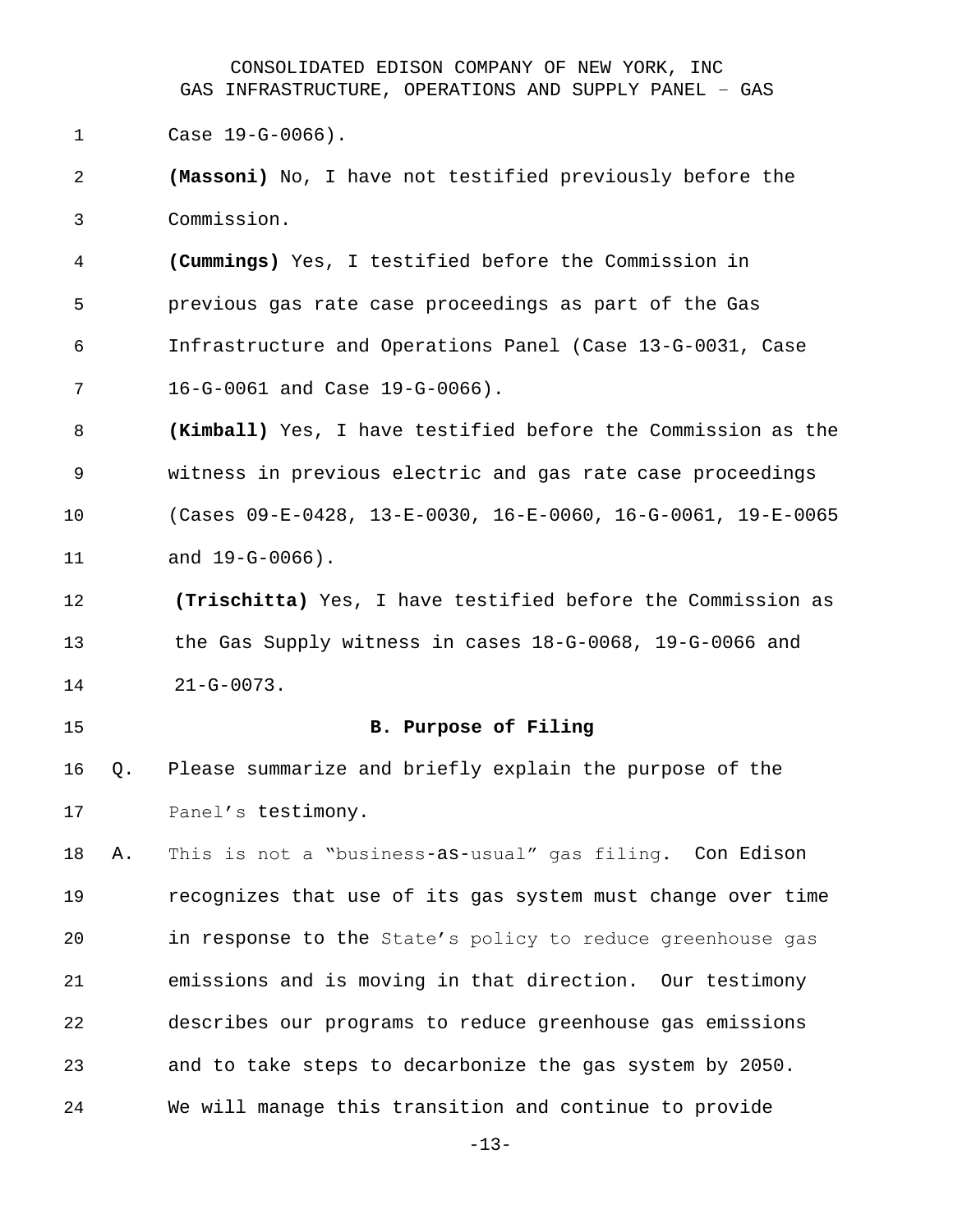Case 19-G-0066).

**(Massoni)** No, I have not testified previously before the Commission.

**(Cummings)** Yes, I testified before the Commission in previous gas rate case proceedings as part of the Gas Infrastructure and Operations Panel (Case 13-G-0031, Case 16-G-0061 and Case 19-G-0066).

**(Kimball)** Yes, I have testified before the Commission as the witness in previous electric and gas rate case proceedings (Cases 09-E-0428, 13-E-0030, 16-E-0060, 16-G-0061, 19-E-0065 and 19-G-0066).

**(Trischitta)** Yes, I have testified before the Commission as the Gas Supply witness in cases 18-G-0068, 19-G-0066 and 21-G-0073.

## B. Purpose of Filing

Q. Please summarize and briefly explain the purpose of the Panel's testimony.

A. This is not a "business-as-usual" gas filing. Con Edison recognizes that use of its gas system must change over time in response to the State's policy to reduce greenhouse gas emissions and is moving in that direction. Our testimony describes our programs to reduce greenhouse gas emissions and to take steps to decarbonize the gas system by 2050. We will manage this transition and continue to provide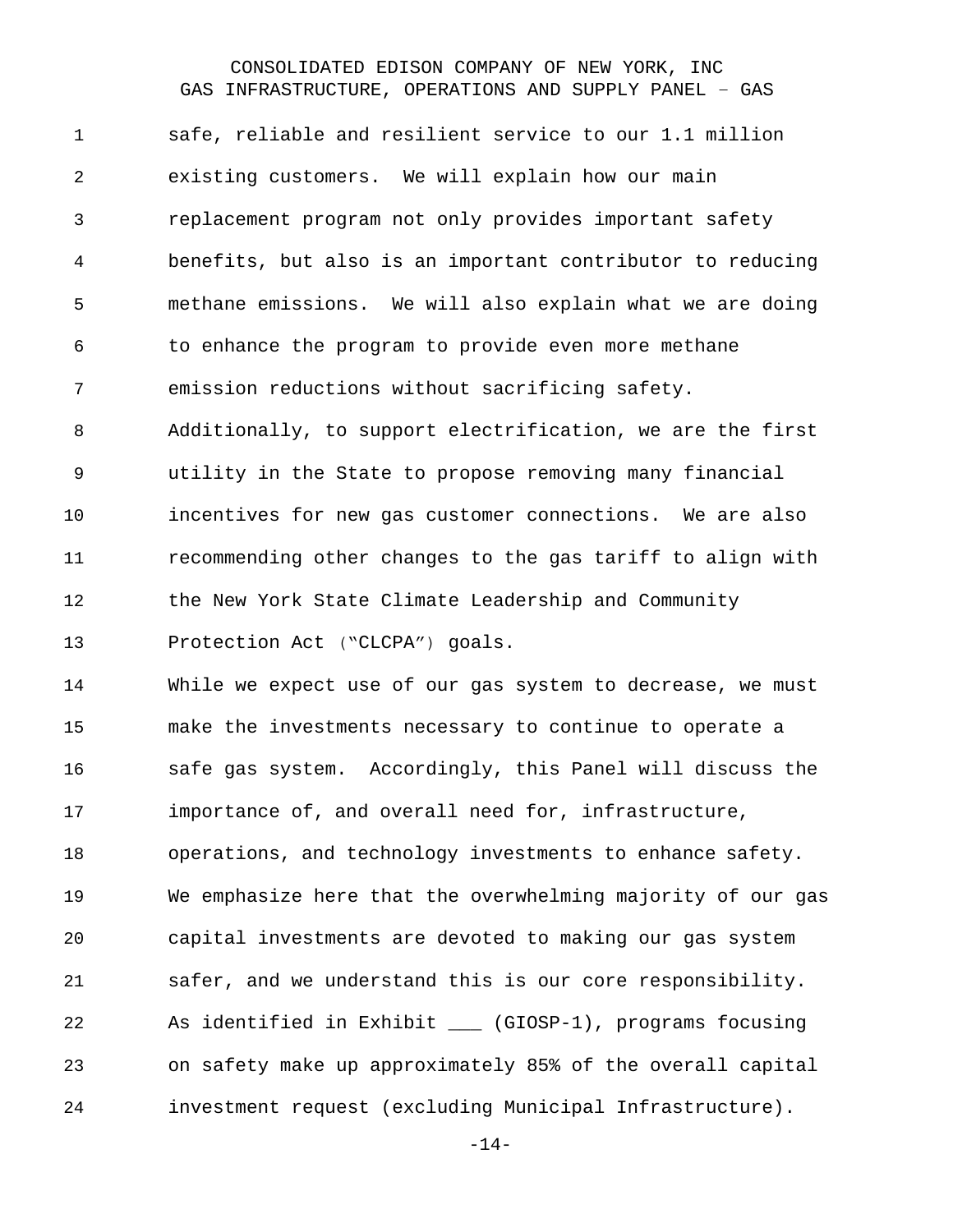safe, reliable and resilient service to our 1.1 million existing customers. We will explain how our main replacement program not only provides important safety benefits, but also is an important contributor to reducing methane emissions. We will also explain what we are doing to enhance the program to provide even more methane emission reductions without sacrificing safety. Additionally, to support electrification, we are the first utility in the State to propose removing many financial incentives for new gas customer connections. We are also recommending other changes to the gas tariff to align with the New York State Climate Leadership and Community Protection Act ("CLCPA") goals.

While we expect use of our gas system to decrease, we must make the investments necessary to continue to operate a safe gas system. Accordingly, this Panel will discuss the importance of, and overall need for, infrastructure, operations, and technology investments to enhance safety. We emphasize here that the overwhelming majority of our gas capital investments are devoted to making our gas system safer, and we understand this is our core responsibility. As identified in Exhibit ___ (GIOSP-1), programs focusing on safety make up approximately 85% of the overall capital investment request (excluding Municipal Infrastructure).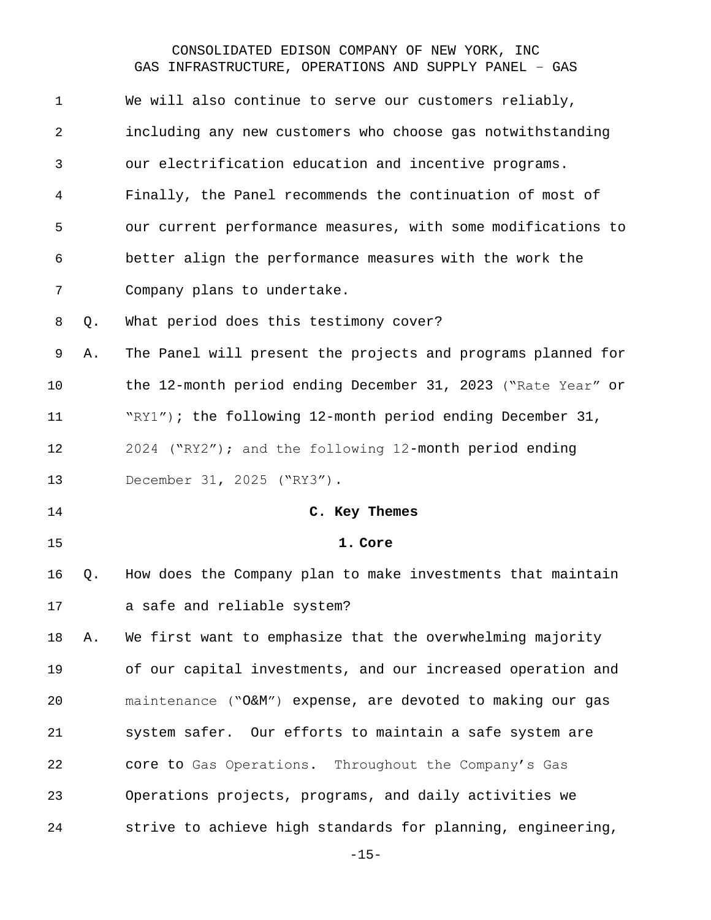We will also continue to serve our customers reliably, including any new customers who choose gas notwithstanding our electrification education and incentive programs. Finally, the Panel recommends the continuation of most of our current performance measures, with some modifications to better align the performance measures with the work the Company plans to undertake.

Q. What period does this testimony cover?

A. The Panel will present the projects and programs planned for the 12-month period ending December 31, 2023 ("Rate Year" or "RY1"); the following 12-month period ending December 31, 2024 ("RY2"); and the following 12-month period ending December 31, 2025 ("RY3").

## C. Key Themes

### 1. Core

Q. How does the Company plan to make investments that maintain a safe and reliable system?

A. We first want to emphasize that the overwhelming majority of our capital investments, and our increased operation and maintenance ("O&M") expense, are devoted to making our gas system safer. Our efforts to maintain a safe system are core to Gas Operations. Throughout the Company's Gas Operations projects, programs, and daily activities we strive to achieve high standards for planning, engineering,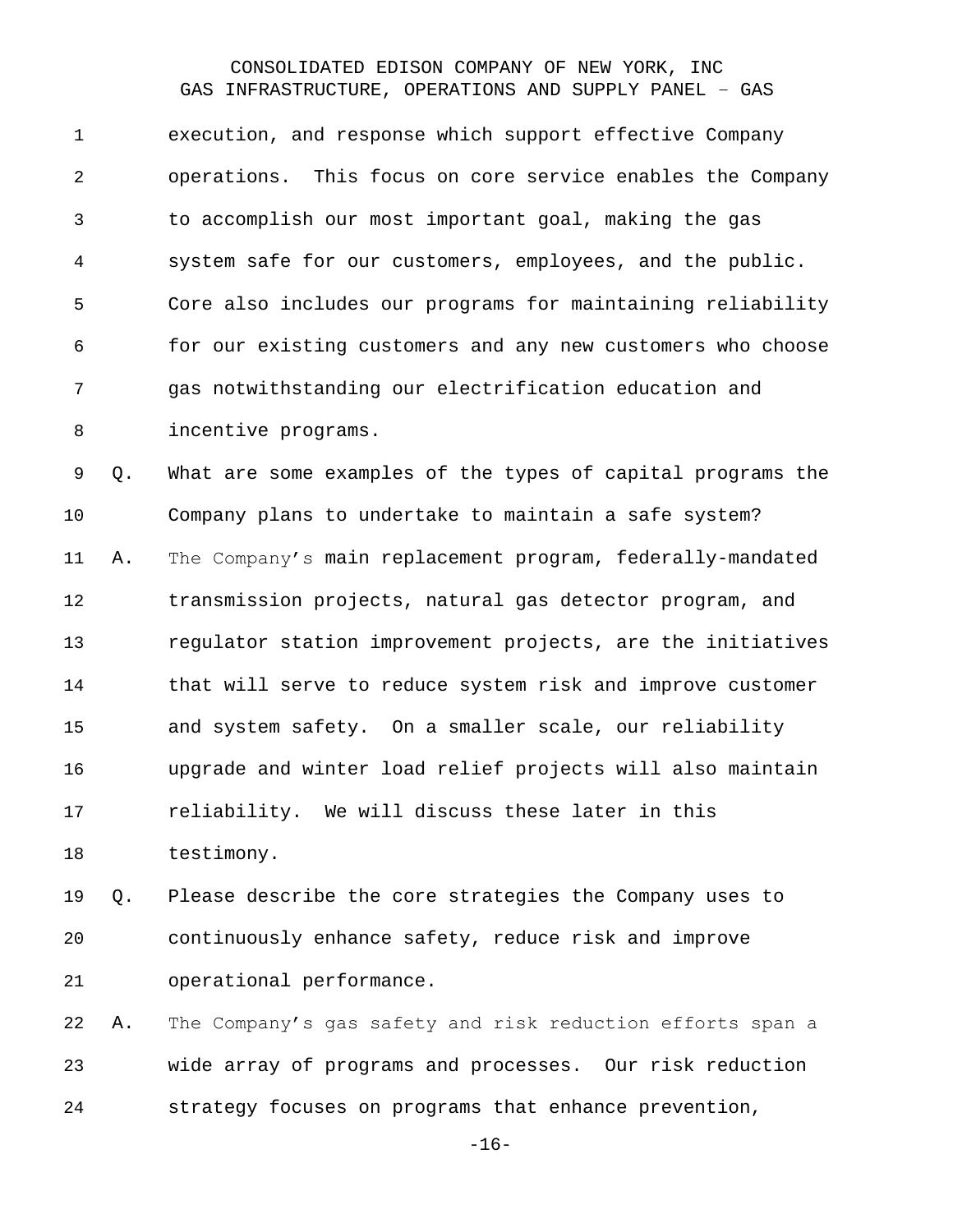execution, and response which support effective Company operations. This focus on core service enables the Company to accomplish our most important goal, making the gas system safe for our customers, employees, and the public. Core also includes our programs for maintaining reliability for our existing customers and any new customers who choose gas notwithstanding our electrification education and incentive programs.

Q. What are some examples of the types of capital programs the Company plans to undertake to maintain a safe system?

A. The Company's main replacement program, federally-mandated transmission projects, natural gas detector program, and regulator station improvement projects, are the initiatives that will serve to reduce system risk and improve customer and system safety. On a smaller scale, our reliability upgrade and winter load relief projects will also maintain reliability. We will discuss these later in this testimony.

Q. Please describe the core strategies the Company uses to continuously enhance safety, reduce risk and improve operational performance.

A. The Company's gas safety and risk reduction efforts span a wide array of programs and processes. Our risk reduction strategy focuses on programs that enhance prevention,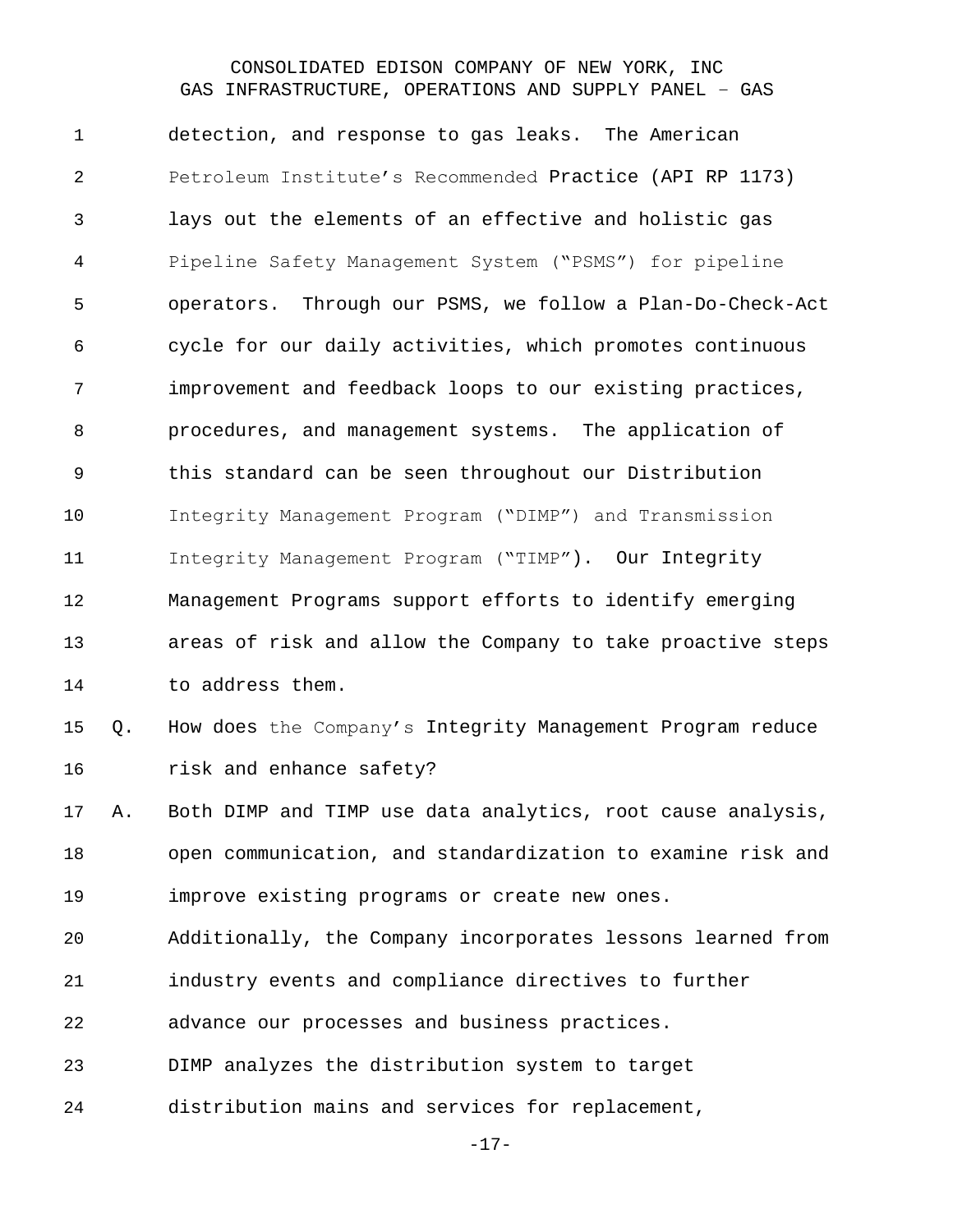detection, and response to gas leaks. The American Petroleum Institute's Recommended Practice (API RP 1173) lays out the elements of an effective and holistic gas Pipeline Safety Management System ("PSMS") for pipeline operators. Through our PSMS, we follow a Plan-Do-Check-Act cycle for our daily activities, which promotes continuous improvement and feedback loops to our existing practices, procedures, and management systems. The application of this standard can be seen throughout our Distribution Integrity Management Program ("DIMP") and Transmission Integrity Management Program ("TIMP"). Our Integrity Management Programs support efforts to identify emerging areas of risk and allow the Company to take proactive steps to address them.

Q. How does the Company's Integrity Management Program reduce risk and enhance safety?

A. Both DIMP and TIMP use data analytics, root cause analysis, open communication, and standardization to examine risk and improve existing programs or create new ones.

Additionally, the Company incorporates lessons learned from industry events and compliance directives to further advance our processes and business practices.

DIMP analyzes the distribution system to target distribution mains and services for replacement,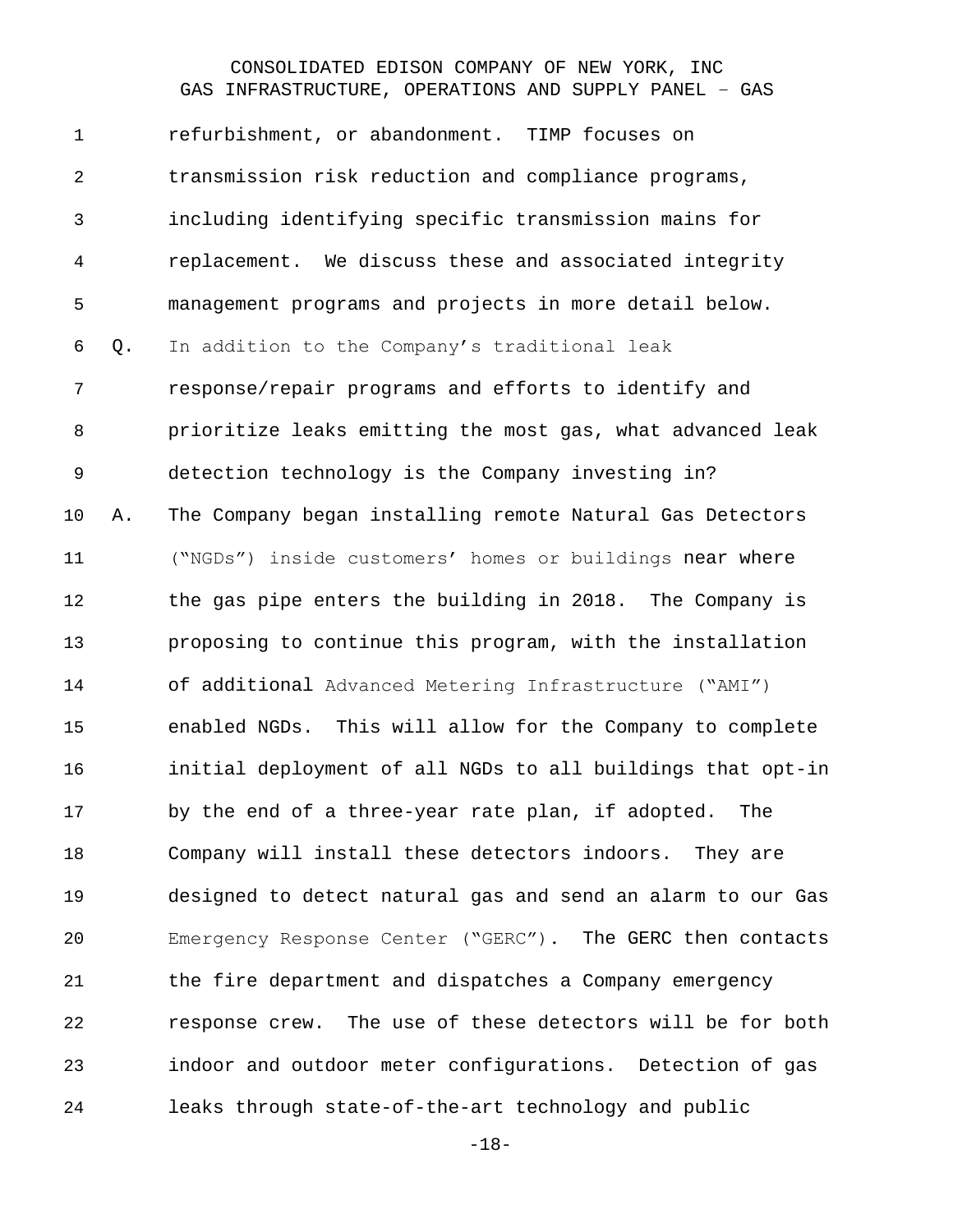refurbishment, or abandonment. TIMP focuses on transmission risk reduction and compliance programs, including identifying specific transmission mains for replacement. We discuss these and associated integrity management programs and projects in more detail below.

Q. In addition to the Company's traditional leak response/repair programs and efforts to identify and prioritize leaks emitting the most gas, what advanced leak detection technology is the Company investing in?

A. The Company began installing remote Natural Gas Detectors ("NGDs") inside customers' homes or buildings near where the gas pipe enters the building in 2018. The Company is proposing to continue this program, with the installation of additional Advanced Metering Infrastructure ("AMI") enabled NGDs. This will allow for the Company to complete initial deployment of all NGDs to all buildings that opt-in by the end of a three-year rate plan, if adopted. The Company will install these detectors indoors. They are designed to detect natural gas and send an alarm to our Gas Emergency Response Center ("GERC"). The GERC then contacts the fire department and dispatches a Company emergency response crew. The use of these detectors will be for both indoor and outdoor meter configurations. Detection of gas leaks through state-of-the-art technology and public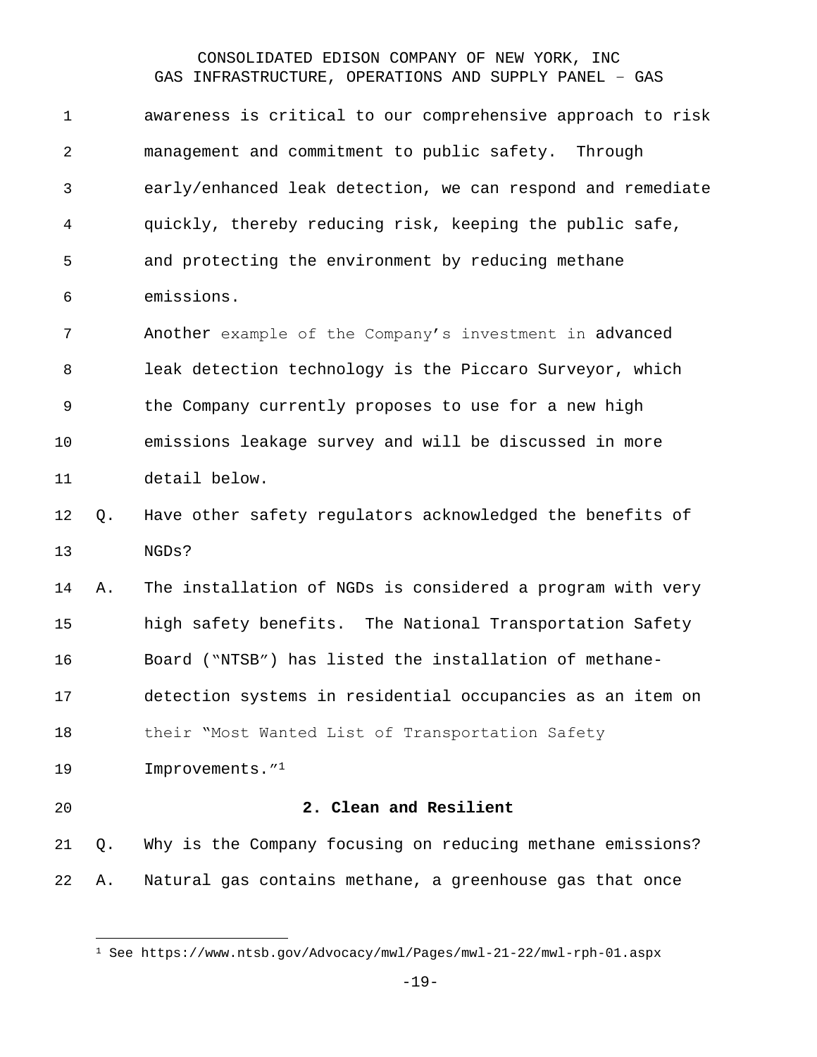awareness is critical to our comprehensive approach to risk management and commitment to public safety. Through early/enhanced leak detection, we can respond and remediate quickly, thereby reducing risk, keeping the public safe, and protecting the environment by reducing methane emissions.

Another example of the Company's investment in advanced leak detection technology is the Piccaro Surveyor, which the Company currently proposes to use for a new high emissions leakage survey and will be discussed in more detail below.

Q. Have other safety regulators acknowledged the benefits of NGDs?

A. The installation of NGDs is considered a program with very high safety benefits. The National Transportation Safety Board ("NTSB") has listed the installation of methane-detection systems in residential occupancies as an item on their "Most Wanted List of Transportation Safety Improvements."[1]

## 2. Clean and Resilient

Q. Why is the Company focusing on reducing methane emissions?

A. Natural gas contains methane, a greenhouse gas that once

---

[1] See https://www.ntsb.gov/Advocacy/mwl/Pages/mwl-21-22/mwl-rph-01.aspx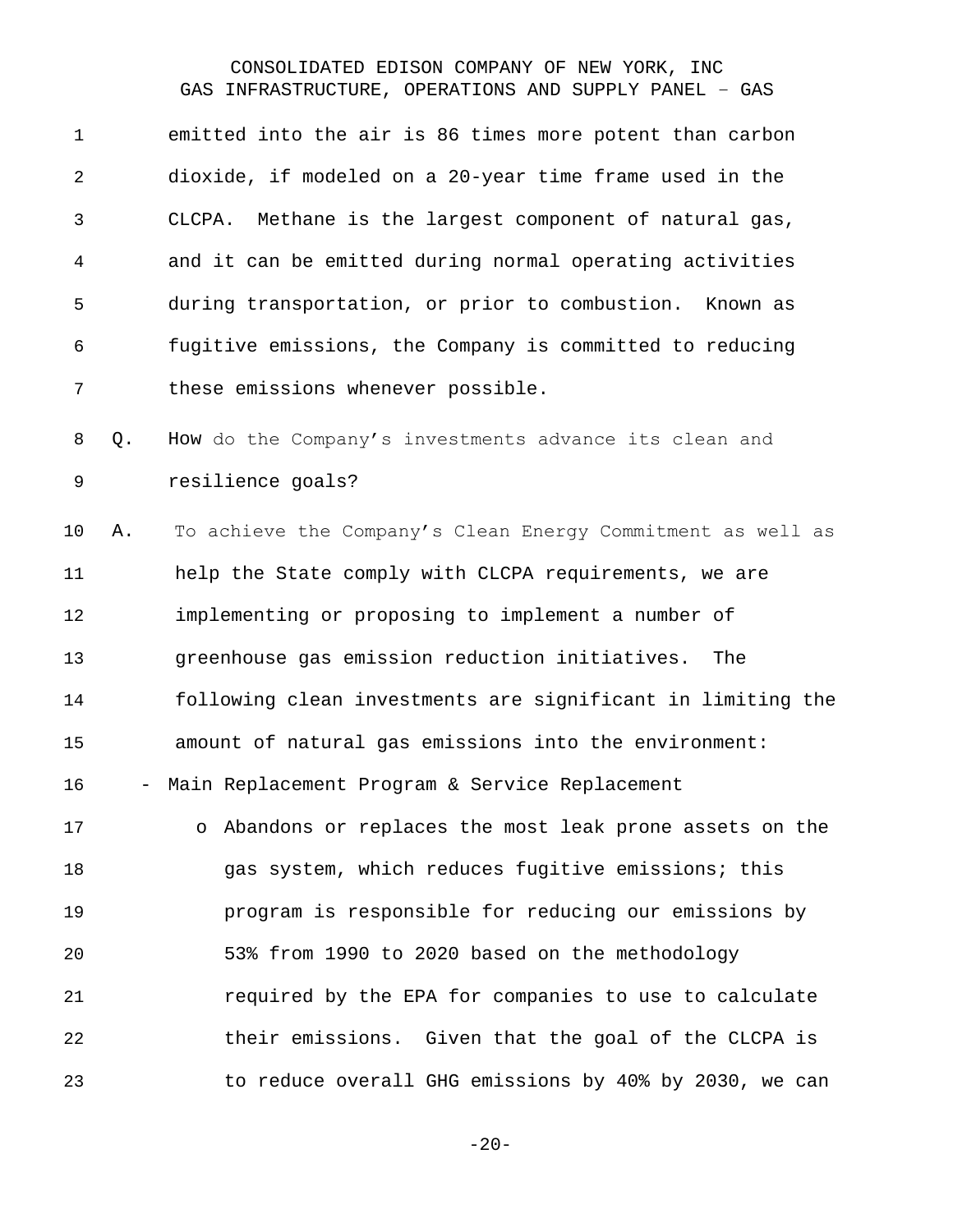emitted into the air is 86 times more potent than carbon dioxide, if modeled on a 20-year time frame used in the CLCPA. Methane is the largest component of natural gas, and it can be emitted during normal operating activities during transportation, or prior to combustion. Known as fugitive emissions, the Company is committed to reducing these emissions whenever possible.

Q. How do the Company's investments advance its clean and resilience goals?

A. To achieve the Company's Clean Energy Commitment as well as help the State comply with CLCPA requirements, we are implementing or proposing to implement a number of greenhouse gas emission reduction initiatives. The following clean investments are significant in limiting the amount of natural gas emissions into the environment:

- Main Replacement Program & Service Replacement
  - Abandons or replaces the most leak prone assets on the gas system, which reduces fugitive emissions; this program is responsible for reducing our emissions by 53% from 1990 to 2020 based on the methodology required by the EPA for companies to use to calculate their emissions. Given that the goal of the CLCPA is to reduce overall GHG emissions by 40% by 2030, we can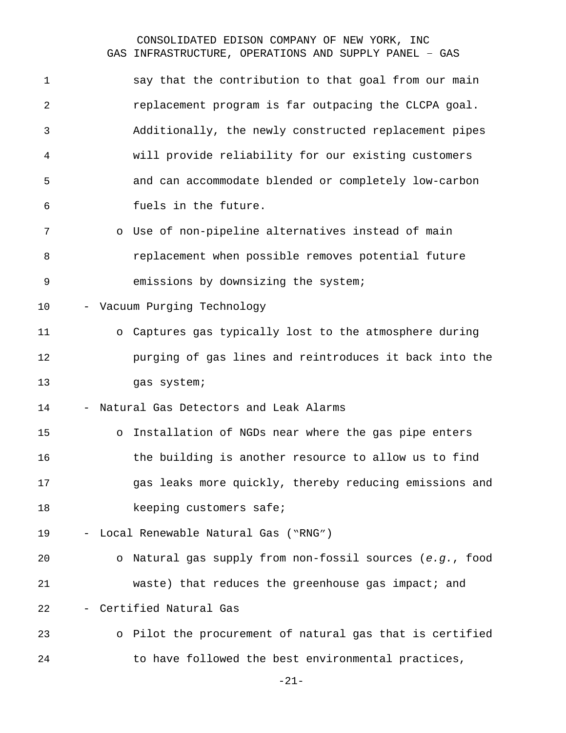say that the contribution to that goal from our main replacement program is far outpacing the CLCPA goal. Additionally, the newly constructed replacement pipes will provide reliability for our existing customers and can accommodate blended or completely low-carbon fuels in the future.

  - Use of non-pipeline alternatives instead of main replacement when possible removes potential future emissions by downsizing the system;

- Vacuum Purging Technology
  - Captures gas typically lost to the atmosphere during purging of gas lines and reintroduces it back into the gas system;
- Natural Gas Detectors and Leak Alarms
  - Installation of NGDs near where the gas pipe enters the building is another resource to allow us to find gas leaks more quickly, thereby reducing emissions and keeping customers safe;
- Local Renewable Natural Gas ("RNG")
  - Natural gas supply from non-fossil sources (*e.g.*, food waste) that reduces the greenhouse gas impact; and
- Certified Natural Gas
  - Pilot the procurement of natural gas that is certified to have followed the best environmental practices,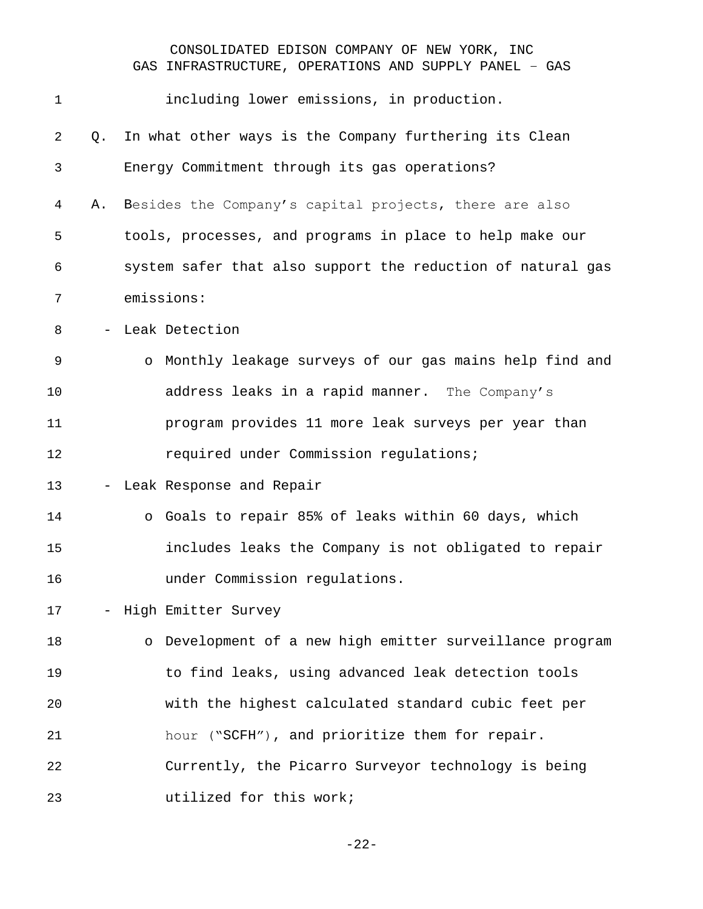including lower emissions, in production.

Q. In what other ways is the Company furthering its Clean Energy Commitment through its gas operations?

A. Besides the Company's capital projects, there are also tools, processes, and programs in place to help make our system safer that also support the reduction of natural gas emissions:

- Leak Detection
  - Monthly leakage surveys of our gas mains help find and address leaks in a rapid manner. The Company's program provides 11 more leak surveys per year than required under Commission regulations;
- Leak Response and Repair
  - Goals to repair 85% of leaks within 60 days, which includes leaks the Company is not obligated to repair under Commission regulations.
- High Emitter Survey
  - Development of a new high emitter surveillance program to find leaks, using advanced leak detection tools with the highest calculated standard cubic feet per hour ("SCFH"), and prioritize them for repair. Currently, the Picarro Surveyor technology is being utilized for this work;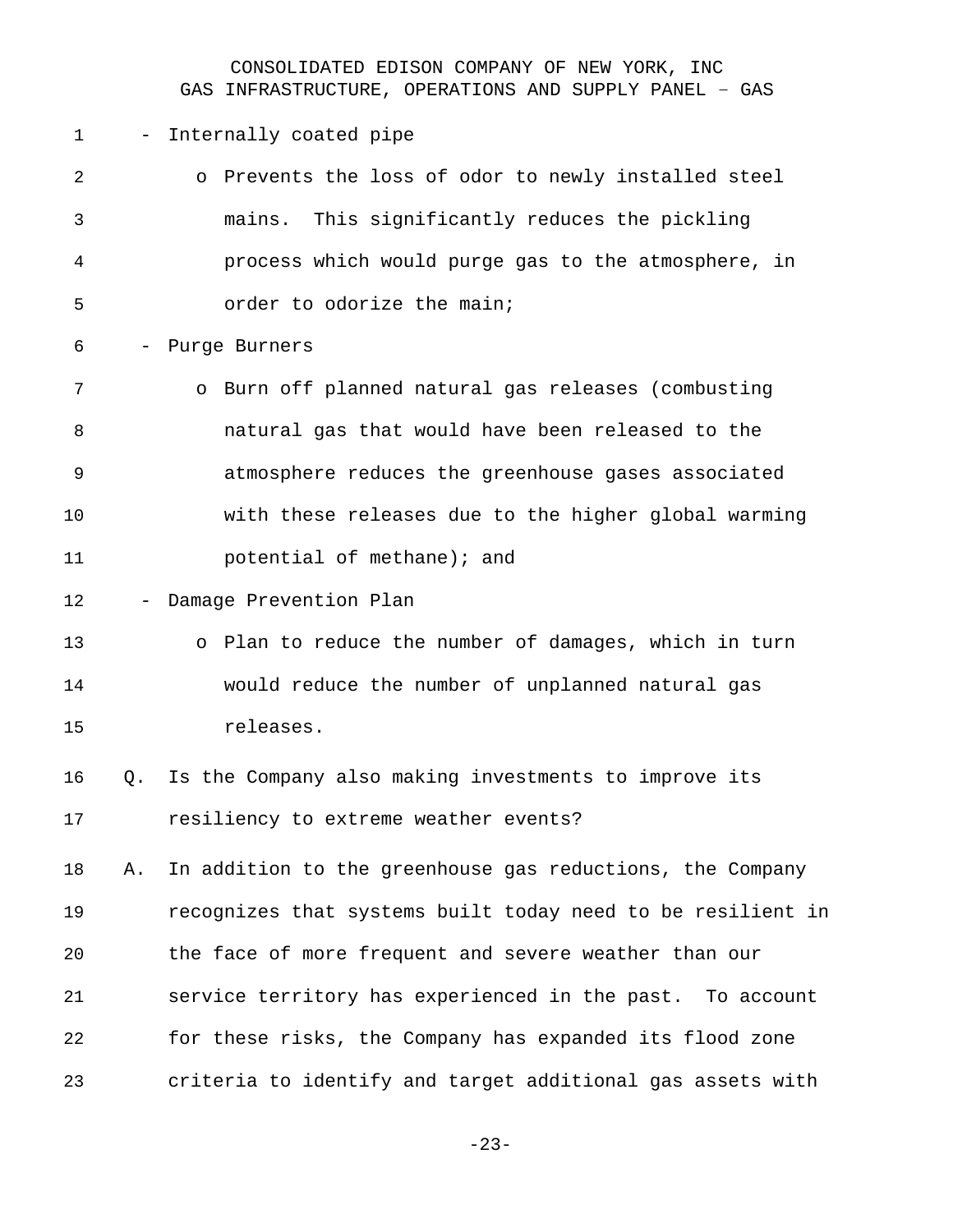- Internally coated pipe
  - Prevents the loss of odor to newly installed steel mains. This significantly reduces the pickling process which would purge gas to the atmosphere, in order to odorize the main;
- Purge Burners
  - Burn off planned natural gas releases (combusting natural gas that would have been released to the atmosphere reduces the greenhouse gases associated with these releases due to the higher global warming potential of methane); and
- Damage Prevention Plan
  - Plan to reduce the number of damages, which in turn would reduce the number of unplanned natural gas releases.

Q. Is the Company also making investments to improve its resiliency to extreme weather events?

A. In addition to the greenhouse gas reductions, the Company recognizes that systems built today need to be resilient in the face of more frequent and severe weather than our service territory has experienced in the past. To account for these risks, the Company has expanded its flood zone criteria to identify and target additional gas assets with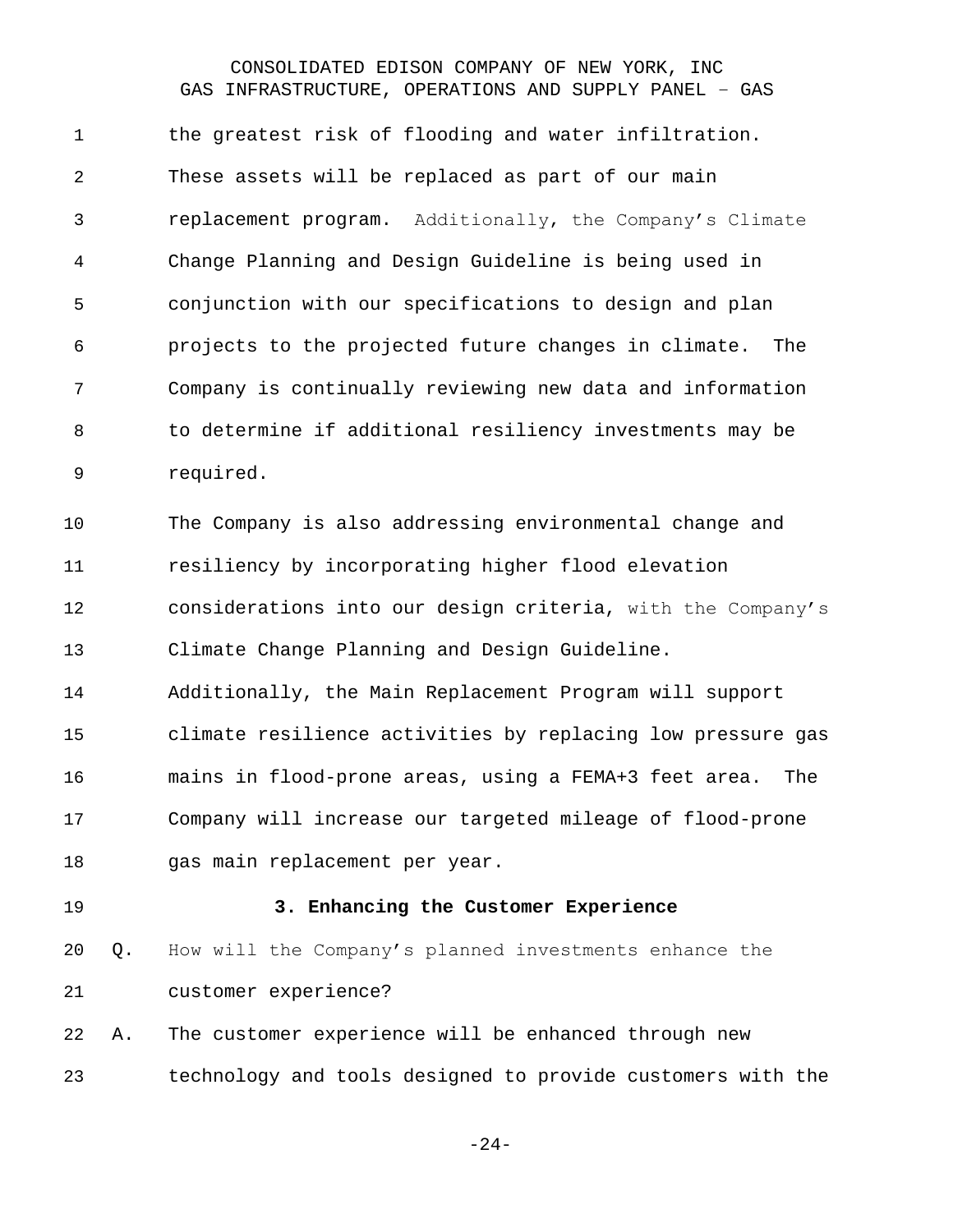the greatest risk of flooding and water infiltration. These assets will be replaced as part of our main replacement program. Additionally, the Company's Climate Change Planning and Design Guideline is being used in conjunction with our specifications to design and plan projects to the projected future changes in climate. The Company is continually reviewing new data and information to determine if additional resiliency investments may be required.

The Company is also addressing environmental change and resiliency by incorporating higher flood elevation considerations into our design criteria, with the Company's Climate Change Planning and Design Guideline. Additionally, the Main Replacement Program will support climate resilience activities by replacing low pressure gas mains in flood-prone areas, using a FEMA+3 feet area. The Company will increase our targeted mileage of flood-prone gas main replacement per year.

### 3. Enhancing the Customer Experience

Q. How will the Company's planned investments enhance the customer experience?

A. The customer experience will be enhanced through new technology and tools designed to provide customers with the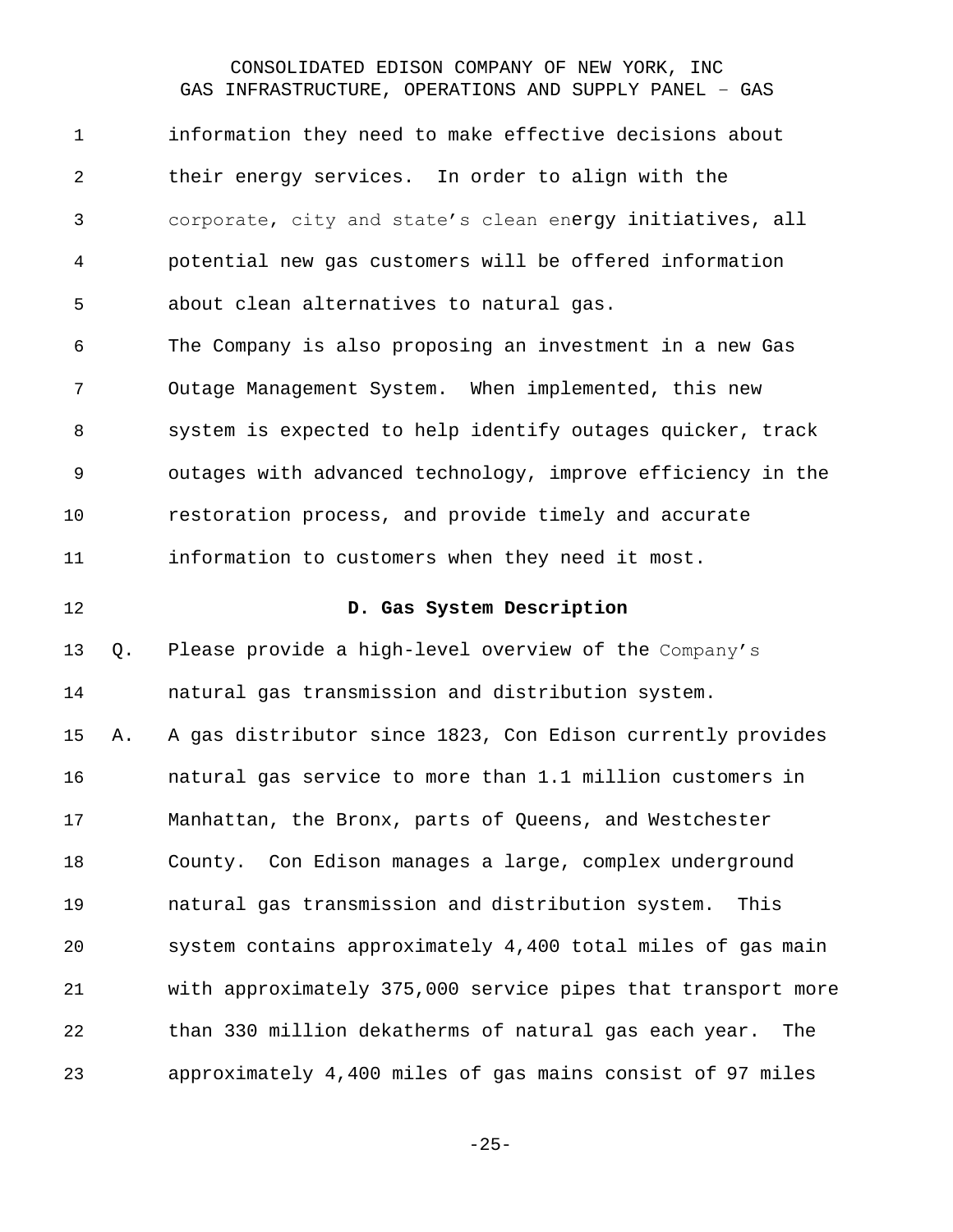information they need to make effective decisions about their energy services. In order to align with the corporate, city and state's clean energy initiatives, all potential new gas customers will be offered information about clean alternatives to natural gas.

The Company is also proposing an investment in a new Gas Outage Management System. When implemented, this new system is expected to help identify outages quicker, track outages with advanced technology, improve efficiency in the restoration process, and provide timely and accurate information to customers when they need it most.

## D. Gas System Description

Q. Please provide a high-level overview of the Company's natural gas transmission and distribution system.

A. A gas distributor since 1823, Con Edison currently provides natural gas service to more than 1.1 million customers in Manhattan, the Bronx, parts of Queens, and Westchester County. Con Edison manages a large, complex underground natural gas transmission and distribution system. This system contains approximately 4,400 total miles of gas main with approximately 375,000 service pipes that transport more than 330 million dekatherms of natural gas each year. The approximately 4,400 miles of gas mains consist of 97 miles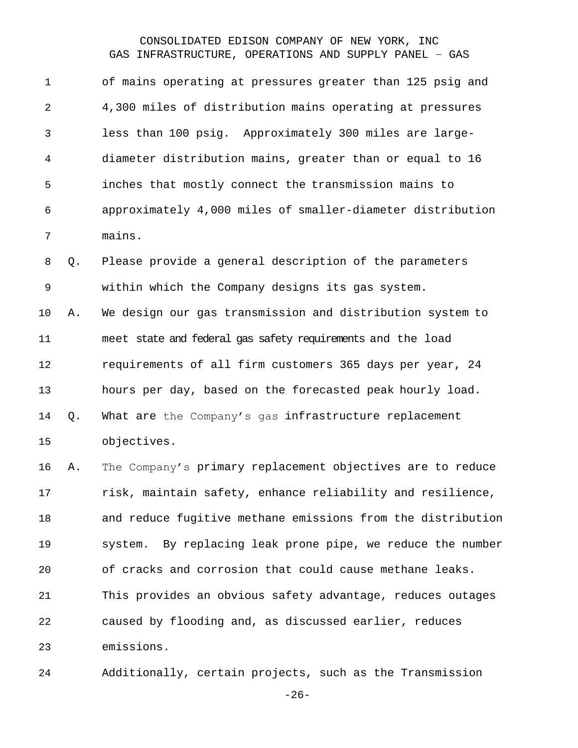of mains operating at pressures greater than 125 psig and 4,300 miles of distribution mains operating at pressures less than 100 psig. Approximately 300 miles are large-diameter distribution mains, greater than or equal to 16 inches that mostly connect the transmission mains to approximately 4,000 miles of smaller-diameter distribution mains.

Q. Please provide a general description of the parameters within which the Company designs its gas system.

A. We design our gas transmission and distribution system to meet state and federal gas safety requirements and the load requirements of all firm customers 365 days per year, 24 hours per day, based on the forecasted peak hourly load.

Q. What are the Company's gas infrastructure replacement objectives.

A. The Company's primary replacement objectives are to reduce risk, maintain safety, enhance reliability and resilience, and reduce fugitive methane emissions from the distribution system. By replacing leak prone pipe, we reduce the number of cracks and corrosion that could cause methane leaks. This provides an obvious safety advantage, reduces outages caused by flooding and, as discussed earlier, reduces emissions.

Additionally, certain projects, such as the Transmission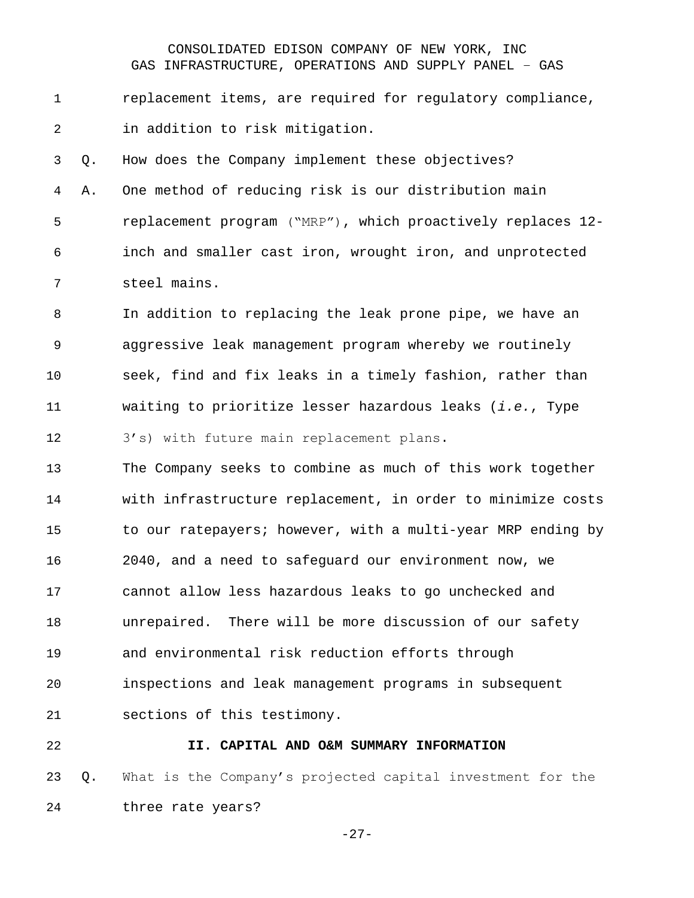replacement items, are required for regulatory compliance, in addition to risk mitigation.

Q. How does the Company implement these objectives?

A. One method of reducing risk is our distribution main replacement program ("MRP"), which proactively replaces 12-inch and smaller cast iron, wrought iron, and unprotected steel mains.

In addition to replacing the leak prone pipe, we have an aggressive leak management program whereby we routinely seek, find and fix leaks in a timely fashion, rather than waiting to prioritize lesser hazardous leaks (*i.e.*, Type 3's) with future main replacement plans.

The Company seeks to combine as much of this work together with infrastructure replacement, in order to minimize costs to our ratepayers; however, with a multi-year MRP ending by 2040, and a need to safeguard our environment now, we cannot allow less hazardous leaks to go unchecked and unrepaired. There will be more discussion of our safety and environmental risk reduction efforts through inspections and leak management programs in subsequent sections of this testimony.

## II. CAPITAL AND O&M SUMMARY INFORMATION

Q. What is the Company's projected capital investment for the three rate years?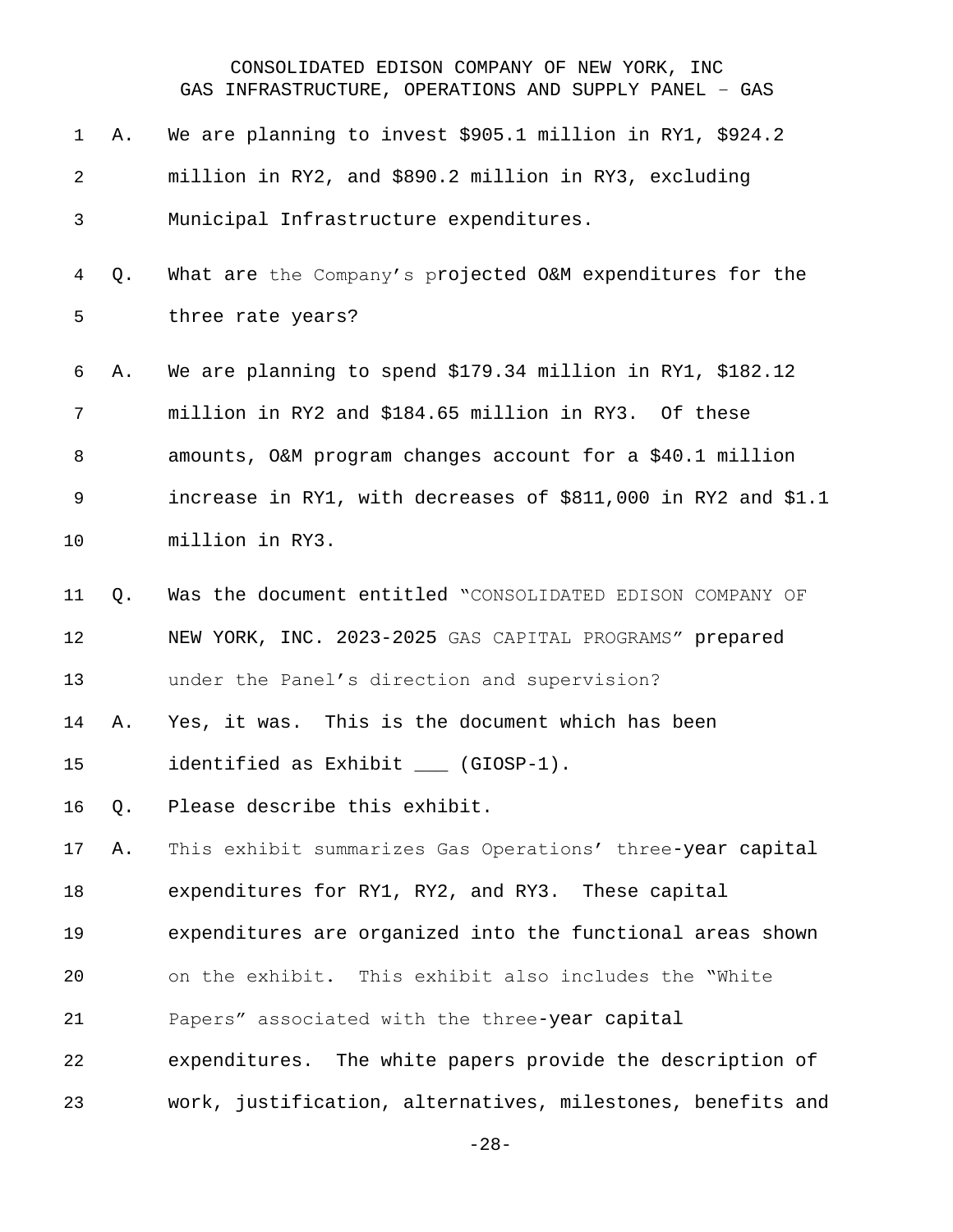A. We are planning to invest $905.1 million in RY1, $924.2 million in RY2, and $890.2 million in RY3, excluding Municipal Infrastructure expenditures.

Q. What are the Company's projected O&M expenditures for the three rate years?

A. We are planning to spend $179.34 million in RY1, $182.12 million in RY2 and $184.65 million in RY3. Of these amounts, O&M program changes account for a $40.1 million increase in RY1, with decreases of $811,000 in RY2 and $1.1 million in RY3.

Q. Was the document entitled "CONSOLIDATED EDISON COMPANY OF NEW YORK, INC. 2023-2025 GAS CAPITAL PROGRAMS" prepared under the Panel's direction and supervision?

A. Yes, it was. This is the document which has been identified as Exhibit ___ (GIOSP-1).

Q. Please describe this exhibit.

A. This exhibit summarizes Gas Operations' three-year capital expenditures for RY1, RY2, and RY3. These capital expenditures are organized into the functional areas shown on the exhibit. This exhibit also includes the "White Papers" associated with the three-year capital expenditures. The white papers provide the description of work, justification, alternatives, milestones, benefits and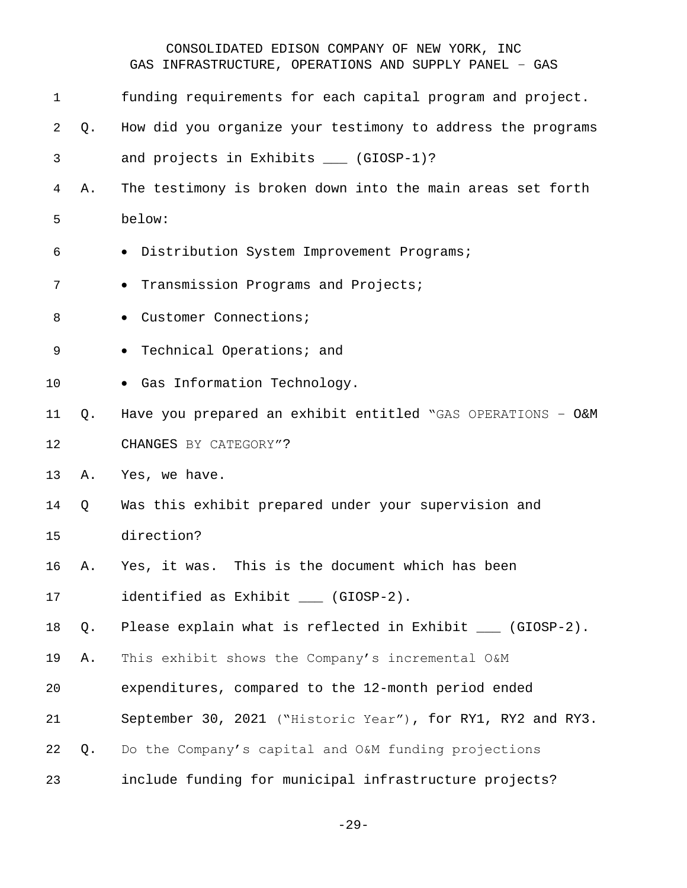funding requirements for each capital program and project.

Q. How did you organize your testimony to address the programs and projects in Exhibits ___ (GIOSP-1)?

A. The testimony is broken down into the main areas set forth below:

- Distribution System Improvement Programs;
- Transmission Programs and Projects;
- Customer Connections;
- Technical Operations; and
- Gas Information Technology.

Q. Have you prepared an exhibit entitled "GAS OPERATIONS – O&M CHANGES BY CATEGORY"?

A. Yes, we have.

Q Was this exhibit prepared under your supervision and direction?

A. Yes, it was. This is the document which has been identified as Exhibit ___ (GIOSP-2).

Q. Please explain what is reflected in Exhibit ___ (GIOSP-2).

A. This exhibit shows the Company's incremental O&M expenditures, compared to the 12-month period ended September 30, 2021 ("Historic Year"), for RY1, RY2 and RY3.

Q. Do the Company's capital and O&M funding projections include funding for municipal infrastructure projects?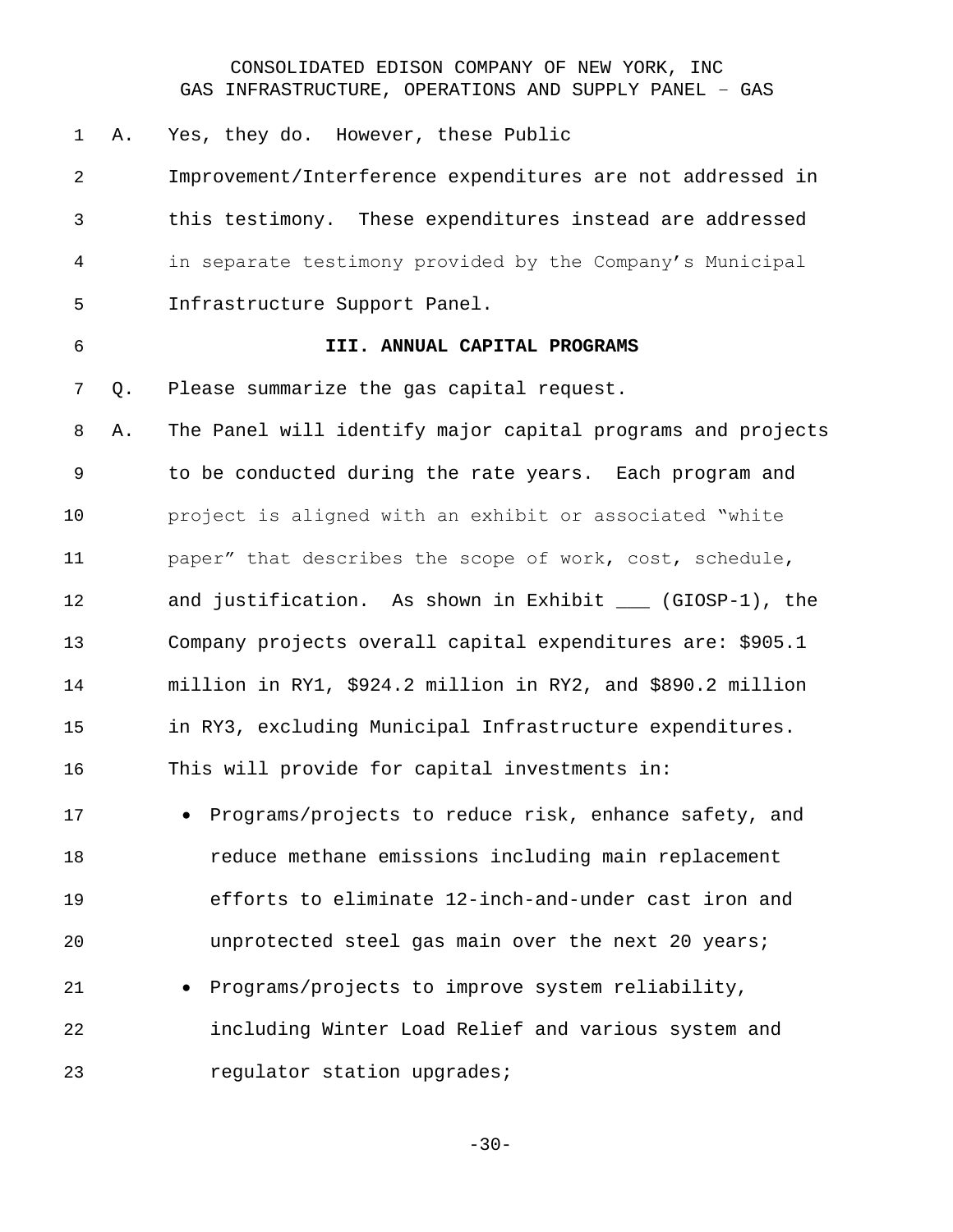A. Yes, they do. However, these Public Improvement/Interference expenditures are not addressed in this testimony. These expenditures instead are addressed in separate testimony provided by the Company's Municipal Infrastructure Support Panel.

## III. ANNUAL CAPITAL PROGRAMS

Q. Please summarize the gas capital request.

A. The Panel will identify major capital programs and projects to be conducted during the rate years. Each program and project is aligned with an exhibit or associated "white paper" that describes the scope of work, cost, schedule, and justification. As shown in Exhibit ___ (GIOSP-1), the Company projects overall capital expenditures are: $905.1 million in RY1, $924.2 million in RY2, and $890.2 million in RY3, excluding Municipal Infrastructure expenditures. This will provide for capital investments in:

- Programs/projects to reduce risk, enhance safety, and reduce methane emissions including main replacement efforts to eliminate 12-inch-and-under cast iron and unprotected steel gas main over the next 20 years;
- Programs/projects to improve system reliability, including Winter Load Relief and various system and regulator station upgrades;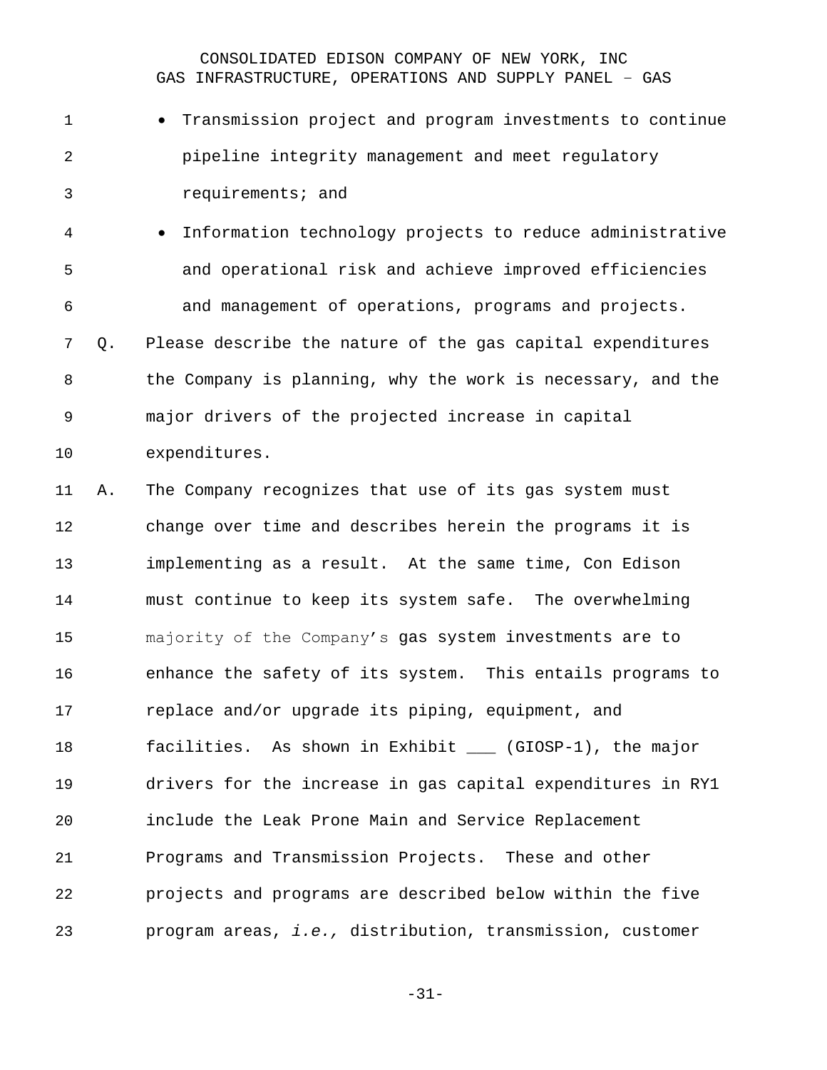- Transmission project and program investments to continue pipeline integrity management and meet regulatory requirements; and
- Information technology projects to reduce administrative and operational risk and achieve improved efficiencies and management of operations, programs and projects.

Q. Please describe the nature of the gas capital expenditures the Company is planning, why the work is necessary, and the major drivers of the projected increase in capital expenditures.

A. The Company recognizes that use of its gas system must change over time and describes herein the programs it is implementing as a result. At the same time, Con Edison must continue to keep its system safe. The overwhelming majority of the Company's gas system investments are to enhance the safety of its system. This entails programs to replace and/or upgrade its piping, equipment, and facilities. As shown in Exhibit ___ (GIOSP-1), the major drivers for the increase in gas capital expenditures in RY1 include the Leak Prone Main and Service Replacement Programs and Transmission Projects. These and other projects and programs are described below within the five program areas, *i.e.,* distribution, transmission, customer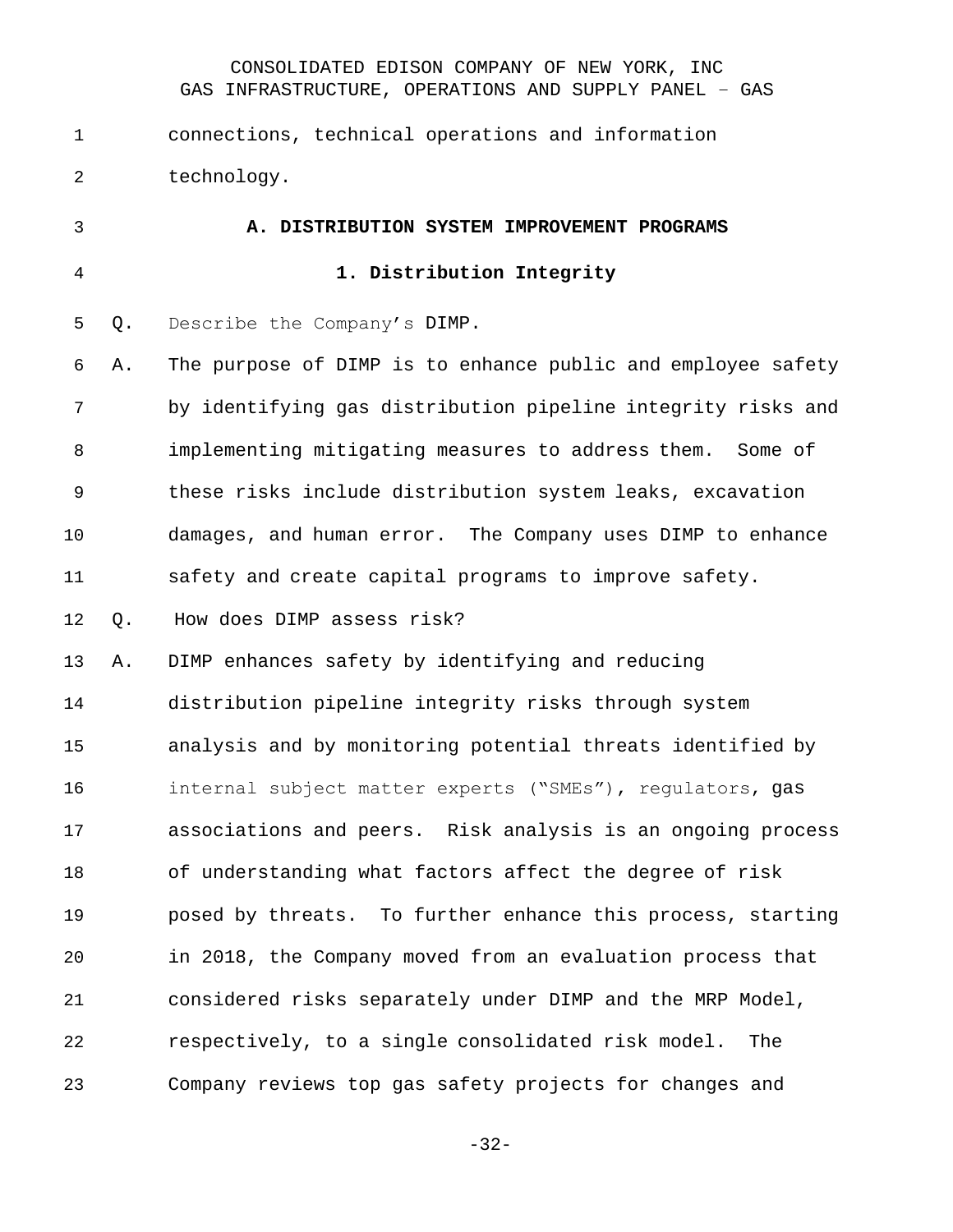connections, technical operations and information technology.

### A. DISTRIBUTION SYSTEM IMPROVEMENT PROGRAMS

#### 1. Distribution Integrity

Q. Describe the Company's DIMP.

A. The purpose of DIMP is to enhance public and employee safety by identifying gas distribution pipeline integrity risks and implementing mitigating measures to address them. Some of these risks include distribution system leaks, excavation damages, and human error. The Company uses DIMP to enhance safety and create capital programs to improve safety.

Q. How does DIMP assess risk?

A. DIMP enhances safety by identifying and reducing distribution pipeline integrity risks through system analysis and by monitoring potential threats identified by internal subject matter experts ("SMEs"), regulators, gas associations and peers. Risk analysis is an ongoing process of understanding what factors affect the degree of risk posed by threats. To further enhance this process, starting in 2018, the Company moved from an evaluation process that considered risks separately under DIMP and the MRP Model, respectively, to a single consolidated risk model. The Company reviews top gas safety projects for changes and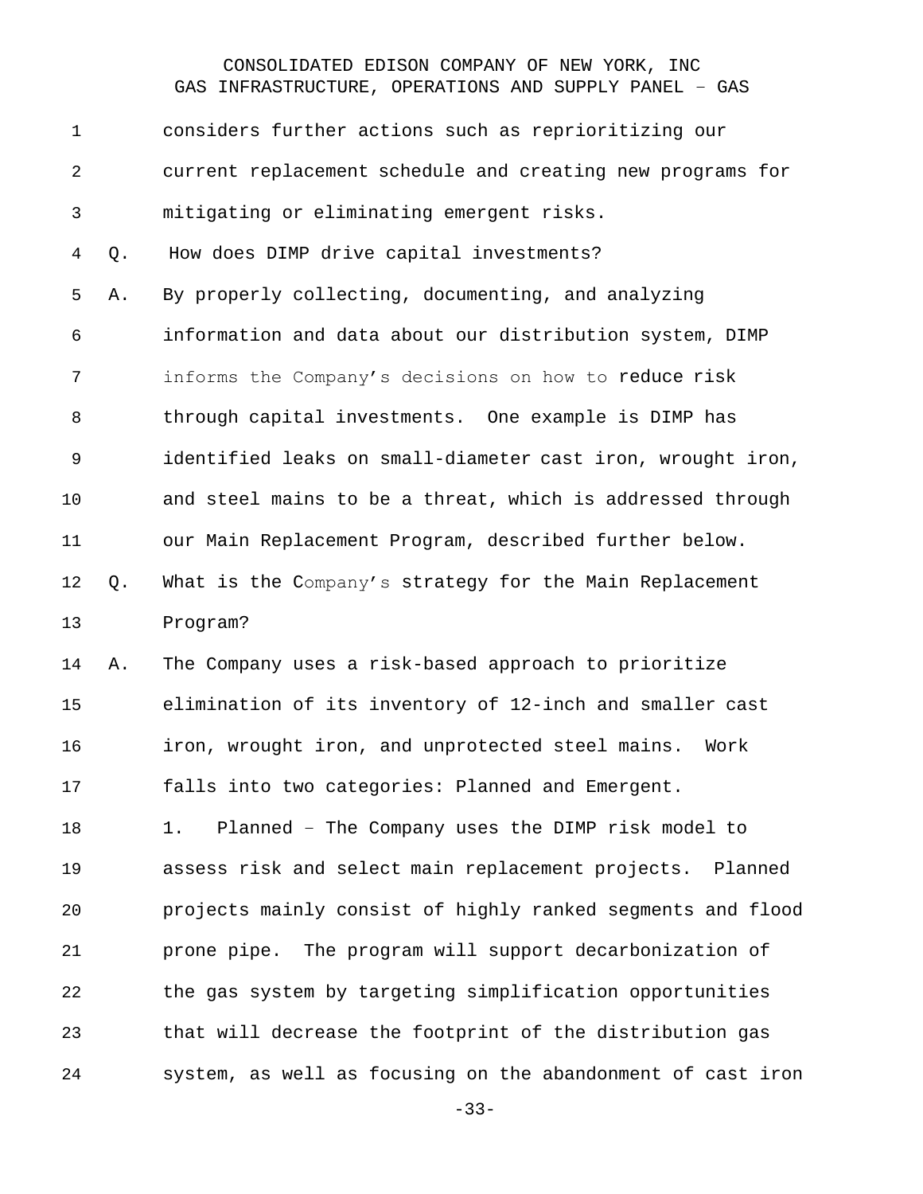considers further actions such as reprioritizing our current replacement schedule and creating new programs for mitigating or eliminating emergent risks.

Q. How does DIMP drive capital investments?

A. By properly collecting, documenting, and analyzing information and data about our distribution system, DIMP informs the Company's decisions on how to reduce risk through capital investments. One example is DIMP has identified leaks on small-diameter cast iron, wrought iron, and steel mains to be a threat, which is addressed through our Main Replacement Program, described further below.

Q. What is the Company's strategy for the Main Replacement Program?

A. The Company uses a risk-based approach to prioritize elimination of its inventory of 12-inch and smaller cast iron, wrought iron, and unprotected steel mains. Work falls into two categories: Planned and Emergent.

1. Planned – The Company uses the DIMP risk model to assess risk and select main replacement projects. Planned projects mainly consist of highly ranked segments and flood prone pipe. The program will support decarbonization of the gas system by targeting simplification opportunities that will decrease the footprint of the distribution gas system, as well as focusing on the abandonment of cast iron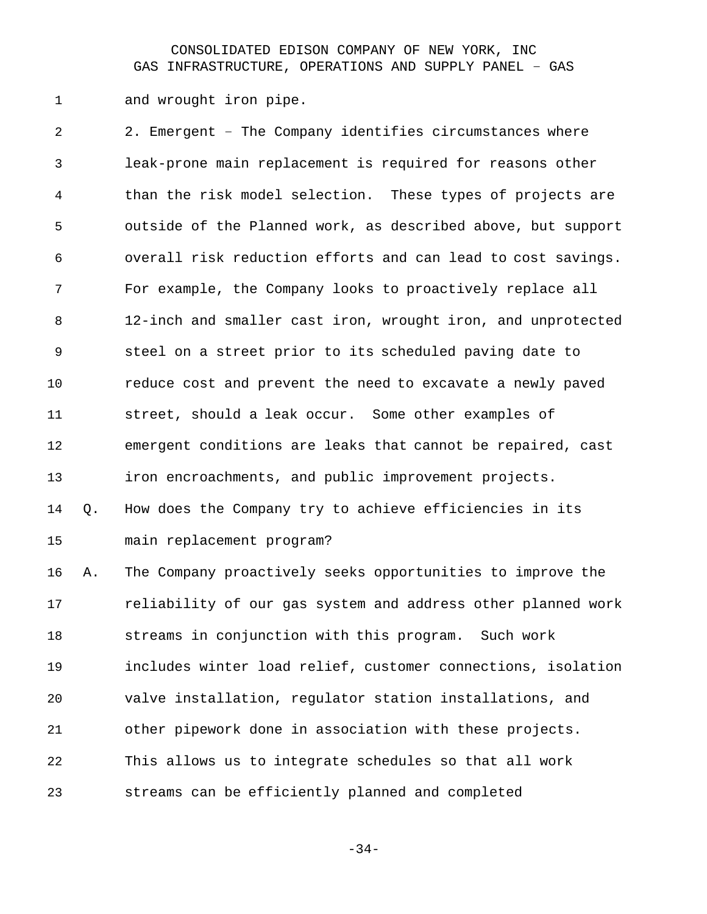and wrought iron pipe.

2. Emergent – The Company identifies circumstances where leak-prone main replacement is required for reasons other than the risk model selection. These types of projects are outside of the Planned work, as described above, but support overall risk reduction efforts and can lead to cost savings. For example, the Company looks to proactively replace all 12-inch and smaller cast iron, wrought iron, and unprotected steel on a street prior to its scheduled paving date to reduce cost and prevent the need to excavate a newly paved street, should a leak occur. Some other examples of emergent conditions are leaks that cannot be repaired, cast iron encroachments, and public improvement projects.

Q. How does the Company try to achieve efficiencies in its main replacement program?

A. The Company proactively seeks opportunities to improve the reliability of our gas system and address other planned work streams in conjunction with this program. Such work includes winter load relief, customer connections, isolation valve installation, regulator station installations, and other pipework done in association with these projects. This allows us to integrate schedules so that all work streams can be efficiently planned and completed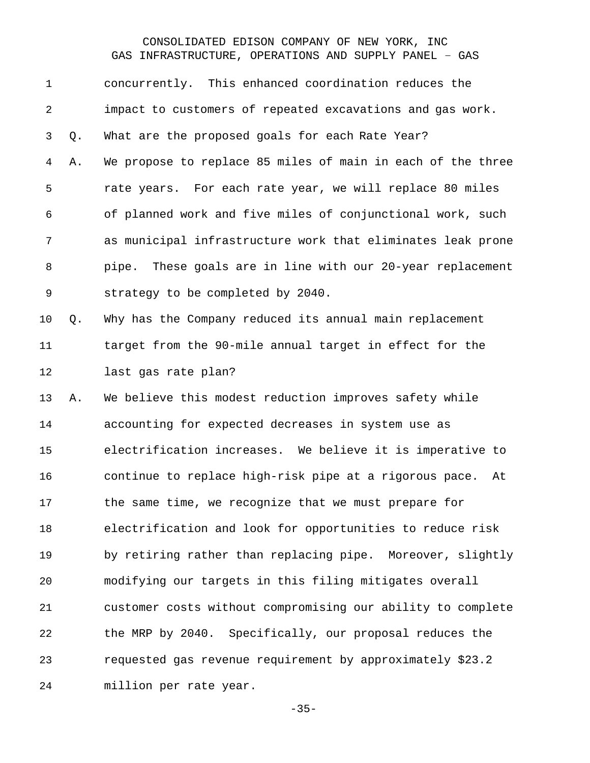concurrently. This enhanced coordination reduces the impact to customers of repeated excavations and gas work.

Q. What are the proposed goals for each Rate Year?

A. We propose to replace 85 miles of main in each of the three rate years. For each rate year, we will replace 80 miles of planned work and five miles of conjunctional work, such as municipal infrastructure work that eliminates leak prone pipe. These goals are in line with our 20-year replacement strategy to be completed by 2040.

Q. Why has the Company reduced its annual main replacement target from the 90-mile annual target in effect for the last gas rate plan?

A. We believe this modest reduction improves safety while accounting for expected decreases in system use as electrification increases. We believe it is imperative to continue to replace high-risk pipe at a rigorous pace. At the same time, we recognize that we must prepare for electrification and look for opportunities to reduce risk by retiring rather than replacing pipe. Moreover, slightly modifying our targets in this filing mitigates overall customer costs without compromising our ability to complete the MRP by 2040. Specifically, our proposal reduces the requested gas revenue requirement by approximately $23.2 million per rate year.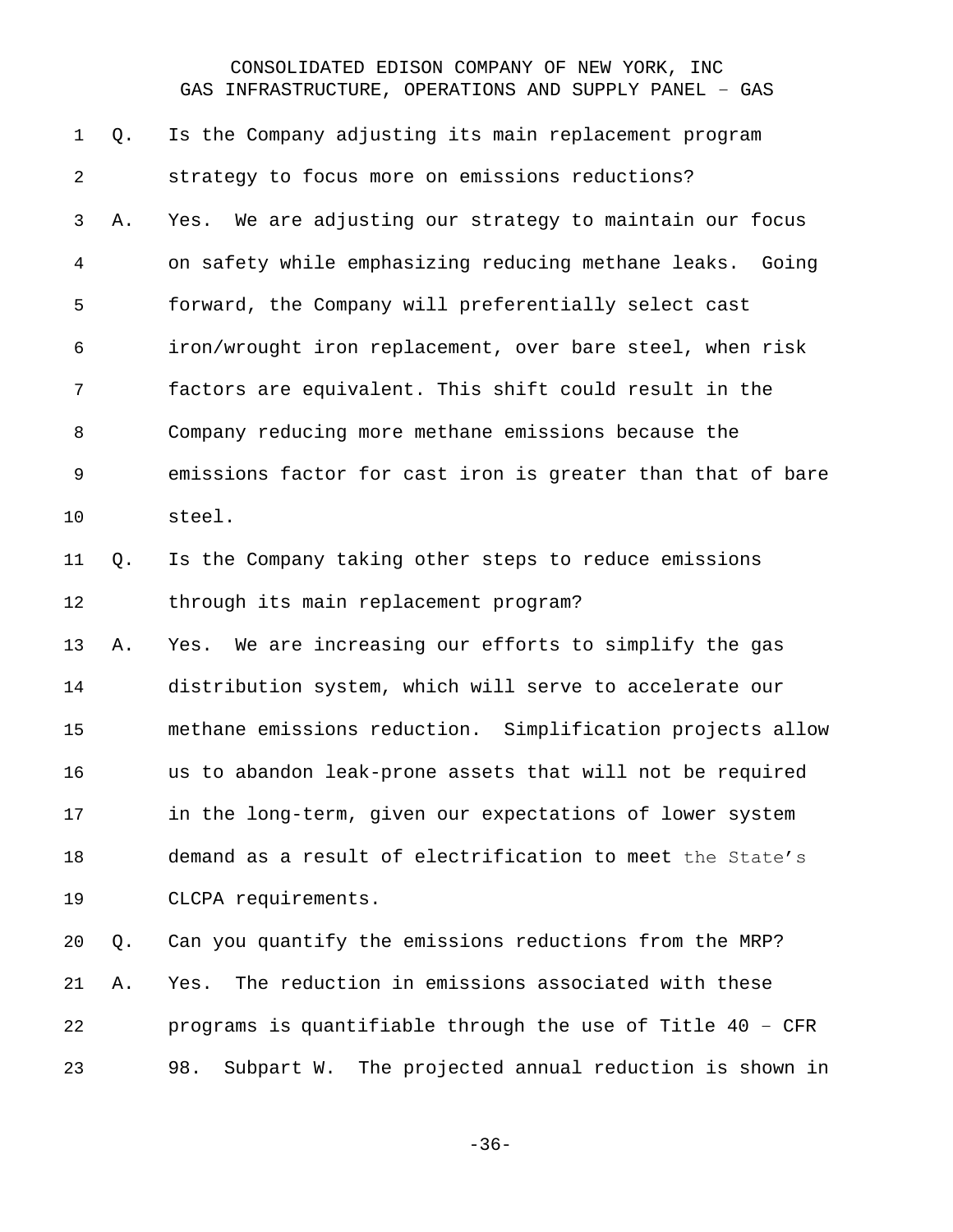Q. Is the Company adjusting its main replacement program strategy to focus more on emissions reductions?

A. Yes. We are adjusting our strategy to maintain our focus on safety while emphasizing reducing methane leaks. Going forward, the Company will preferentially select cast iron/wrought iron replacement, over bare steel, when risk factors are equivalent. This shift could result in the Company reducing more methane emissions because the emissions factor for cast iron is greater than that of bare steel.

Q. Is the Company taking other steps to reduce emissions through its main replacement program?

A. Yes. We are increasing our efforts to simplify the gas distribution system, which will serve to accelerate our methane emissions reduction. Simplification projects allow us to abandon leak-prone assets that will not be required in the long-term, given our expectations of lower system demand as a result of electrification to meet the State's CLCPA requirements.

Q. Can you quantify the emissions reductions from the MRP?

A. Yes. The reduction in emissions associated with these programs is quantifiable through the use of Title 40 – CFR 98. Subpart W. The projected annual reduction is shown in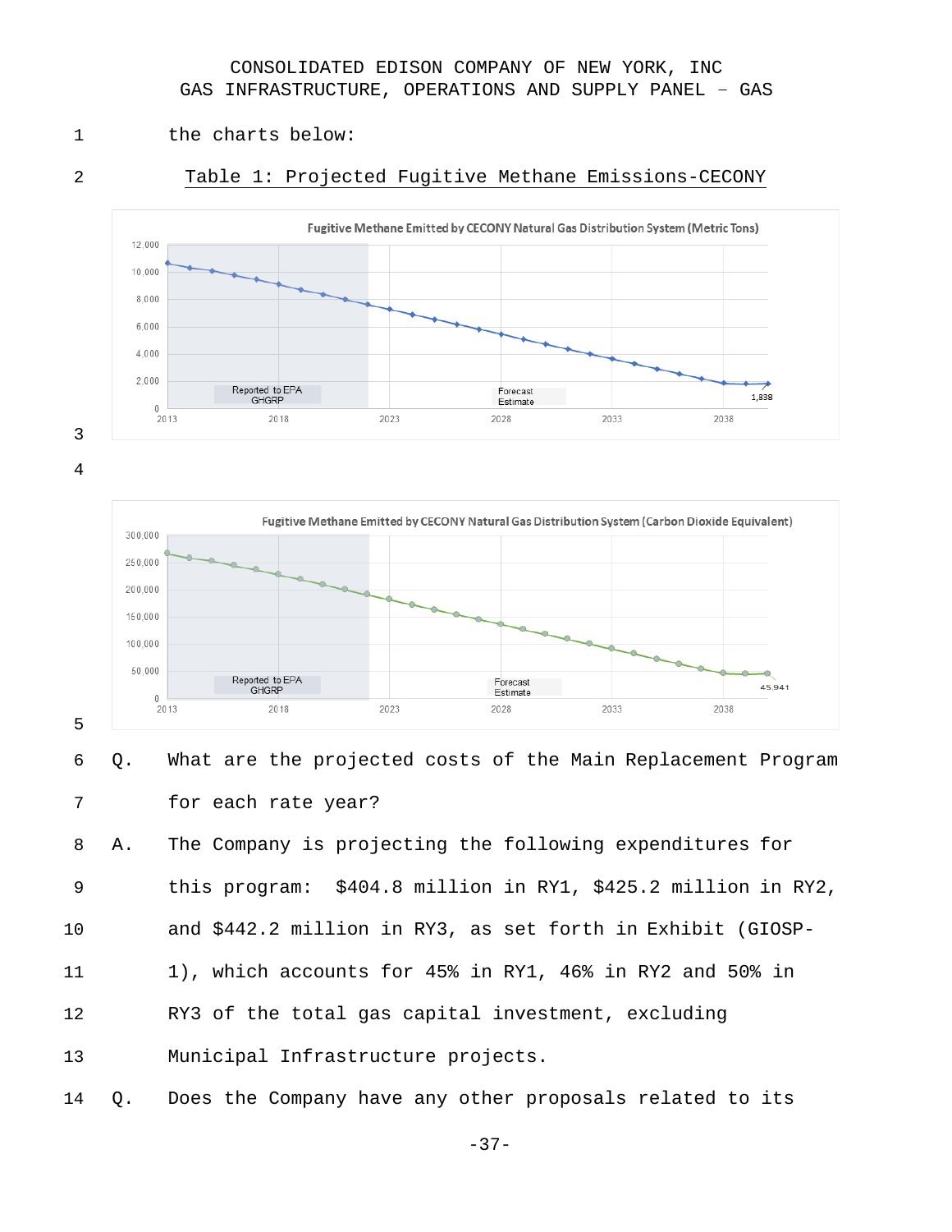the charts below:

Table 1: Projected Fugitive Methane Emissions-CECONY

Q. What are the projected costs of the Main Replacement Program for each rate year?

A. The Company is projecting the following expenditures for this program: $404.8 million in RY1, $425.2 million in RY2, and $442.2 million in RY3, as set forth in Exhibit (GIOSP-1), which accounts for 45% in RY1, 46% in RY2 and 50% in RY3 of the total gas capital investment, excluding Municipal Infrastructure projects.

Q. Does the Company have any other proposals related to its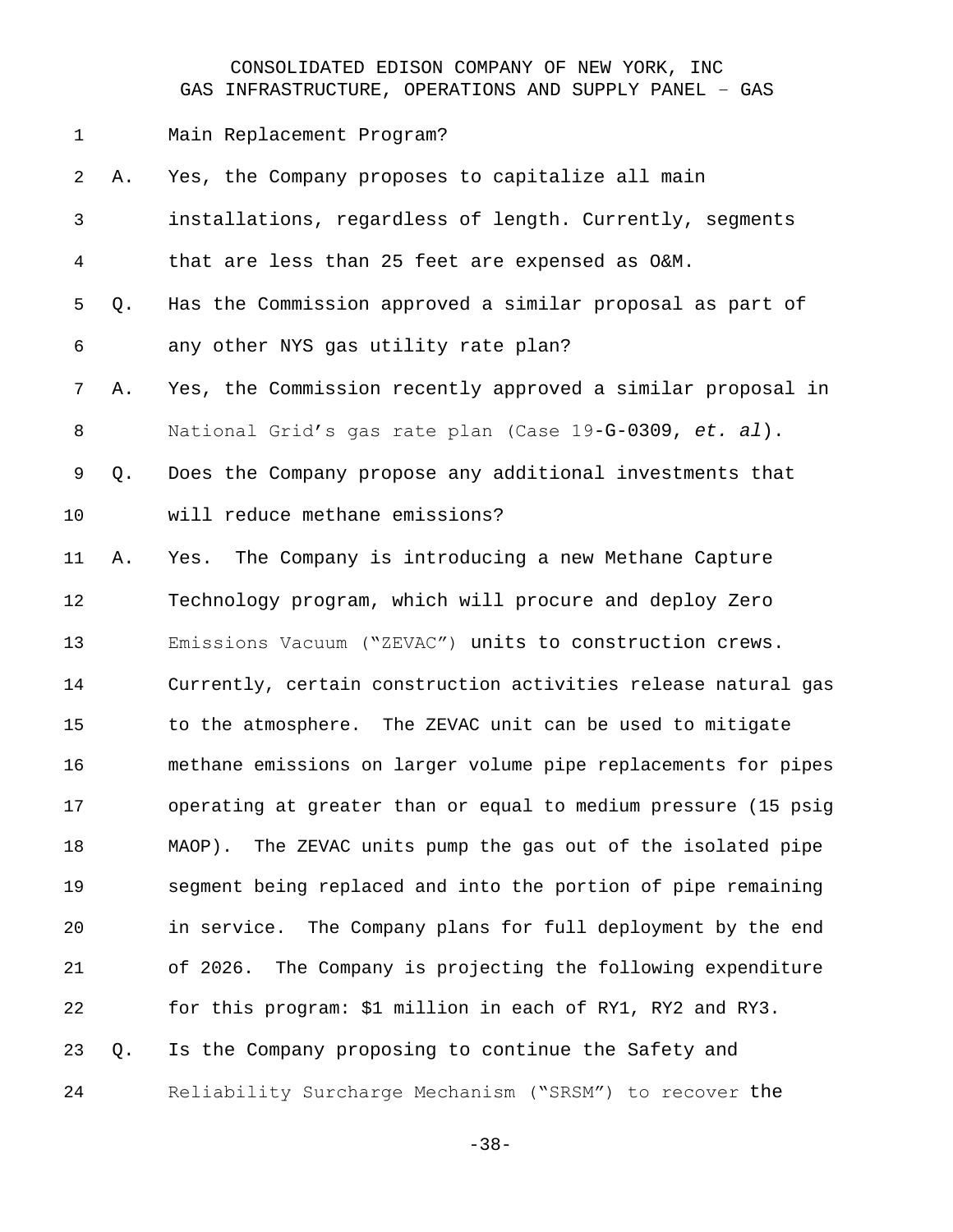Main Replacement Program?

A. Yes, the Company proposes to capitalize all main installations, regardless of length. Currently, segments that are less than 25 feet are expensed as O&M.

Q. Has the Commission approved a similar proposal as part of any other NYS gas utility rate plan?

A. Yes, the Commission recently approved a similar proposal in National Grid's gas rate plan (Case 19-G-0309, *et. al*).

Q. Does the Company propose any additional investments that will reduce methane emissions?

A. Yes. The Company is introducing a new Methane Capture Technology program, which will procure and deploy Zero Emissions Vacuum ("ZEVAC") units to construction crews. Currently, certain construction activities release natural gas to the atmosphere. The ZEVAC unit can be used to mitigate methane emissions on larger volume pipe replacements for pipes operating at greater than or equal to medium pressure (15 psig MAOP). The ZEVAC units pump the gas out of the isolated pipe segment being replaced and into the portion of pipe remaining in service. The Company plans for full deployment by the end of 2026. The Company is projecting the following expenditure for this program: $1 million in each of RY1, RY2 and RY3.

Q. Is the Company proposing to continue the Safety and Reliability Surcharge Mechanism ("SRSM") to recover the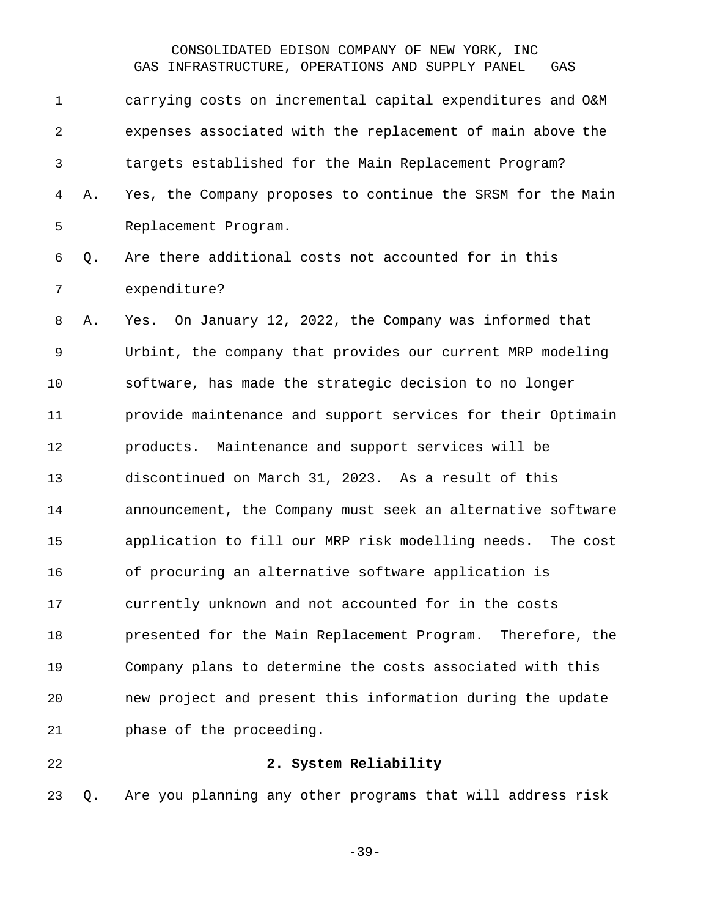carrying costs on incremental capital expenditures and O&M expenses associated with the replacement of main above the targets established for the Main Replacement Program?

A. Yes, the Company proposes to continue the SRSM for the Main Replacement Program.

Q. Are there additional costs not accounted for in this expenditure?

A. Yes. On January 12, 2022, the Company was informed that Urbint, the company that provides our current MRP modeling software, has made the strategic decision to no longer provide maintenance and support services for their Optimain products. Maintenance and support services will be discontinued on March 31, 2023. As a result of this announcement, the Company must seek an alternative software application to fill our MRP risk modelling needs. The cost of procuring an alternative software application is currently unknown and not accounted for in the costs presented for the Main Replacement Program. Therefore, the Company plans to determine the costs associated with this new project and present this information during the update phase of the proceeding.

**2. System Reliability**

Q. Are you planning any other programs that will address risk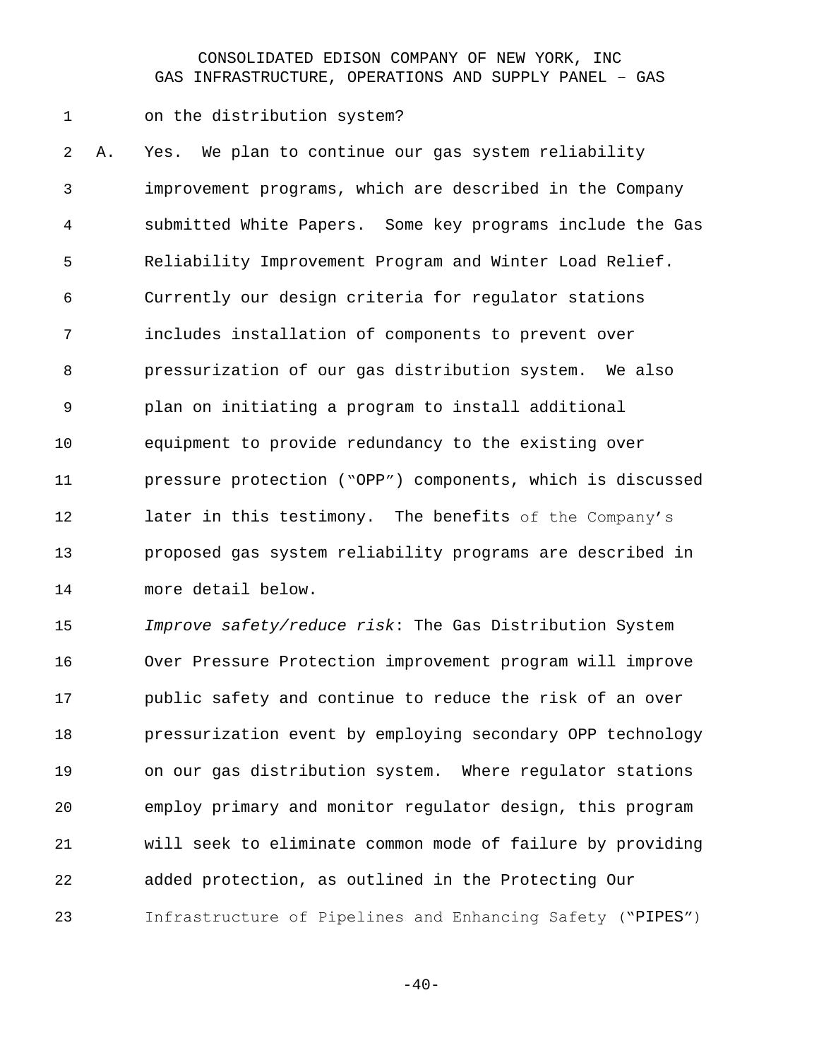on the distribution system?

A. Yes. We plan to continue our gas system reliability improvement programs, which are described in the Company submitted White Papers. Some key programs include the Gas Reliability Improvement Program and Winter Load Relief. Currently our design criteria for regulator stations includes installation of components to prevent over pressurization of our gas distribution system. We also plan on initiating a program to install additional equipment to provide redundancy to the existing over pressure protection ("OPP") components, which is discussed later in this testimony. The benefits of the Company's proposed gas system reliability programs are described in more detail below.

*Improve safety/reduce risk*: The Gas Distribution System Over Pressure Protection improvement program will improve public safety and continue to reduce the risk of an over pressurization event by employing secondary OPP technology on our gas distribution system. Where regulator stations employ primary and monitor regulator design, this program will seek to eliminate common mode of failure by providing added protection, as outlined in the Protecting Our Infrastructure of Pipelines and Enhancing Safety ("PIPES")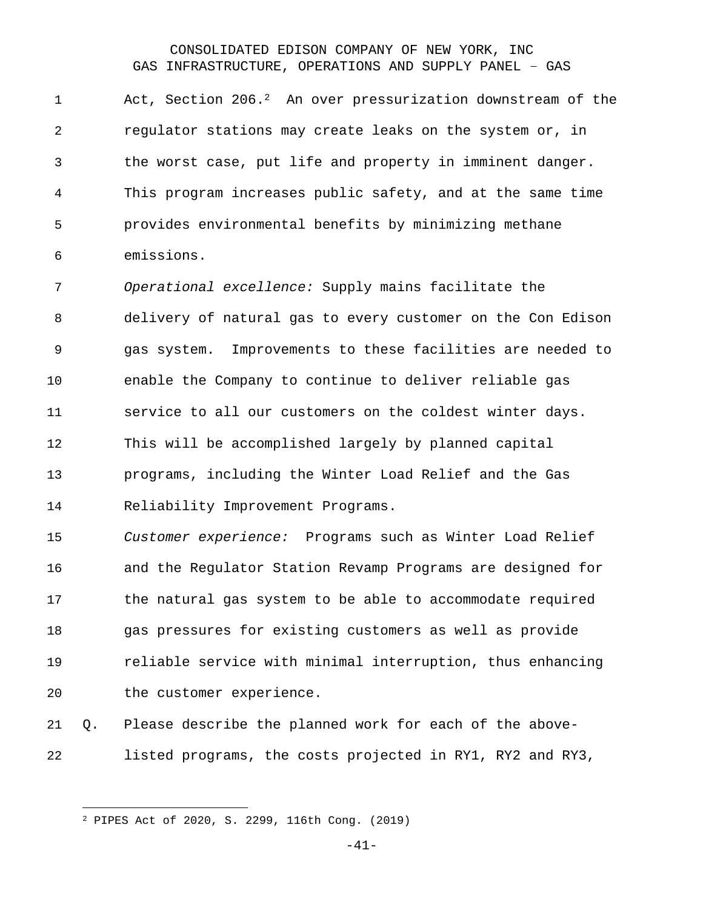Act, Section 206.[2] An over pressurization downstream of the regulator stations may create leaks on the system or, in the worst case, put life and property in imminent danger. This program increases public safety, and at the same time provides environmental benefits by minimizing methane emissions.

*Operational excellence:* Supply mains facilitate the delivery of natural gas to every customer on the Con Edison gas system. Improvements to these facilities are needed to enable the Company to continue to deliver reliable gas service to all our customers on the coldest winter days. This will be accomplished largely by planned capital programs, including the Winter Load Relief and the Gas Reliability Improvement Programs.

*Customer experience:* Programs such as Winter Load Relief and the Regulator Station Revamp Programs are designed for the natural gas system to be able to accommodate required gas pressures for existing customers as well as provide reliable service with minimal interruption, thus enhancing the customer experience.

Q. Please describe the planned work for each of the above-listed programs, the costs projected in RY1, RY2 and RY3,

---

[2] PIPES Act of 2020, S. 2299, 116th Cong. (2019)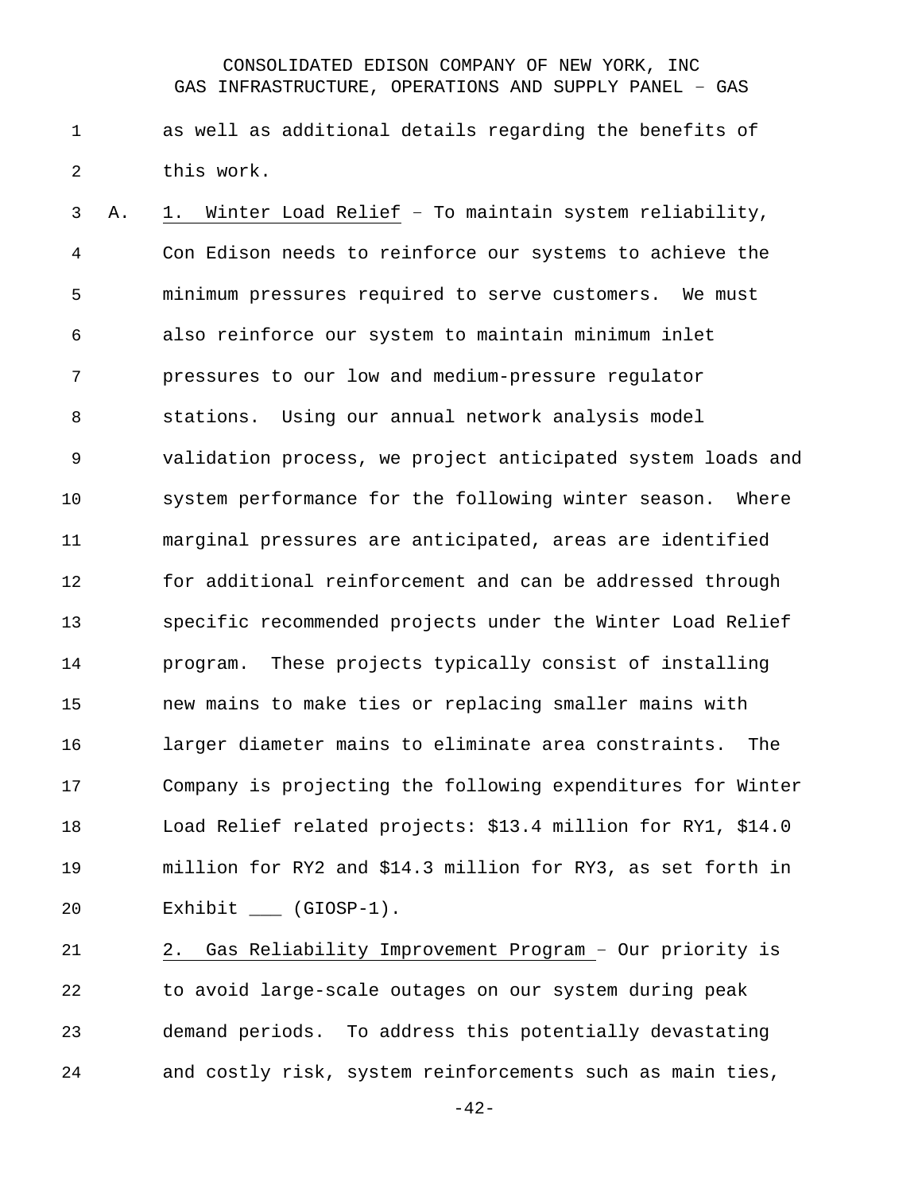as well as additional details regarding the benefits of this work.

A. 1. Winter Load Relief – To maintain system reliability, Con Edison needs to reinforce our systems to achieve the minimum pressures required to serve customers. We must also reinforce our system to maintain minimum inlet pressures to our low and medium-pressure regulator stations. Using our annual network analysis model validation process, we project anticipated system loads and system performance for the following winter season. Where marginal pressures are anticipated, areas are identified for additional reinforcement and can be addressed through specific recommended projects under the Winter Load Relief program. These projects typically consist of installing new mains to make ties or replacing smaller mains with larger diameter mains to eliminate area constraints. The Company is projecting the following expenditures for Winter Load Relief related projects: $13.4 million for RY1, $14.0 million for RY2 and $14.3 million for RY3, as set forth in Exhibit ___ (GIOSP-1).

2. Gas Reliability Improvement Program – Our priority is to avoid large-scale outages on our system during peak demand periods. To address this potentially devastating and costly risk, system reinforcements such as main ties,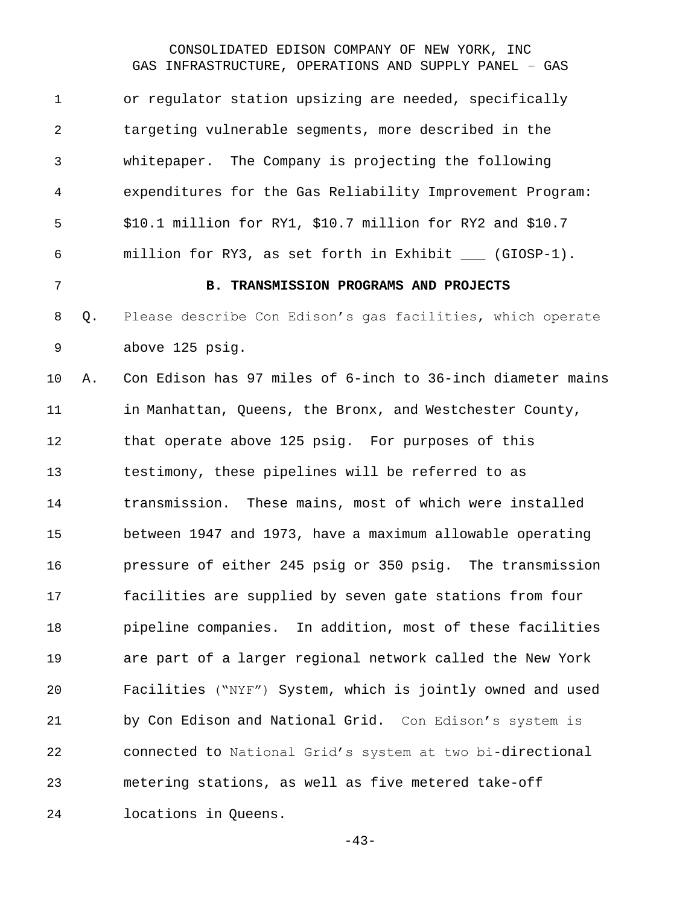or regulator station upsizing are needed, specifically targeting vulnerable segments, more described in the whitepaper. The Company is projecting the following expenditures for the Gas Reliability Improvement Program: $10.1 million for RY1, $10.7 million for RY2 and $10.7 million for RY3, as set forth in Exhibit ___ (GIOSP-1).

### B. TRANSMISSION PROGRAMS AND PROJECTS

Q. Please describe Con Edison's gas facilities, which operate above 125 psig.

A. Con Edison has 97 miles of 6-inch to 36-inch diameter mains in Manhattan, Queens, the Bronx, and Westchester County, that operate above 125 psig. For purposes of this testimony, these pipelines will be referred to as transmission. These mains, most of which were installed between 1947 and 1973, have a maximum allowable operating pressure of either 245 psig or 350 psig. The transmission facilities are supplied by seven gate stations from four pipeline companies. In addition, most of these facilities are part of a larger regional network called the New York Facilities ("NYF") System, which is jointly owned and used by Con Edison and National Grid. Con Edison's system is connected to National Grid's system at two bi-directional metering stations, as well as five metered take-off locations in Queens.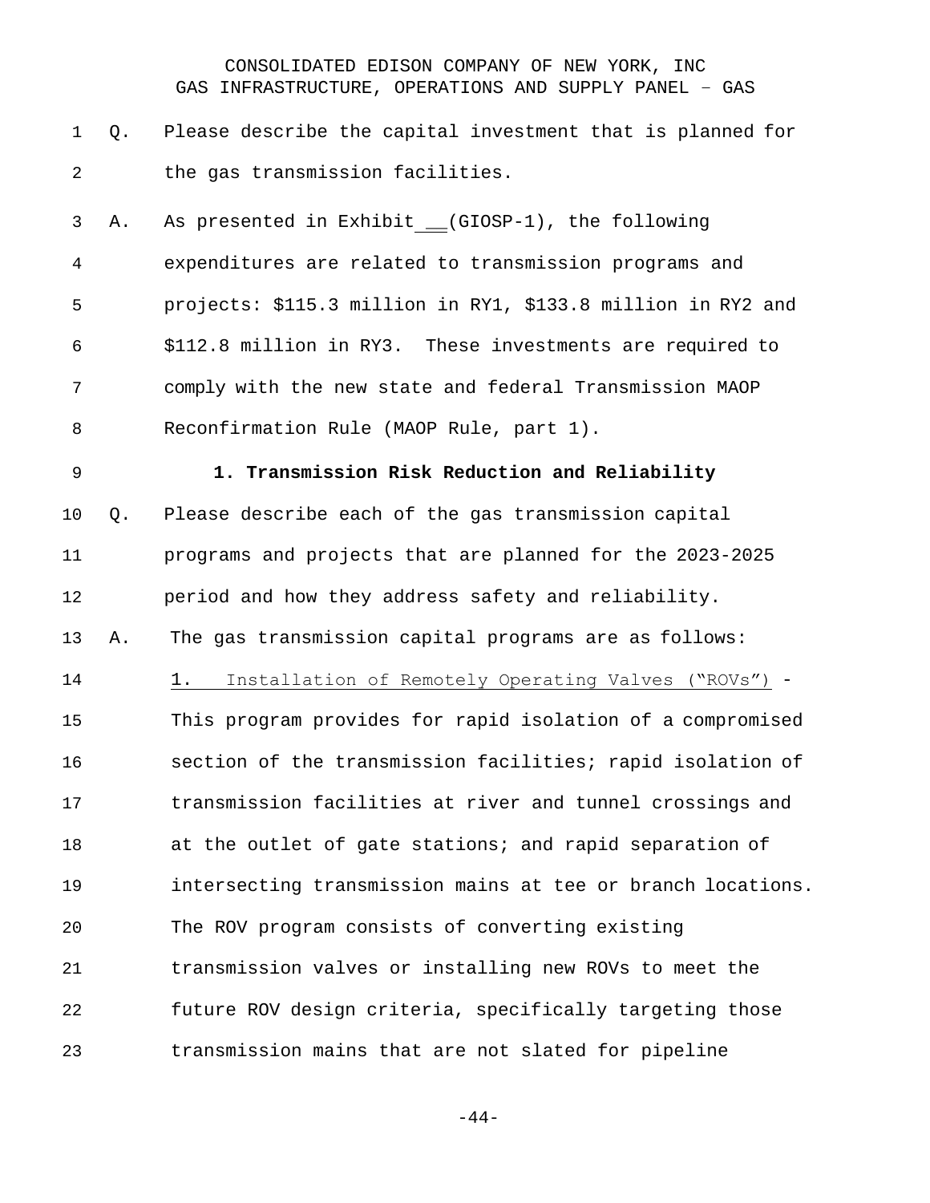Q. Please describe the capital investment that is planned for the gas transmission facilities.

A. As presented in Exhibit __(GIOSP-1), the following expenditures are related to transmission programs and projects: $115.3 million in RY1, $133.8 million in RY2 and $112.8 million in RY3. These investments are required to comply with the new state and federal Transmission MAOP Reconfirmation Rule (MAOP Rule, part 1).

### 1. Transmission Risk Reduction and Reliability

Q. Please describe each of the gas transmission capital programs and projects that are planned for the 2023-2025 period and how they address safety and reliability.

A. The gas transmission capital programs are as follows:

1. Installation of Remotely Operating Valves ("ROVs") - This program provides for rapid isolation of a compromised section of the transmission facilities; rapid isolation of transmission facilities at river and tunnel crossings and at the outlet of gate stations; and rapid separation of intersecting transmission mains at tee or branch locations. The ROV program consists of converting existing transmission valves or installing new ROVs to meet the future ROV design criteria, specifically targeting those transmission mains that are not slated for pipeline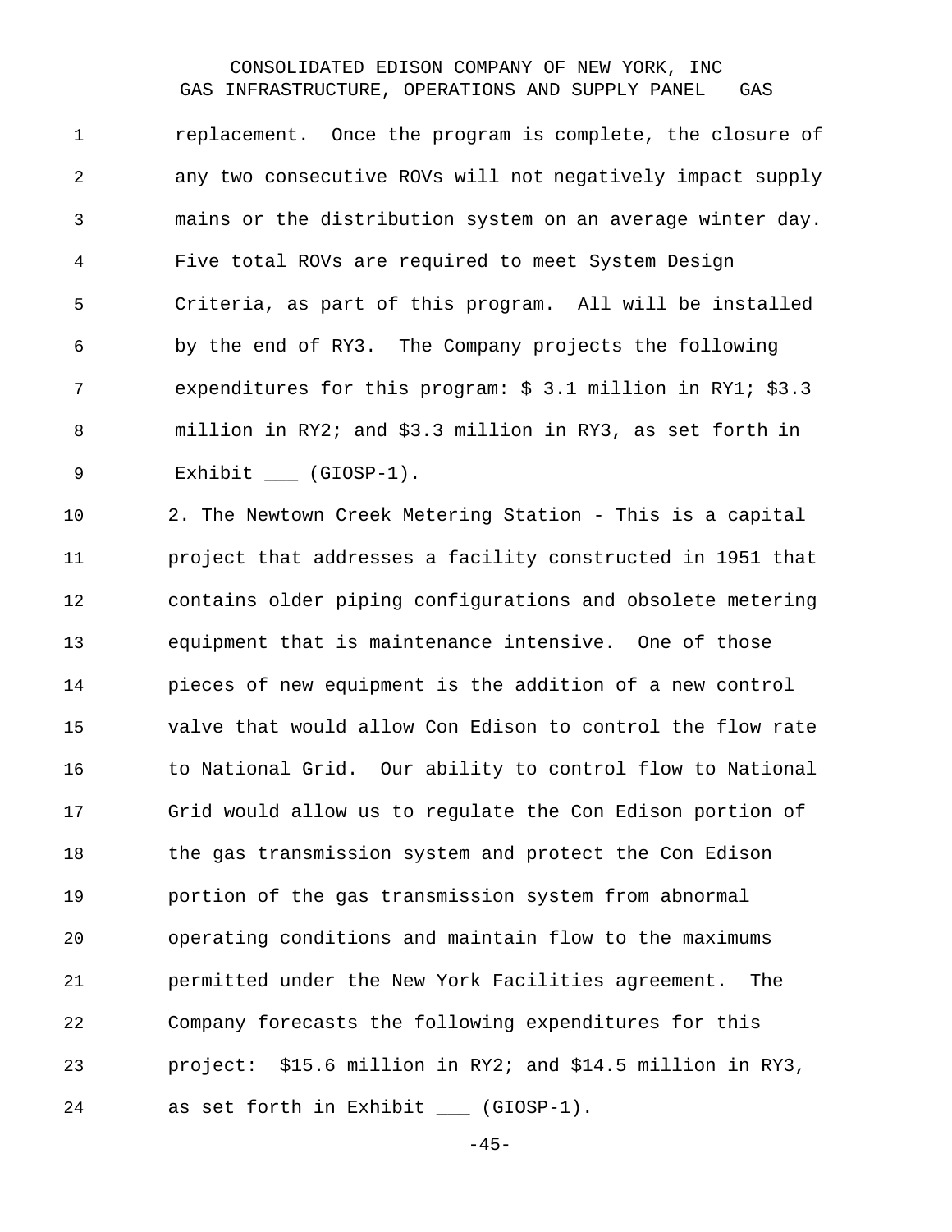replacement. Once the program is complete, the closure of any two consecutive ROVs will not negatively impact supply mains or the distribution system on an average winter day. Five total ROVs are required to meet System Design Criteria, as part of this program. All will be installed by the end of RY3. The Company projects the following expenditures for this program: $ 3.1 million in RY1; $3.3 million in RY2; and $3.3 million in RY3, as set forth in Exhibit ___ (GIOSP-1).

<u>2. The Newtown Creek Metering Station</u> - This is a capital project that addresses a facility constructed in 1951 that contains older piping configurations and obsolete metering equipment that is maintenance intensive. One of those pieces of new equipment is the addition of a new control valve that would allow Con Edison to control the flow rate to National Grid. Our ability to control flow to National Grid would allow us to regulate the Con Edison portion of the gas transmission system and protect the Con Edison portion of the gas transmission system from abnormal operating conditions and maintain flow to the maximums permitted under the New York Facilities agreement. The Company forecasts the following expenditures for this project: $15.6 million in RY2; and $14.5 million in RY3, as set forth in Exhibit ___ (GIOSP-1).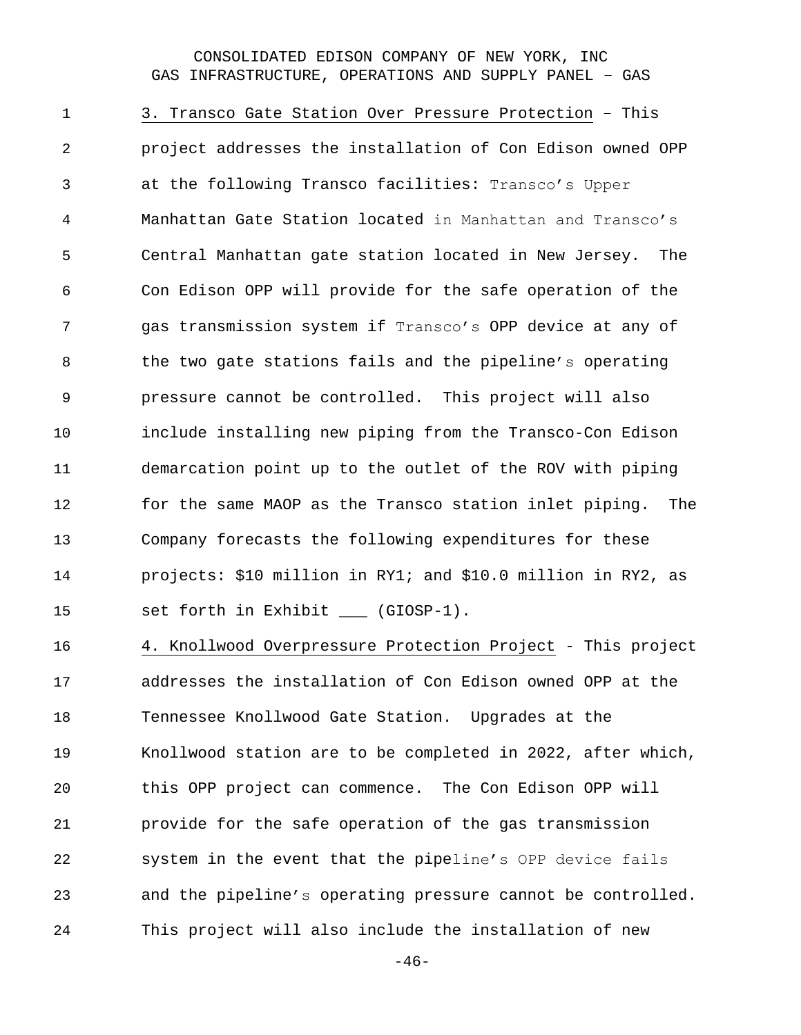3. <u>Transco Gate Station Over Pressure Protection</u> – This project addresses the installation of Con Edison owned OPP at the following Transco facilities: Transco's Upper Manhattan Gate Station located in Manhattan and Transco's Central Manhattan gate station located in New Jersey. The Con Edison OPP will provide for the safe operation of the gas transmission system if Transco's OPP device at any of the two gate stations fails and the pipeline's operating pressure cannot be controlled. This project will also include installing new piping from the Transco-Con Edison demarcation point up to the outlet of the ROV with piping for the same MAOP as the Transco station inlet piping. The Company forecasts the following expenditures for these projects: $10 million in RY1; and $10.0 million in RY2, as set forth in Exhibit ___ (GIOSP-1).

4. <u>Knollwood Overpressure Protection Project</u> - This project addresses the installation of Con Edison owned OPP at the Tennessee Knollwood Gate Station. Upgrades at the Knollwood station are to be completed in 2022, after which, this OPP project can commence. The Con Edison OPP will provide for the safe operation of the gas transmission system in the event that the pipeline's OPP device fails and the pipeline's operating pressure cannot be controlled. This project will also include the installation of new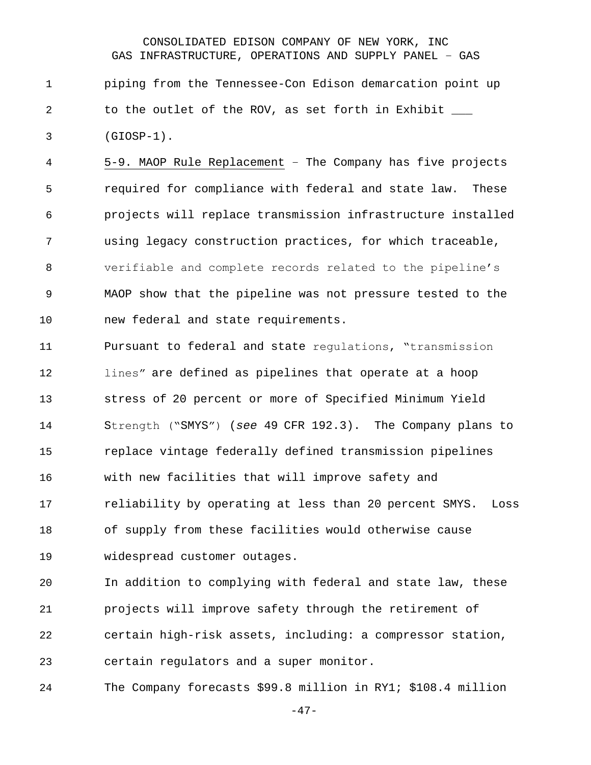piping from the Tennessee-Con Edison demarcation point up to the outlet of the ROV, as set forth in Exhibit ___ (GIOSP-1).

5-9. MAOP Rule Replacement – The Company has five projects required for compliance with federal and state law. These projects will replace transmission infrastructure installed using legacy construction practices, for which traceable, verifiable and complete records related to the pipeline's MAOP show that the pipeline was not pressure tested to the new federal and state requirements.

Pursuant to federal and state regulations, "transmission lines" are defined as pipelines that operate at a hoop stress of 20 percent or more of Specified Minimum Yield Strength ("SMYS") (*see* 49 CFR 192.3). The Company plans to replace vintage federally defined transmission pipelines with new facilities that will improve safety and reliability by operating at less than 20 percent SMYS. Loss of supply from these facilities would otherwise cause widespread customer outages.

In addition to complying with federal and state law, these projects will improve safety through the retirement of certain high-risk assets, including: a compressor station, certain regulators and a super monitor.

The Company forecasts $99.8 million in RY1; $108.4 million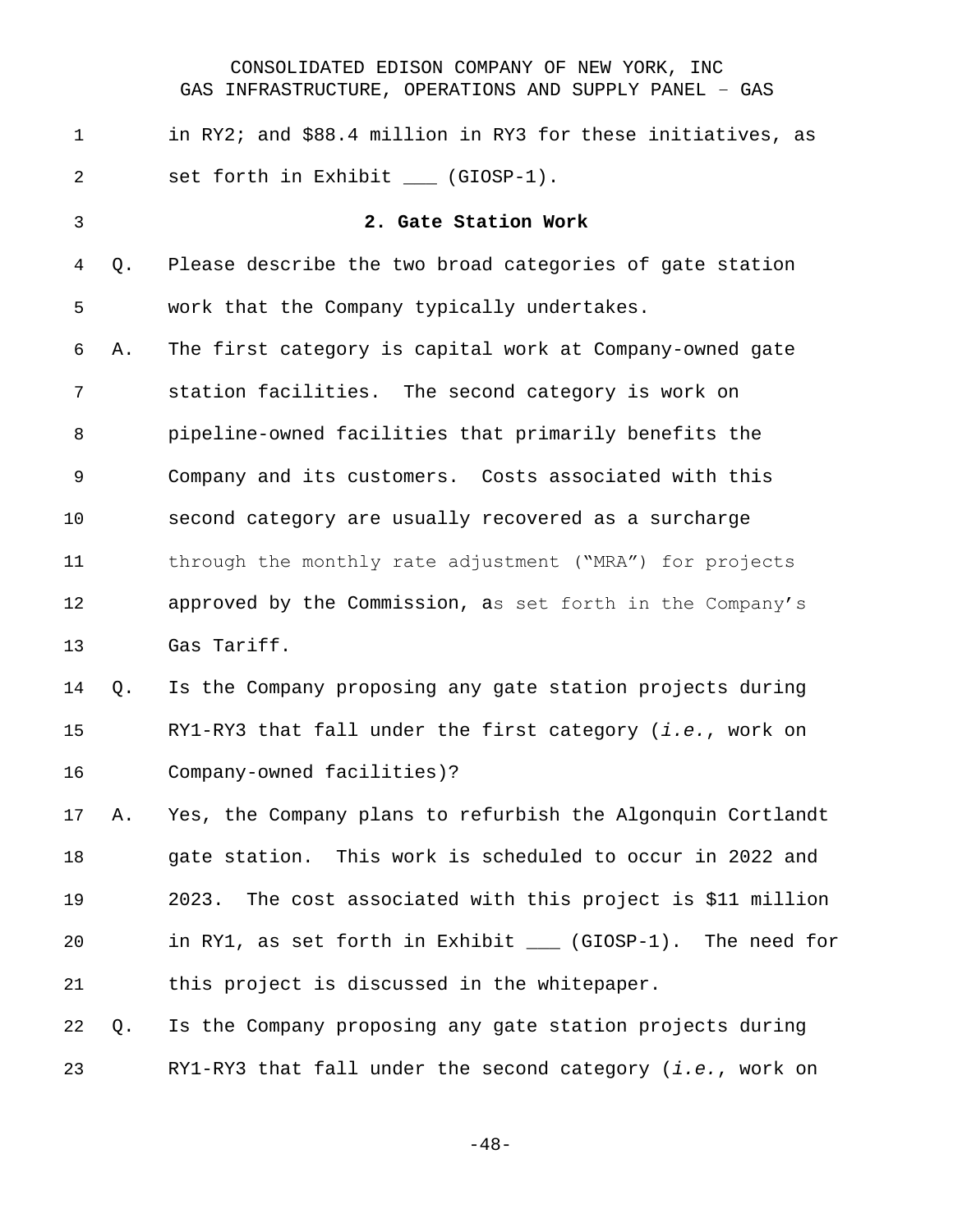in RY2; and $88.4 million in RY3 for these initiatives, as set forth in Exhibit ___ (GIOSP-1).

### 2. Gate Station Work

Q. Please describe the two broad categories of gate station work that the Company typically undertakes.

A. The first category is capital work at Company-owned gate station facilities. The second category is work on pipeline-owned facilities that primarily benefits the Company and its customers. Costs associated with this second category are usually recovered as a surcharge through the monthly rate adjustment ("MRA") for projects approved by the Commission, as set forth in the Company's Gas Tariff.

Q. Is the Company proposing any gate station projects during RY1-RY3 that fall under the first category (*i.e.*, work on Company-owned facilities)?

A. Yes, the Company plans to refurbish the Algonquin Cortlandt gate station. This work is scheduled to occur in 2022 and 2023. The cost associated with this project is $11 million in RY1, as set forth in Exhibit ___ (GIOSP-1). The need for this project is discussed in the whitepaper.

Q. Is the Company proposing any gate station projects during RY1-RY3 that fall under the second category (*i.e.*, work on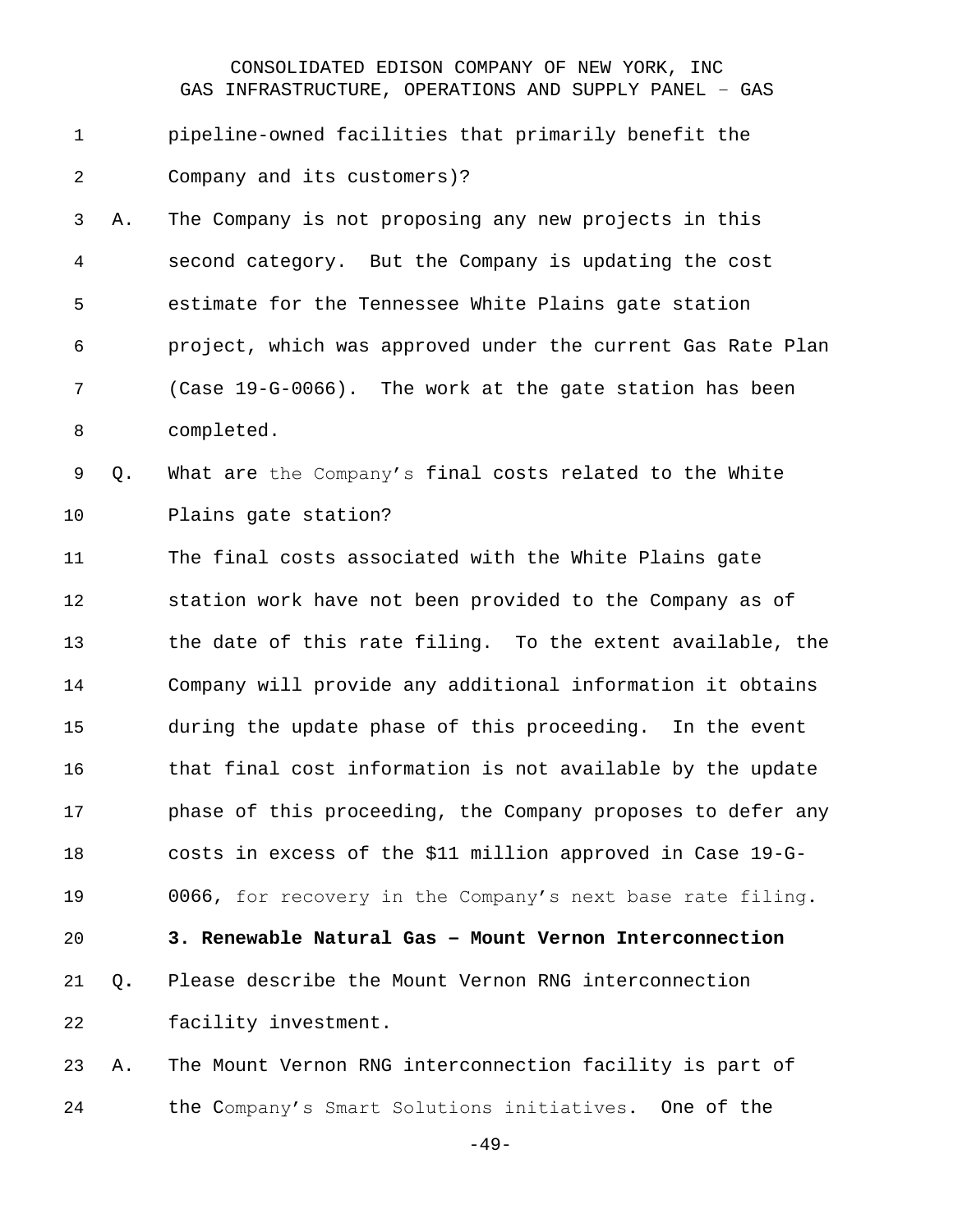pipeline-owned facilities that primarily benefit the Company and its customers)?

A. The Company is not proposing any new projects in this second category. But the Company is updating the cost estimate for the Tennessee White Plains gate station project, which was approved under the current Gas Rate Plan (Case 19-G-0066). The work at the gate station has been completed.

Q. What are the Company's final costs related to the White Plains gate station?

The final costs associated with the White Plains gate station work have not been provided to the Company as of the date of this rate filing. To the extent available, the Company will provide any additional information it obtains during the update phase of this proceeding. In the event that final cost information is not available by the update phase of this proceeding, the Company proposes to defer any costs in excess of the $11 million approved in Case 19-G-0066, for recovery in the Company's next base rate filing.

**3. Renewable Natural Gas – Mount Vernon Interconnection**

Q. Please describe the Mount Vernon RNG interconnection facility investment.

A. The Mount Vernon RNG interconnection facility is part of the Company's Smart Solutions initiatives. One of the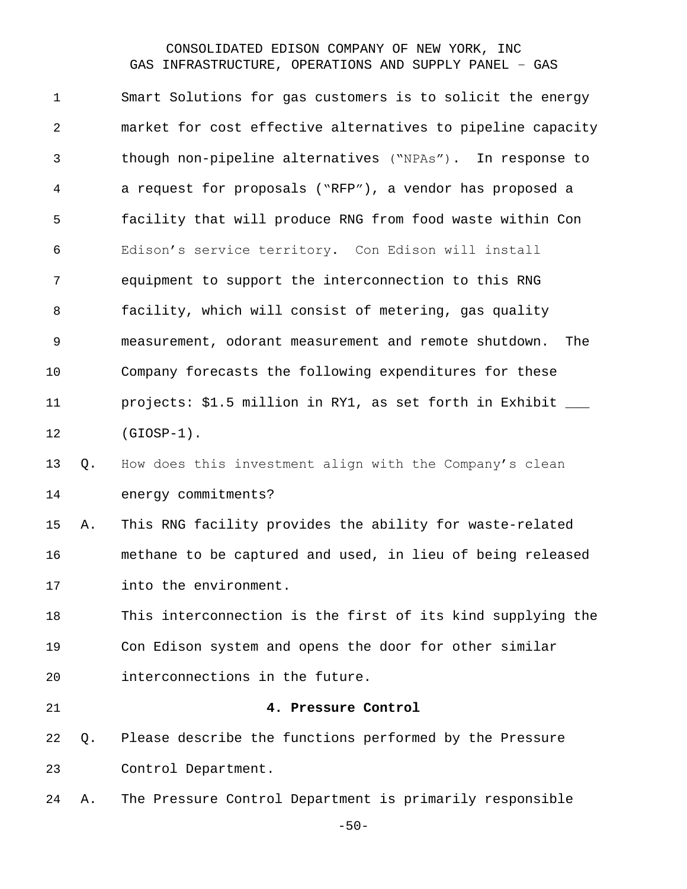Smart Solutions for gas customers is to solicit the energy market for cost effective alternatives to pipeline capacity though non-pipeline alternatives ("NPAs"). In response to a request for proposals ("RFP"), a vendor has proposed a facility that will produce RNG from food waste within Con Edison's service territory. Con Edison will install equipment to support the interconnection to this RNG facility, which will consist of metering, gas quality measurement, odorant measurement and remote shutdown. The Company forecasts the following expenditures for these projects: $1.5 million in RY1, as set forth in Exhibit ___ (GIOSP-1).

Q. How does this investment align with the Company's clean energy commitments?

A. This RNG facility provides the ability for waste-related methane to be captured and used, in lieu of being released into the environment.

This interconnection is the first of its kind supplying the Con Edison system and opens the door for other similar interconnections in the future.

**4. Pressure Control**

Q. Please describe the functions performed by the Pressure Control Department.

A. The Pressure Control Department is primarily responsible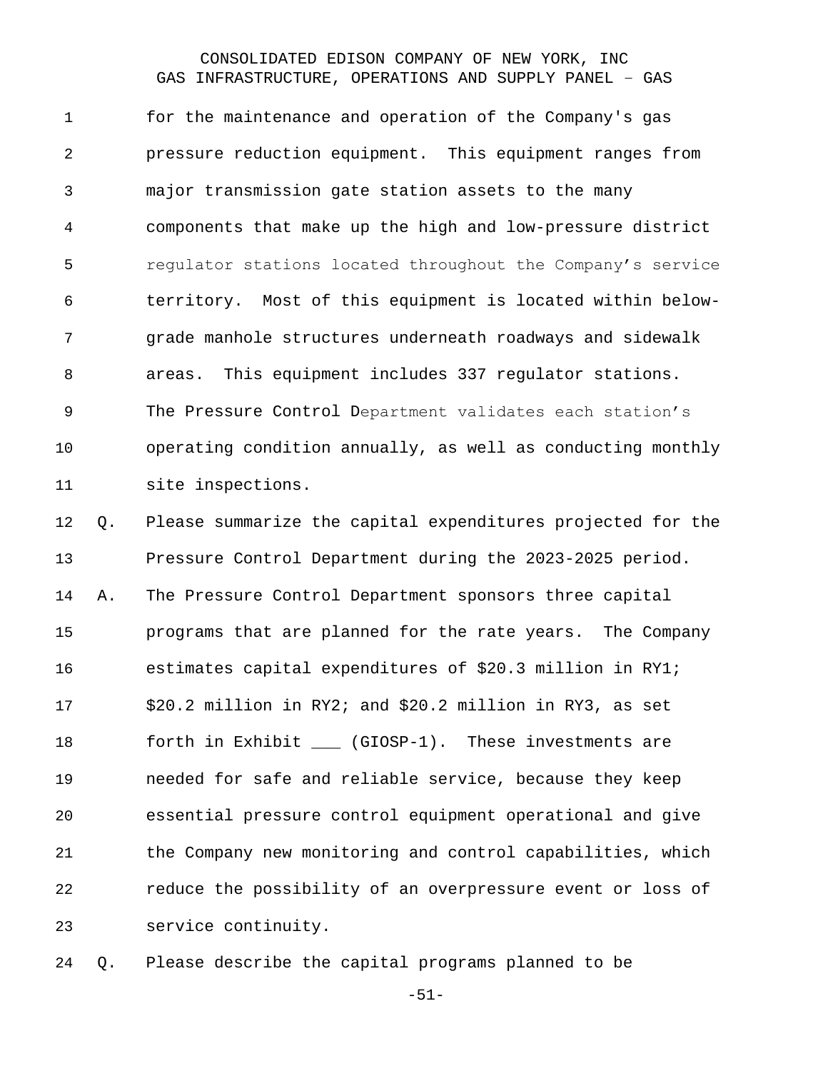for the maintenance and operation of the Company's gas pressure reduction equipment. This equipment ranges from major transmission gate station assets to the many components that make up the high and low-pressure district regulator stations located throughout the Company's service territory. Most of this equipment is located within below-grade manhole structures underneath roadways and sidewalk areas. This equipment includes 337 regulator stations. The Pressure Control Department validates each station's operating condition annually, as well as conducting monthly site inspections.

Q. Please summarize the capital expenditures projected for the Pressure Control Department during the 2023-2025 period.

A. The Pressure Control Department sponsors three capital programs that are planned for the rate years. The Company estimates capital expenditures of $20.3 million in RY1; $20.2 million in RY2; and $20.2 million in RY3, as set forth in Exhibit ___ (GIOSP-1). These investments are needed for safe and reliable service, because they keep essential pressure control equipment operational and give the Company new monitoring and control capabilities, which reduce the possibility of an overpressure event or loss of service continuity.

Q. Please describe the capital programs planned to be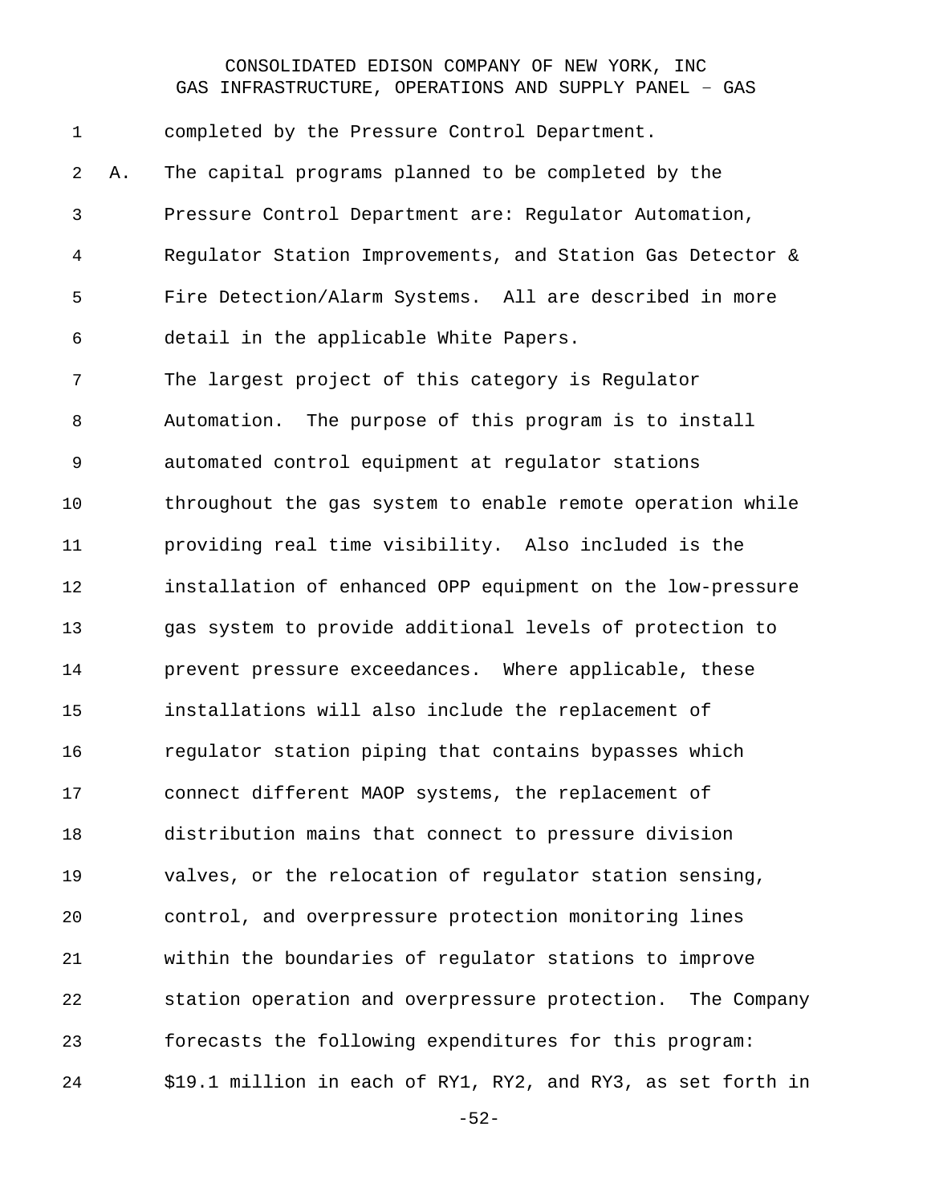completed by the Pressure Control Department.

A. The capital programs planned to be completed by the Pressure Control Department are: Regulator Automation, Regulator Station Improvements, and Station Gas Detector & Fire Detection/Alarm Systems. All are described in more detail in the applicable White Papers.

The largest project of this category is Regulator Automation. The purpose of this program is to install automated control equipment at regulator stations throughout the gas system to enable remote operation while providing real time visibility. Also included is the installation of enhanced OPP equipment on the low-pressure gas system to provide additional levels of protection to prevent pressure exceedances. Where applicable, these installations will also include the replacement of regulator station piping that contains bypasses which connect different MAOP systems, the replacement of distribution mains that connect to pressure division valves, or the relocation of regulator station sensing, control, and overpressure protection monitoring lines within the boundaries of regulator stations to improve station operation and overpressure protection. The Company forecasts the following expenditures for this program: $19.1 million in each of RY1, RY2, and RY3, as set forth in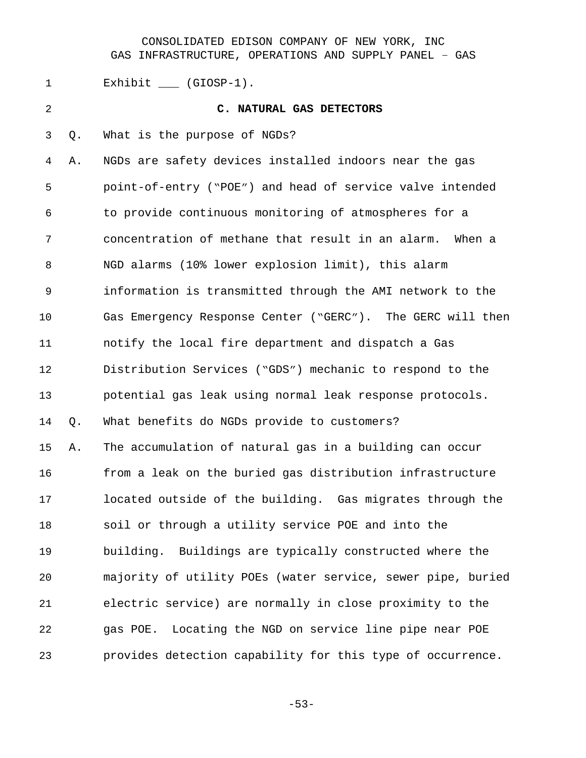Exhibit ___ (GIOSP-1).

## C. NATURAL GAS DETECTORS

Q. What is the purpose of NGDs?

A. NGDs are safety devices installed indoors near the gas point-of-entry ("POE") and head of service valve intended to provide continuous monitoring of atmospheres for a concentration of methane that result in an alarm. When a NGD alarms (10% lower explosion limit), this alarm information is transmitted through the AMI network to the Gas Emergency Response Center ("GERC"). The GERC will then notify the local fire department and dispatch a Gas Distribution Services ("GDS") mechanic to respond to the potential gas leak using normal leak response protocols.

Q. What benefits do NGDs provide to customers?

A. The accumulation of natural gas in a building can occur from a leak on the buried gas distribution infrastructure located outside of the building. Gas migrates through the soil or through a utility service POE and into the building. Buildings are typically constructed where the majority of utility POEs (water service, sewer pipe, buried electric service) are normally in close proximity to the gas POE. Locating the NGD on service line pipe near POE provides detection capability for this type of occurrence.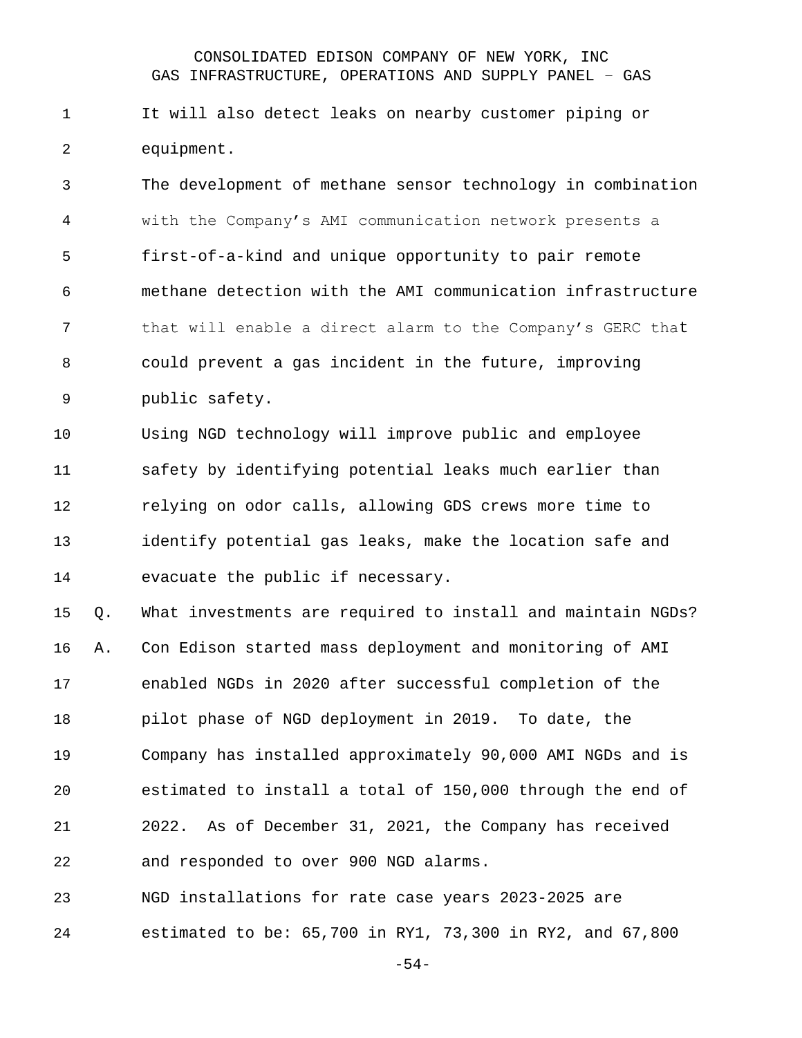It will also detect leaks on nearby customer piping or equipment.

The development of methane sensor technology in combination with the Company's AMI communication network presents a first-of-a-kind and unique opportunity to pair remote methane detection with the AMI communication infrastructure that will enable a direct alarm to the Company's GERC that could prevent a gas incident in the future, improving public safety.

Using NGD technology will improve public and employee safety by identifying potential leaks much earlier than relying on odor calls, allowing GDS crews more time to identify potential gas leaks, make the location safe and evacuate the public if necessary.

Q. What investments are required to install and maintain NGDs?

A. Con Edison started mass deployment and monitoring of AMI enabled NGDs in 2020 after successful completion of the pilot phase of NGD deployment in 2019. To date, the Company has installed approximately 90,000 AMI NGDs and is estimated to install a total of 150,000 through the end of 2022. As of December 31, 2021, the Company has received and responded to over 900 NGD alarms.

NGD installations for rate case years 2023-2025 are estimated to be: 65,700 in RY1, 73,300 in RY2, and 67,800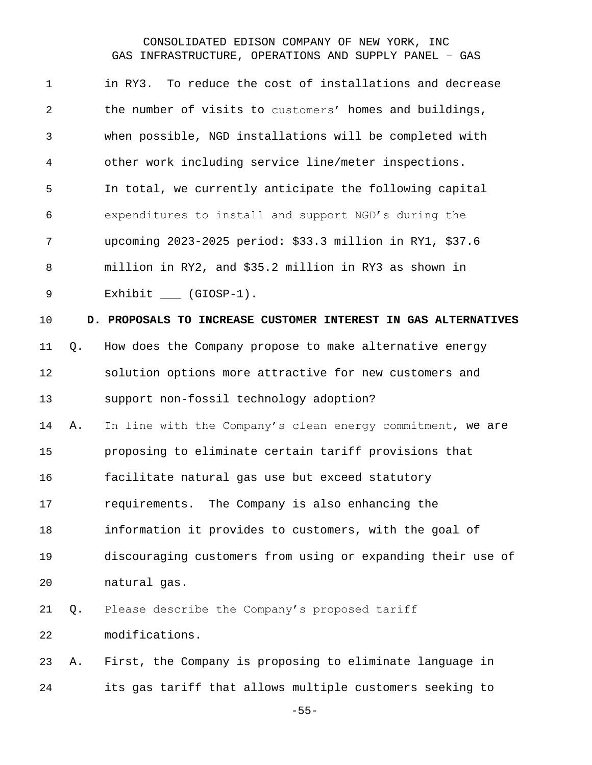in RY3. To reduce the cost of installations and decrease the number of visits to customers' homes and buildings, when possible, NGD installations will be completed with other work including service line/meter inspections. In total, we currently anticipate the following capital expenditures to install and support NGD's during the upcoming 2023-2025 period: $33.3 million in RY1, $37.6 million in RY2, and $35.2 million in RY3 as shown in Exhibit ___ (GIOSP-1).

**D. PROPOSALS TO INCREASE CUSTOMER INTEREST IN GAS ALTERNATIVES**

Q. How does the Company propose to make alternative energy solution options more attractive for new customers and support non-fossil technology adoption?

A. In line with the Company's clean energy commitment, we are proposing to eliminate certain tariff provisions that facilitate natural gas use but exceed statutory requirements. The Company is also enhancing the information it provides to customers, with the goal of discouraging customers from using or expanding their use of natural gas.

Q. Please describe the Company's proposed tariff modifications.

A. First, the Company is proposing to eliminate language in its gas tariff that allows multiple customers seeking to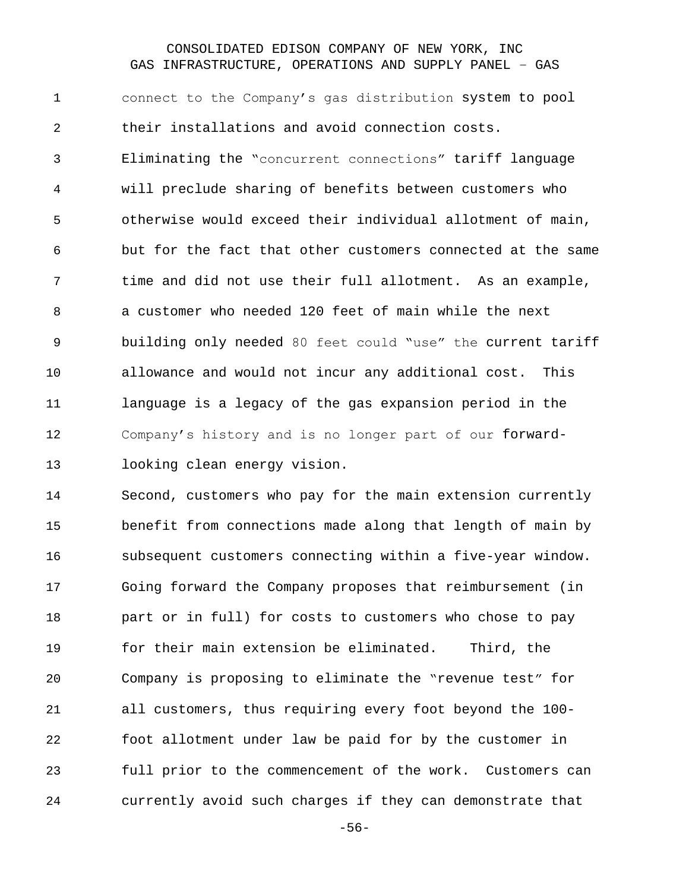connect to the Company's gas distribution system to pool their installations and avoid connection costs. Eliminating the "concurrent connections" tariff language will preclude sharing of benefits between customers who otherwise would exceed their individual allotment of main, but for the fact that other customers connected at the same time and did not use their full allotment. As an example, a customer who needed 120 feet of main while the next building only needed 80 feet could "use" the current tariff allowance and would not incur any additional cost. This language is a legacy of the gas expansion period in the Company's history and is no longer part of our forward-looking clean energy vision.

Second, customers who pay for the main extension currently benefit from connections made along that length of main by subsequent customers connecting within a five-year window. Going forward the Company proposes that reimbursement (in part or in full) for costs to customers who chose to pay for their main extension be eliminated. Third, the Company is proposing to eliminate the "revenue test" for all customers, thus requiring every foot beyond the 100-foot allotment under law be paid for by the customer in full prior to the commencement of the work. Customers can currently avoid such charges if they can demonstrate that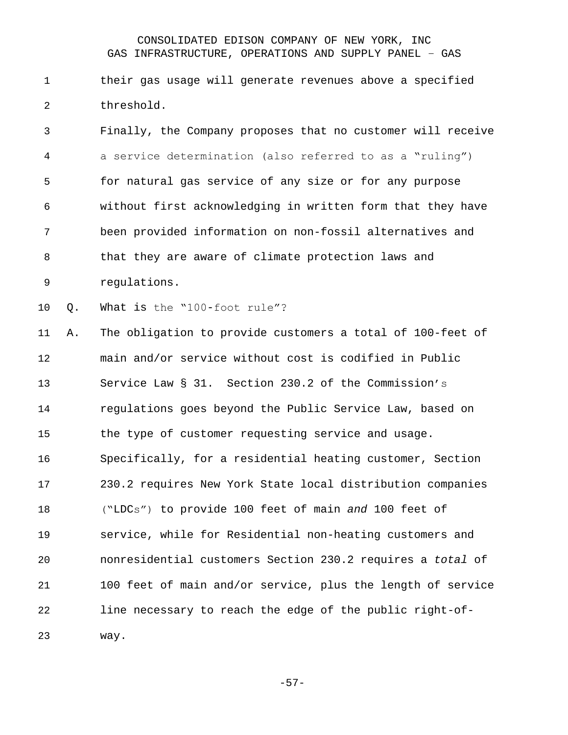their gas usage will generate revenues above a specified threshold.

Finally, the Company proposes that no customer will receive a service determination (also referred to as a "ruling") for natural gas service of any size or for any purpose without first acknowledging in written form that they have been provided information on non-fossil alternatives and that they are aware of climate protection laws and regulations.

Q. What is the "100-foot rule"?

A. The obligation to provide customers a total of 100-feet of main and/or service without cost is codified in Public Service Law § 31. Section 230.2 of the Commission's regulations goes beyond the Public Service Law, based on the type of customer requesting service and usage. Specifically, for a residential heating customer, Section 230.2 requires New York State local distribution companies ("LDCs") to provide 100 feet of main *and* 100 feet of service, while for Residential non-heating customers and nonresidential customers Section 230.2 requires a *total* of 100 feet of main and/or service, plus the length of service line necessary to reach the edge of the public right-of-way.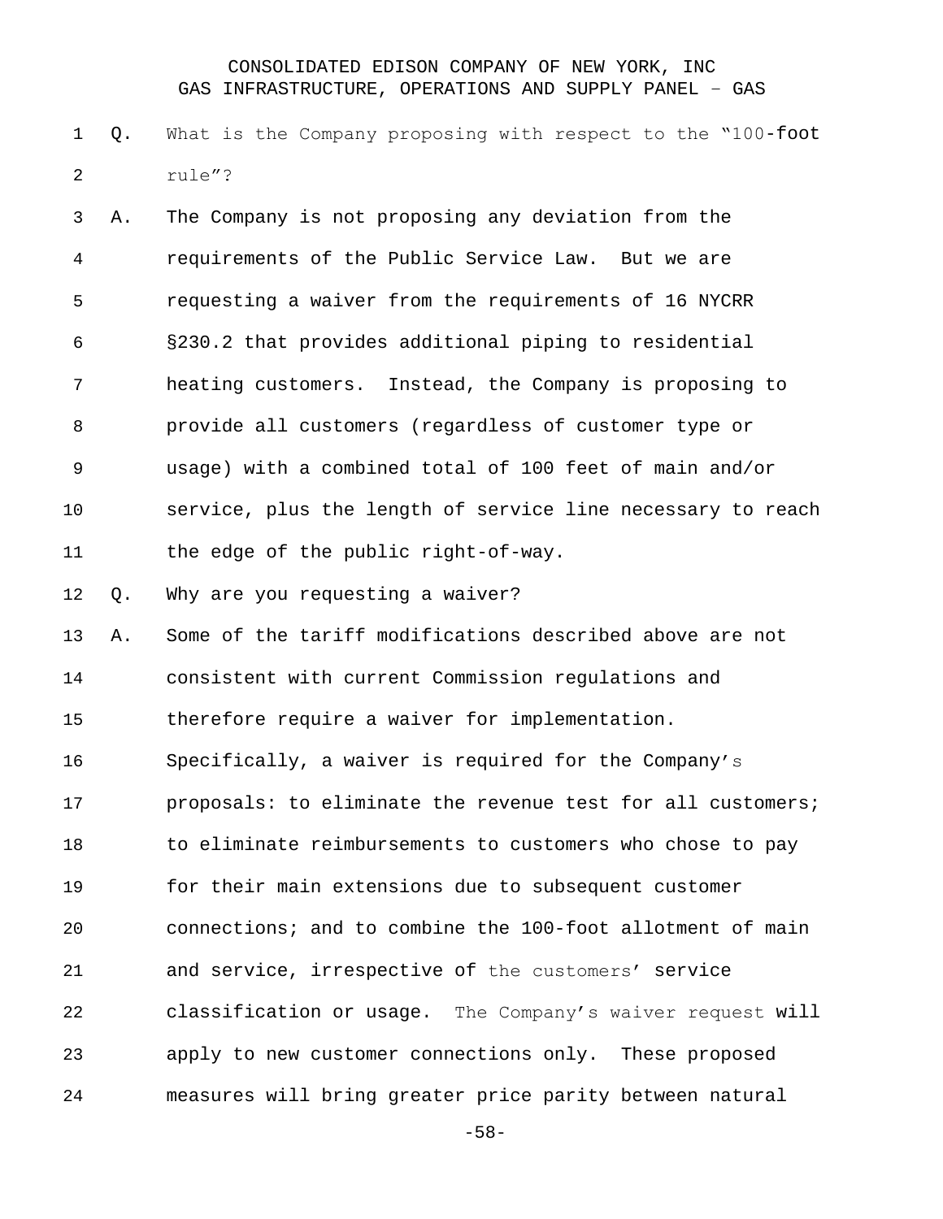Q. What is the Company proposing with respect to the "100-foot rule"?

A. The Company is not proposing any deviation from the requirements of the Public Service Law. But we are requesting a waiver from the requirements of 16 NYCRR §230.2 that provides additional piping to residential heating customers. Instead, the Company is proposing to provide all customers (regardless of customer type or usage) with a combined total of 100 feet of main and/or service, plus the length of service line necessary to reach the edge of the public right-of-way.

Q. Why are you requesting a waiver?

A. Some of the tariff modifications described above are not consistent with current Commission regulations and therefore require a waiver for implementation. Specifically, a waiver is required for the Company's proposals: to eliminate the revenue test for all customers; to eliminate reimbursements to customers who chose to pay for their main extensions due to subsequent customer connections; and to combine the 100-foot allotment of main and service, irrespective of the customers' service classification or usage. The Company's waiver request will apply to new customer connections only. These proposed measures will bring greater price parity between natural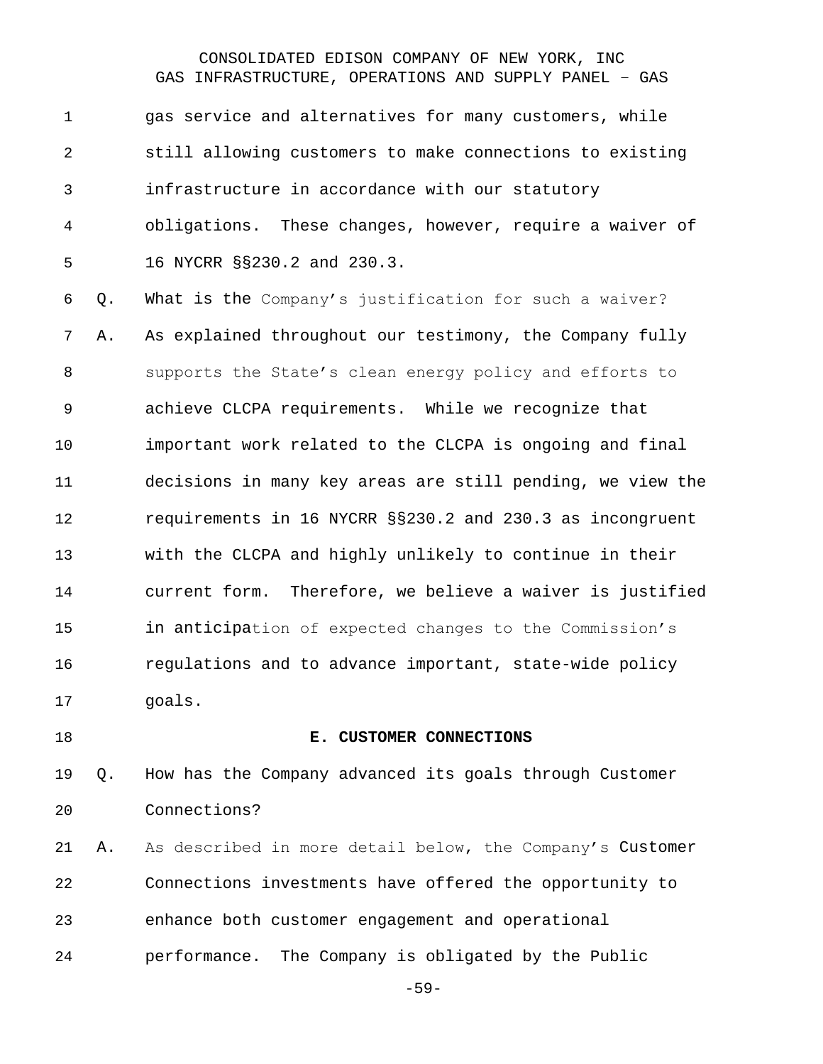gas service and alternatives for many customers, while still allowing customers to make connections to existing infrastructure in accordance with our statutory obligations. These changes, however, require a waiver of 16 NYCRR §§230.2 and 230.3.

Q. What is the Company's justification for such a waiver?

A. As explained throughout our testimony, the Company fully supports the State's clean energy policy and efforts to achieve CLCPA requirements. While we recognize that important work related to the CLCPA is ongoing and final decisions in many key areas are still pending, we view the requirements in 16 NYCRR §§230.2 and 230.3 as incongruent with the CLCPA and highly unlikely to continue in their current form. Therefore, we believe a waiver is justified in anticipation of expected changes to the Commission's regulations and to advance important, state-wide policy goals.

### E. CUSTOMER CONNECTIONS

Q. How has the Company advanced its goals through Customer Connections?

A. As described in more detail below, the Company's Customer Connections investments have offered the opportunity to enhance both customer engagement and operational performance. The Company is obligated by the Public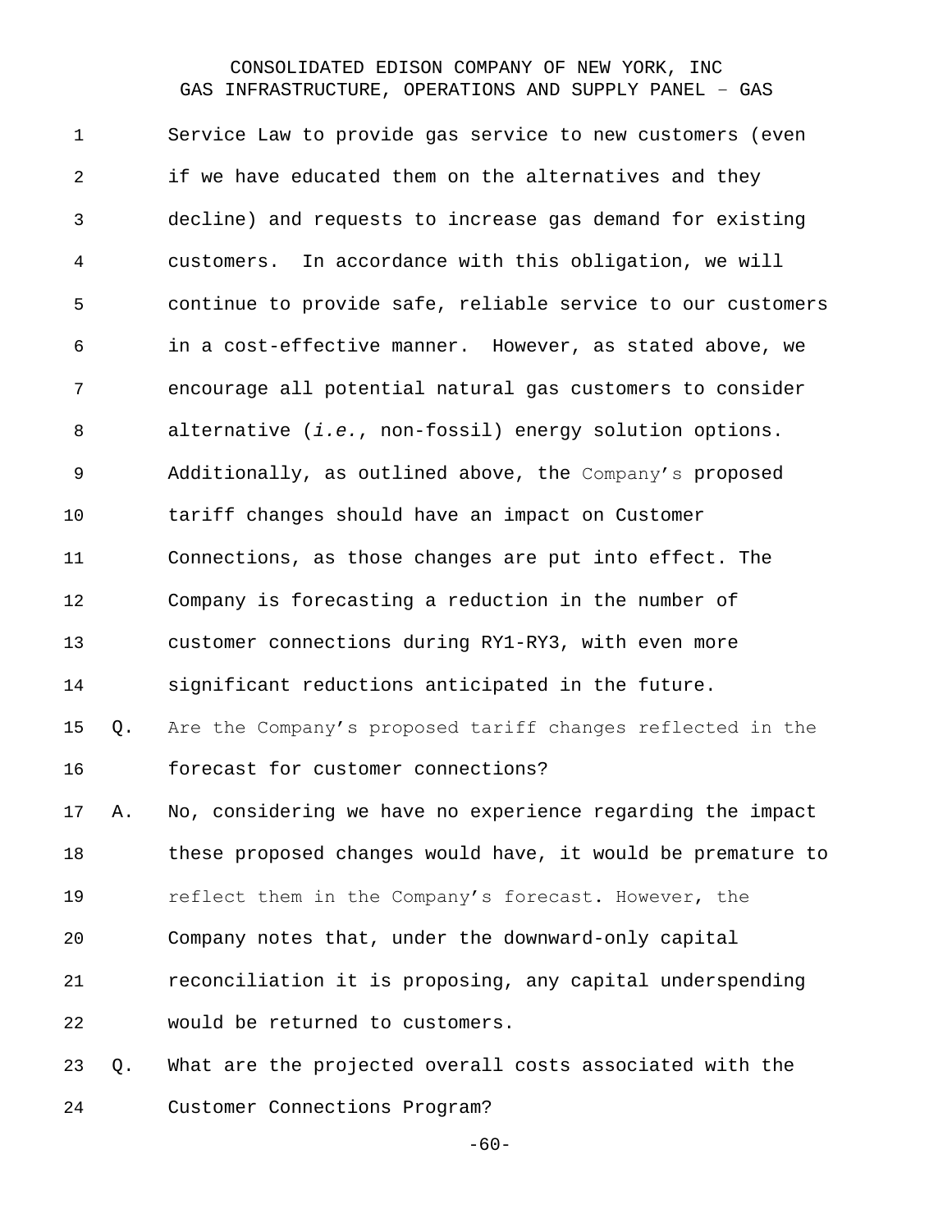Service Law to provide gas service to new customers (even if we have educated them on the alternatives and they decline) and requests to increase gas demand for existing customers. In accordance with this obligation, we will continue to provide safe, reliable service to our customers in a cost-effective manner. However, as stated above, we encourage all potential natural gas customers to consider alternative (*i.e.*, non-fossil) energy solution options. Additionally, as outlined above, the Company's proposed tariff changes should have an impact on Customer Connections, as those changes are put into effect. The Company is forecasting a reduction in the number of customer connections during RY1-RY3, with even more significant reductions anticipated in the future.

Q. Are the Company's proposed tariff changes reflected in the forecast for customer connections?

A. No, considering we have no experience regarding the impact these proposed changes would have, it would be premature to reflect them in the Company's forecast. However, the Company notes that, under the downward-only capital reconciliation it is proposing, any capital underspending would be returned to customers.

Q. What are the projected overall costs associated with the Customer Connections Program?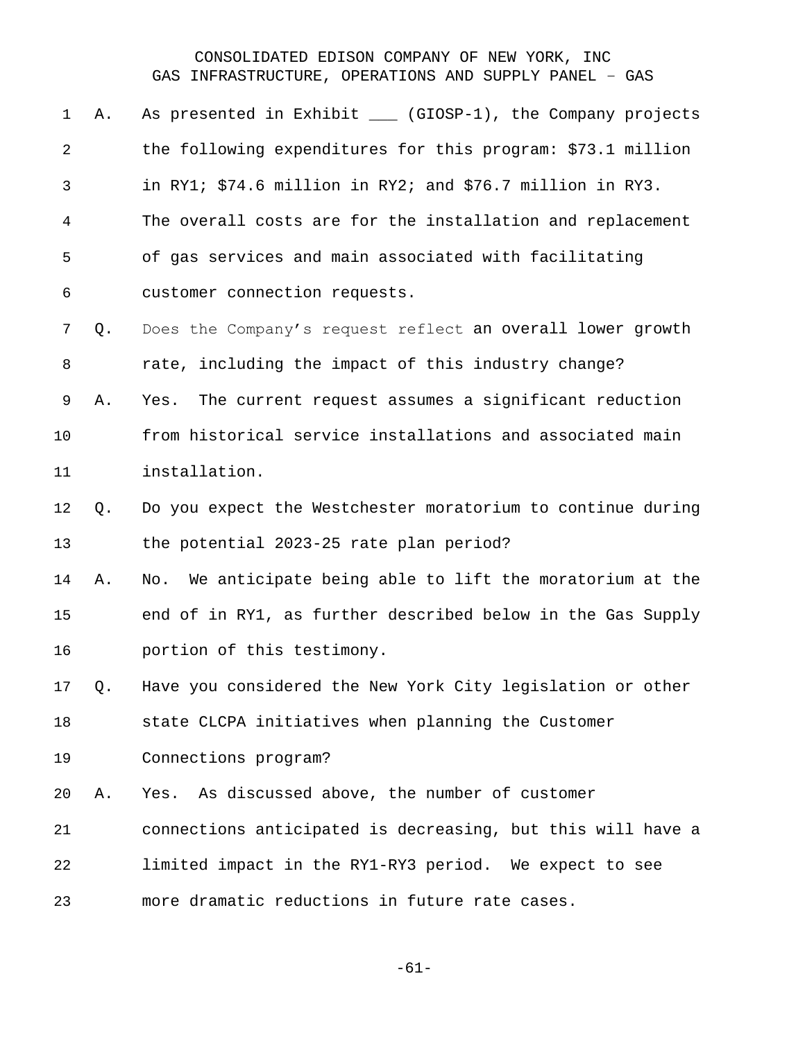A. As presented in Exhibit ___ (GIOSP-1), the Company projects the following expenditures for this program: $73.1 million in RY1; $74.6 million in RY2; and $76.7 million in RY3. The overall costs are for the installation and replacement of gas services and main associated with facilitating customer connection requests.

Q. Does the Company's request reflect an overall lower growth rate, including the impact of this industry change?

A. Yes. The current request assumes a significant reduction from historical service installations and associated main installation.

Q. Do you expect the Westchester moratorium to continue during the potential 2023-25 rate plan period?

A. No. We anticipate being able to lift the moratorium at the end of in RY1, as further described below in the Gas Supply portion of this testimony.

Q. Have you considered the New York City legislation or other state CLCPA initiatives when planning the Customer Connections program?

A. Yes. As discussed above, the number of customer connections anticipated is decreasing, but this will have a limited impact in the RY1-RY3 period. We expect to see more dramatic reductions in future rate cases.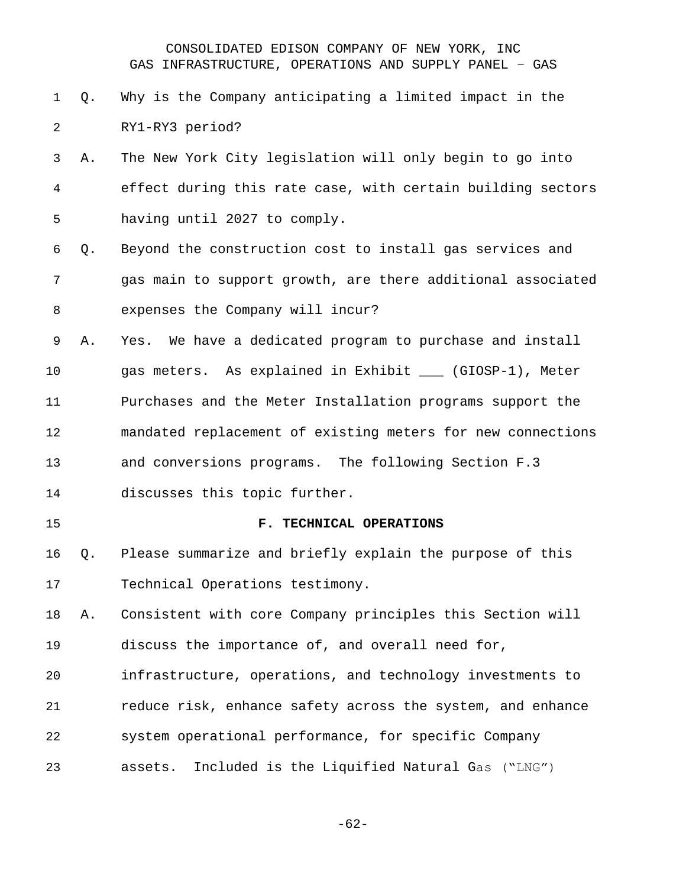Q. Why is the Company anticipating a limited impact in the RY1-RY3 period?

A. The New York City legislation will only begin to go into effect during this rate case, with certain building sectors having until 2027 to comply.

Q. Beyond the construction cost to install gas services and gas main to support growth, are there additional associated expenses the Company will incur?

A. Yes. We have a dedicated program to purchase and install gas meters. As explained in Exhibit ___ (GIOSP-1), Meter Purchases and the Meter Installation programs support the mandated replacement of existing meters for new connections and conversions programs. The following Section F.3 discusses this topic further.

## F. TECHNICAL OPERATIONS

Q. Please summarize and briefly explain the purpose of this Technical Operations testimony.

A. Consistent with core Company principles this Section will discuss the importance of, and overall need for, infrastructure, operations, and technology investments to reduce risk, enhance safety across the system, and enhance system operational performance, for specific Company assets. Included is the Liquified Natural Gas ("LNG")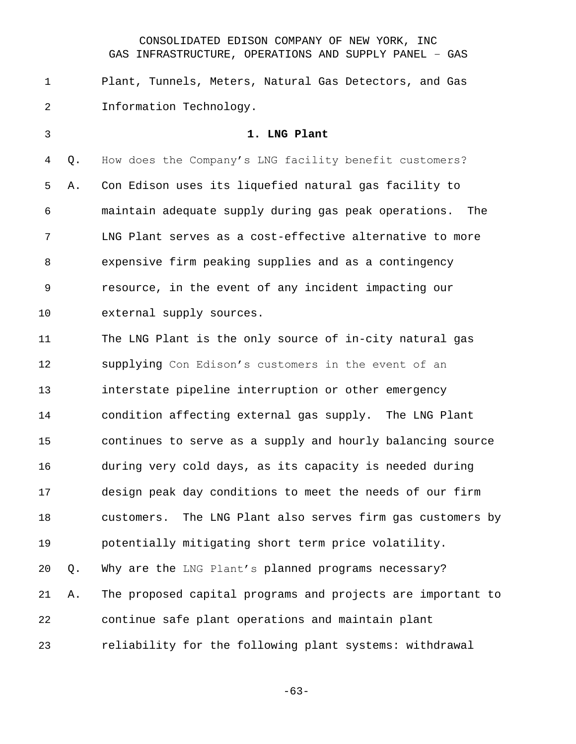Plant, Tunnels, Meters, Natural Gas Detectors, and Gas Information Technology.

### 1. LNG Plant

Q. How does the Company's LNG facility benefit customers?

A. Con Edison uses its liquefied natural gas facility to maintain adequate supply during gas peak operations. The LNG Plant serves as a cost-effective alternative to more expensive firm peaking supplies and as a contingency resource, in the event of any incident impacting our external supply sources.

The LNG Plant is the only source of in-city natural gas supplying Con Edison's customers in the event of an interstate pipeline interruption or other emergency condition affecting external gas supply. The LNG Plant continues to serve as a supply and hourly balancing source during very cold days, as its capacity is needed during design peak day conditions to meet the needs of our firm customers. The LNG Plant also serves firm gas customers by potentially mitigating short term price volatility.

Q. Why are the LNG Plant's planned programs necessary?

A. The proposed capital programs and projects are important to continue safe plant operations and maintain plant reliability for the following plant systems: withdrawal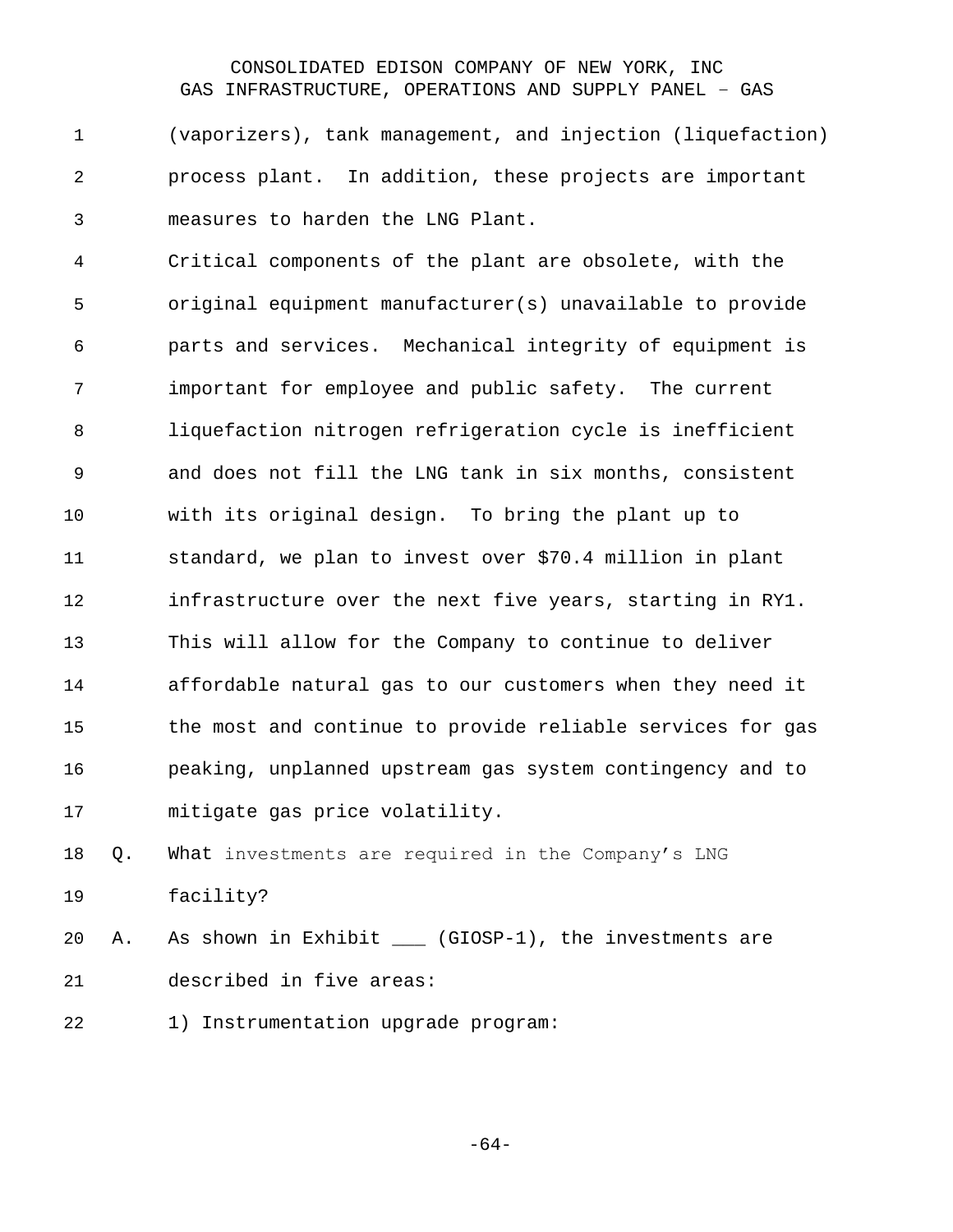(vaporizers), tank management, and injection (liquefaction) process plant. In addition, these projects are important measures to harden the LNG Plant.

Critical components of the plant are obsolete, with the original equipment manufacturer(s) unavailable to provide parts and services. Mechanical integrity of equipment is important for employee and public safety. The current liquefaction nitrogen refrigeration cycle is inefficient and does not fill the LNG tank in six months, consistent with its original design. To bring the plant up to standard, we plan to invest over $70.4 million in plant infrastructure over the next five years, starting in RY1. This will allow for the Company to continue to deliver affordable natural gas to our customers when they need it the most and continue to provide reliable services for gas peaking, unplanned upstream gas system contingency and to mitigate gas price volatility.

Q. What investments are required in the Company's LNG facility?

A. As shown in Exhibit ___ (GIOSP-1), the investments are described in five areas:

1) Instrumentation upgrade program: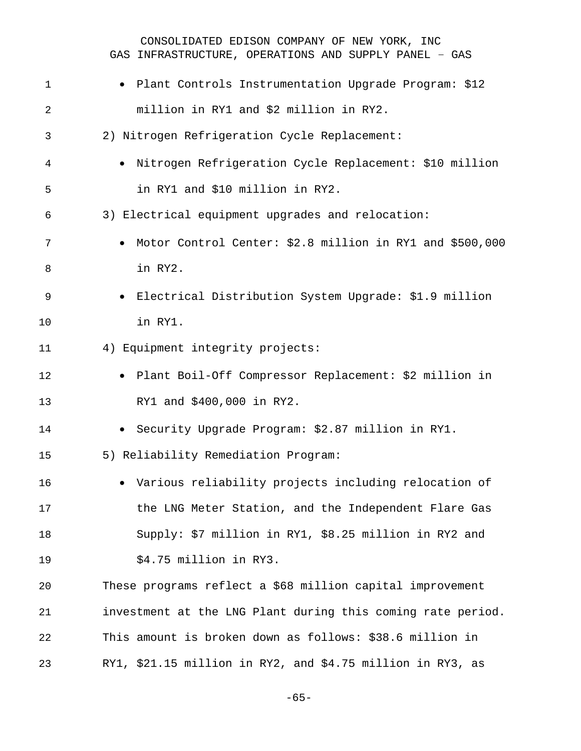- Plant Controls Instrumentation Upgrade Program: $12 million in RY1 and $2 million in RY2.

2) Nitrogen Refrigeration Cycle Replacement:

- Nitrogen Refrigeration Cycle Replacement: $10 million in RY1 and $10 million in RY2.

3) Electrical equipment upgrades and relocation:

- Motor Control Center: $2.8 million in RY1 and $500,000 in RY2.
- Electrical Distribution System Upgrade: $1.9 million in RY1.

4) Equipment integrity projects:

- Plant Boil-Off Compressor Replacement: $2 million in RY1 and $400,000 in RY2.
- Security Upgrade Program: $2.87 million in RY1.

5) Reliability Remediation Program:

- Various reliability projects including relocation of the LNG Meter Station, and the Independent Flare Gas Supply: $7 million in RY1, $8.25 million in RY2 and $4.75 million in RY3.

These programs reflect a $68 million capital improvement investment at the LNG Plant during this coming rate period. This amount is broken down as follows: $38.6 million in RY1, $21.15 million in RY2, and $4.75 million in RY3, as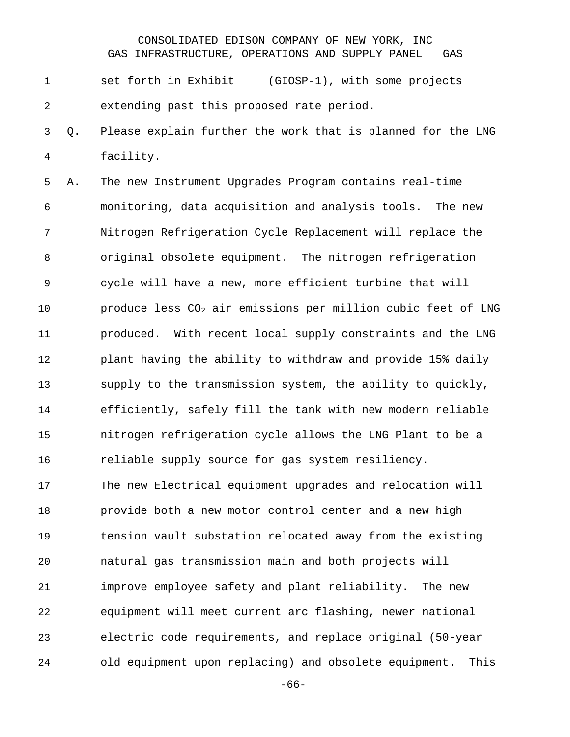set forth in Exhibit ___ (GIOSP-1), with some projects extending past this proposed rate period.

Q. Please explain further the work that is planned for the LNG facility.

A. The new Instrument Upgrades Program contains real-time monitoring, data acquisition and analysis tools. The new Nitrogen Refrigeration Cycle Replacement will replace the original obsolete equipment. The nitrogen refrigeration cycle will have a new, more efficient turbine that will produce less $CO_2$ air emissions per million cubic feet of LNG produced. With recent local supply constraints and the LNG plant having the ability to withdraw and provide 15% daily supply to the transmission system, the ability to quickly, efficiently, safely fill the tank with new modern reliable nitrogen refrigeration cycle allows the LNG Plant to be a reliable supply source for gas system resiliency.

The new Electrical equipment upgrades and relocation will provide both a new motor control center and a new high tension vault substation relocated away from the existing natural gas transmission main and both projects will improve employee safety and plant reliability. The new equipment will meet current arc flashing, newer national electric code requirements, and replace original (50-year old equipment upon replacing) and obsolete equipment. This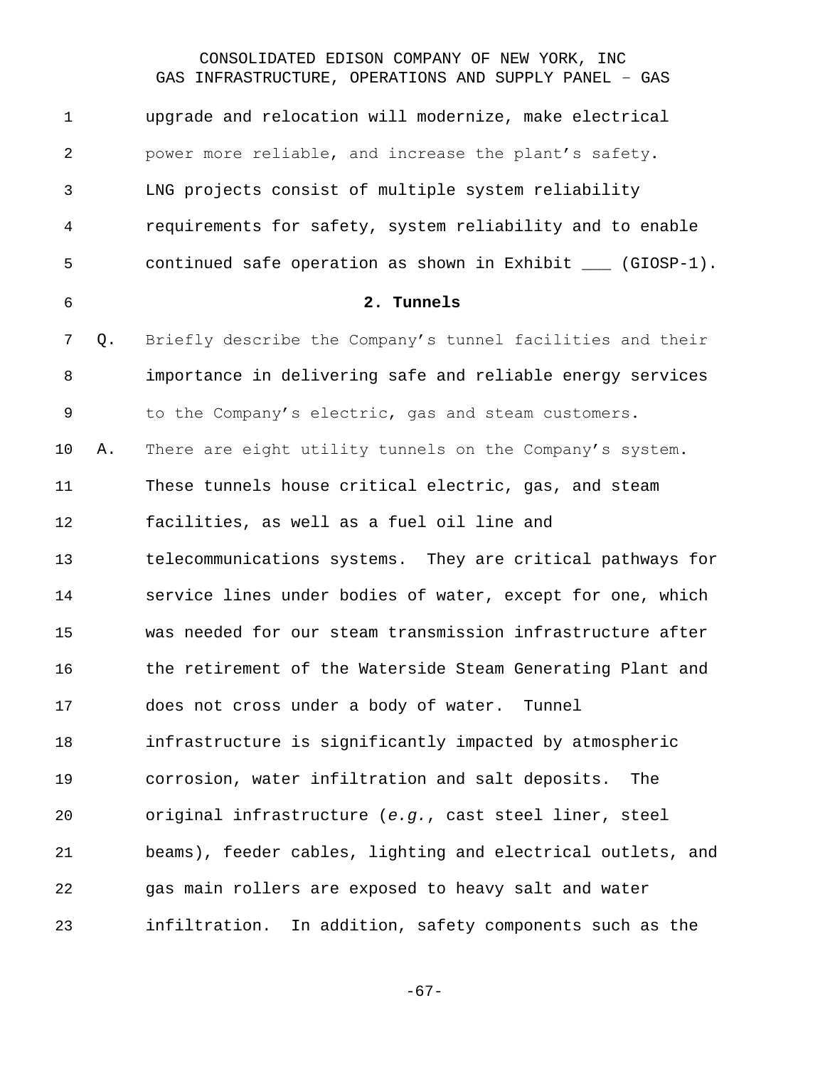upgrade and relocation will modernize, make electrical power more reliable, and increase the plant's safety. LNG projects consist of multiple system reliability requirements for safety, system reliability and to enable continued safe operation as shown in Exhibit ___ (GIOSP-1).

### 2. Tunnels

Q. Briefly describe the Company's tunnel facilities and their importance in delivering safe and reliable energy services to the Company's electric, gas and steam customers.

A. There are eight utility tunnels on the Company's system. These tunnels house critical electric, gas, and steam facilities, as well as a fuel oil line and telecommunications systems. They are critical pathways for service lines under bodies of water, except for one, which was needed for our steam transmission infrastructure after the retirement of the Waterside Steam Generating Plant and does not cross under a body of water. Tunnel infrastructure is significantly impacted by atmospheric corrosion, water infiltration and salt deposits. The original infrastructure (*e.g.*, cast steel liner, steel beams), feeder cables, lighting and electrical outlets, and gas main rollers are exposed to heavy salt and water infiltration. In addition, safety components such as the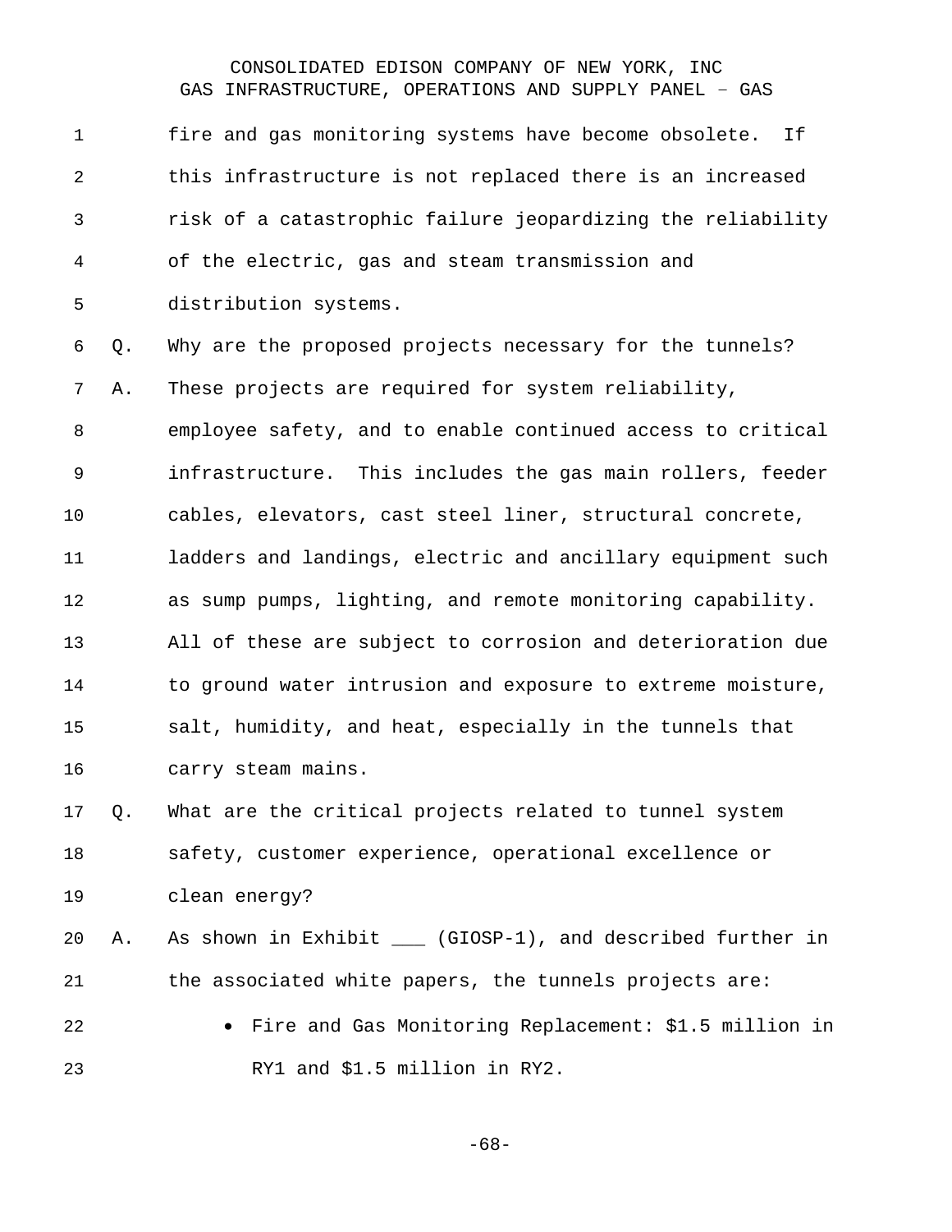fire and gas monitoring systems have become obsolete. If this infrastructure is not replaced there is an increased risk of a catastrophic failure jeopardizing the reliability of the electric, gas and steam transmission and distribution systems.

Q. Why are the proposed projects necessary for the tunnels?

A. These projects are required for system reliability, employee safety, and to enable continued access to critical infrastructure. This includes the gas main rollers, feeder cables, elevators, cast steel liner, structural concrete, ladders and landings, electric and ancillary equipment such as sump pumps, lighting, and remote monitoring capability. All of these are subject to corrosion and deterioration due to ground water intrusion and exposure to extreme moisture, salt, humidity, and heat, especially in the tunnels that carry steam mains.

Q. What are the critical projects related to tunnel system safety, customer experience, operational excellence or clean energy?

A. As shown in Exhibit ___ (GIOSP-1), and described further in the associated white papers, the tunnels projects are:

- Fire and Gas Monitoring Replacement: $1.5 million in RY1 and $1.5 million in RY2.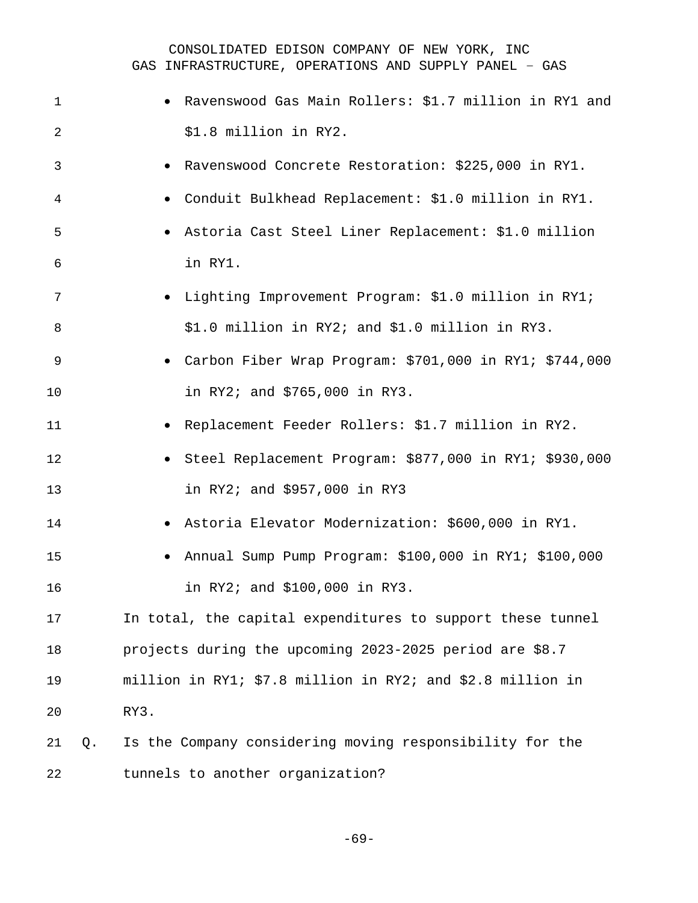- Ravenswood Gas Main Rollers: $1.7 million in RY1 and $1.8 million in RY2.
- Ravenswood Concrete Restoration: $225,000 in RY1.
- Conduit Bulkhead Replacement: $1.0 million in RY1.
- Astoria Cast Steel Liner Replacement: $1.0 million in RY1.
- Lighting Improvement Program: $1.0 million in RY1; $1.0 million in RY2; and $1.0 million in RY3.
- Carbon Fiber Wrap Program: $701,000 in RY1; $744,000 in RY2; and $765,000 in RY3.
- Replacement Feeder Rollers: $1.7 million in RY2.
- Steel Replacement Program: $877,000 in RY1; $930,000 in RY2; and $957,000 in RY3
- Astoria Elevator Modernization: $600,000 in RY1.
- Annual Sump Pump Program: $100,000 in RY1; $100,000 in RY2; and $100,000 in RY3.

In total, the capital expenditures to support these tunnel projects during the upcoming 2023-2025 period are $8.7 million in RY1; $7.8 million in RY2; and $2.8 million in RY3.

Q. Is the Company considering moving responsibility for the tunnels to another organization?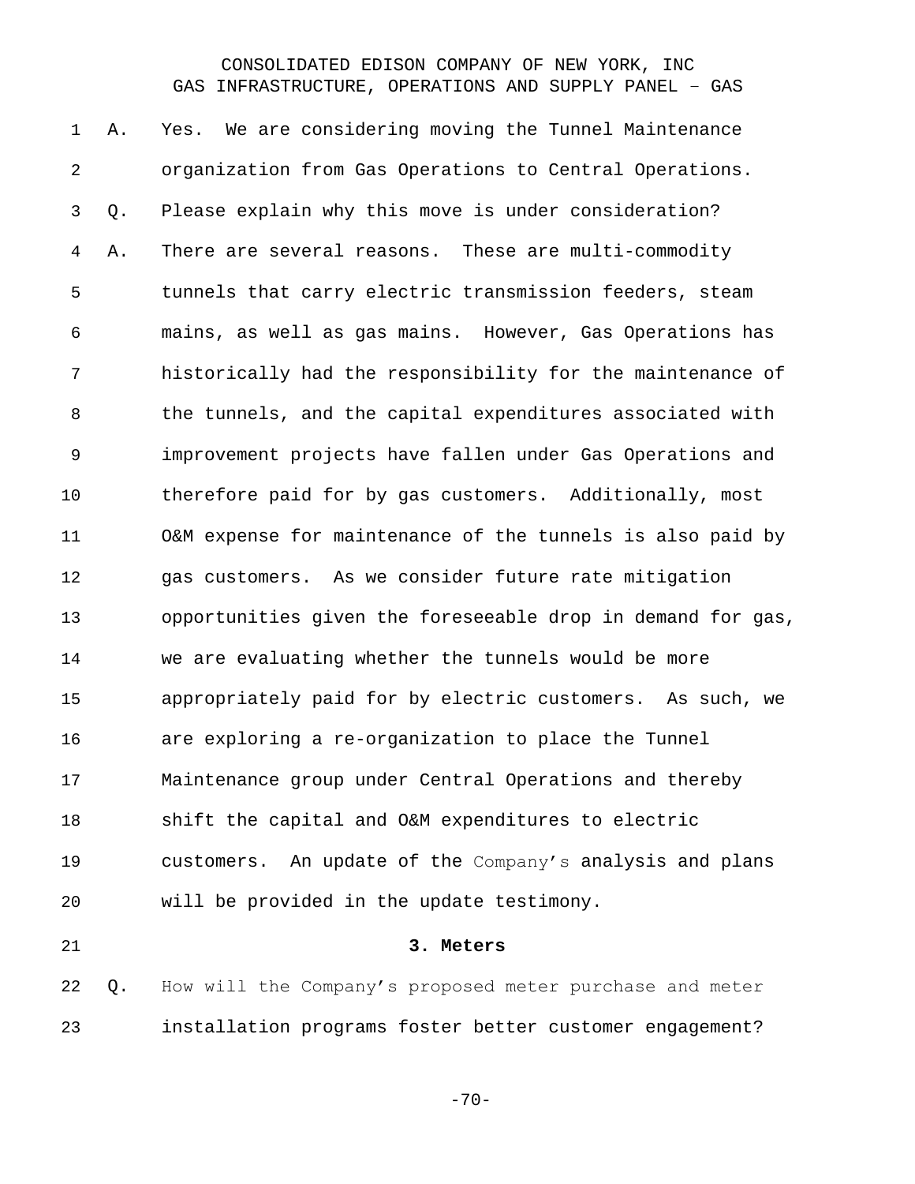A. Yes. We are considering moving the Tunnel Maintenance organization from Gas Operations to Central Operations.

Q. Please explain why this move is under consideration?

A. There are several reasons. These are multi-commodity tunnels that carry electric transmission feeders, steam mains, as well as gas mains. However, Gas Operations has historically had the responsibility for the maintenance of the tunnels, and the capital expenditures associated with improvement projects have fallen under Gas Operations and therefore paid for by gas customers. Additionally, most O&M expense for maintenance of the tunnels is also paid by gas customers. As we consider future rate mitigation opportunities given the foreseeable drop in demand for gas, we are evaluating whether the tunnels would be more appropriately paid for by electric customers. As such, we are exploring a re-organization to place the Tunnel Maintenance group under Central Operations and thereby shift the capital and O&M expenditures to electric customers. An update of the Company's analysis and plans will be provided in the update testimony.

### 3. Meters

Q. How will the Company's proposed meter purchase and meter installation programs foster better customer engagement?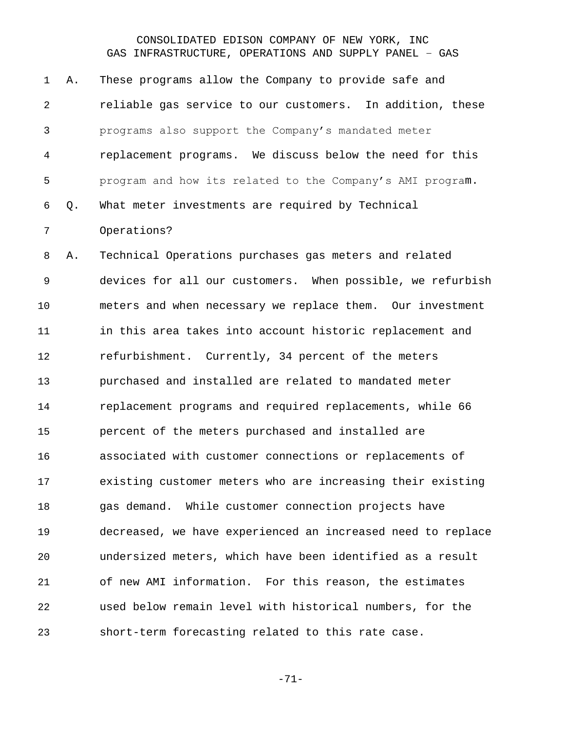A. These programs allow the Company to provide safe and reliable gas service to our customers. In addition, these programs also support the Company's mandated meter replacement programs. We discuss below the need for this program and how its related to the Company's AMI program.

Q. What meter investments are required by Technical Operations?

A. Technical Operations purchases gas meters and related devices for all our customers. When possible, we refurbish meters and when necessary we replace them. Our investment in this area takes into account historic replacement and refurbishment. Currently, 34 percent of the meters purchased and installed are related to mandated meter replacement programs and required replacements, while 66 percent of the meters purchased and installed are associated with customer connections or replacements of existing customer meters who are increasing their existing gas demand. While customer connection projects have decreased, we have experienced an increased need to replace undersized meters, which have been identified as a result of new AMI information. For this reason, the estimates used below remain level with historical numbers, for the short-term forecasting related to this rate case.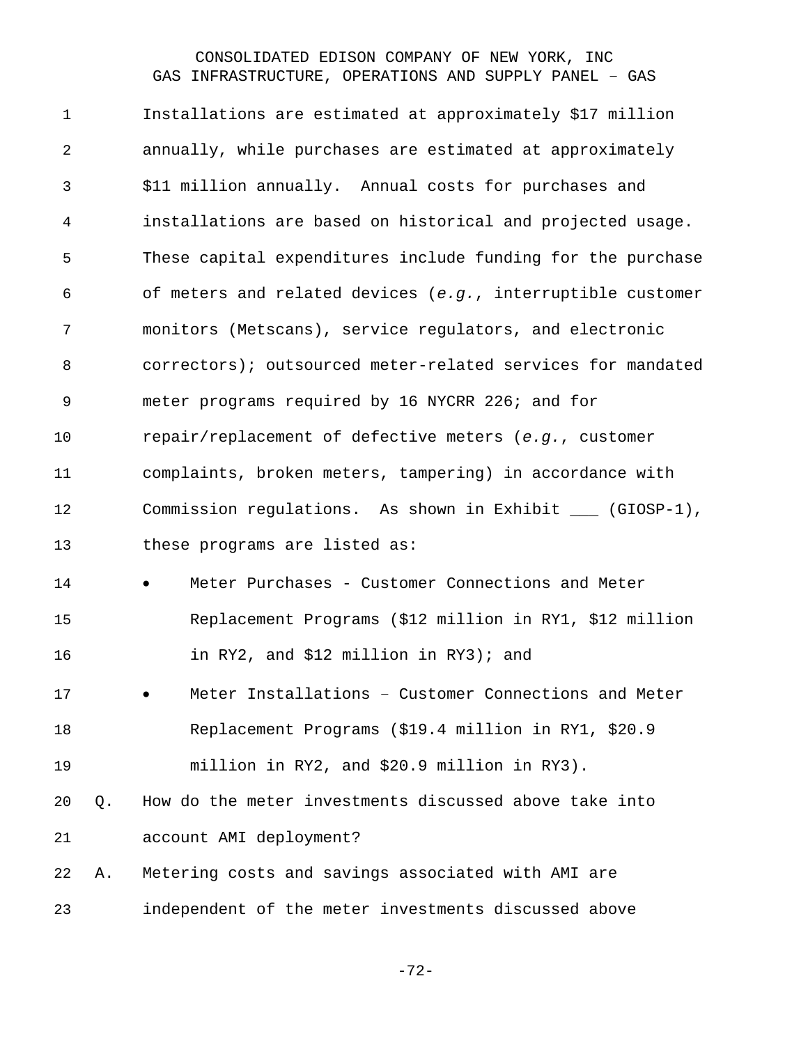Installations are estimated at approximately $17 million annually, while purchases are estimated at approximately $11 million annually.  Annual costs for purchases and installations are based on historical and projected usage. These capital expenditures include funding for the purchase of meters and related devices (*e.g.*, interruptible customer monitors (Metscans), service regulators, and electronic correctors); outsourced meter-related services for mandated meter programs required by 16 NYCRR 226; and for repair/replacement of defective meters (*e.g.*, customer complaints, broken meters, tampering) in accordance with Commission regulations.  As shown in Exhibit ___ (GIOSP-1), these programs are listed as:

- Meter Purchases - Customer Connections and Meter Replacement Programs ($12 million in RY1, $12 million in RY2, and $12 million in RY3); and
- Meter Installations – Customer Connections and Meter Replacement Programs ($19.4 million in RY1, $20.9 million in RY2, and $20.9 million in RY3).

Q. How do the meter investments discussed above take into account AMI deployment?

A. Metering costs and savings associated with AMI are independent of the meter investments discussed above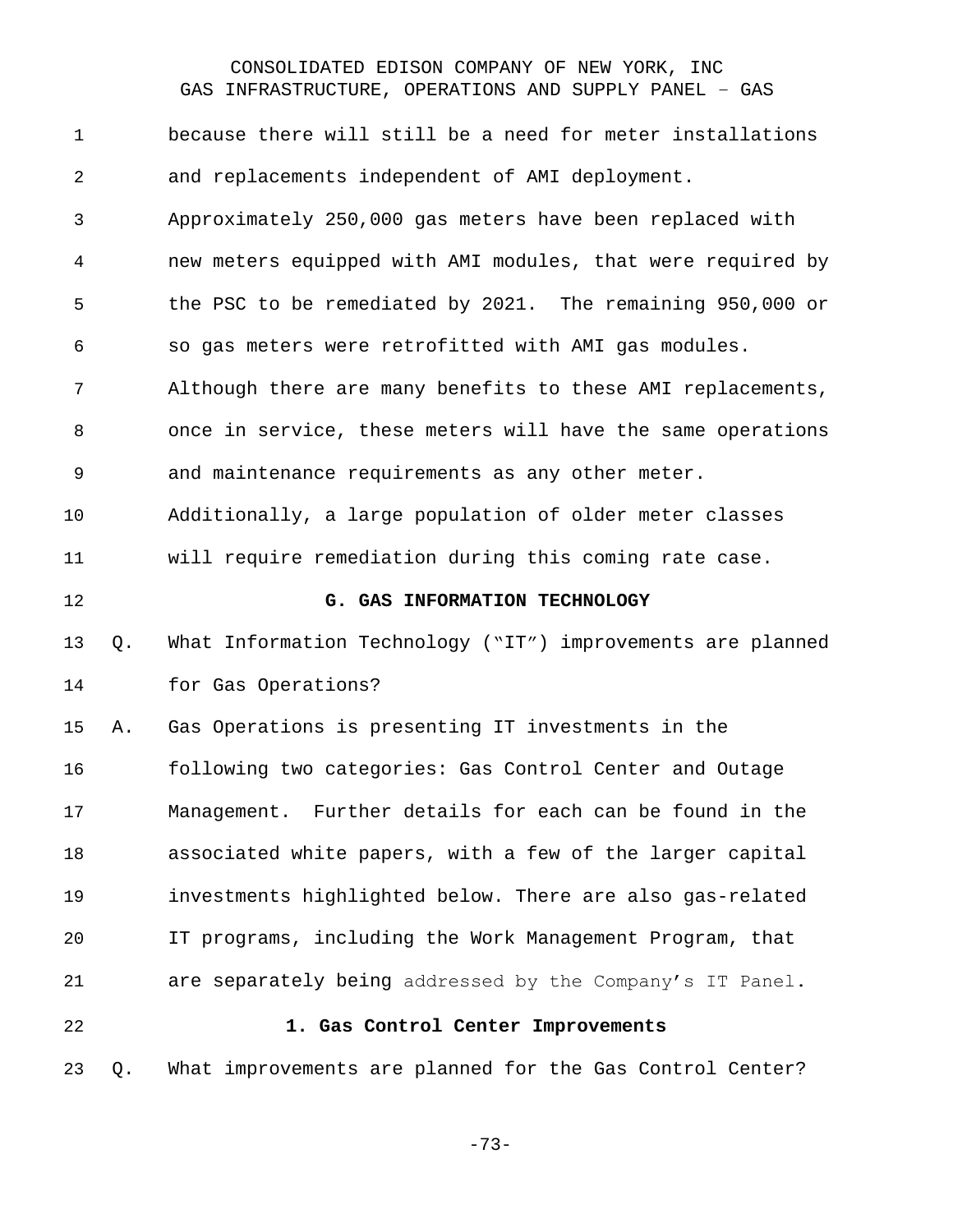because there will still be a need for meter installations and replacements independent of AMI deployment. Approximately 250,000 gas meters have been replaced with new meters equipped with AMI modules, that were required by the PSC to be remediated by 2021. The remaining 950,000 or so gas meters were retrofitted with AMI gas modules. Although there are many benefits to these AMI replacements, once in service, these meters will have the same operations and maintenance requirements as any other meter. Additionally, a large population of older meter classes will require remediation during this coming rate case.

## G. GAS INFORMATION TECHNOLOGY

Q. What Information Technology ("IT") improvements are planned for Gas Operations?

A. Gas Operations is presenting IT investments in the following two categories: Gas Control Center and Outage Management. Further details for each can be found in the associated white papers, with a few of the larger capital investments highlighted below. There are also gas-related IT programs, including the Work Management Program, that are separately being addressed by the Company's IT Panel.

### 1. Gas Control Center Improvements

Q. What improvements are planned for the Gas Control Center?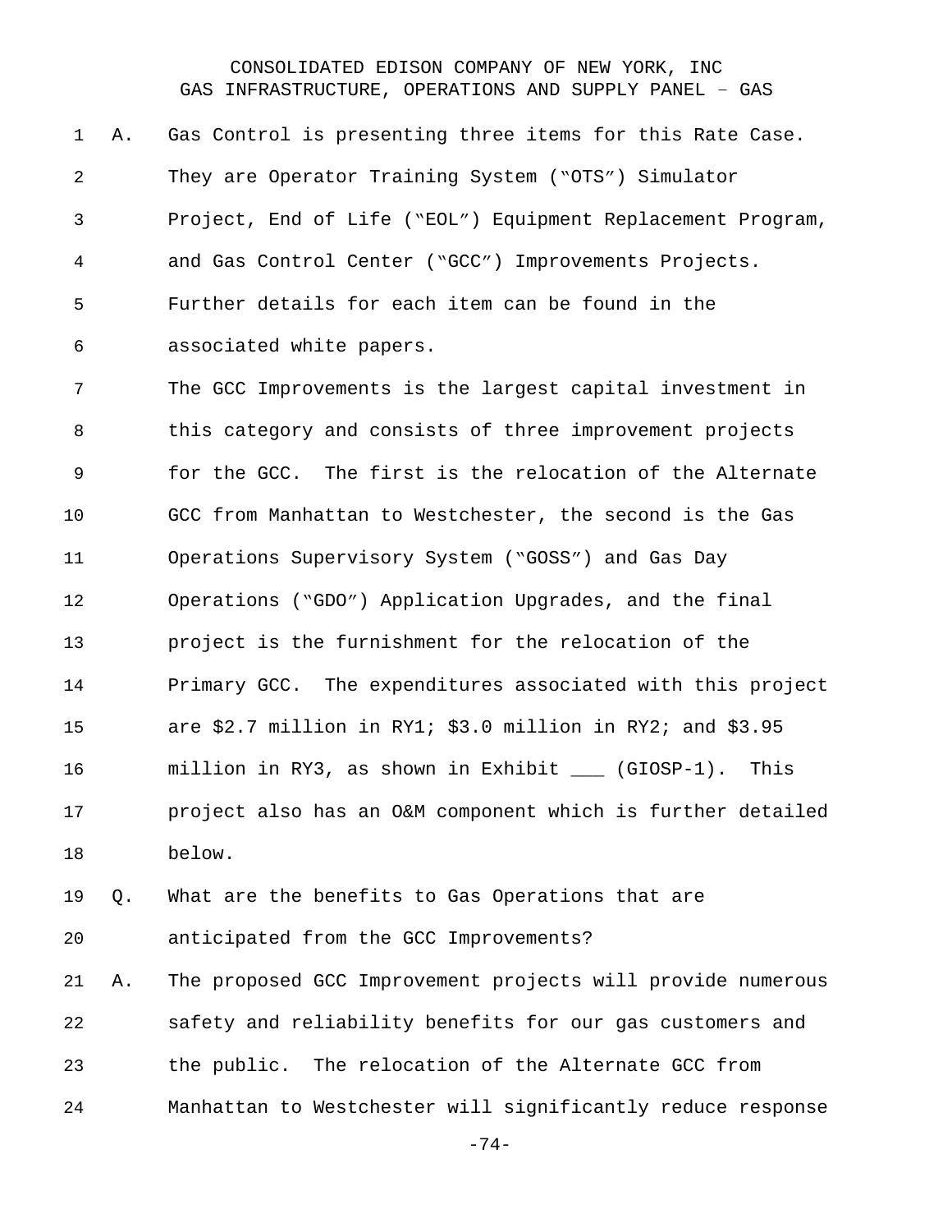A. Gas Control is presenting three items for this Rate Case. They are Operator Training System ("OTS") Simulator Project, End of Life ("EOL") Equipment Replacement Program, and Gas Control Center ("GCC") Improvements Projects. Further details for each item can be found in the associated white papers.

The GCC Improvements is the largest capital investment in this category and consists of three improvement projects for the GCC. The first is the relocation of the Alternate GCC from Manhattan to Westchester, the second is the Gas Operations Supervisory System ("GOSS") and Gas Day Operations ("GDO") Application Upgrades, and the final project is the furnishment for the relocation of the Primary GCC. The expenditures associated with this project are $2.7 million in RY1; $3.0 million in RY2; and $3.95 million in RY3, as shown in Exhibit ___ (GIOSP-1). This project also has an O&M component which is further detailed below.

Q. What are the benefits to Gas Operations that are anticipated from the GCC Improvements?

A. The proposed GCC Improvement projects will provide numerous safety and reliability benefits for our gas customers and the public. The relocation of the Alternate GCC from Manhattan to Westchester will significantly reduce response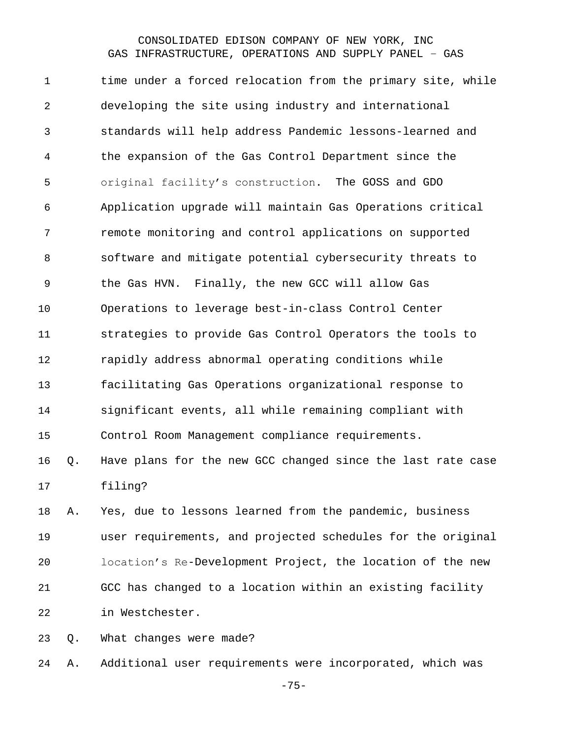time under a forced relocation from the primary site, while developing the site using industry and international standards will help address Pandemic lessons-learned and the expansion of the Gas Control Department since the original facility's construction. The GOSS and GDO Application upgrade will maintain Gas Operations critical remote monitoring and control applications on supported software and mitigate potential cybersecurity threats to the Gas HVN. Finally, the new GCC will allow Gas Operations to leverage best-in-class Control Center strategies to provide Gas Control Operators the tools to rapidly address abnormal operating conditions while facilitating Gas Operations organizational response to significant events, all while remaining compliant with Control Room Management compliance requirements.

Q. Have plans for the new GCC changed since the last rate case filing?

A. Yes, due to lessons learned from the pandemic, business user requirements, and projected schedules for the original location's Re-Development Project, the location of the new GCC has changed to a location within an existing facility in Westchester.

Q. What changes were made?

A. Additional user requirements were incorporated, which was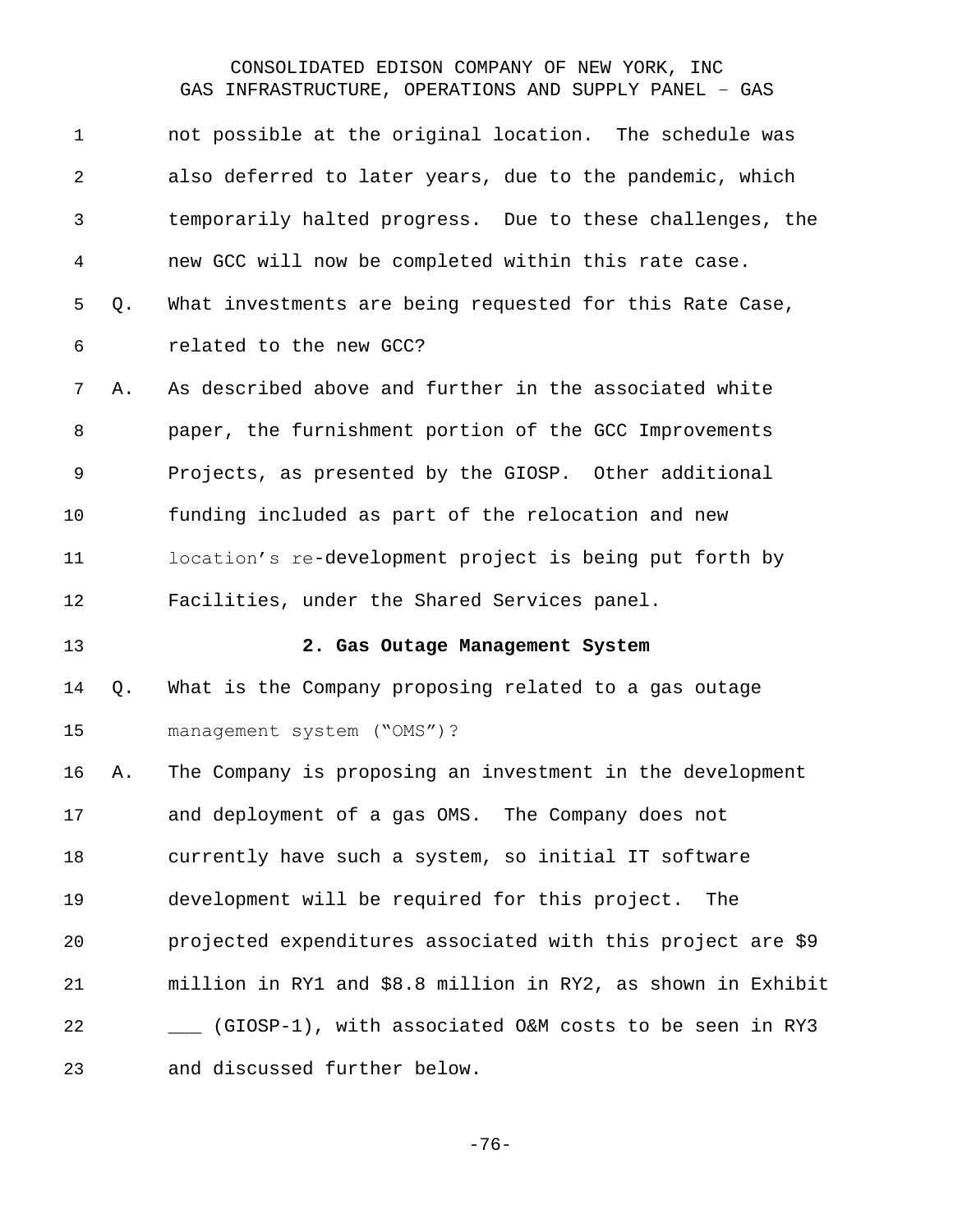not possible at the original location. The schedule was also deferred to later years, due to the pandemic, which temporarily halted progress. Due to these challenges, the new GCC will now be completed within this rate case.

Q. What investments are being requested for this Rate Case, related to the new GCC?

A. As described above and further in the associated white paper, the furnishment portion of the GCC Improvements Projects, as presented by the GIOSP. Other additional funding included as part of the relocation and new location's re-development project is being put forth by Facilities, under the Shared Services panel.

### 2. Gas Outage Management System

Q. What is the Company proposing related to a gas outage management system ("OMS")?

A. The Company is proposing an investment in the development and deployment of a gas OMS. The Company does not currently have such a system, so initial IT software development will be required for this project. The projected expenditures associated with this project are $9 million in RY1 and $8.8 million in RY2, as shown in Exhibit ___ (GIOSP-1), with associated O&M costs to be seen in RY3 and discussed further below.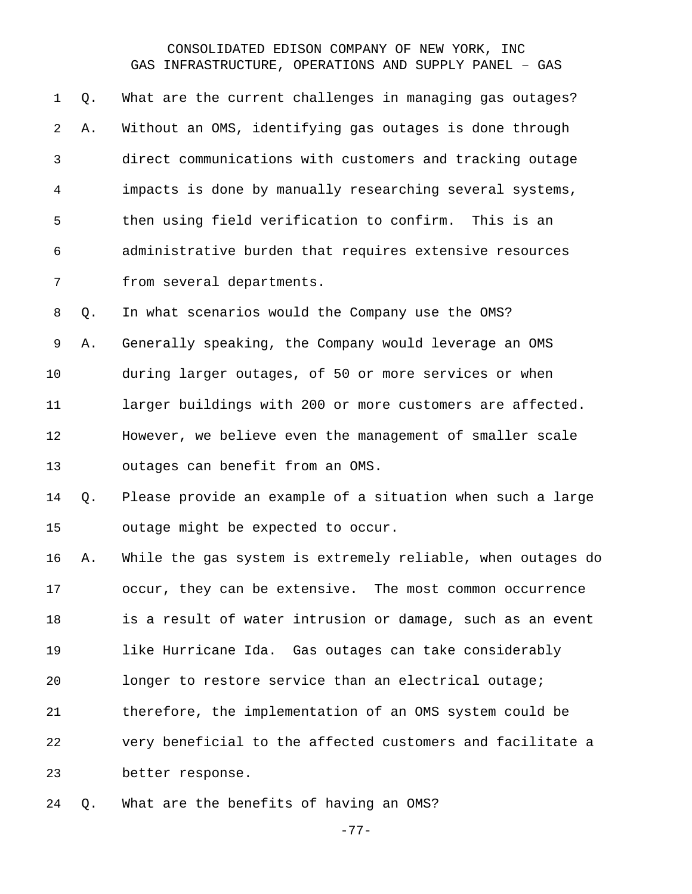Q. What are the current challenges in managing gas outages?

A. Without an OMS, identifying gas outages is done through direct communications with customers and tracking outage impacts is done by manually researching several systems, then using field verification to confirm. This is an administrative burden that requires extensive resources from several departments.

Q. In what scenarios would the Company use the OMS?

A. Generally speaking, the Company would leverage an OMS during larger outages, of 50 or more services or when larger buildings with 200 or more customers are affected. However, we believe even the management of smaller scale outages can benefit from an OMS.

Q. Please provide an example of a situation when such a large outage might be expected to occur.

A. While the gas system is extremely reliable, when outages do occur, they can be extensive. The most common occurrence is a result of water intrusion or damage, such as an event like Hurricane Ida. Gas outages can take considerably longer to restore service than an electrical outage; therefore, the implementation of an OMS system could be very beneficial to the affected customers and facilitate a better response.

Q. What are the benefits of having an OMS?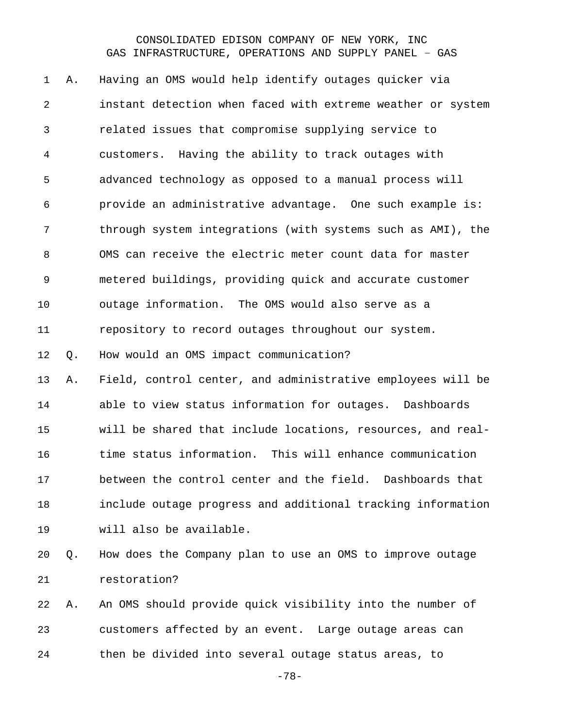A. Having an OMS would help identify outages quicker via instant detection when faced with extreme weather or system related issues that compromise supplying service to customers. Having the ability to track outages with advanced technology as opposed to a manual process will provide an administrative advantage. One such example is: through system integrations (with systems such as AMI), the OMS can receive the electric meter count data for master metered buildings, providing quick and accurate customer outage information. The OMS would also serve as a repository to record outages throughout our system.

Q. How would an OMS impact communication?

A. Field, control center, and administrative employees will be able to view status information for outages. Dashboards will be shared that include locations, resources, and real-time status information. This will enhance communication between the control center and the field. Dashboards that include outage progress and additional tracking information will also be available.

Q. How does the Company plan to use an OMS to improve outage restoration?

A. An OMS should provide quick visibility into the number of customers affected by an event. Large outage areas can then be divided into several outage status areas, to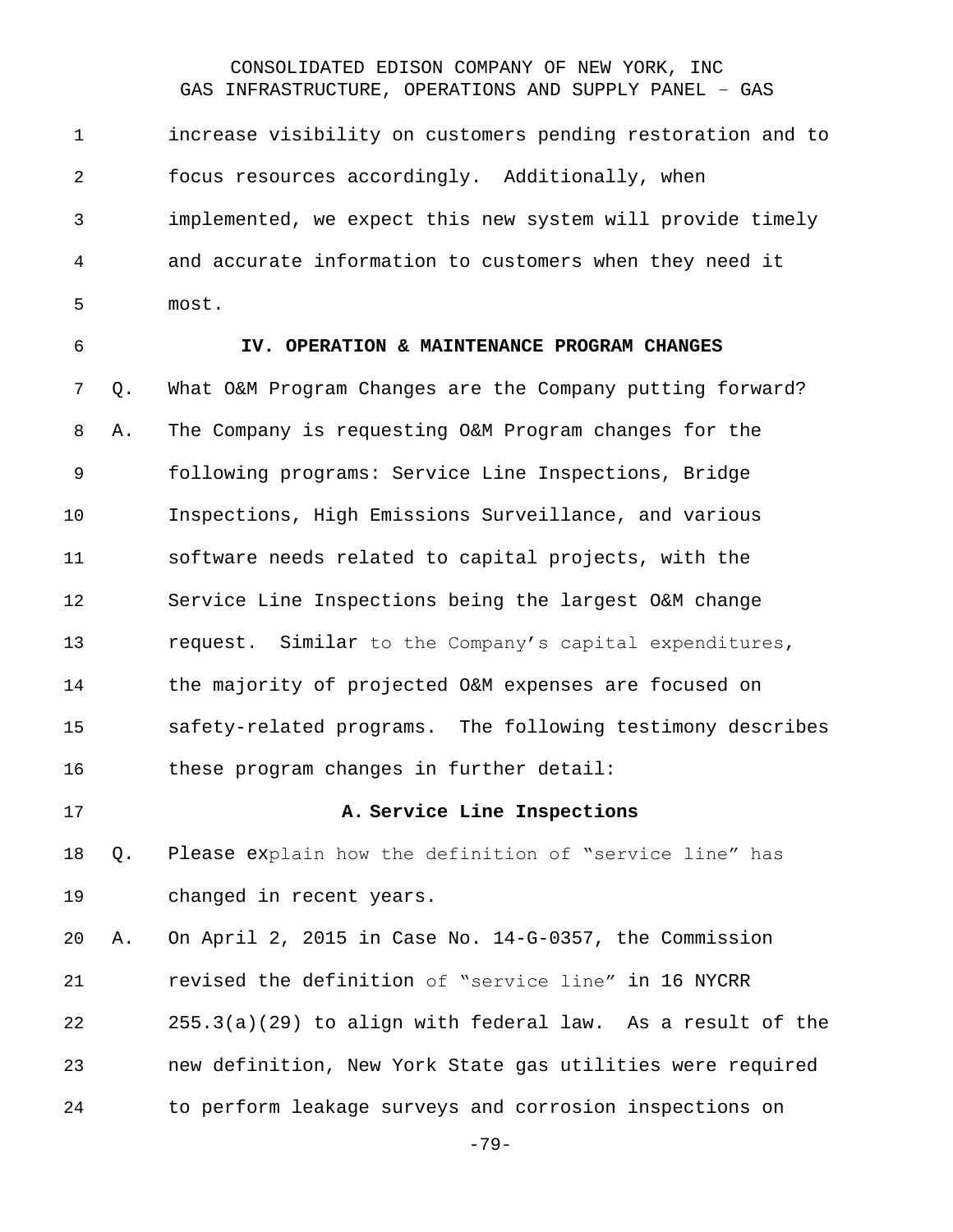increase visibility on customers pending restoration and to focus resources accordingly. Additionally, when implemented, we expect this new system will provide timely and accurate information to customers when they need it most.

## IV. OPERATION & MAINTENANCE PROGRAM CHANGES

Q. What O&M Program Changes are the Company putting forward?

A. The Company is requesting O&M Program changes for the following programs: Service Line Inspections, Bridge Inspections, High Emissions Surveillance, and various software needs related to capital projects, with the Service Line Inspections being the largest O&M change request. Similar to the Company's capital expenditures, the majority of projected O&M expenses are focused on safety-related programs. The following testimony describes these program changes in further detail:

### A. Service Line Inspections

Q. Please explain how the definition of "service line" has changed in recent years.

A. On April 2, 2015 in Case No. 14-G-0357, the Commission revised the definition of "service line" in 16 NYCRR 255.3(a)(29) to align with federal law. As a result of the new definition, New York State gas utilities were required to perform leakage surveys and corrosion inspections on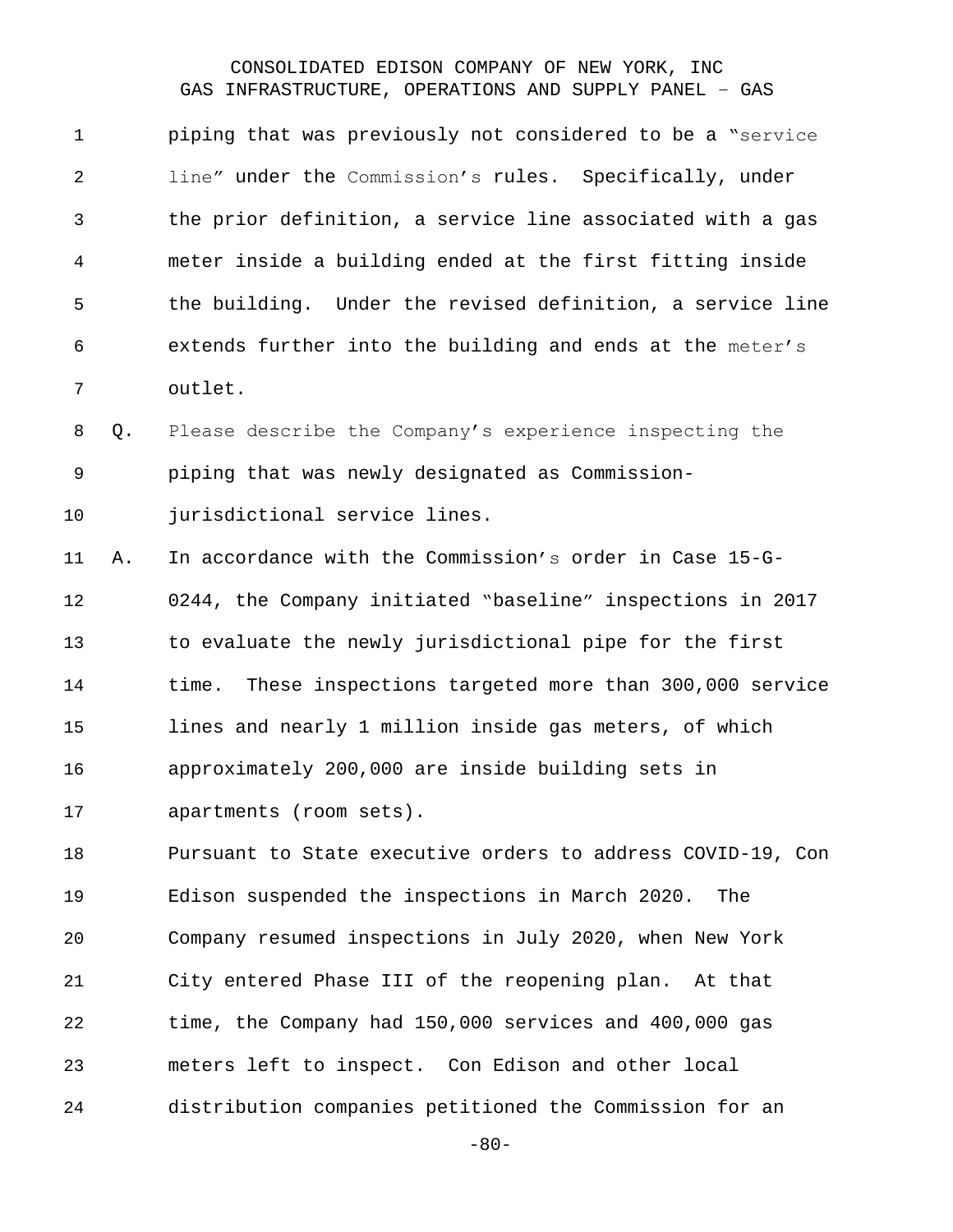piping that was previously not considered to be a "service line" under the Commission's rules. Specifically, under the prior definition, a service line associated with a gas meter inside a building ended at the first fitting inside the building. Under the revised definition, a service line extends further into the building and ends at the meter's outlet.

Q. Please describe the Company's experience inspecting the piping that was newly designated as Commission-jurisdictional service lines.

A. In accordance with the Commission's order in Case 15-G-0244, the Company initiated "baseline" inspections in 2017 to evaluate the newly jurisdictional pipe for the first time. These inspections targeted more than 300,000 service lines and nearly 1 million inside gas meters, of which approximately 200,000 are inside building sets in apartments (room sets).

Pursuant to State executive orders to address COVID-19, Con Edison suspended the inspections in March 2020. The Company resumed inspections in July 2020, when New York City entered Phase III of the reopening plan. At that time, the Company had 150,000 services and 400,000 gas meters left to inspect. Con Edison and other local distribution companies petitioned the Commission for an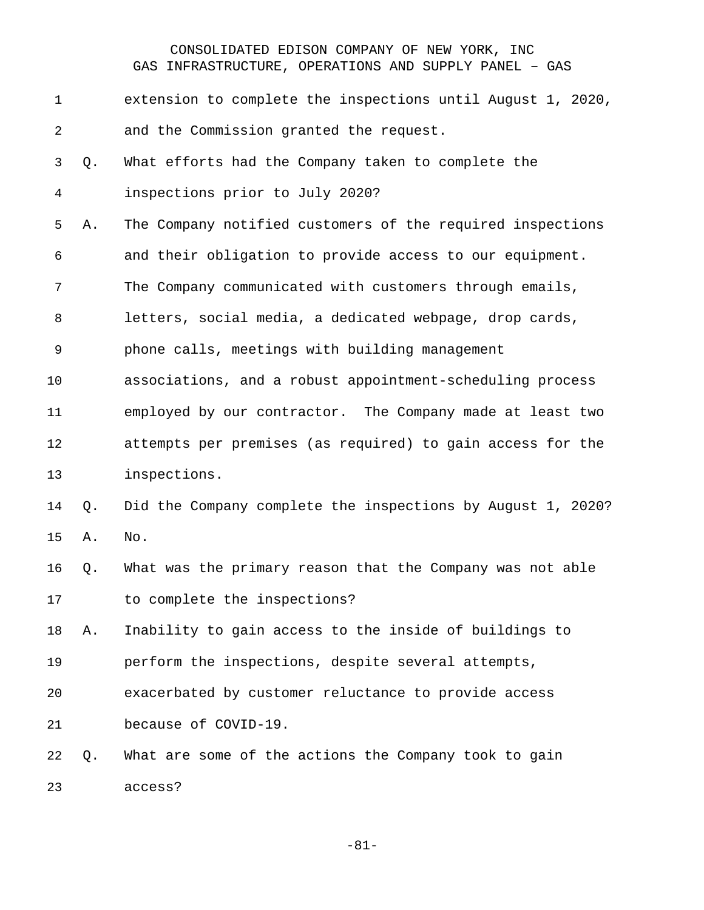extension to complete the inspections until August 1, 2020, and the Commission granted the request.

Q. What efforts had the Company taken to complete the inspections prior to July 2020?

A. The Company notified customers of the required inspections and their obligation to provide access to our equipment. The Company communicated with customers through emails, letters, social media, a dedicated webpage, drop cards, phone calls, meetings with building management associations, and a robust appointment-scheduling process employed by our contractor. The Company made at least two attempts per premises (as required) to gain access for the inspections.

Q. Did the Company complete the inspections by August 1, 2020?

A. No.

Q. What was the primary reason that the Company was not able to complete the inspections?

A. Inability to gain access to the inside of buildings to perform the inspections, despite several attempts, exacerbated by customer reluctance to provide access because of COVID-19.

Q. What are some of the actions the Company took to gain access?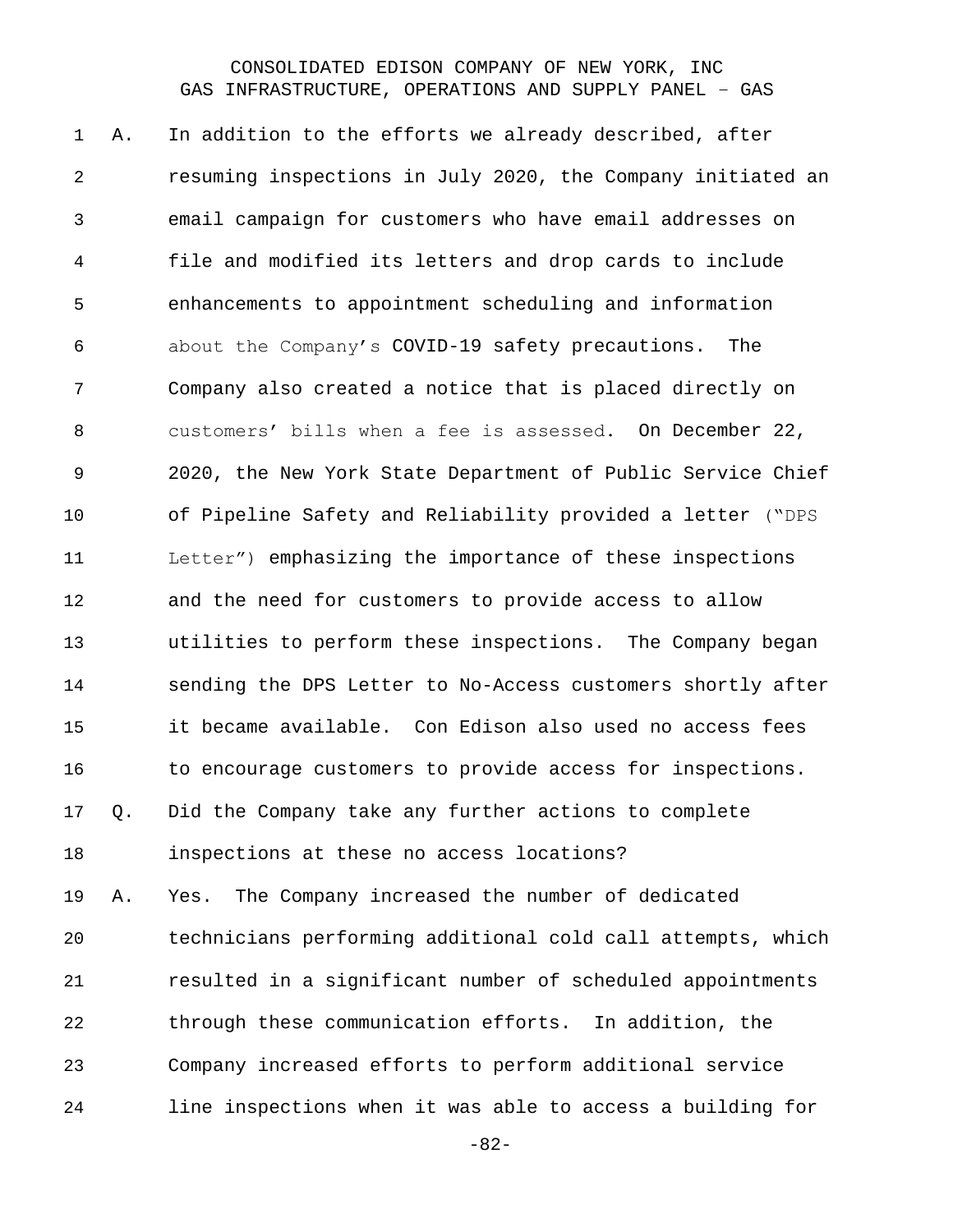A. In addition to the efforts we already described, after resuming inspections in July 2020, the Company initiated an email campaign for customers who have email addresses on file and modified its letters and drop cards to include enhancements to appointment scheduling and information about the Company's COVID-19 safety precautions. The Company also created a notice that is placed directly on customers' bills when a fee is assessed. On December 22, 2020, the New York State Department of Public Service Chief of Pipeline Safety and Reliability provided a letter ("DPS Letter") emphasizing the importance of these inspections and the need for customers to provide access to allow utilities to perform these inspections. The Company began sending the DPS Letter to No-Access customers shortly after it became available. Con Edison also used no access fees to encourage customers to provide access for inspections.

Q. Did the Company take any further actions to complete inspections at these no access locations?

A. Yes. The Company increased the number of dedicated technicians performing additional cold call attempts, which resulted in a significant number of scheduled appointments through these communication efforts. In addition, the Company increased efforts to perform additional service line inspections when it was able to access a building for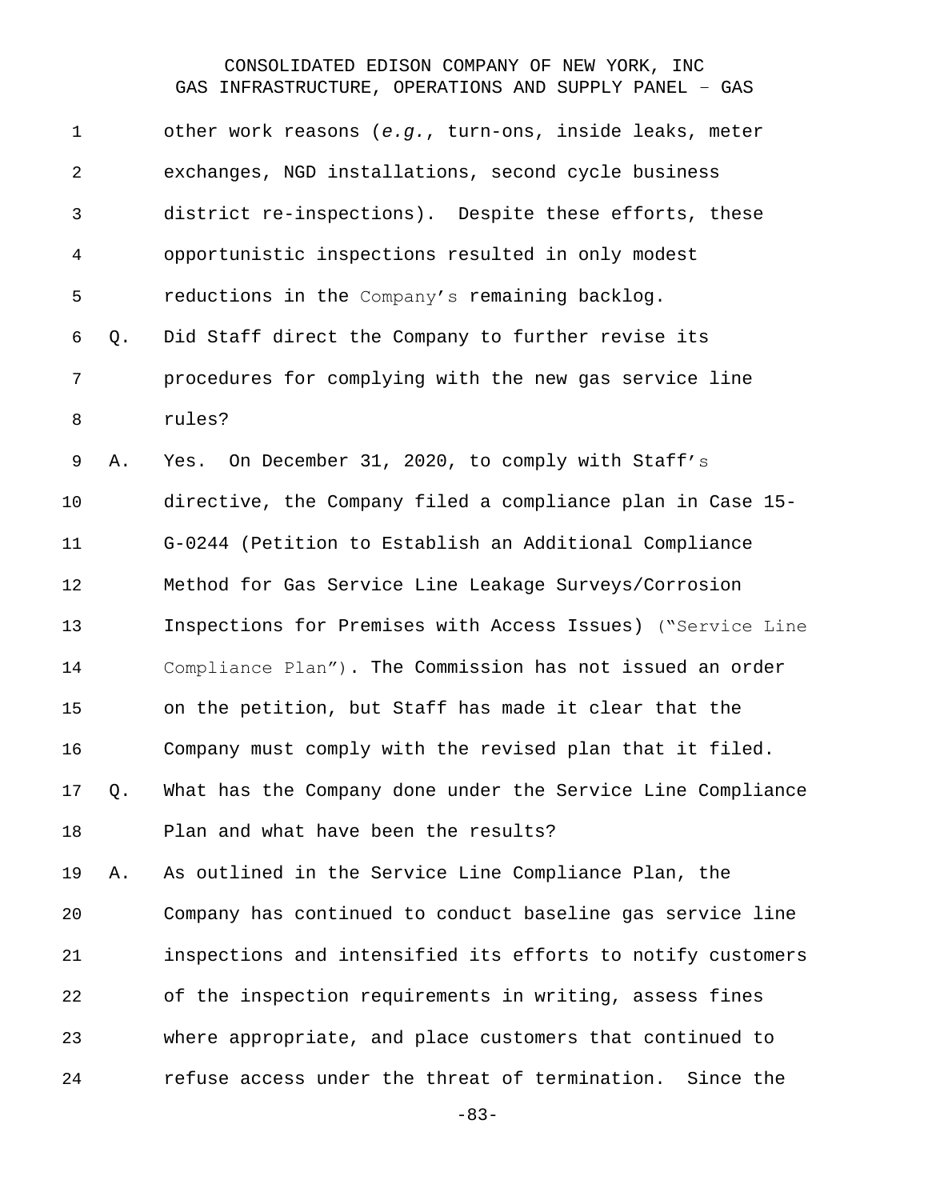other work reasons (*e.g.*, turn-ons, inside leaks, meter exchanges, NGD installations, second cycle business district re-inspections). Despite these efforts, these opportunistic inspections resulted in only modest reductions in the Company's remaining backlog.

Q. Did Staff direct the Company to further revise its procedures for complying with the new gas service line rules?

A. Yes. On December 31, 2020, to comply with Staff's directive, the Company filed a compliance plan in Case 15-G-0244 (Petition to Establish an Additional Compliance Method for Gas Service Line Leakage Surveys/Corrosion Inspections for Premises with Access Issues) ("Service Line Compliance Plan"). The Commission has not issued an order on the petition, but Staff has made it clear that the Company must comply with the revised plan that it filed.

Q. What has the Company done under the Service Line Compliance Plan and what have been the results?

A. As outlined in the Service Line Compliance Plan, the Company has continued to conduct baseline gas service line inspections and intensified its efforts to notify customers of the inspection requirements in writing, assess fines where appropriate, and place customers that continued to refuse access under the threat of termination. Since the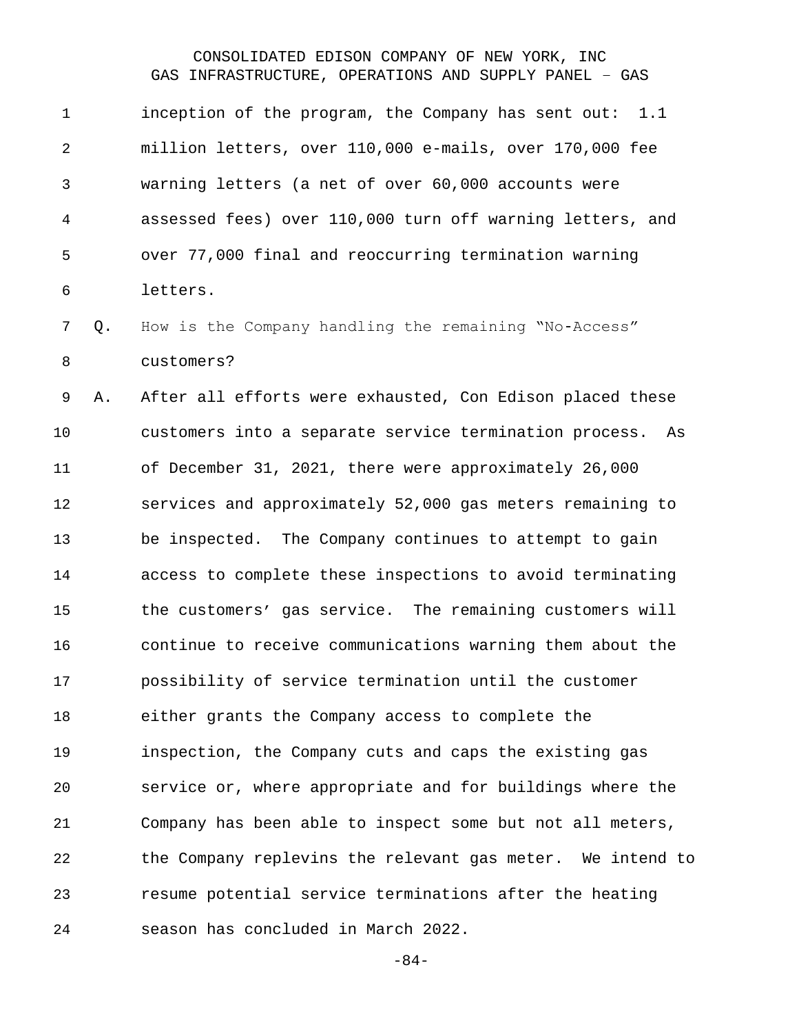inception of the program, the Company has sent out: 1.1 million letters, over 110,000 e-mails, over 170,000 fee warning letters (a net of over 60,000 accounts were assessed fees) over 110,000 turn off warning letters, and over 77,000 final and reoccurring termination warning letters.

Q. How is the Company handling the remaining "No-Access" customers?

A. After all efforts were exhausted, Con Edison placed these customers into a separate service termination process. As of December 31, 2021, there were approximately 26,000 services and approximately 52,000 gas meters remaining to be inspected. The Company continues to attempt to gain access to complete these inspections to avoid terminating the customers' gas service. The remaining customers will continue to receive communications warning them about the possibility of service termination until the customer either grants the Company access to complete the inspection, the Company cuts and caps the existing gas service or, where appropriate and for buildings where the Company has been able to inspect some but not all meters, the Company replevins the relevant gas meter. We intend to resume potential service terminations after the heating season has concluded in March 2022.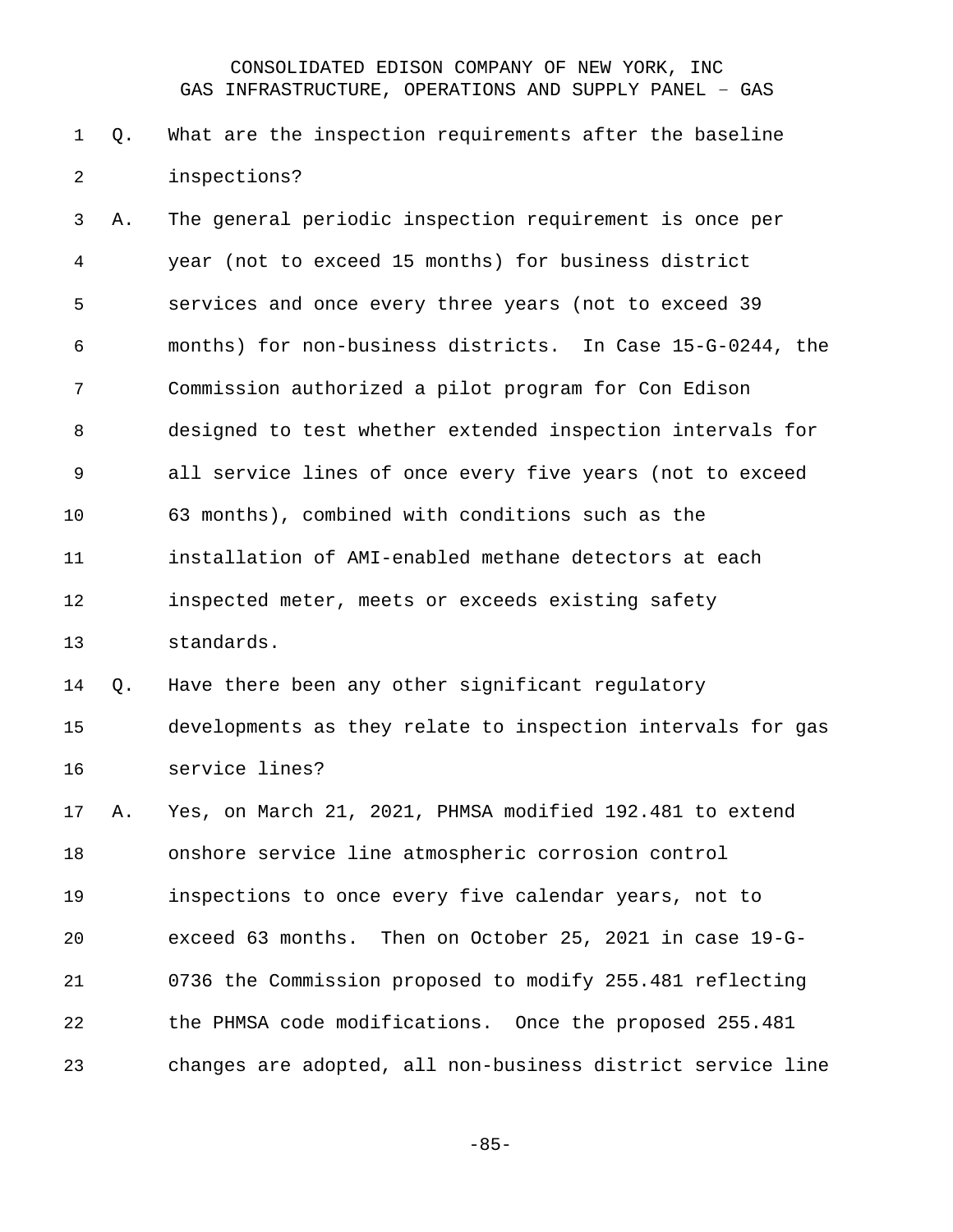Q. What are the inspection requirements after the baseline inspections?

A. The general periodic inspection requirement is once per year (not to exceed 15 months) for business district services and once every three years (not to exceed 39 months) for non-business districts. In Case 15-G-0244, the Commission authorized a pilot program for Con Edison designed to test whether extended inspection intervals for all service lines of once every five years (not to exceed 63 months), combined with conditions such as the installation of AMI-enabled methane detectors at each inspected meter, meets or exceeds existing safety standards.

Q. Have there been any other significant regulatory developments as they relate to inspection intervals for gas service lines?

A. Yes, on March 21, 2021, PHMSA modified 192.481 to extend onshore service line atmospheric corrosion control inspections to once every five calendar years, not to exceed 63 months. Then on October 25, 2021 in case 19-G-0736 the Commission proposed to modify 255.481 reflecting the PHMSA code modifications. Once the proposed 255.481 changes are adopted, all non-business district service line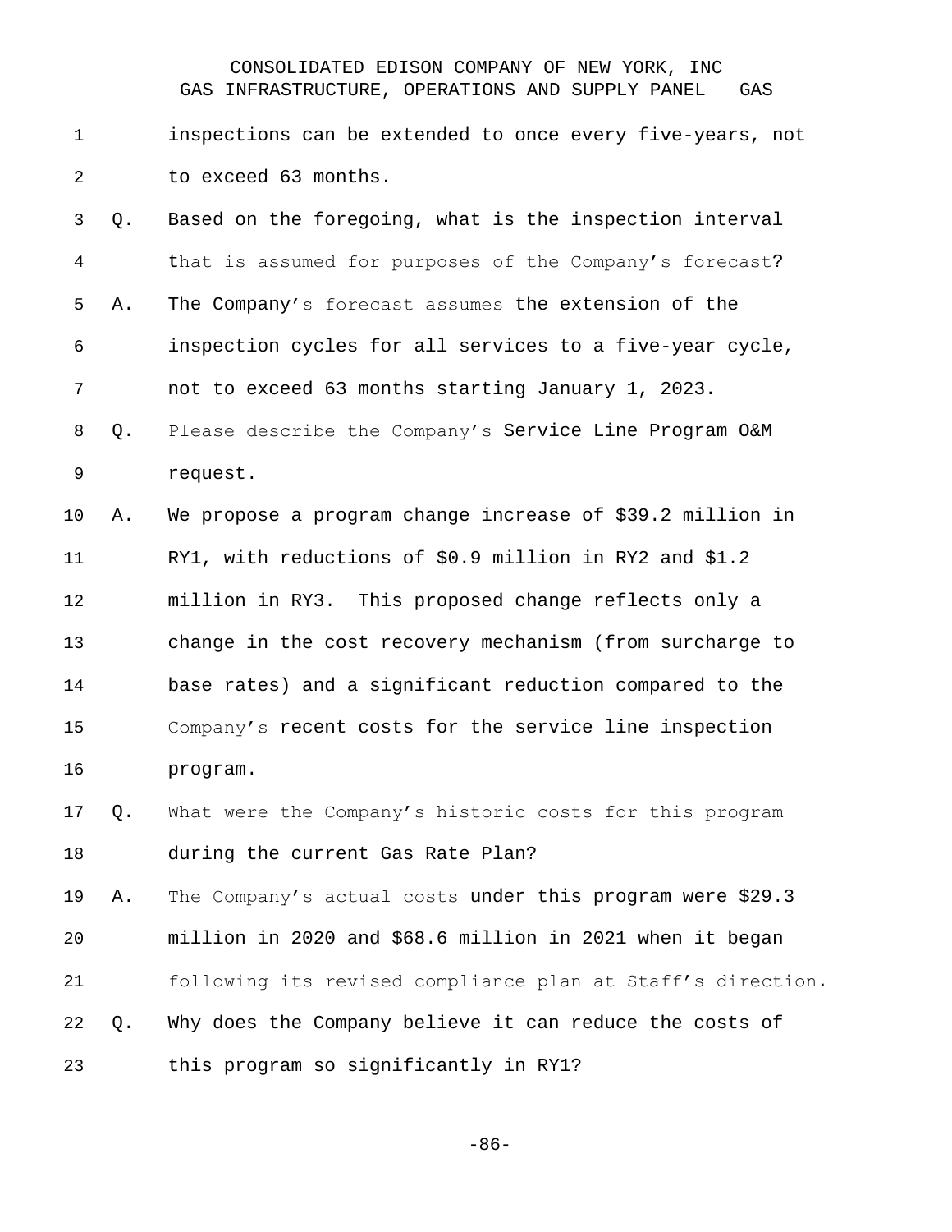inspections can be extended to once every five-years, not to exceed 63 months.

Q. Based on the foregoing, what is the inspection interval that is assumed for purposes of the Company's forecast?

A. The Company's forecast assumes the extension of the inspection cycles for all services to a five-year cycle, not to exceed 63 months starting January 1, 2023.

Q. Please describe the Company's Service Line Program O&M request.

A. We propose a program change increase of $39.2 million in RY1, with reductions of $0.9 million in RY2 and $1.2 million in RY3. This proposed change reflects only a change in the cost recovery mechanism (from surcharge to base rates) and a significant reduction compared to the Company's recent costs for the service line inspection program.

Q. What were the Company's historic costs for this program during the current Gas Rate Plan?

A. The Company's actual costs under this program were $29.3 million in 2020 and $68.6 million in 2021 when it began following its revised compliance plan at Staff's direction.

Q. Why does the Company believe it can reduce the costs of this program so significantly in RY1?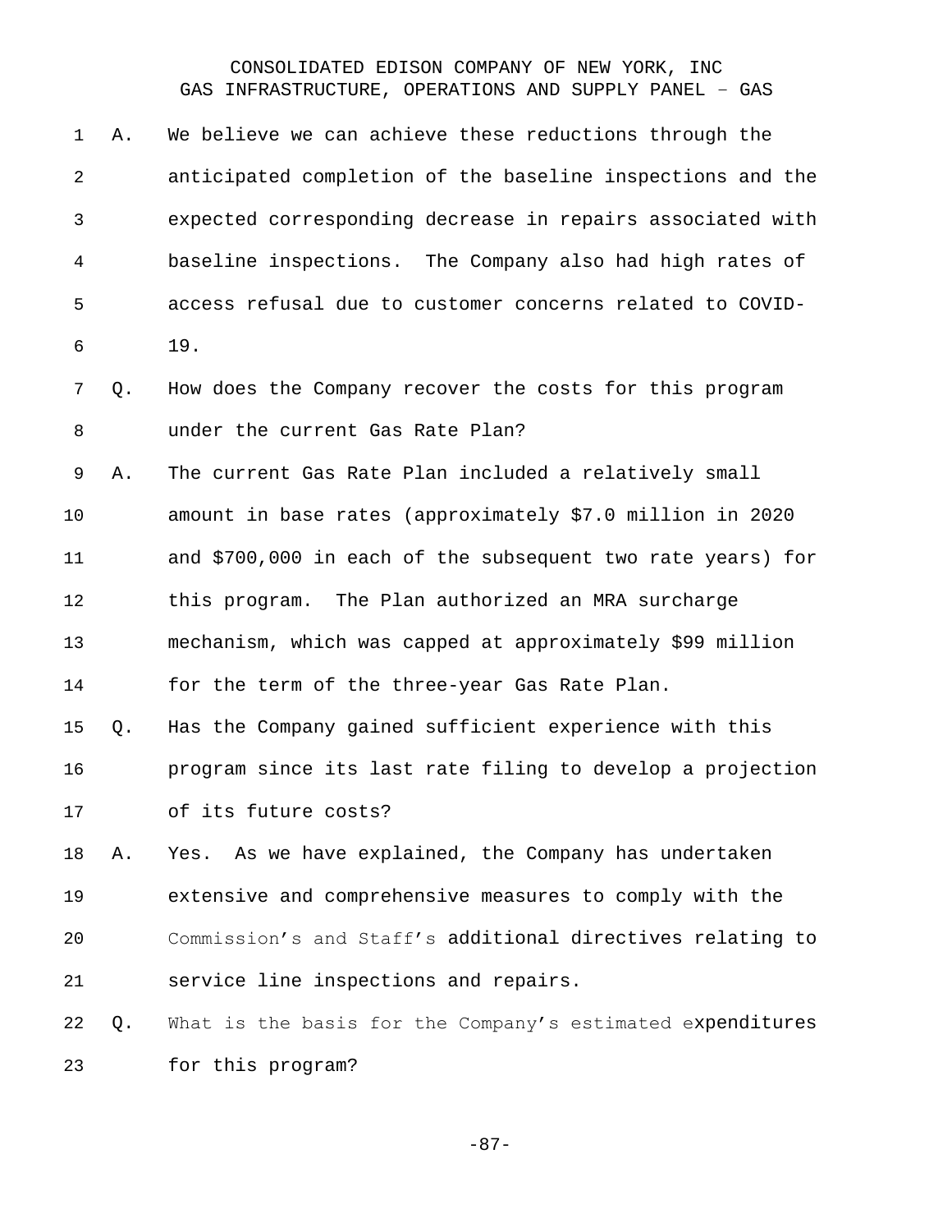A. We believe we can achieve these reductions through the anticipated completion of the baseline inspections and the expected corresponding decrease in repairs associated with baseline inspections. The Company also had high rates of access refusal due to customer concerns related to COVID-19.

Q. How does the Company recover the costs for this program under the current Gas Rate Plan?

A. The current Gas Rate Plan included a relatively small amount in base rates (approximately $7.0 million in 2020 and $700,000 in each of the subsequent two rate years) for this program. The Plan authorized an MRA surcharge mechanism, which was capped at approximately $99 million for the term of the three-year Gas Rate Plan.

Q. Has the Company gained sufficient experience with this program since its last rate filing to develop a projection of its future costs?

A. Yes. As we have explained, the Company has undertaken extensive and comprehensive measures to comply with the Commission's and Staff's additional directives relating to service line inspections and repairs.

Q. What is the basis for the Company's estimated expenditures for this program?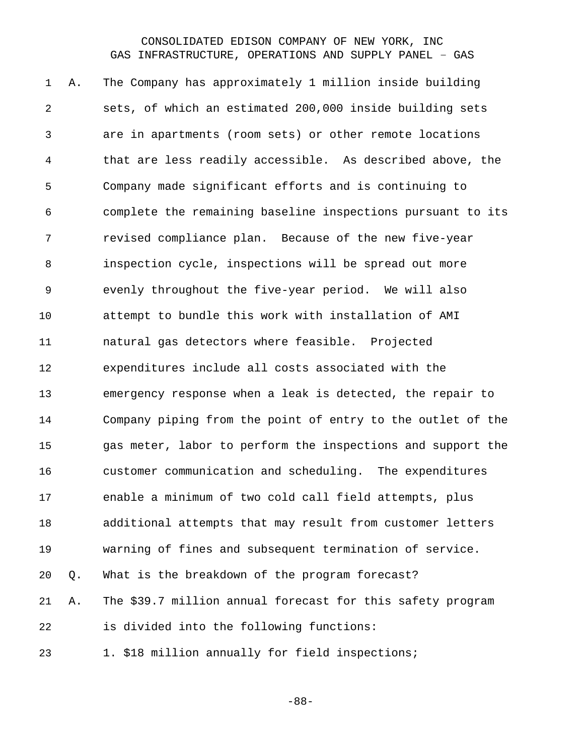A. The Company has approximately 1 million inside building sets, of which an estimated 200,000 inside building sets are in apartments (room sets) or other remote locations that are less readily accessible. As described above, the Company made significant efforts and is continuing to complete the remaining baseline inspections pursuant to its revised compliance plan. Because of the new five-year inspection cycle, inspections will be spread out more evenly throughout the five-year period. We will also attempt to bundle this work with installation of AMI natural gas detectors where feasible. Projected expenditures include all costs associated with the emergency response when a leak is detected, the repair to Company piping from the point of entry to the outlet of the gas meter, labor to perform the inspections and support the customer communication and scheduling. The expenditures enable a minimum of two cold call field attempts, plus additional attempts that may result from customer letters warning of fines and subsequent termination of service.

Q. What is the breakdown of the program forecast?

A. The $39.7 million annual forecast for this safety program is divided into the following functions:

1. $18 million annually for field inspections;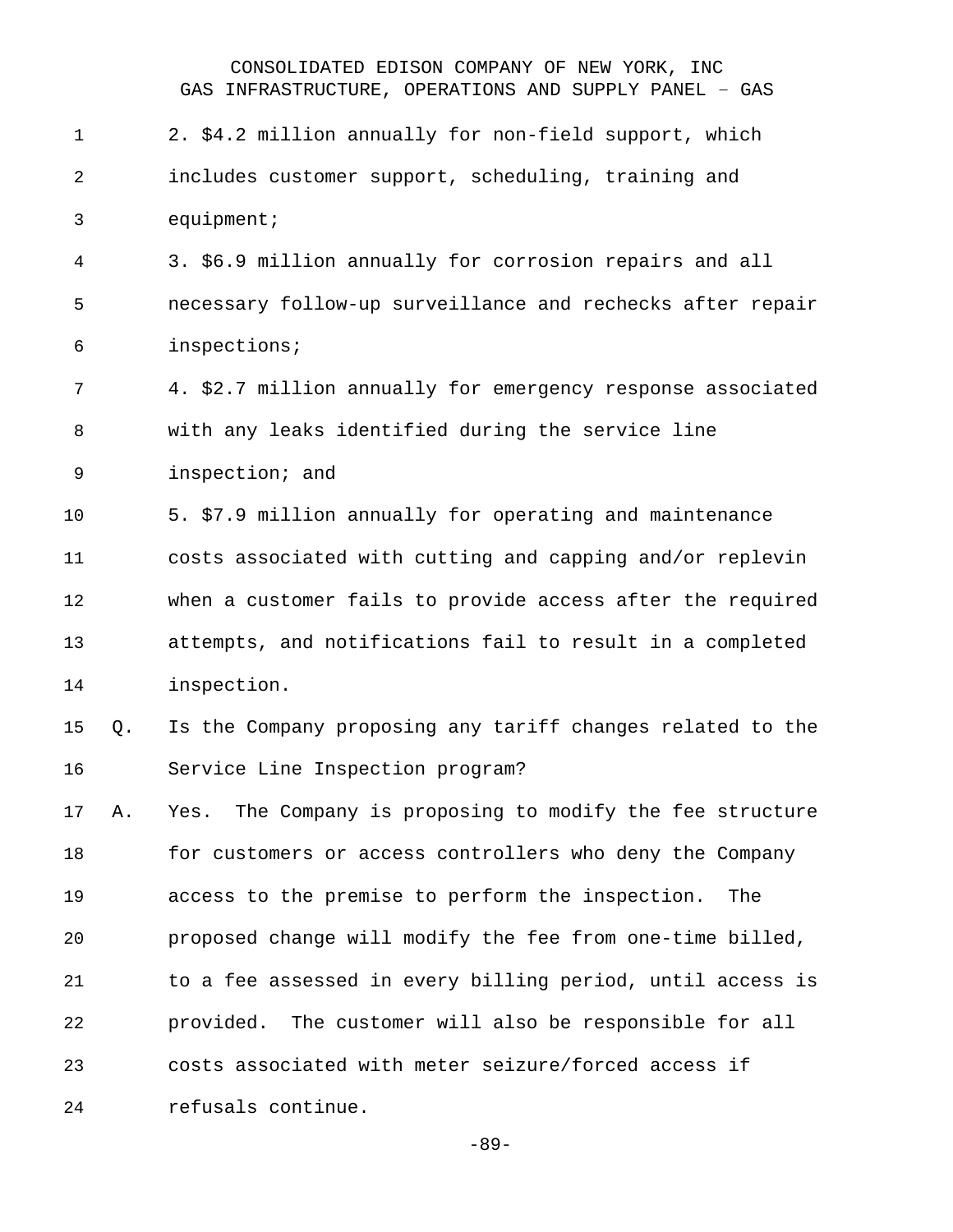2. $4.2 million annually for non-field support, which includes customer support, scheduling, training and equipment;

3. $6.9 million annually for corrosion repairs and all necessary follow-up surveillance and rechecks after repair inspections;

4. $2.7 million annually for emergency response associated with any leaks identified during the service line inspection; and

5. $7.9 million annually for operating and maintenance costs associated with cutting and capping and/or replevin when a customer fails to provide access after the required attempts, and notifications fail to result in a completed inspection.

Q. Is the Company proposing any tariff changes related to the Service Line Inspection program?

A. Yes. The Company is proposing to modify the fee structure for customers or access controllers who deny the Company access to the premise to perform the inspection. The proposed change will modify the fee from one-time billed, to a fee assessed in every billing period, until access is provided. The customer will also be responsible for all costs associated with meter seizure/forced access if refusals continue.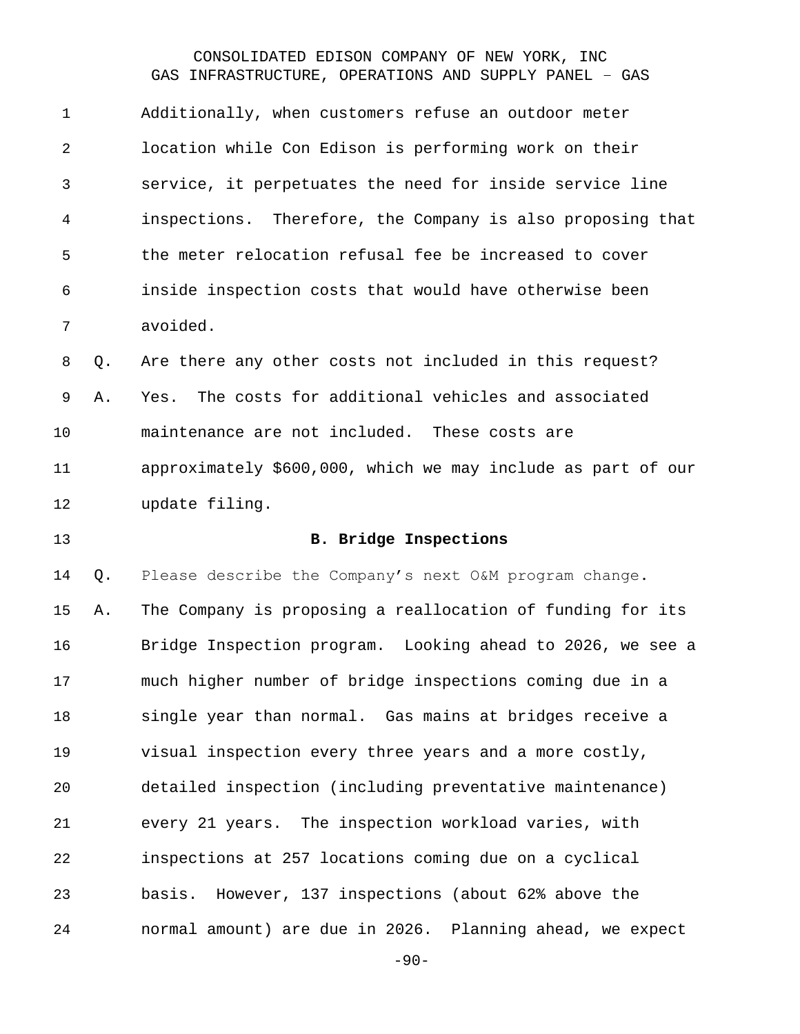Additionally, when customers refuse an outdoor meter location while Con Edison is performing work on their service, it perpetuates the need for inside service line inspections. Therefore, the Company is also proposing that the meter relocation refusal fee be increased to cover inside inspection costs that would have otherwise been avoided.

Q. Are there any other costs not included in this request?

A. Yes. The costs for additional vehicles and associated maintenance are not included. These costs are approximately $600,000, which we may include as part of our update filing.

### B. Bridge Inspections

Q. Please describe the Company's next O&M program change.

A. The Company is proposing a reallocation of funding for its Bridge Inspection program. Looking ahead to 2026, we see a much higher number of bridge inspections coming due in a single year than normal. Gas mains at bridges receive a visual inspection every three years and a more costly, detailed inspection (including preventative maintenance) every 21 years. The inspection workload varies, with inspections at 257 locations coming due on a cyclical basis. However, 137 inspections (about 62% above the normal amount) are due in 2026. Planning ahead, we expect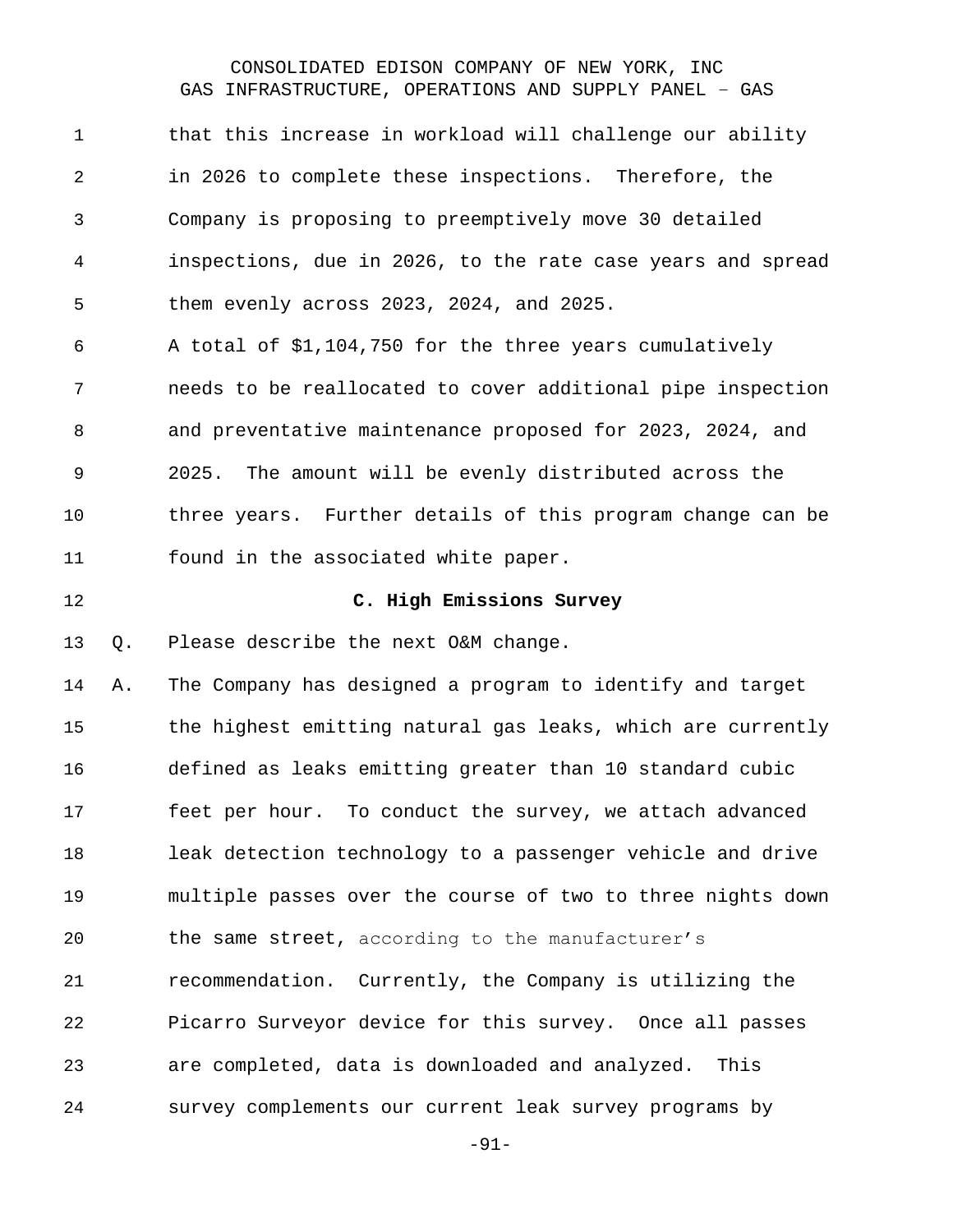that this increase in workload will challenge our ability in 2026 to complete these inspections. Therefore, the Company is proposing to preemptively move 30 detailed inspections, due in 2026, to the rate case years and spread them evenly across 2023, 2024, and 2025.

A total of $1,104,750 for the three years cumulatively needs to be reallocated to cover additional pipe inspection and preventative maintenance proposed for 2023, 2024, and 2025. The amount will be evenly distributed across the three years. Further details of this program change can be found in the associated white paper.

### C. High Emissions Survey

Q. Please describe the next O&M change.

A. The Company has designed a program to identify and target the highest emitting natural gas leaks, which are currently defined as leaks emitting greater than 10 standard cubic feet per hour. To conduct the survey, we attach advanced leak detection technology to a passenger vehicle and drive multiple passes over the course of two to three nights down the same street, according to the manufacturer's recommendation. Currently, the Company is utilizing the Picarro Surveyor device for this survey. Once all passes are completed, data is downloaded and analyzed. This survey complements our current leak survey programs by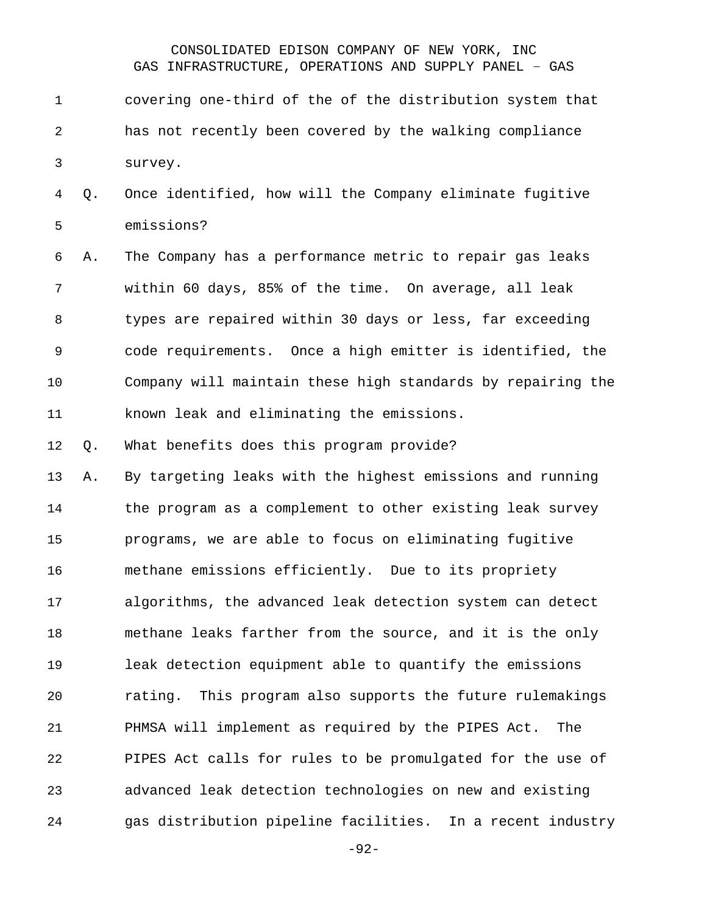covering one-third of the of the distribution system that has not recently been covered by the walking compliance survey.

Q. Once identified, how will the Company eliminate fugitive emissions?

A. The Company has a performance metric to repair gas leaks within 60 days, 85% of the time. On average, all leak types are repaired within 30 days or less, far exceeding code requirements. Once a high emitter is identified, the Company will maintain these high standards by repairing the known leak and eliminating the emissions.

Q. What benefits does this program provide?

A. By targeting leaks with the highest emissions and running the program as a complement to other existing leak survey programs, we are able to focus on eliminating fugitive methane emissions efficiently. Due to its propriety algorithms, the advanced leak detection system can detect methane leaks farther from the source, and it is the only leak detection equipment able to quantify the emissions rating. This program also supports the future rulemakings PHMSA will implement as required by the PIPES Act. The PIPES Act calls for rules to be promulgated for the use of advanced leak detection technologies on new and existing gas distribution pipeline facilities. In a recent industry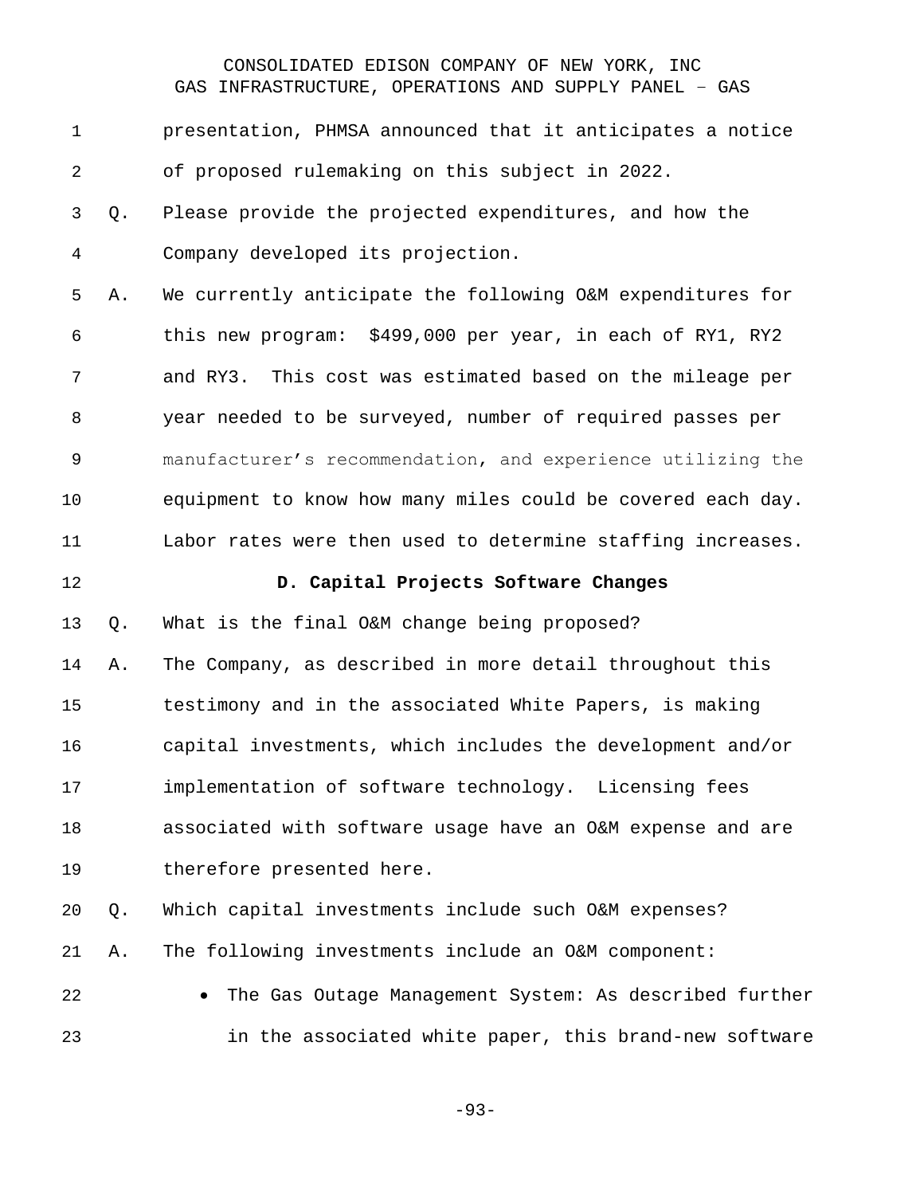presentation, PHMSA announced that it anticipates a notice of proposed rulemaking on this subject in 2022.

Q. Please provide the projected expenditures, and how the Company developed its projection.

A. We currently anticipate the following O&M expenditures for this new program: $499,000 per year, in each of RY1, RY2 and RY3. This cost was estimated based on the mileage per year needed to be surveyed, number of required passes per manufacturer's recommendation, and experience utilizing the equipment to know how many miles could be covered each day. Labor rates were then used to determine staffing increases.

### D. Capital Projects Software Changes

Q. What is the final O&M change being proposed?

A. The Company, as described in more detail throughout this testimony and in the associated White Papers, is making capital investments, which includes the development and/or implementation of software technology. Licensing fees associated with software usage have an O&M expense and are therefore presented here.

Q. Which capital investments include such O&M expenses?

A. The following investments include an O&M component:

- The Gas Outage Management System: As described further in the associated white paper, this brand-new software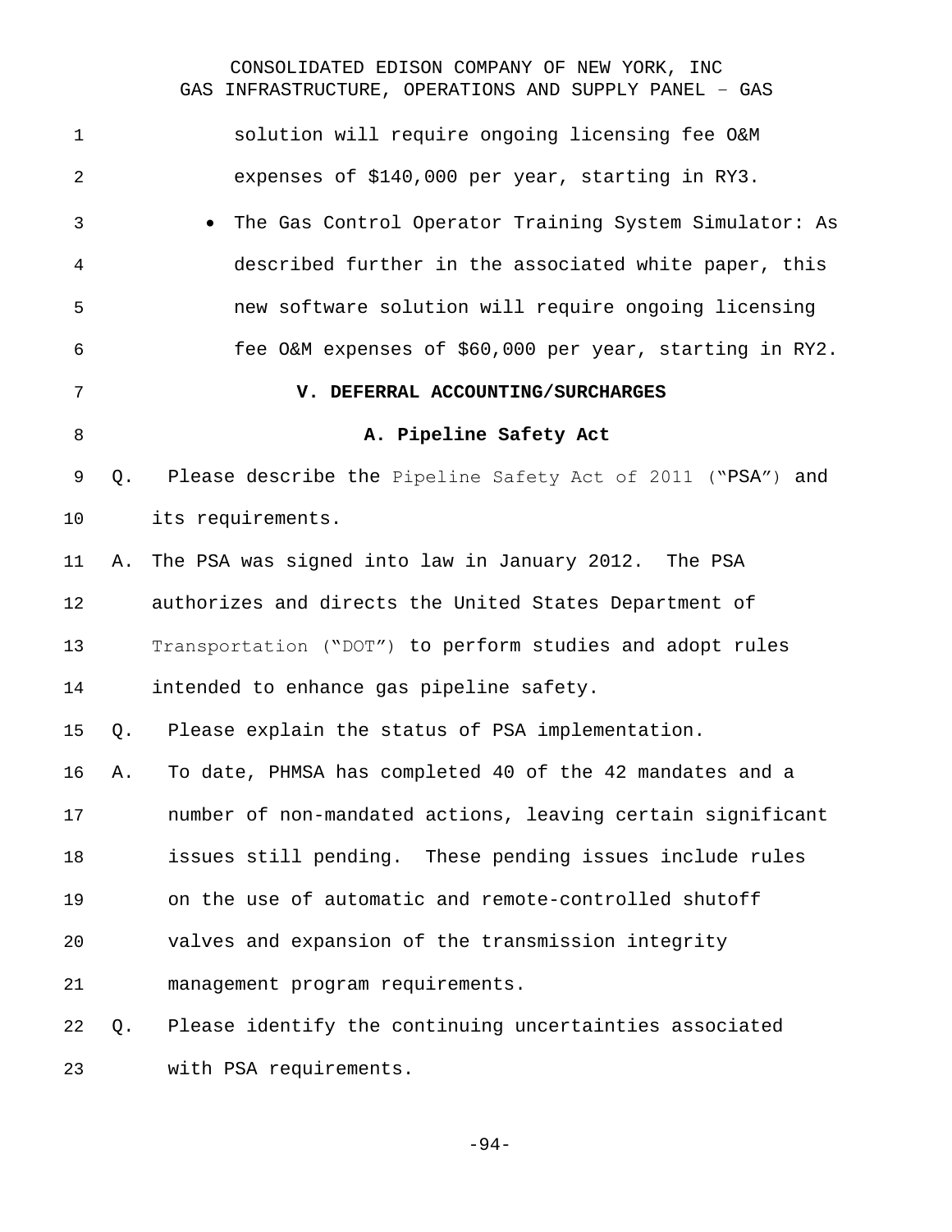solution will require ongoing licensing fee O&M expenses of $140,000 per year, starting in RY3.

- The Gas Control Operator Training System Simulator: As described further in the associated white paper, this new software solution will require ongoing licensing fee O&M expenses of $60,000 per year, starting in RY2.

## V. DEFERRAL ACCOUNTING/SURCHARGES

### A. Pipeline Safety Act

Q. Please describe the Pipeline Safety Act of 2011 ("PSA") and its requirements.

A. The PSA was signed into law in January 2012. The PSA authorizes and directs the United States Department of Transportation ("DOT") to perform studies and adopt rules intended to enhance gas pipeline safety.

Q. Please explain the status of PSA implementation.

A. To date, PHMSA has completed 40 of the 42 mandates and a number of non-mandated actions, leaving certain significant issues still pending. These pending issues include rules on the use of automatic and remote-controlled shutoff valves and expansion of the transmission integrity management program requirements.

Q. Please identify the continuing uncertainties associated with PSA requirements.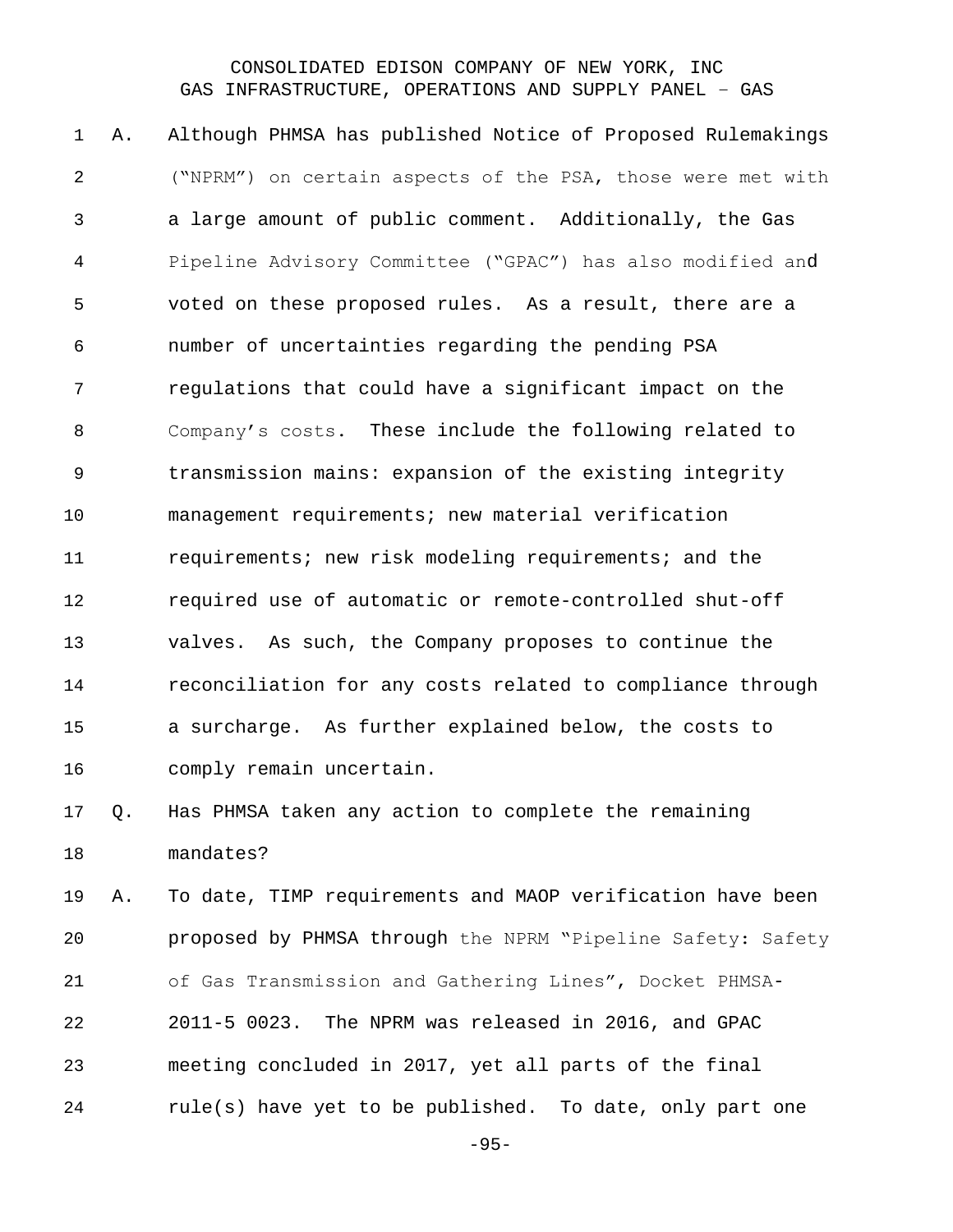A. Although PHMSA has published Notice of Proposed Rulemakings ("NPRM") on certain aspects of the PSA, those were met with a large amount of public comment. Additionally, the Gas Pipeline Advisory Committee ("GPAC") has also modified and voted on these proposed rules. As a result, there are a number of uncertainties regarding the pending PSA regulations that could have a significant impact on the Company's costs. These include the following related to transmission mains: expansion of the existing integrity management requirements; new material verification requirements; new risk modeling requirements; and the required use of automatic or remote-controlled shut-off valves. As such, the Company proposes to continue the reconciliation for any costs related to compliance through a surcharge. As further explained below, the costs to comply remain uncertain.

Q. Has PHMSA taken any action to complete the remaining mandates?

A. To date, TIMP requirements and MAOP verification have been proposed by PHMSA through the NPRM "Pipeline Safety: Safety of Gas Transmission and Gathering Lines", Docket PHMSA-2011-5 0023. The NPRM was released in 2016, and GPAC meeting concluded in 2017, yet all parts of the final rule(s) have yet to be published. To date, only part one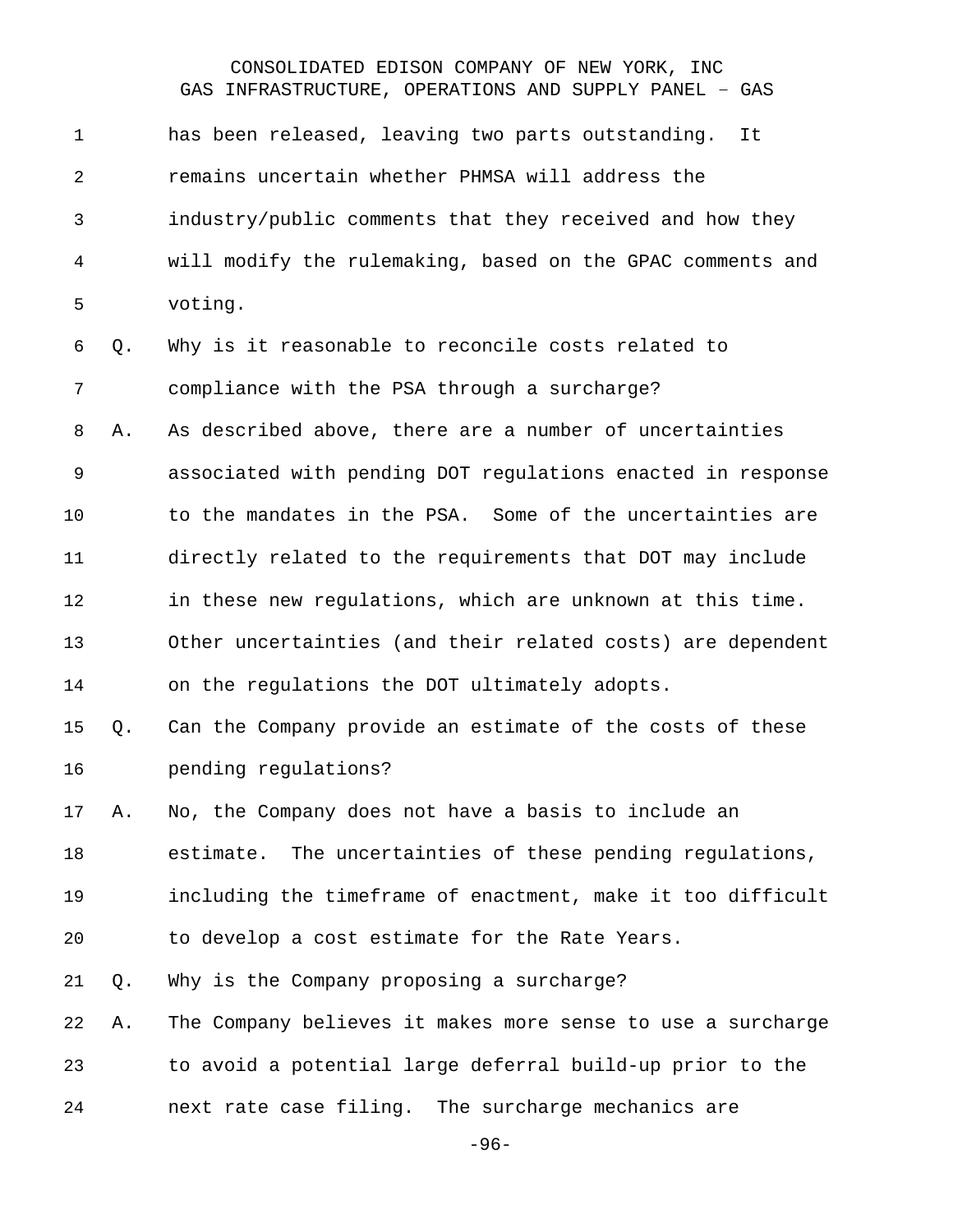has been released, leaving two parts outstanding. It remains uncertain whether PHMSA will address the industry/public comments that they received and how they will modify the rulemaking, based on the GPAC comments and voting.

Q. Why is it reasonable to reconcile costs related to compliance with the PSA through a surcharge?

A. As described above, there are a number of uncertainties associated with pending DOT regulations enacted in response to the mandates in the PSA. Some of the uncertainties are directly related to the requirements that DOT may include in these new regulations, which are unknown at this time. Other uncertainties (and their related costs) are dependent on the regulations the DOT ultimately adopts.

Q. Can the Company provide an estimate of the costs of these pending regulations?

A. No, the Company does not have a basis to include an estimate. The uncertainties of these pending regulations, including the timeframe of enactment, make it too difficult to develop a cost estimate for the Rate Years.

Q. Why is the Company proposing a surcharge?

A. The Company believes it makes more sense to use a surcharge to avoid a potential large deferral build-up prior to the next rate case filing. The surcharge mechanics are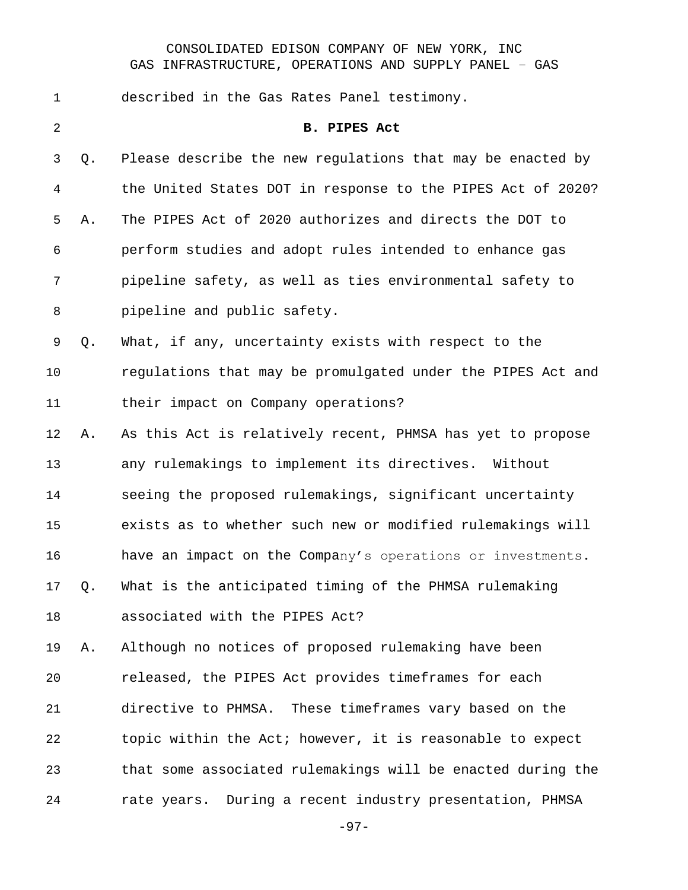described in the Gas Rates Panel testimony.

## B. PIPES Act

Q. Please describe the new regulations that may be enacted by the United States DOT in response to the PIPES Act of 2020?

A. The PIPES Act of 2020 authorizes and directs the DOT to perform studies and adopt rules intended to enhance gas pipeline safety, as well as ties environmental safety to pipeline and public safety.

Q. What, if any, uncertainty exists with respect to the regulations that may be promulgated under the PIPES Act and their impact on Company operations?

A. As this Act is relatively recent, PHMSA has yet to propose any rulemakings to implement its directives. Without seeing the proposed rulemakings, significant uncertainty exists as to whether such new or modified rulemakings will have an impact on the Company's operations or investments.

Q. What is the anticipated timing of the PHMSA rulemaking associated with the PIPES Act?

A. Although no notices of proposed rulemaking have been released, the PIPES Act provides timeframes for each directive to PHMSA. These timeframes vary based on the topic within the Act; however, it is reasonable to expect that some associated rulemakings will be enacted during the rate years. During a recent industry presentation, PHMSA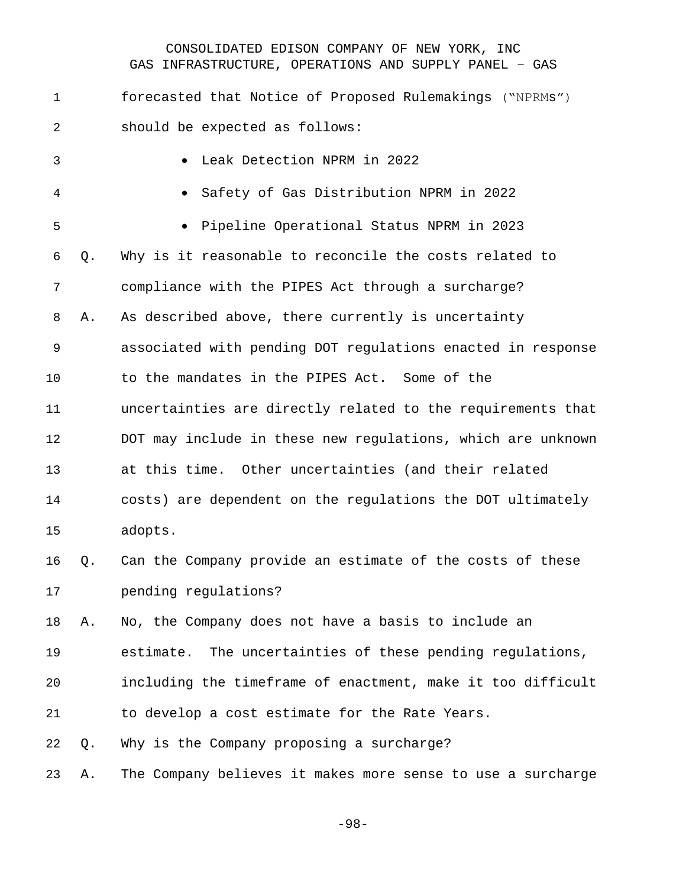forecasted that Notice of Proposed Rulemakings ("NPRMs") should be expected as follows:

- Leak Detection NPRM in 2022
- Safety of Gas Distribution NPRM in 2022
- Pipeline Operational Status NPRM in 2023

Q. Why is it reasonable to reconcile the costs related to compliance with the PIPES Act through a surcharge?

A. As described above, there currently is uncertainty associated with pending DOT regulations enacted in response to the mandates in the PIPES Act. Some of the uncertainties are directly related to the requirements that DOT may include in these new regulations, which are unknown at this time. Other uncertainties (and their related costs) are dependent on the regulations the DOT ultimately adopts.

Q. Can the Company provide an estimate of the costs of these pending regulations?

A. No, the Company does not have a basis to include an estimate. The uncertainties of these pending regulations, including the timeframe of enactment, make it too difficult to develop a cost estimate for the Rate Years.

Q. Why is the Company proposing a surcharge?

A. The Company believes it makes more sense to use a surcharge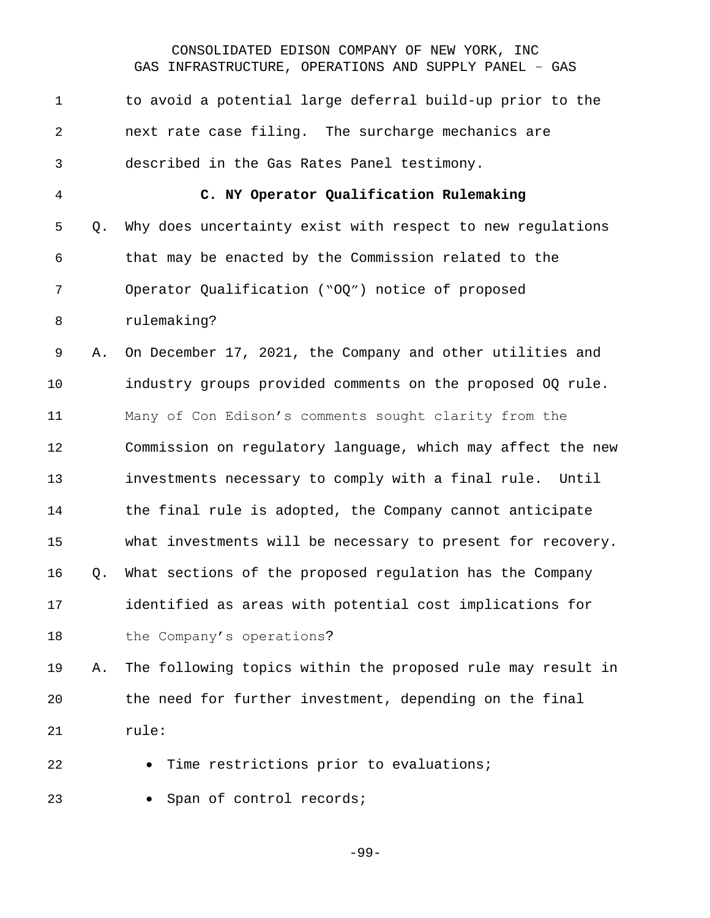to avoid a potential large deferral build-up prior to the next rate case filing. The surcharge mechanics are described in the Gas Rates Panel testimony.

### C. NY Operator Qualification Rulemaking

Q. Why does uncertainty exist with respect to new regulations that may be enacted by the Commission related to the Operator Qualification ("OQ") notice of proposed rulemaking?

A. On December 17, 2021, the Company and other utilities and industry groups provided comments on the proposed OQ rule. Many of Con Edison's comments sought clarity from the Commission on regulatory language, which may affect the new investments necessary to comply with a final rule. Until the final rule is adopted, the Company cannot anticipate what investments will be necessary to present for recovery.

Q. What sections of the proposed regulation has the Company identified as areas with potential cost implications for the Company's operations?

A. The following topics within the proposed rule may result in the need for further investment, depending on the final rule:

- Time restrictions prior to evaluations;
- Span of control records;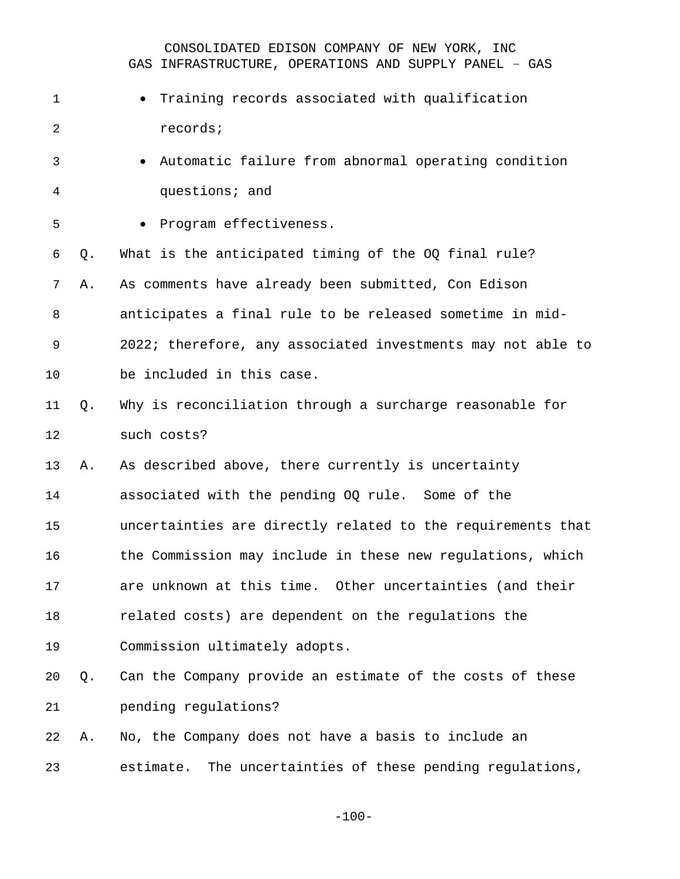- Training records associated with qualification records;
- Automatic failure from abnormal operating condition questions; and
- Program effectiveness.

Q. What is the anticipated timing of the OQ final rule?

A. As comments have already been submitted, Con Edison anticipates a final rule to be released sometime in mid-2022; therefore, any associated investments may not able to be included in this case.

Q. Why is reconciliation through a surcharge reasonable for such costs?

A. As described above, there currently is uncertainty associated with the pending OQ rule. Some of the uncertainties are directly related to the requirements that the Commission may include in these new regulations, which are unknown at this time. Other uncertainties (and their related costs) are dependent on the regulations the Commission ultimately adopts.

Q. Can the Company provide an estimate of the costs of these pending regulations?

A. No, the Company does not have a basis to include an estimate. The uncertainties of these pending regulations,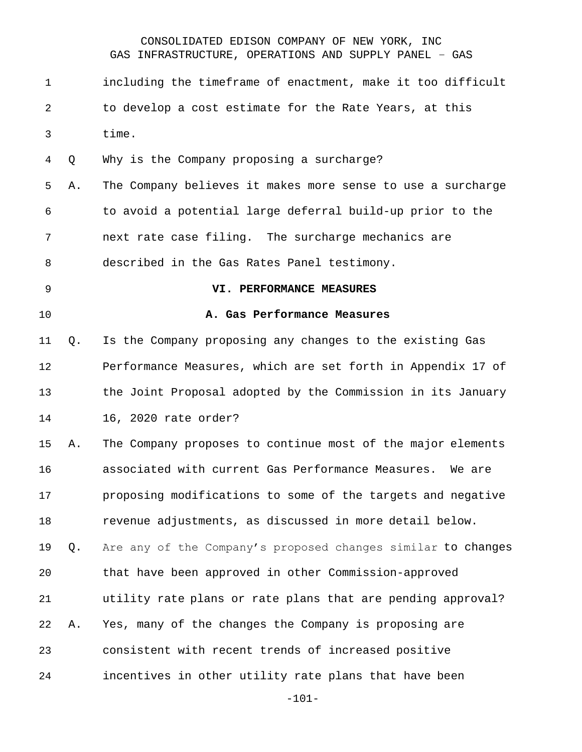including the timeframe of enactment, make it too difficult to develop a cost estimate for the Rate Years, at this time.

Q Why is the Company proposing a surcharge?

A. The Company believes it makes more sense to use a surcharge to avoid a potential large deferral build-up prior to the next rate case filing. The surcharge mechanics are described in the Gas Rates Panel testimony.

## VI. PERFORMANCE MEASURES

### A. Gas Performance Measures

Q. Is the Company proposing any changes to the existing Gas Performance Measures, which are set forth in Appendix 17 of the Joint Proposal adopted by the Commission in its January 16, 2020 rate order?

A. The Company proposes to continue most of the major elements associated with current Gas Performance Measures. We are proposing modifications to some of the targets and negative revenue adjustments, as discussed in more detail below.

Q. Are any of the Company's proposed changes similar to changes that have been approved in other Commission-approved utility rate plans or rate plans that are pending approval?

A. Yes, many of the changes the Company is proposing are consistent with recent trends of increased positive incentives in other utility rate plans that have been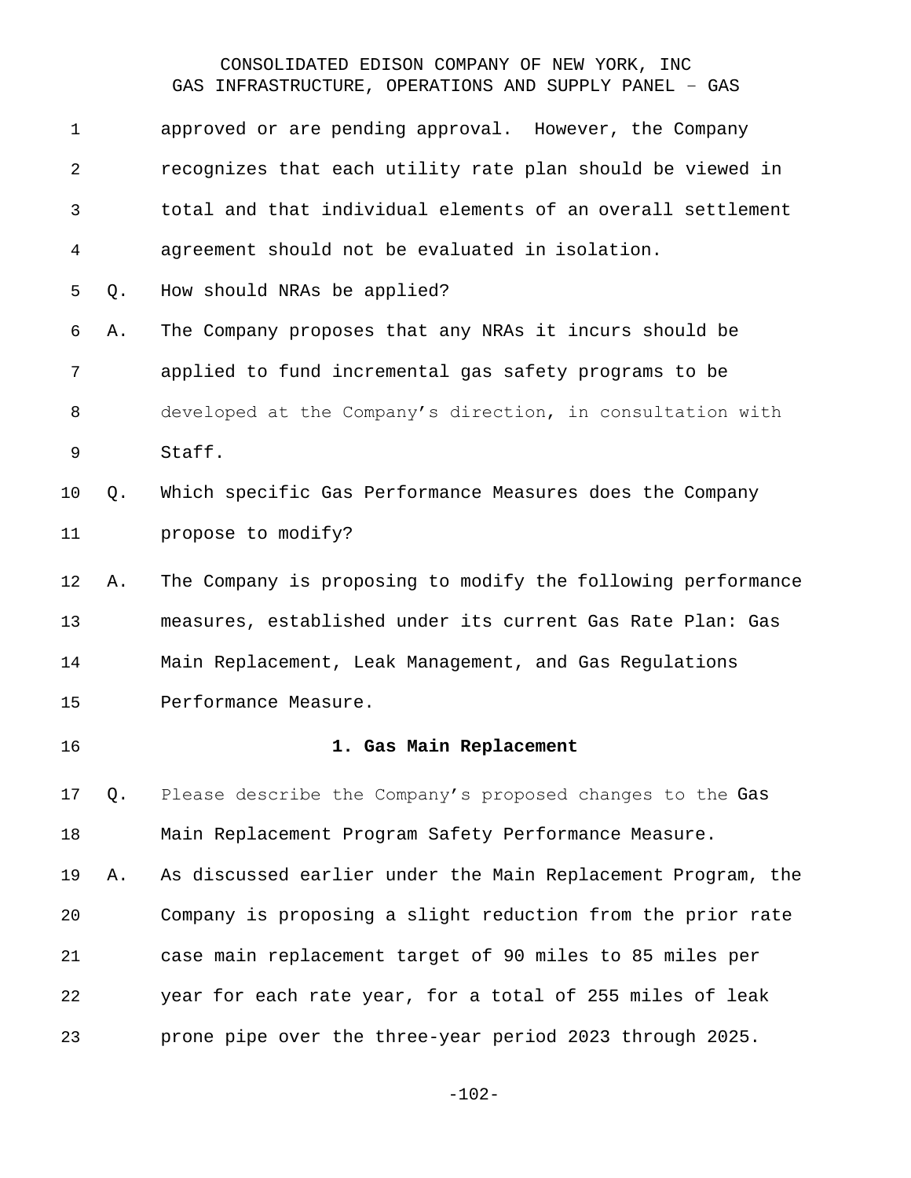approved or are pending approval. However, the Company recognizes that each utility rate plan should be viewed in total and that individual elements of an overall settlement agreement should not be evaluated in isolation.

Q. How should NRAs be applied?

A. The Company proposes that any NRAs it incurs should be applied to fund incremental gas safety programs to be developed at the Company's direction, in consultation with Staff.

Q. Which specific Gas Performance Measures does the Company propose to modify?

A. The Company is proposing to modify the following performance measures, established under its current Gas Rate Plan: Gas Main Replacement, Leak Management, and Gas Regulations Performance Measure.

**1. Gas Main Replacement**

Q. Please describe the Company's proposed changes to the Gas Main Replacement Program Safety Performance Measure.

A. As discussed earlier under the Main Replacement Program, the Company is proposing a slight reduction from the prior rate case main replacement target of 90 miles to 85 miles per year for each rate year, for a total of 255 miles of leak prone pipe over the three-year period 2023 through 2025.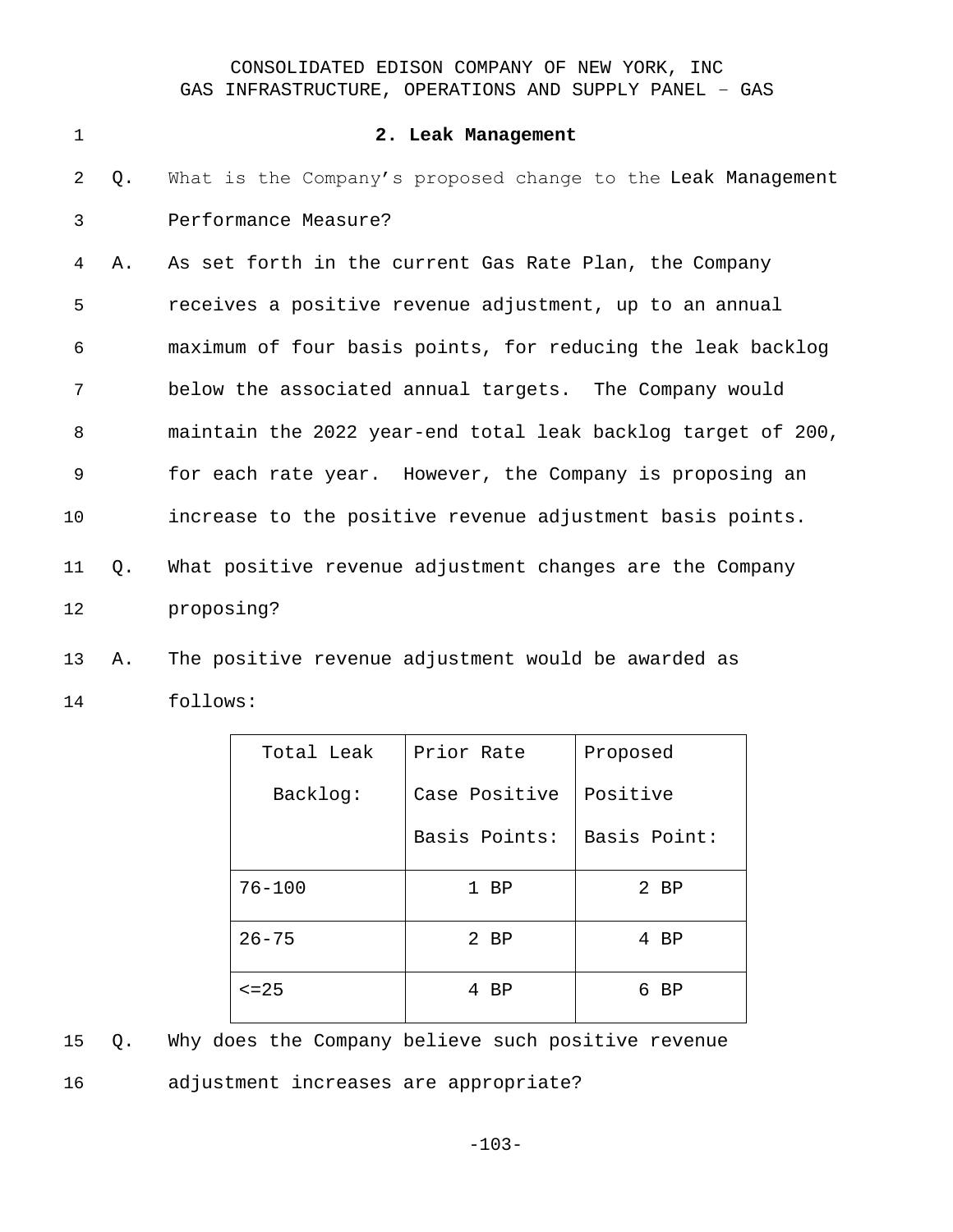## 2. Leak Management

Q. What is the Company's proposed change to the Leak Management Performance Measure?

A. As set forth in the current Gas Rate Plan, the Company receives a positive revenue adjustment, up to an annual maximum of four basis points, for reducing the leak backlog below the associated annual targets. The Company would maintain the 2022 year-end total leak backlog target of 200, for each rate year. However, the Company is proposing an increase to the positive revenue adjustment basis points.

Q. What positive revenue adjustment changes are the Company proposing?

A. The positive revenue adjustment would be awarded as follows:

| Total Leak Backlog: | Prior Rate Case Positive Basis Points: | Proposed Positive Basis Point: |
|---|---|---|
| 76-100 | 1 BP | 2 BP |
| 26-75 | 2 BP | 4 BP |
| <=25 | 4 BP | 6 BP |

Q. Why does the Company believe such positive revenue adjustment increases are appropriate?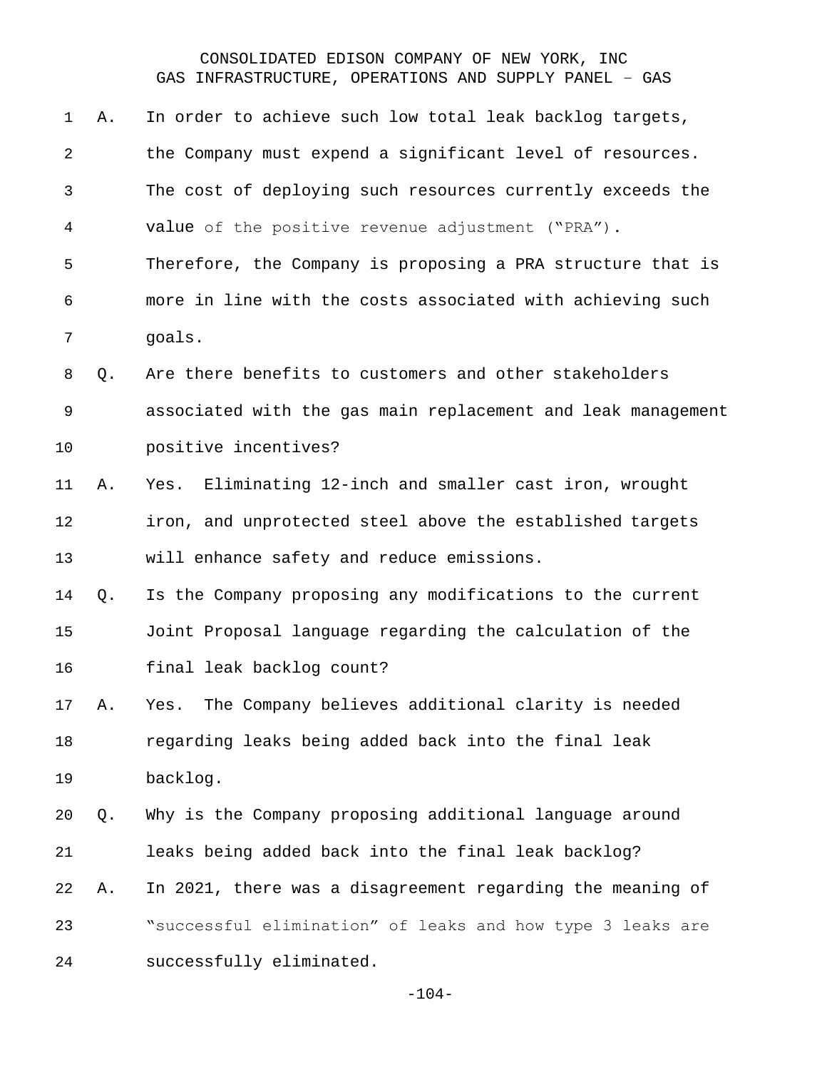A. In order to achieve such low total leak backlog targets, the Company must expend a significant level of resources. The cost of deploying such resources currently exceeds the value of the positive revenue adjustment ("PRA"). Therefore, the Company is proposing a PRA structure that is more in line with the costs associated with achieving such goals.

Q. Are there benefits to customers and other stakeholders associated with the gas main replacement and leak management positive incentives?

A. Yes. Eliminating 12-inch and smaller cast iron, wrought iron, and unprotected steel above the established targets will enhance safety and reduce emissions.

Q. Is the Company proposing any modifications to the current Joint Proposal language regarding the calculation of the final leak backlog count?

A. Yes. The Company believes additional clarity is needed regarding leaks being added back into the final leak backlog.

Q. Why is the Company proposing additional language around leaks being added back into the final leak backlog?

A. In 2021, there was a disagreement regarding the meaning of "successful elimination" of leaks and how type 3 leaks are successfully eliminated.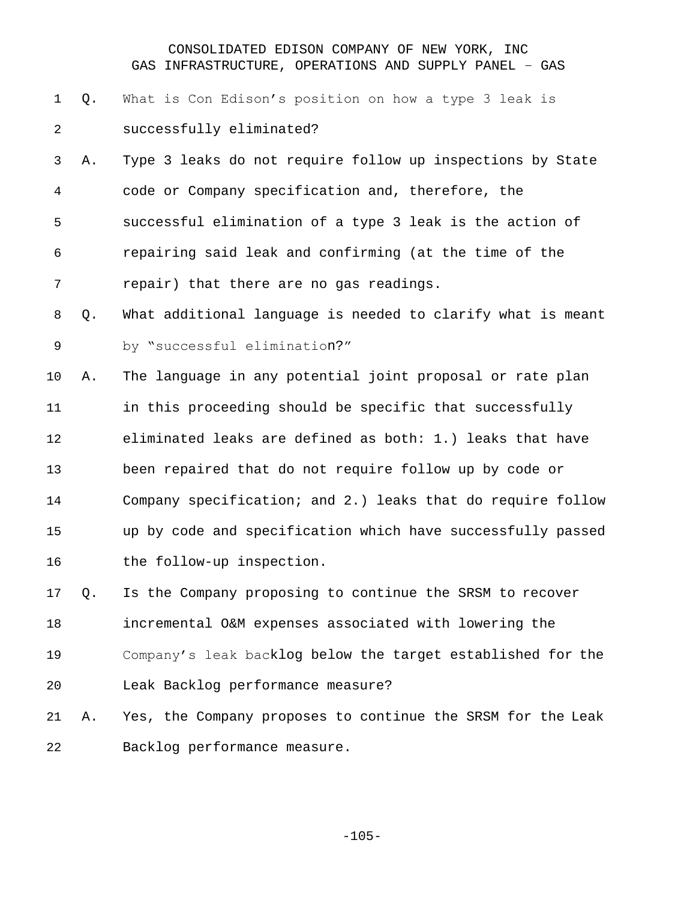Q. What is Con Edison's position on how a type 3 leak is successfully eliminated?

A. Type 3 leaks do not require follow up inspections by State code or Company specification and, therefore, the successful elimination of a type 3 leak is the action of repairing said leak and confirming (at the time of the repair) that there are no gas readings.

Q. What additional language is needed to clarify what is meant by "successful elimination?"

A. The language in any potential joint proposal or rate plan in this proceeding should be specific that successfully eliminated leaks are defined as both: 1.) leaks that have been repaired that do not require follow up by code or Company specification; and 2.) leaks that do require follow up by code and specification which have successfully passed the follow-up inspection.

Q. Is the Company proposing to continue the SRSM to recover incremental O&M expenses associated with lowering the Company's leak backlog below the target established for the Leak Backlog performance measure?

A. Yes, the Company proposes to continue the SRSM for the Leak Backlog performance measure.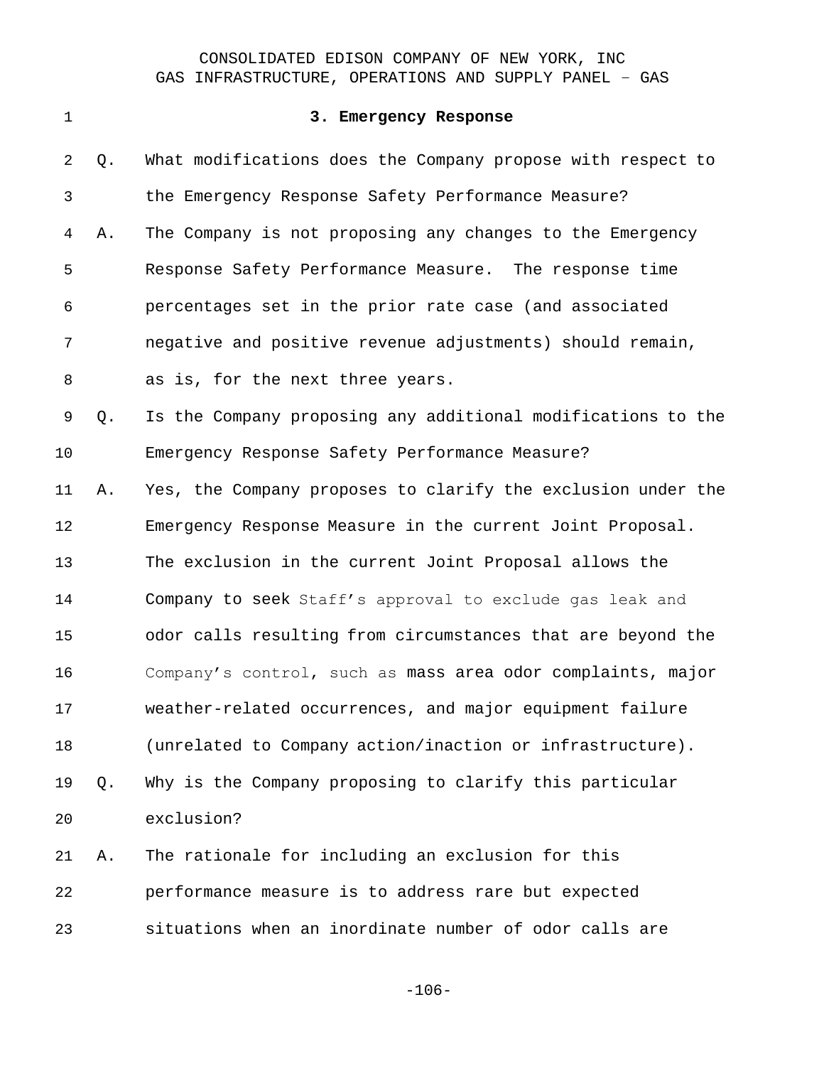### 3. Emergency Response

Q. What modifications does the Company propose with respect to the Emergency Response Safety Performance Measure?

A. The Company is not proposing any changes to the Emergency Response Safety Performance Measure. The response time percentages set in the prior rate case (and associated negative and positive revenue adjustments) should remain, as is, for the next three years.

Q. Is the Company proposing any additional modifications to the Emergency Response Safety Performance Measure?

A. Yes, the Company proposes to clarify the exclusion under the Emergency Response Measure in the current Joint Proposal. The exclusion in the current Joint Proposal allows the Company to seek Staff's approval to exclude gas leak and odor calls resulting from circumstances that are beyond the Company's control, such as mass area odor complaints, major weather-related occurrences, and major equipment failure (unrelated to Company action/inaction or infrastructure).

Q. Why is the Company proposing to clarify this particular exclusion?

A. The rationale for including an exclusion for this performance measure is to address rare but expected situations when an inordinate number of odor calls are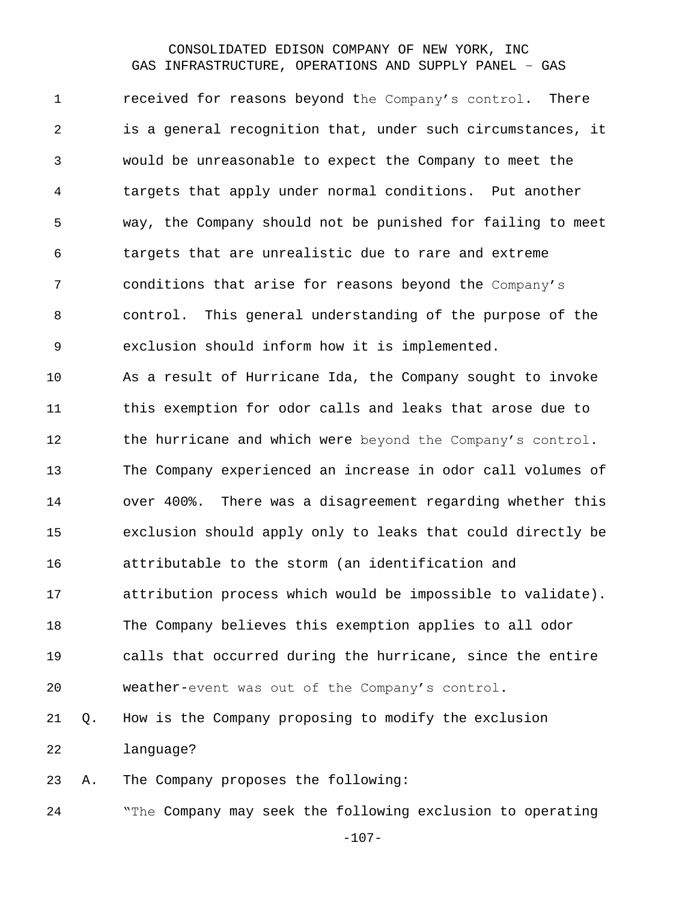received for reasons beyond the Company's control. There is a general recognition that, under such circumstances, it would be unreasonable to expect the Company to meet the targets that apply under normal conditions. Put another way, the Company should not be punished for failing to meet targets that are unrealistic due to rare and extreme conditions that arise for reasons beyond the Company's control. This general understanding of the purpose of the exclusion should inform how it is implemented.

As a result of Hurricane Ida, the Company sought to invoke this exemption for odor calls and leaks that arose due to the hurricane and which were beyond the Company's control. The Company experienced an increase in odor call volumes of over 400%. There was a disagreement regarding whether this exclusion should apply only to leaks that could directly be attributable to the storm (an identification and attribution process which would be impossible to validate). The Company believes this exemption applies to all odor calls that occurred during the hurricane, since the entire weather-event was out of the Company's control.

Q. How is the Company proposing to modify the exclusion language?

A. The Company proposes the following:

"The Company may seek the following exclusion to operating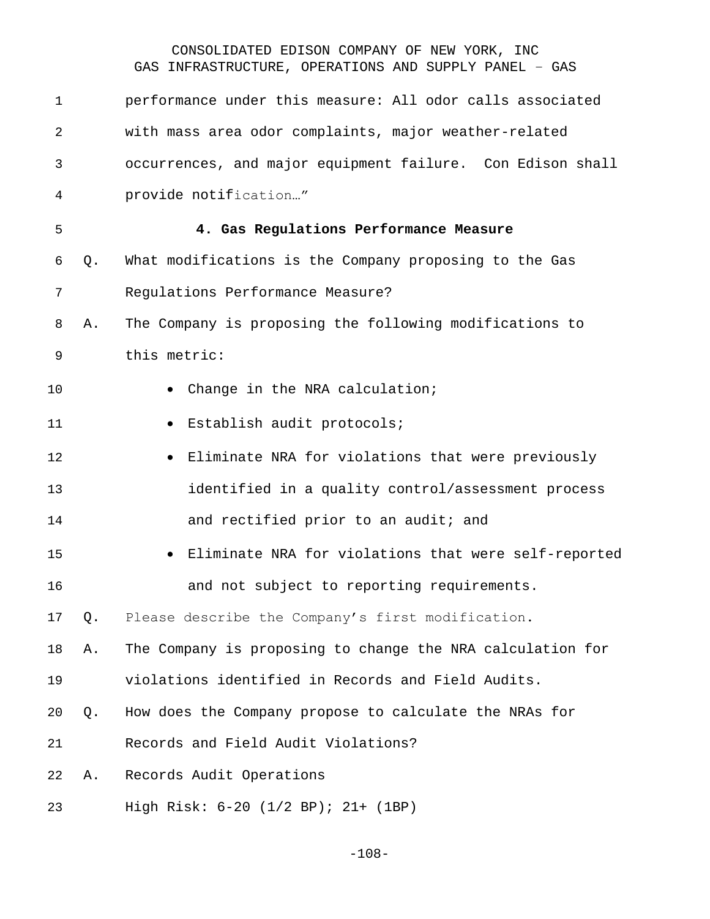performance under this measure: All odor calls associated with mass area odor complaints, major weather-related occurrences, and major equipment failure. Con Edison shall provide notification…"

### 4. Gas Regulations Performance Measure

Q. What modifications is the Company proposing to the Gas Regulations Performance Measure?

A. The Company is proposing the following modifications to this metric:

- Change in the NRA calculation;
- Establish audit protocols;
- Eliminate NRA for violations that were previously identified in a quality control/assessment process and rectified prior to an audit; and
- Eliminate NRA for violations that were self-reported and not subject to reporting requirements.

Q. Please describe the Company's first modification.

A. The Company is proposing to change the NRA calculation for violations identified in Records and Field Audits.

Q. How does the Company propose to calculate the NRAs for Records and Field Audit Violations?

A. Records Audit Operations

High Risk: 6-20 (1/2 BP); 21+ (1BP)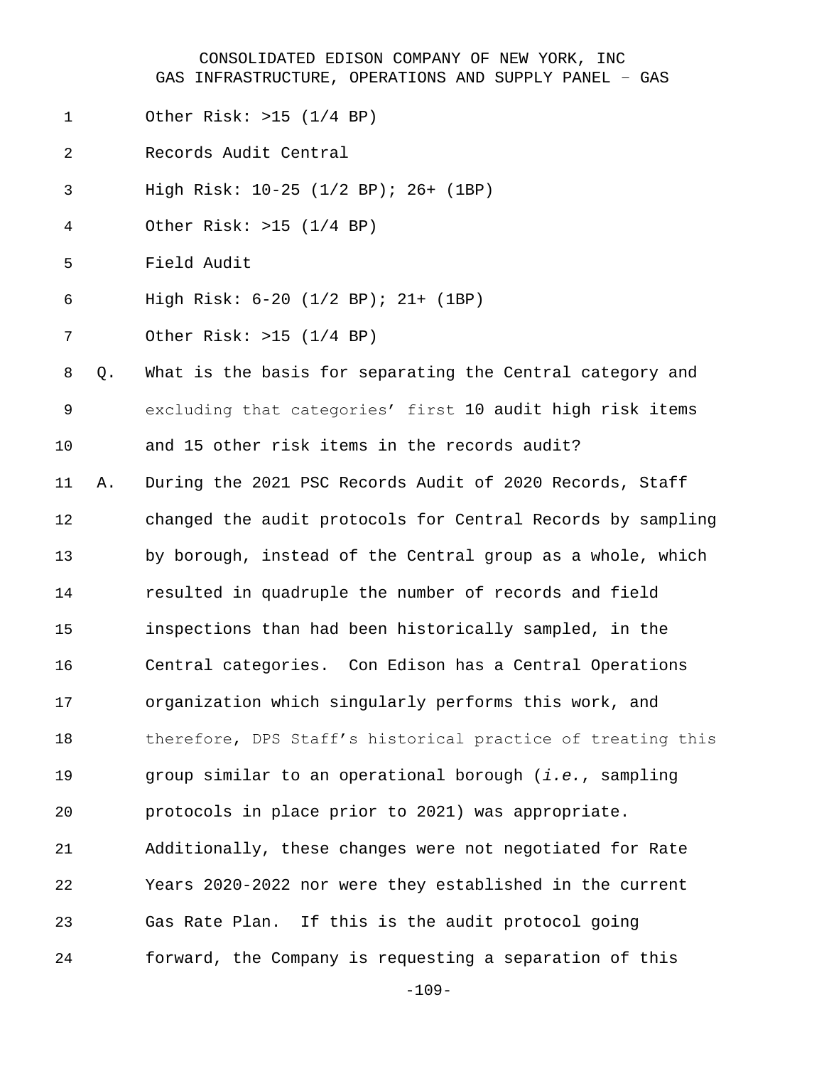Other Risk: >15 (1/4 BP)

Records Audit Central

High Risk: 10-25 (1/2 BP); 26+ (1BP)

Other Risk: >15 (1/4 BP)

Field Audit

High Risk: 6-20 (1/2 BP); 21+ (1BP)

Other Risk: >15 (1/4 BP)

Q. What is the basis for separating the Central category and excluding that categories' first 10 audit high risk items and 15 other risk items in the records audit?

A. During the 2021 PSC Records Audit of 2020 Records, Staff changed the audit protocols for Central Records by sampling by borough, instead of the Central group as a whole, which resulted in quadruple the number of records and field inspections than had been historically sampled, in the Central categories. Con Edison has a Central Operations organization which singularly performs this work, and therefore, DPS Staff's historical practice of treating this group similar to an operational borough (*i.e.*, sampling protocols in place prior to 2021) was appropriate. Additionally, these changes were not negotiated for Rate Years 2020-2022 nor were they established in the current Gas Rate Plan. If this is the audit protocol going forward, the Company is requesting a separation of this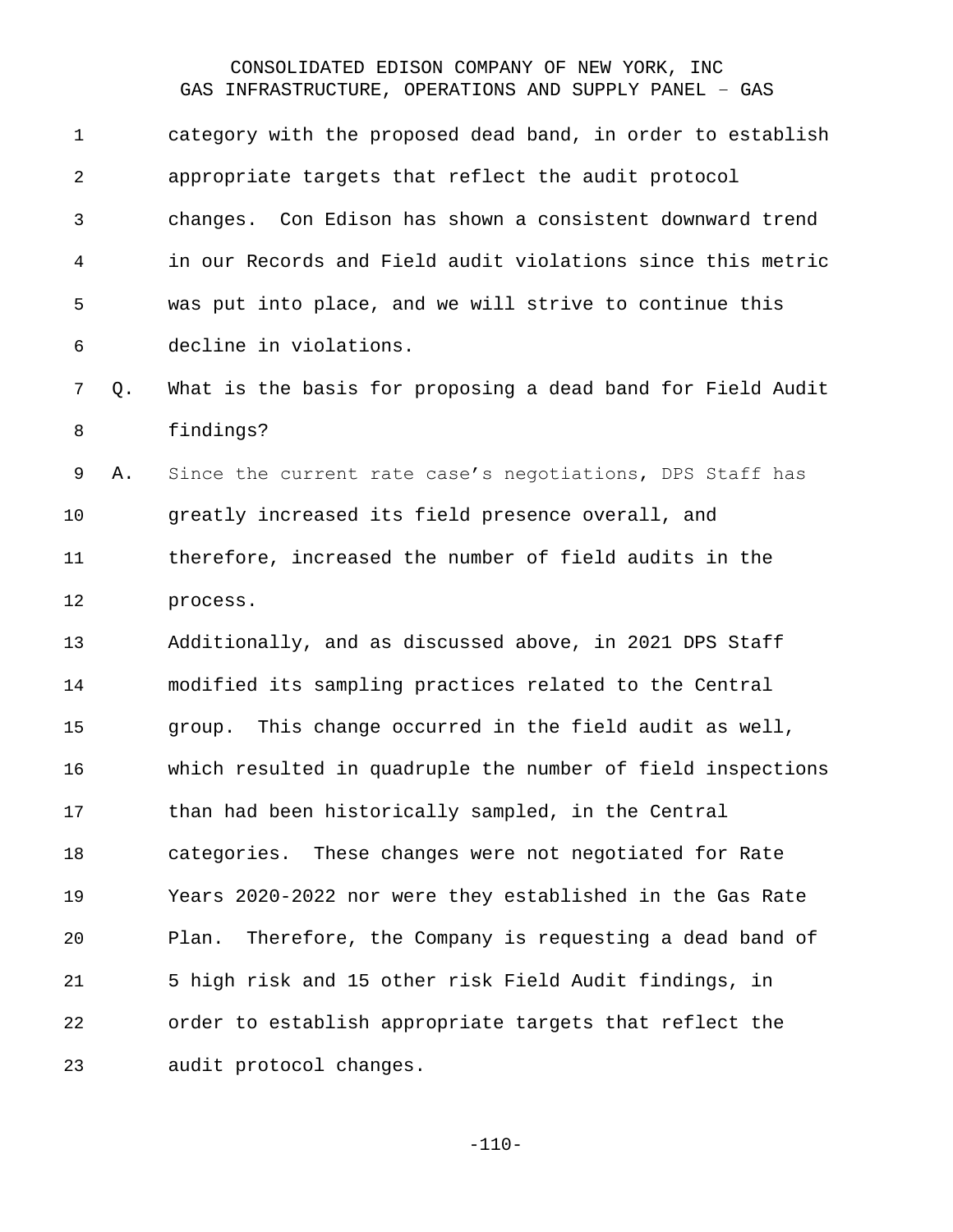category with the proposed dead band, in order to establish appropriate targets that reflect the audit protocol changes. Con Edison has shown a consistent downward trend in our Records and Field audit violations since this metric was put into place, and we will strive to continue this decline in violations.

Q. What is the basis for proposing a dead band for Field Audit findings?

A. Since the current rate case's negotiations, DPS Staff has greatly increased its field presence overall, and therefore, increased the number of field audits in the process.

Additionally, and as discussed above, in 2021 DPS Staff modified its sampling practices related to the Central group. This change occurred in the field audit as well, which resulted in quadruple the number of field inspections than had been historically sampled, in the Central categories. These changes were not negotiated for Rate Years 2020-2022 nor were they established in the Gas Rate Plan. Therefore, the Company is requesting a dead band of 5 high risk and 15 other risk Field Audit findings, in order to establish appropriate targets that reflect the audit protocol changes.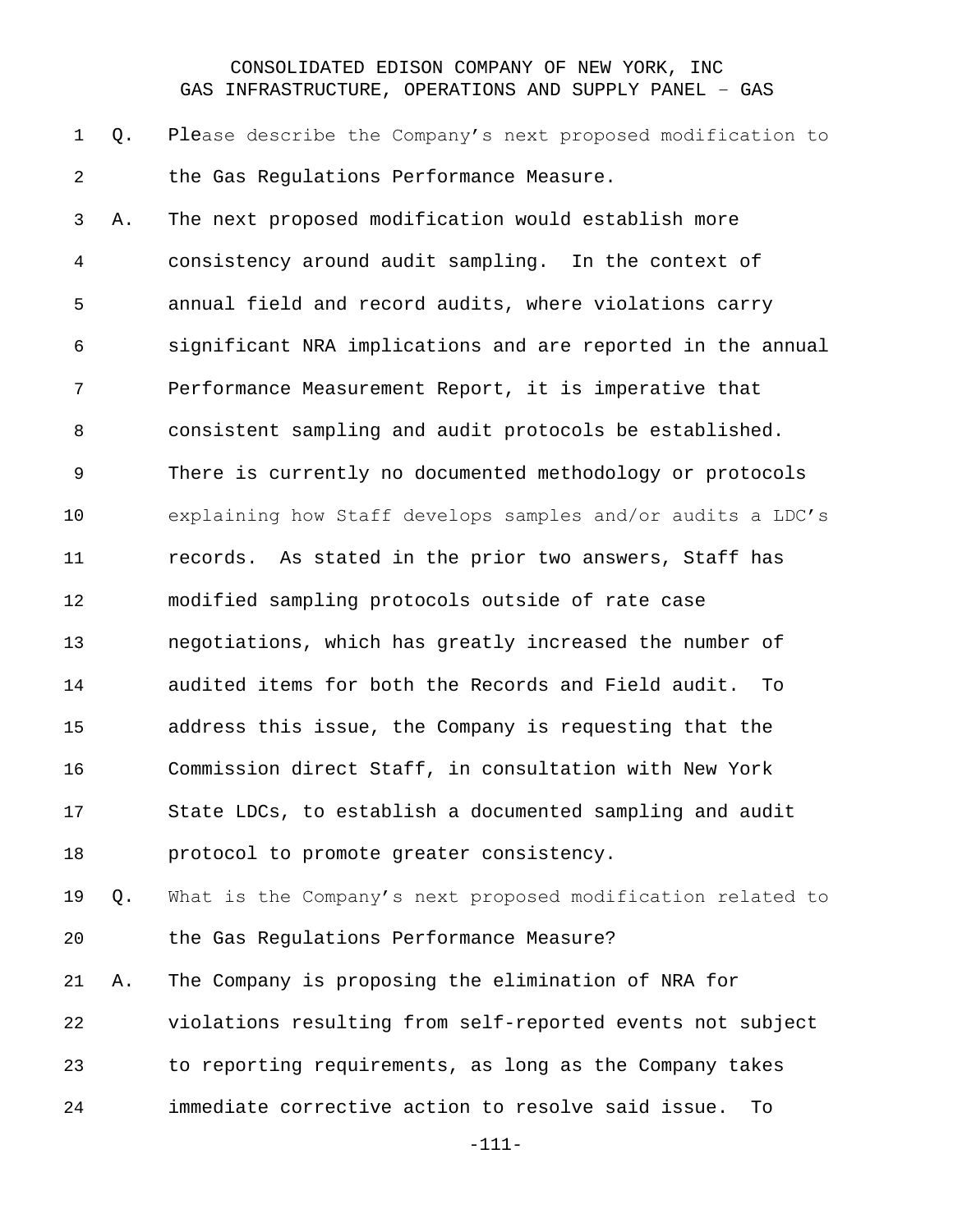Q. Please describe the Company's next proposed modification to the Gas Regulations Performance Measure.

A. The next proposed modification would establish more consistency around audit sampling. In the context of annual field and record audits, where violations carry significant NRA implications and are reported in the annual Performance Measurement Report, it is imperative that consistent sampling and audit protocols be established. There is currently no documented methodology or protocols explaining how Staff develops samples and/or audits a LDC's records. As stated in the prior two answers, Staff has modified sampling protocols outside of rate case negotiations, which has greatly increased the number of audited items for both the Records and Field audit. To address this issue, the Company is requesting that the Commission direct Staff, in consultation with New York State LDCs, to establish a documented sampling and audit protocol to promote greater consistency.

Q. What is the Company's next proposed modification related to the Gas Regulations Performance Measure?

A. The Company is proposing the elimination of NRA for violations resulting from self-reported events not subject to reporting requirements, as long as the Company takes immediate corrective action to resolve said issue. To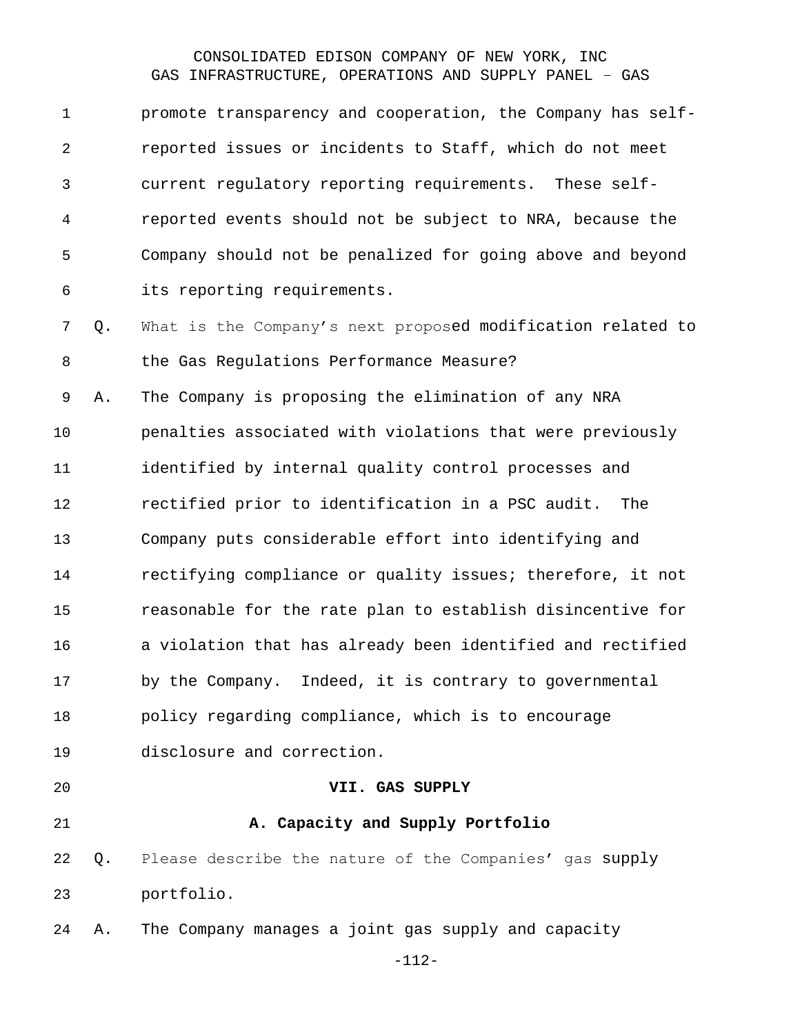promote transparency and cooperation, the Company has self-reported issues or incidents to Staff, which do not meet current regulatory reporting requirements. These self-reported events should not be subject to NRA, because the Company should not be penalized for going above and beyond its reporting requirements.

Q. What is the Company's next proposed modification related to the Gas Regulations Performance Measure?

A. The Company is proposing the elimination of any NRA penalties associated with violations that were previously identified by internal quality control processes and rectified prior to identification in a PSC audit. The Company puts considerable effort into identifying and rectifying compliance or quality issues; therefore, it not reasonable for the rate plan to establish disincentive for a violation that has already been identified and rectified by the Company. Indeed, it is contrary to governmental policy regarding compliance, which is to encourage disclosure and correction.

## VII. GAS SUPPLY

### A. Capacity and Supply Portfolio

Q. Please describe the nature of the Companies' gas supply portfolio.

A. The Company manages a joint gas supply and capacity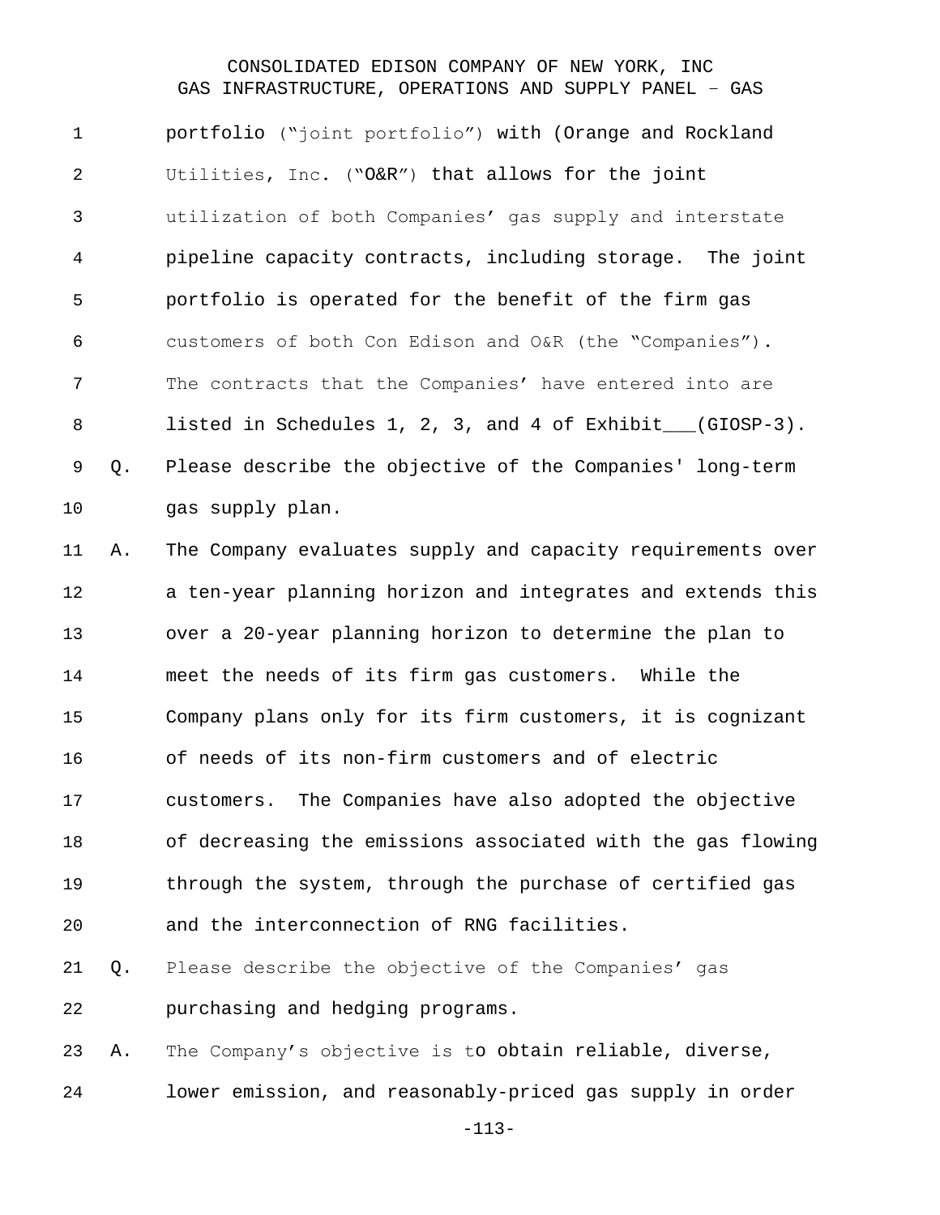portfolio ("joint portfolio") with (Orange and Rockland Utilities, Inc. ("O&R") that allows for the joint utilization of both Companies' gas supply and interstate pipeline capacity contracts, including storage. The joint portfolio is operated for the benefit of the firm gas customers of both Con Edison and O&R (the "Companies"). The contracts that the Companies' have entered into are listed in Schedules 1, 2, 3, and 4 of Exhibit___(GIOSP-3).

Q. Please describe the objective of the Companies' long-term gas supply plan.

A. The Company evaluates supply and capacity requirements over a ten-year planning horizon and integrates and extends this over a 20-year planning horizon to determine the plan to meet the needs of its firm gas customers. While the Company plans only for its firm customers, it is cognizant of needs of its non-firm customers and of electric customers. The Companies have also adopted the objective of decreasing the emissions associated with the gas flowing through the system, through the purchase of certified gas and the interconnection of RNG facilities.

Q. Please describe the objective of the Companies' gas purchasing and hedging programs.

A. The Company's objective is to obtain reliable, diverse, lower emission, and reasonably-priced gas supply in order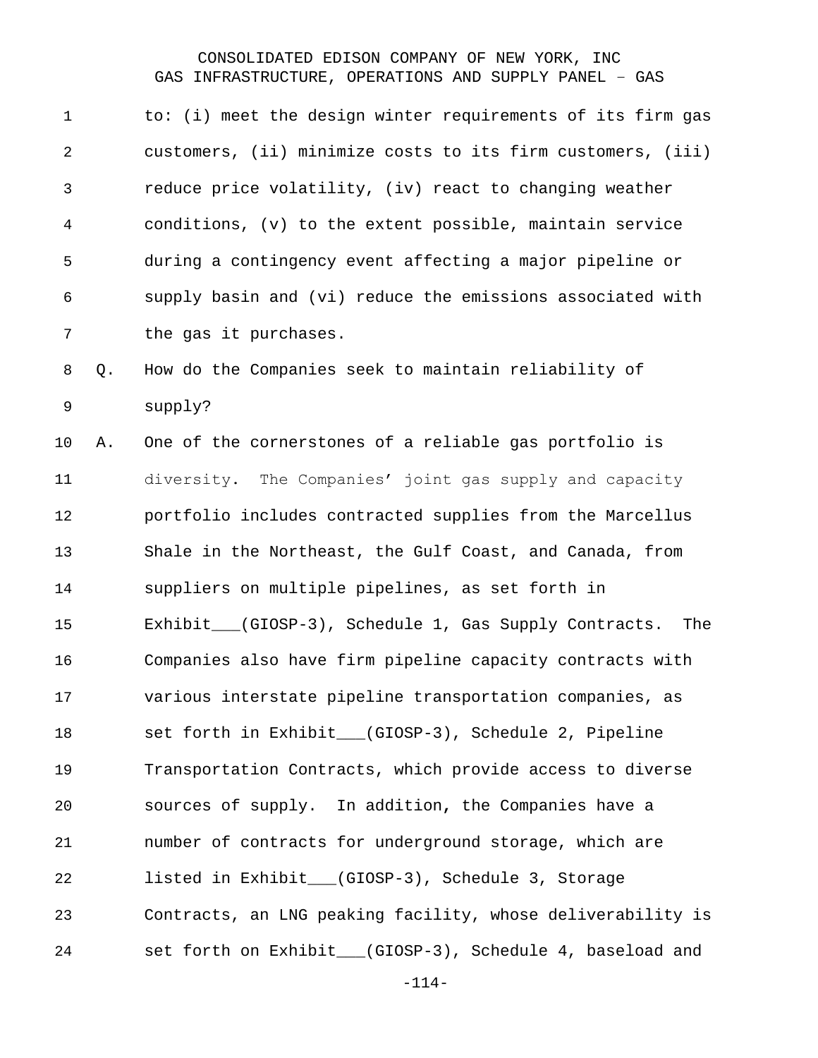to: (i) meet the design winter requirements of its firm gas customers, (ii) minimize costs to its firm customers, (iii) reduce price volatility, (iv) react to changing weather conditions, (v) to the extent possible, maintain service during a contingency event affecting a major pipeline or supply basin and (vi) reduce the emissions associated with the gas it purchases.

Q. How do the Companies seek to maintain reliability of supply?

A. One of the cornerstones of a reliable gas portfolio is diversity. The Companies' joint gas supply and capacity portfolio includes contracted supplies from the Marcellus Shale in the Northeast, the Gulf Coast, and Canada, from suppliers on multiple pipelines, as set forth in Exhibit___(GIOSP-3), Schedule 1, Gas Supply Contracts. The Companies also have firm pipeline capacity contracts with various interstate pipeline transportation companies, as set forth in Exhibit___(GIOSP-3), Schedule 2, Pipeline Transportation Contracts, which provide access to diverse sources of supply. In addition, the Companies have a number of contracts for underground storage, which are listed in Exhibit___(GIOSP-3), Schedule 3, Storage Contracts, an LNG peaking facility, whose deliverability is set forth on Exhibit___(GIOSP-3), Schedule 4, baseload and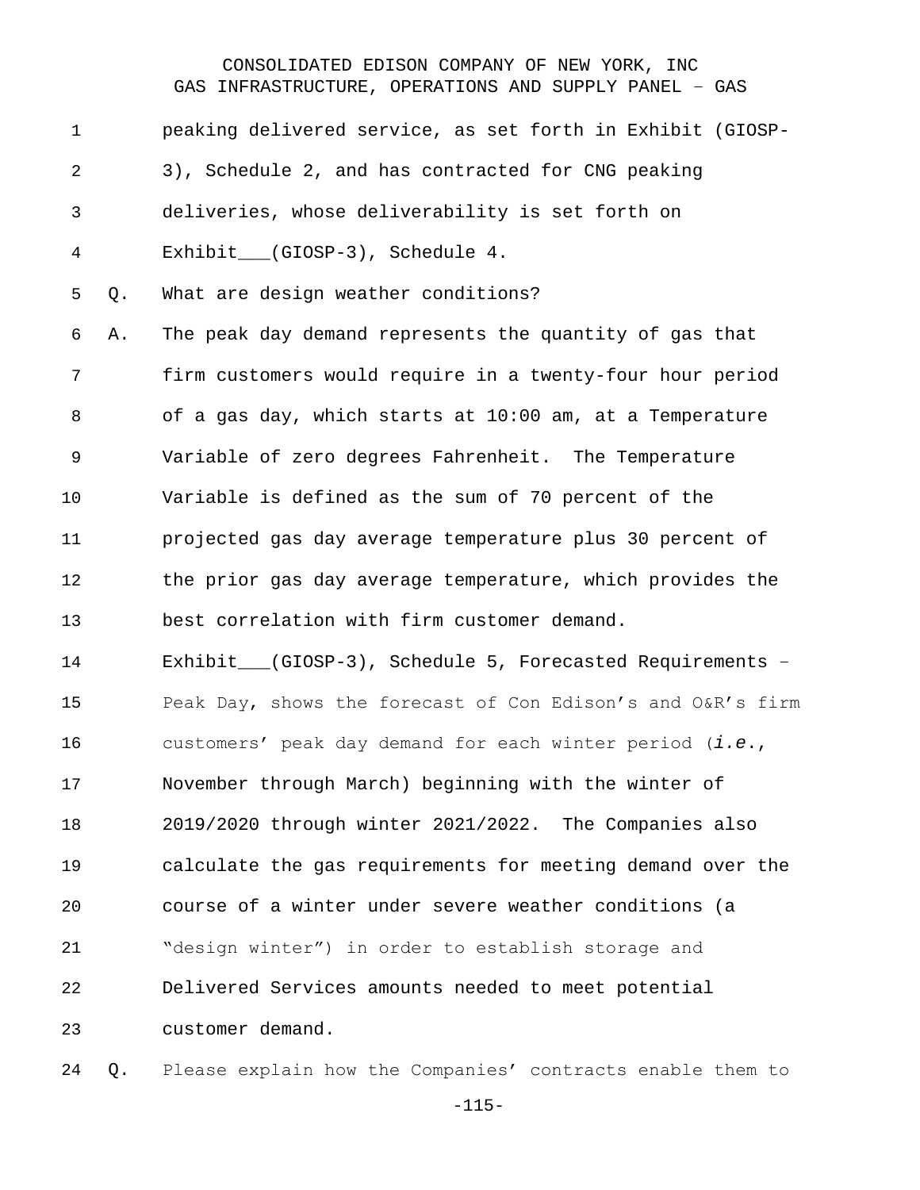peaking delivered service, as set forth in Exhibit (GIOSP-3), Schedule 2, and has contracted for CNG peaking deliveries, whose deliverability is set forth on Exhibit___(GIOSP-3), Schedule 4.

Q. What are design weather conditions?

A. The peak day demand represents the quantity of gas that firm customers would require in a twenty-four hour period of a gas day, which starts at 10:00 am, at a Temperature Variable of zero degrees Fahrenheit. The Temperature Variable is defined as the sum of 70 percent of the projected gas day average temperature plus 30 percent of the prior gas day average temperature, which provides the best correlation with firm customer demand. Exhibit___(GIOSP-3), Schedule 5, Forecasted Requirements – Peak Day, shows the forecast of Con Edison's and O&R's firm customers' peak day demand for each winter period (*i.e.*, November through March) beginning with the winter of 2019/2020 through winter 2021/2022. The Companies also calculate the gas requirements for meeting demand over the course of a winter under severe weather conditions (a "design winter") in order to establish storage and Delivered Services amounts needed to meet potential customer demand.

Q. Please explain how the Companies' contracts enable them to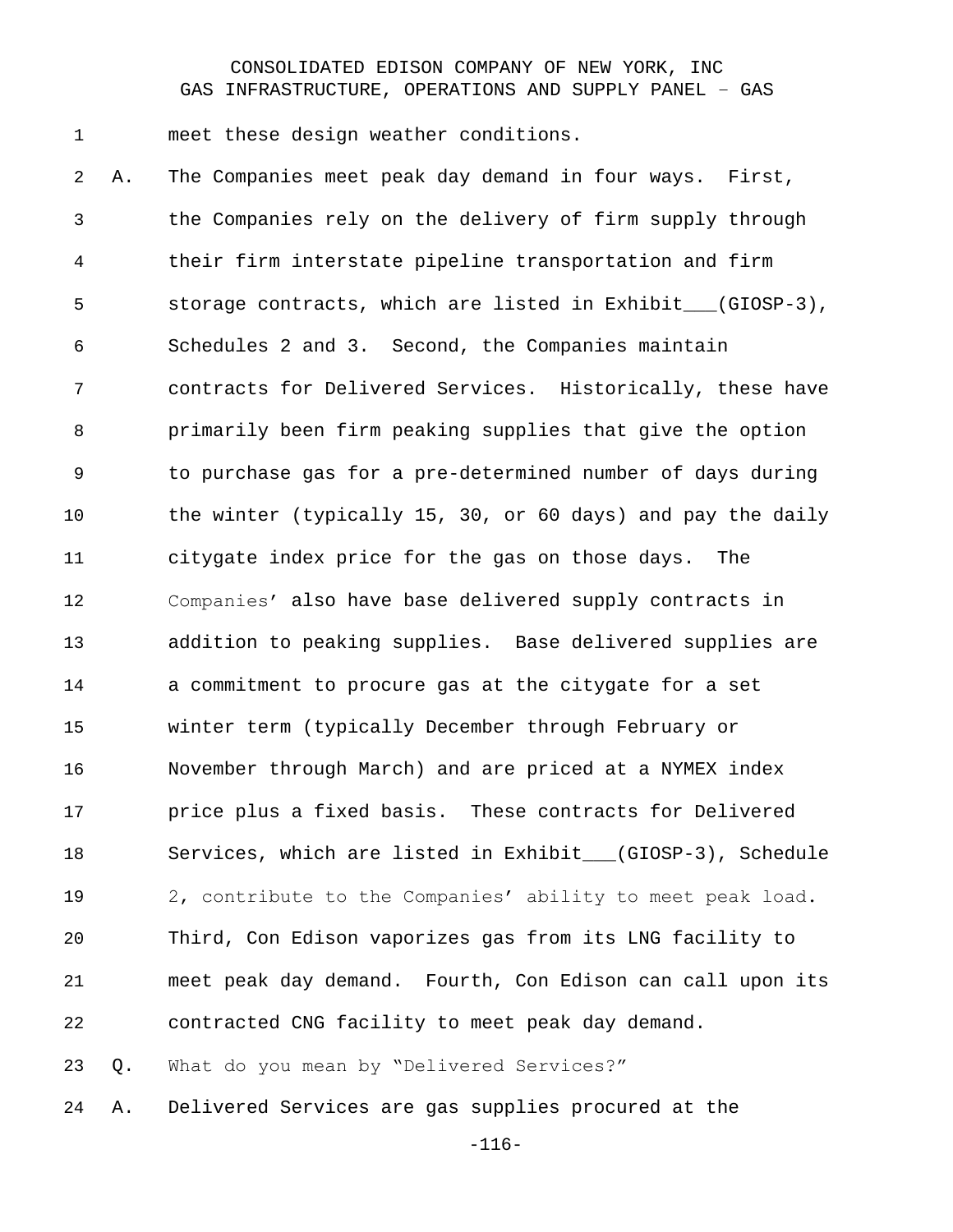meet these design weather conditions.

A. The Companies meet peak day demand in four ways. First, the Companies rely on the delivery of firm supply through their firm interstate pipeline transportation and firm storage contracts, which are listed in Exhibit___(GIOSP-3), Schedules 2 and 3. Second, the Companies maintain contracts for Delivered Services. Historically, these have primarily been firm peaking supplies that give the option to purchase gas for a pre-determined number of days during the winter (typically 15, 30, or 60 days) and pay the daily citygate index price for the gas on those days. The Companies' also have base delivered supply contracts in addition to peaking supplies. Base delivered supplies are a commitment to procure gas at the citygate for a set winter term (typically December through February or November through March) and are priced at a NYMEX index price plus a fixed basis. These contracts for Delivered Services, which are listed in Exhibit___(GIOSP-3), Schedule 2, contribute to the Companies' ability to meet peak load. Third, Con Edison vaporizes gas from its LNG facility to meet peak day demand. Fourth, Con Edison can call upon its contracted CNG facility to meet peak day demand.

Q. What do you mean by "Delivered Services?"

A. Delivered Services are gas supplies procured at the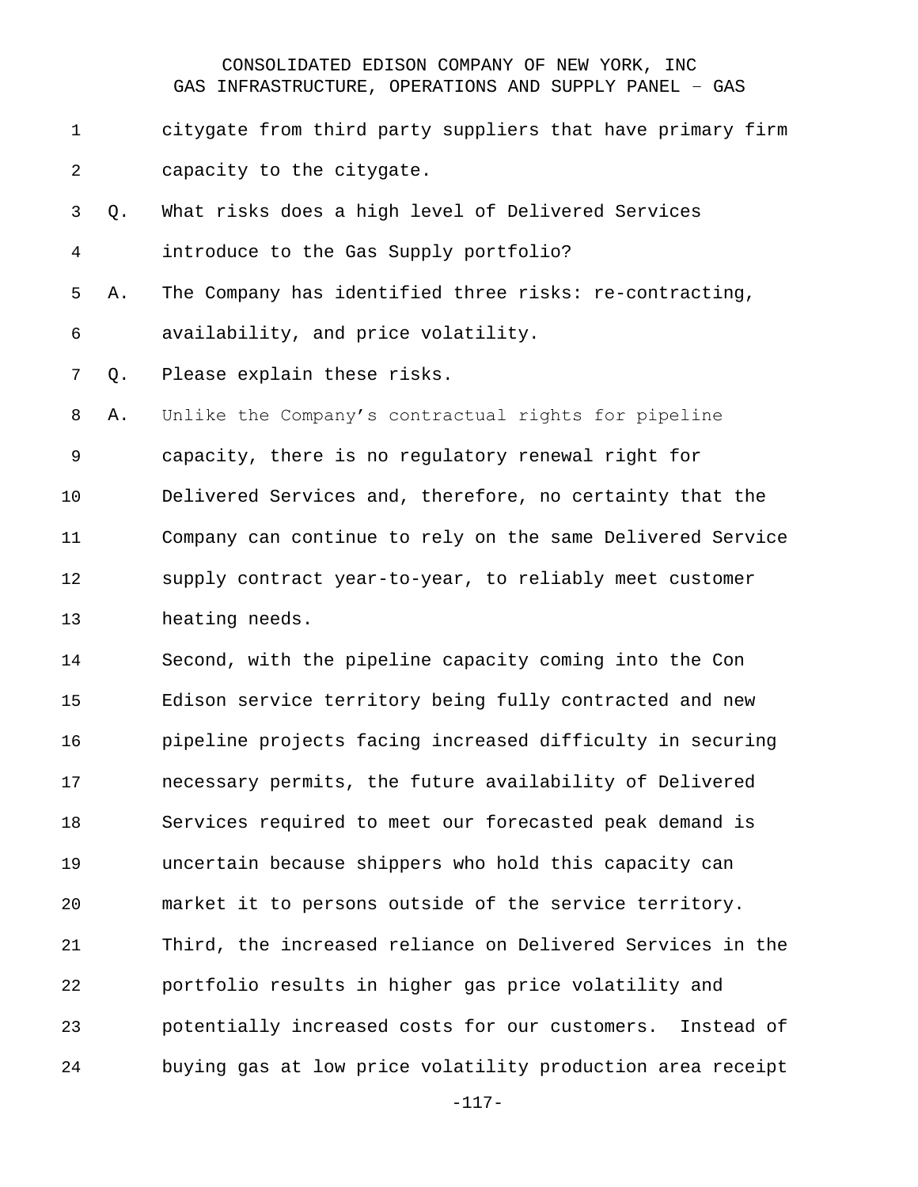citygate from third party suppliers that have primary firm capacity to the citygate.

Q. What risks does a high level of Delivered Services introduce to the Gas Supply portfolio?

A. The Company has identified three risks: re-contracting, availability, and price volatility.

Q. Please explain these risks.

A. Unlike the Company's contractual rights for pipeline capacity, there is no regulatory renewal right for Delivered Services and, therefore, no certainty that the Company can continue to rely on the same Delivered Service supply contract year-to-year, to reliably meet customer heating needs.

Second, with the pipeline capacity coming into the Con Edison service territory being fully contracted and new pipeline projects facing increased difficulty in securing necessary permits, the future availability of Delivered Services required to meet our forecasted peak demand is uncertain because shippers who hold this capacity can market it to persons outside of the service territory.

Third, the increased reliance on Delivered Services in the portfolio results in higher gas price volatility and potentially increased costs for our customers. Instead of buying gas at low price volatility production area receipt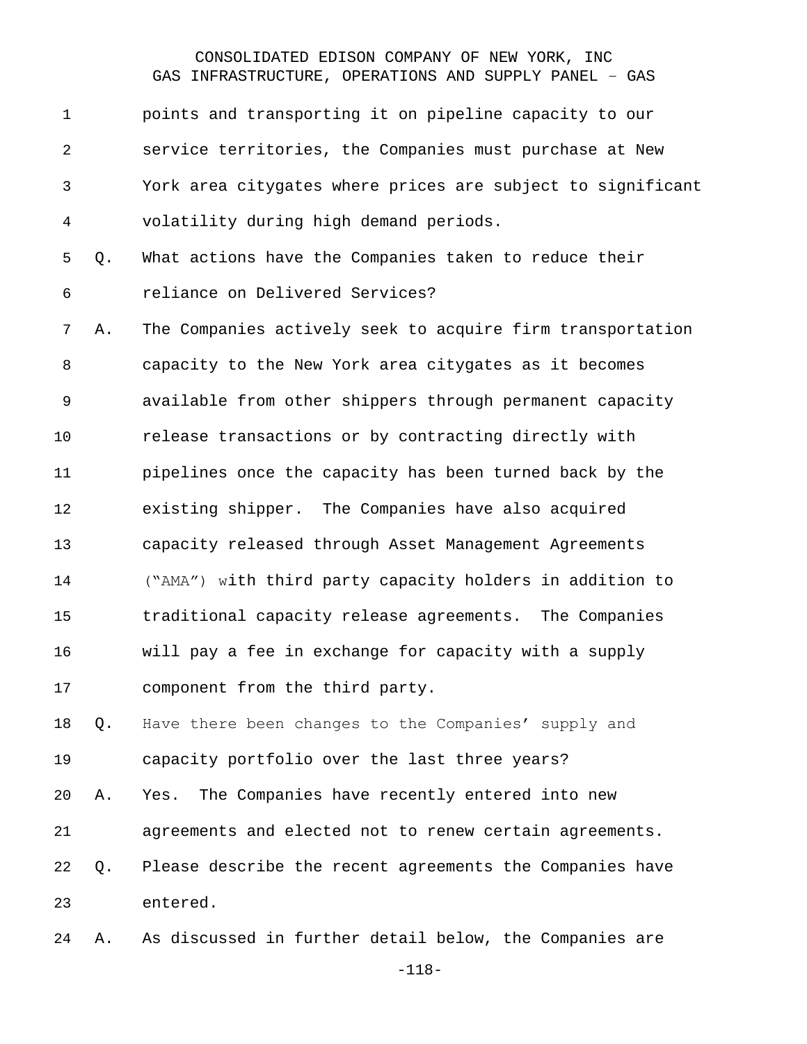points and transporting it on pipeline capacity to our service territories, the Companies must purchase at New York area citygates where prices are subject to significant volatility during high demand periods.

Q. What actions have the Companies taken to reduce their reliance on Delivered Services?

A. The Companies actively seek to acquire firm transportation capacity to the New York area citygates as it becomes available from other shippers through permanent capacity release transactions or by contracting directly with pipelines once the capacity has been turned back by the existing shipper. The Companies have also acquired capacity released through Asset Management Agreements ("AMA") with third party capacity holders in addition to traditional capacity release agreements. The Companies will pay a fee in exchange for capacity with a supply component from the third party.

Q. Have there been changes to the Companies' supply and capacity portfolio over the last three years?

A. Yes. The Companies have recently entered into new agreements and elected not to renew certain agreements.

Q. Please describe the recent agreements the Companies have entered.

A. As discussed in further detail below, the Companies are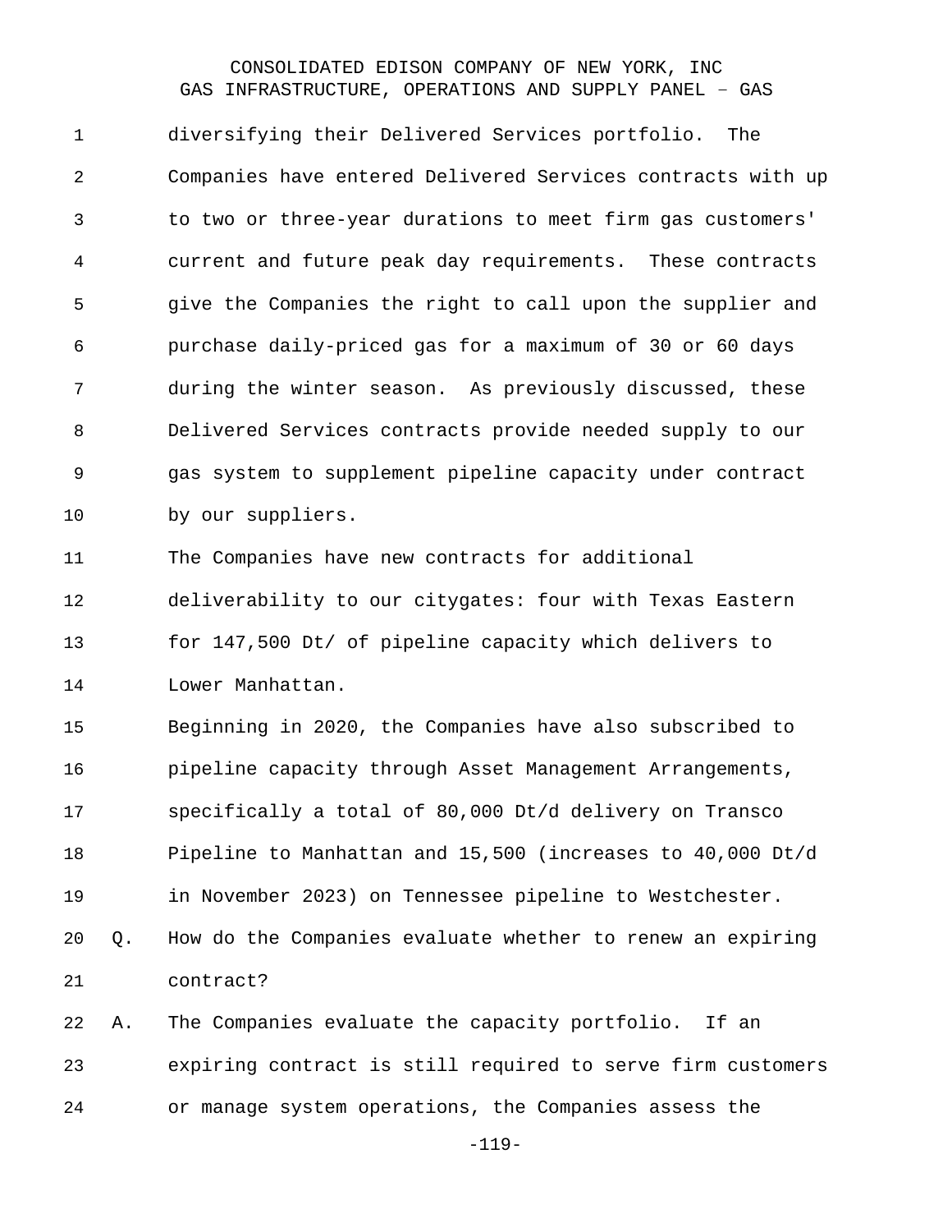diversifying their Delivered Services portfolio. The Companies have entered Delivered Services contracts with up to two or three-year durations to meet firm gas customers' current and future peak day requirements. These contracts give the Companies the right to call upon the supplier and purchase daily-priced gas for a maximum of 30 or 60 days during the winter season. As previously discussed, these Delivered Services contracts provide needed supply to our gas system to supplement pipeline capacity under contract by our suppliers.

The Companies have new contracts for additional deliverability to our citygates: four with Texas Eastern for 147,500 Dt/ of pipeline capacity which delivers to Lower Manhattan.

Beginning in 2020, the Companies have also subscribed to pipeline capacity through Asset Management Arrangements, specifically a total of 80,000 Dt/d delivery on Transco Pipeline to Manhattan and 15,500 (increases to 40,000 Dt/d in November 2023) on Tennessee pipeline to Westchester.

Q. How do the Companies evaluate whether to renew an expiring contract?

A. The Companies evaluate the capacity portfolio. If an expiring contract is still required to serve firm customers or manage system operations, the Companies assess the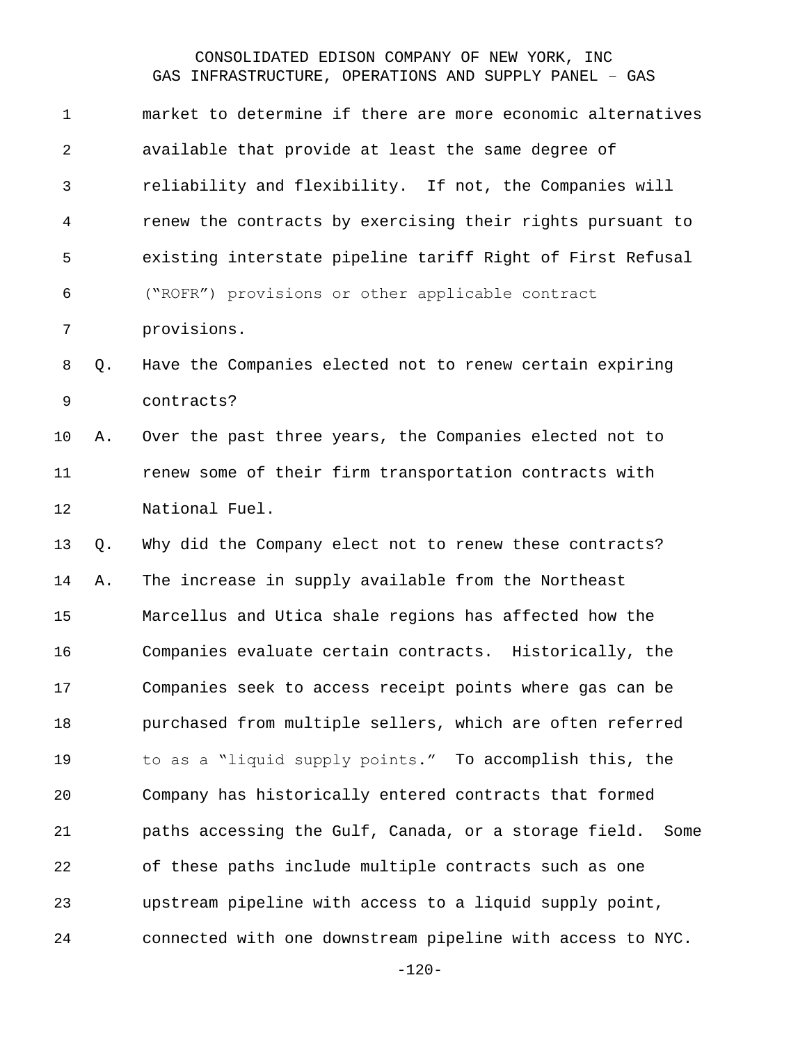market to determine if there are more economic alternatives available that provide at least the same degree of reliability and flexibility. If not, the Companies will renew the contracts by exercising their rights pursuant to existing interstate pipeline tariff Right of First Refusal ("ROFR") provisions or other applicable contract provisions.

Q. Have the Companies elected not to renew certain expiring contracts?

A. Over the past three years, the Companies elected not to renew some of their firm transportation contracts with National Fuel.

Q. Why did the Company elect not to renew these contracts?

A. The increase in supply available from the Northeast Marcellus and Utica shale regions has affected how the Companies evaluate certain contracts. Historically, the Companies seek to access receipt points where gas can be purchased from multiple sellers, which are often referred to as a "liquid supply points." To accomplish this, the Company has historically entered contracts that formed paths accessing the Gulf, Canada, or a storage field. Some of these paths include multiple contracts such as one upstream pipeline with access to a liquid supply point, connected with one downstream pipeline with access to NYC.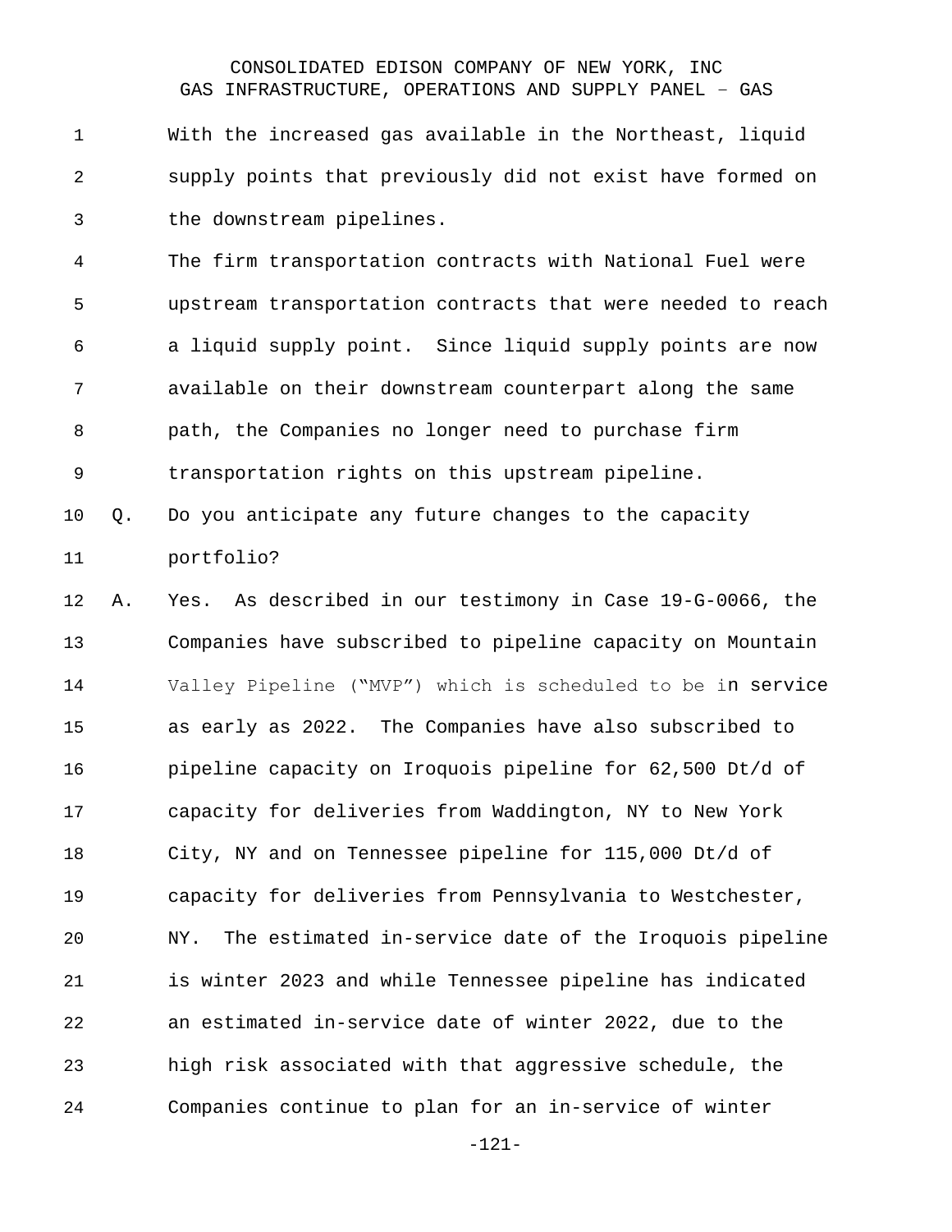With the increased gas available in the Northeast, liquid supply points that previously did not exist have formed on the downstream pipelines.

The firm transportation contracts with National Fuel were upstream transportation contracts that were needed to reach a liquid supply point. Since liquid supply points are now available on their downstream counterpart along the same path, the Companies no longer need to purchase firm transportation rights on this upstream pipeline.

Q. Do you anticipate any future changes to the capacity portfolio?

A. Yes. As described in our testimony in Case 19-G-0066, the Companies have subscribed to pipeline capacity on Mountain Valley Pipeline ("MVP") which is scheduled to be in service as early as 2022. The Companies have also subscribed to pipeline capacity on Iroquois pipeline for 62,500 Dt/d of capacity for deliveries from Waddington, NY to New York City, NY and on Tennessee pipeline for 115,000 Dt/d of capacity for deliveries from Pennsylvania to Westchester, NY. The estimated in-service date of the Iroquois pipeline is winter 2023 and while Tennessee pipeline has indicated an estimated in-service date of winter 2022, due to the high risk associated with that aggressive schedule, the Companies continue to plan for an in-service of winter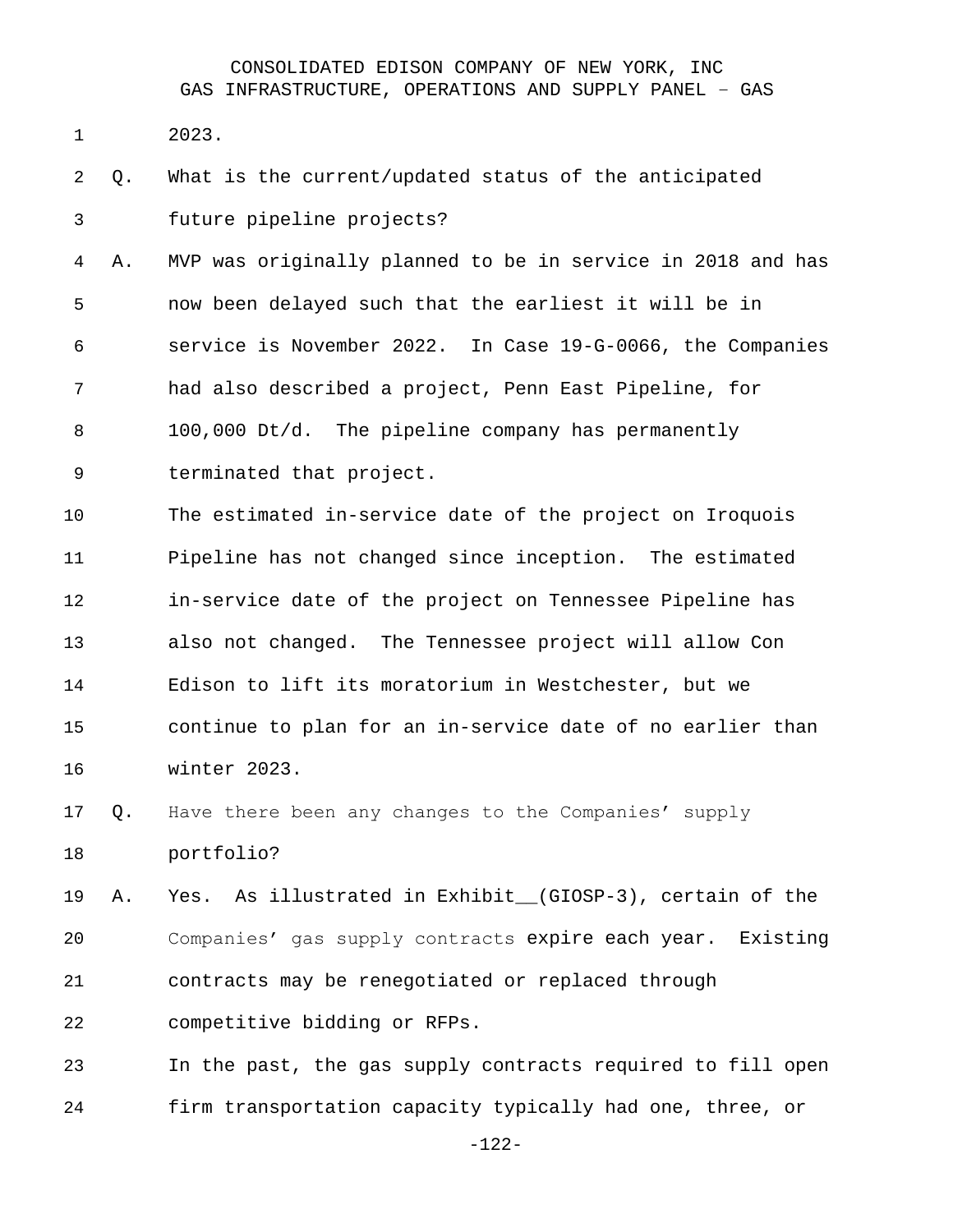2023.

Q. What is the current/updated status of the anticipated future pipeline projects?

A. MVP was originally planned to be in service in 2018 and has now been delayed such that the earliest it will be in service is November 2022. In Case 19-G-0066, the Companies had also described a project, Penn East Pipeline, for 100,000 Dt/d. The pipeline company has permanently terminated that project.

The estimated in-service date of the project on Iroquois Pipeline has not changed since inception. The estimated in-service date of the project on Tennessee Pipeline has also not changed. The Tennessee project will allow Con Edison to lift its moratorium in Westchester, but we continue to plan for an in-service date of no earlier than winter 2023.

Q. Have there been any changes to the Companies' supply portfolio?

A. Yes. As illustrated in Exhibit__(GIOSP-3), certain of the Companies' gas supply contracts expire each year. Existing contracts may be renegotiated or replaced through competitive bidding or RFPs.

In the past, the gas supply contracts required to fill open firm transportation capacity typically had one, three, or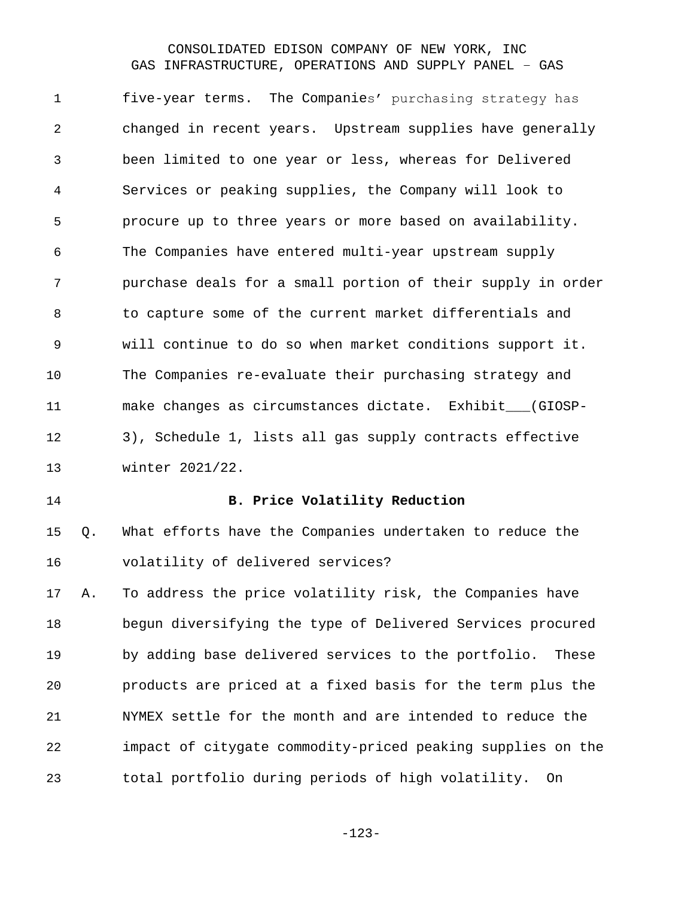five-year terms. The Companies' purchasing strategy has changed in recent years. Upstream supplies have generally been limited to one year or less, whereas for Delivered Services or peaking supplies, the Company will look to procure up to three years or more based on availability. The Companies have entered multi-year upstream supply purchase deals for a small portion of their supply in order to capture some of the current market differentials and will continue to do so when market conditions support it. The Companies re-evaluate their purchasing strategy and make changes as circumstances dictate. Exhibit___(GIOSP-3), Schedule 1, lists all gas supply contracts effective winter 2021/22.

### B. Price Volatility Reduction

Q. What efforts have the Companies undertaken to reduce the volatility of delivered services?

A. To address the price volatility risk, the Companies have begun diversifying the type of Delivered Services procured by adding base delivered services to the portfolio. These products are priced at a fixed basis for the term plus the NYMEX settle for the month and are intended to reduce the impact of citygate commodity-priced peaking supplies on the total portfolio during periods of high volatility. On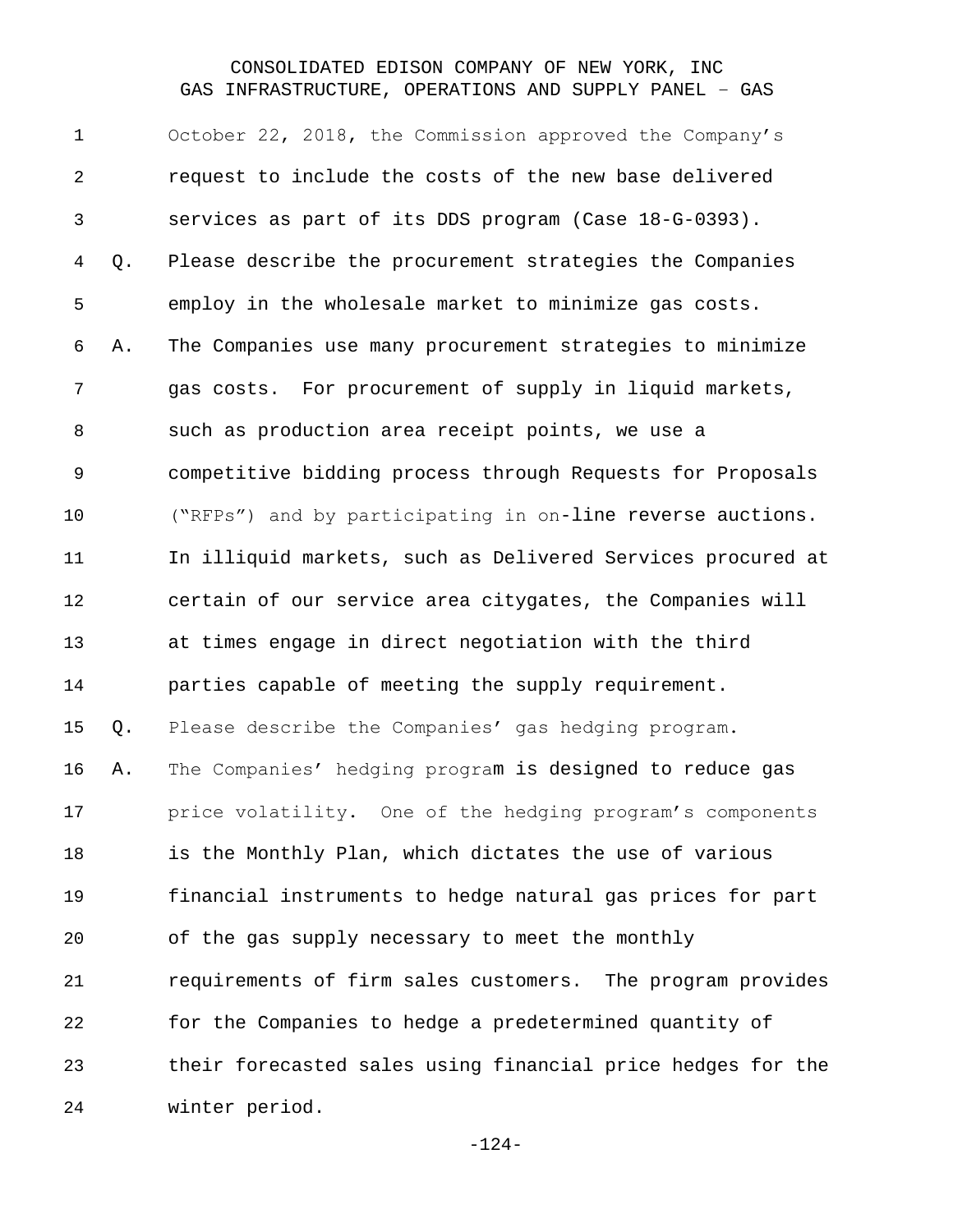October 22, 2018, the Commission approved the Company's request to include the costs of the new base delivered services as part of its DDS program (Case 18-G-0393).

Q. Please describe the procurement strategies the Companies employ in the wholesale market to minimize gas costs.

A. The Companies use many procurement strategies to minimize gas costs. For procurement of supply in liquid markets, such as production area receipt points, we use a competitive bidding process through Requests for Proposals ("RFPs") and by participating in on-line reverse auctions. In illiquid markets, such as Delivered Services procured at certain of our service area citygates, the Companies will at times engage in direct negotiation with the third parties capable of meeting the supply requirement.

Q. Please describe the Companies' gas hedging program.

A. The Companies' hedging program is designed to reduce gas price volatility. One of the hedging program's components is the Monthly Plan, which dictates the use of various financial instruments to hedge natural gas prices for part of the gas supply necessary to meet the monthly requirements of firm sales customers. The program provides for the Companies to hedge a predetermined quantity of their forecasted sales using financial price hedges for the winter period.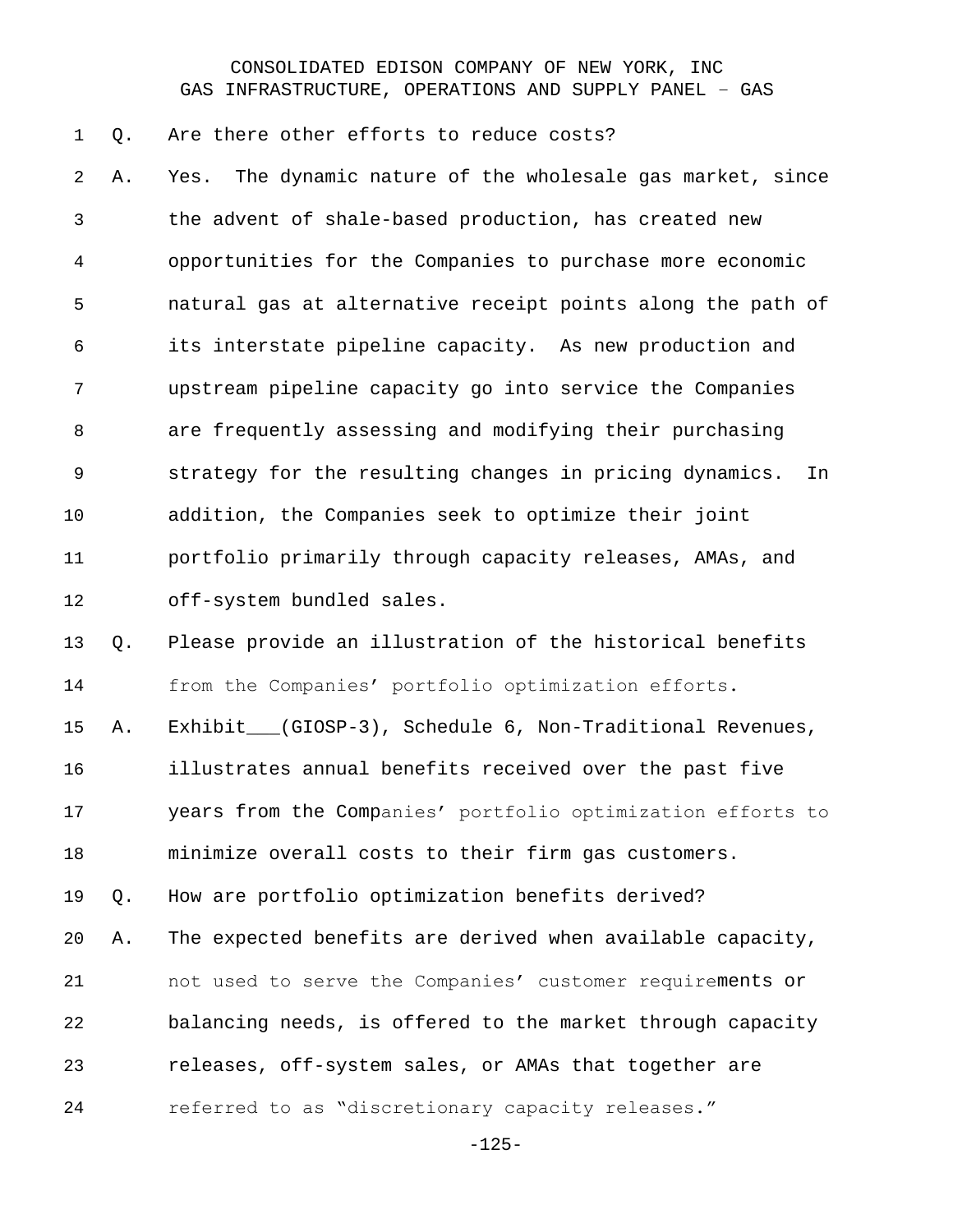Q. Are there other efforts to reduce costs?

A. Yes. The dynamic nature of the wholesale gas market, since the advent of shale-based production, has created new opportunities for the Companies to purchase more economic natural gas at alternative receipt points along the path of its interstate pipeline capacity. As new production and upstream pipeline capacity go into service the Companies are frequently assessing and modifying their purchasing strategy for the resulting changes in pricing dynamics. In addition, the Companies seek to optimize their joint portfolio primarily through capacity releases, AMAs, and off-system bundled sales.

Q. Please provide an illustration of the historical benefits from the Companies' portfolio optimization efforts.

A. Exhibit___(GIOSP-3), Schedule 6, Non-Traditional Revenues, illustrates annual benefits received over the past five years from the Companies' portfolio optimization efforts to minimize overall costs to their firm gas customers.

Q. How are portfolio optimization benefits derived?

A. The expected benefits are derived when available capacity, not used to serve the Companies' customer requirements or balancing needs, is offered to the market through capacity releases, off-system sales, or AMAs that together are referred to as "discretionary capacity releases."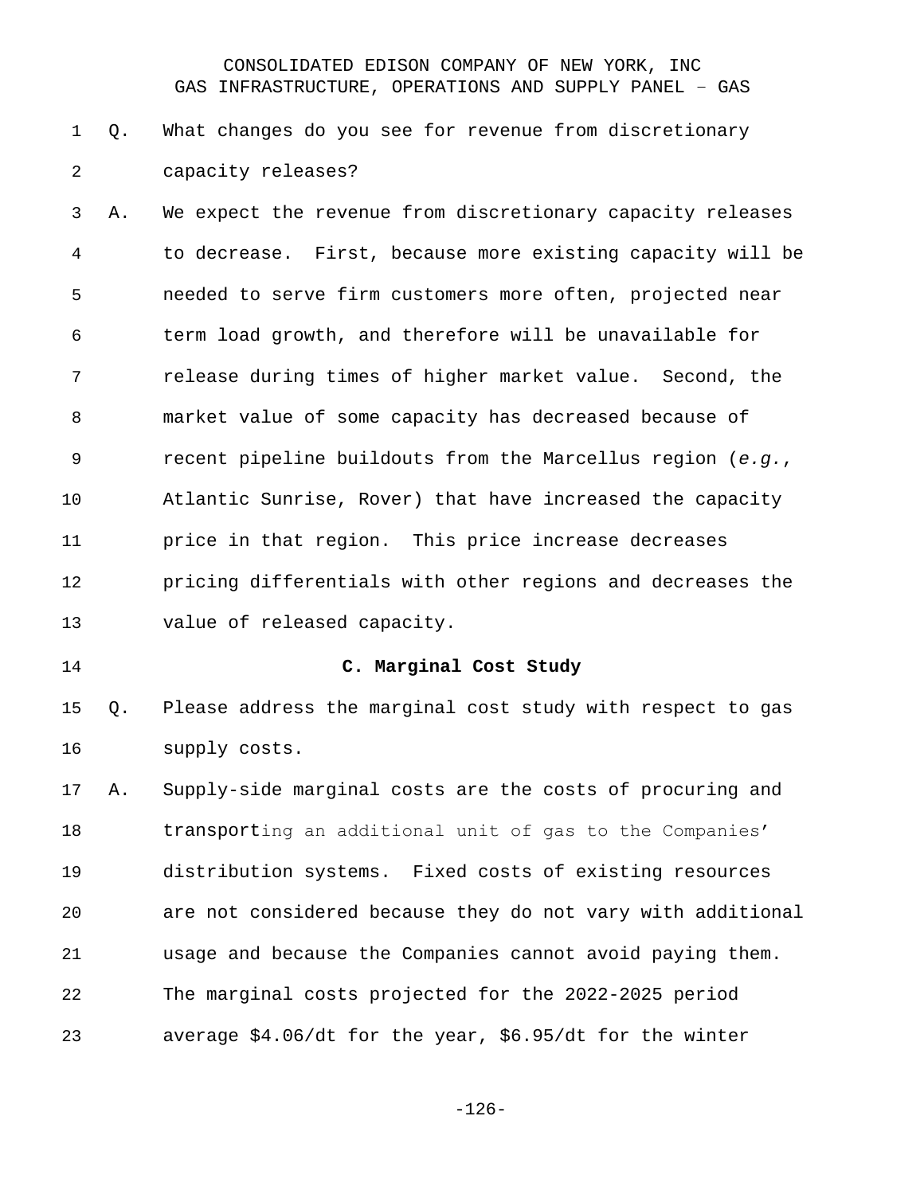Q. What changes do you see for revenue from discretionary capacity releases?

A. We expect the revenue from discretionary capacity releases to decrease. First, because more existing capacity will be needed to serve firm customers more often, projected near term load growth, and therefore will be unavailable for release during times of higher market value. Second, the market value of some capacity has decreased because of recent pipeline buildouts from the Marcellus region (*e.g.*, Atlantic Sunrise, Rover) that have increased the capacity price in that region. This price increase decreases pricing differentials with other regions and decreases the value of released capacity.

### C. Marginal Cost Study

Q. Please address the marginal cost study with respect to gas supply costs.

A. Supply-side marginal costs are the costs of procuring and transporting an additional unit of gas to the Companies' distribution systems. Fixed costs of existing resources are not considered because they do not vary with additional usage and because the Companies cannot avoid paying them. The marginal costs projected for the 2022-2025 period average \$4.06/dt for the year, \$6.95/dt for the winter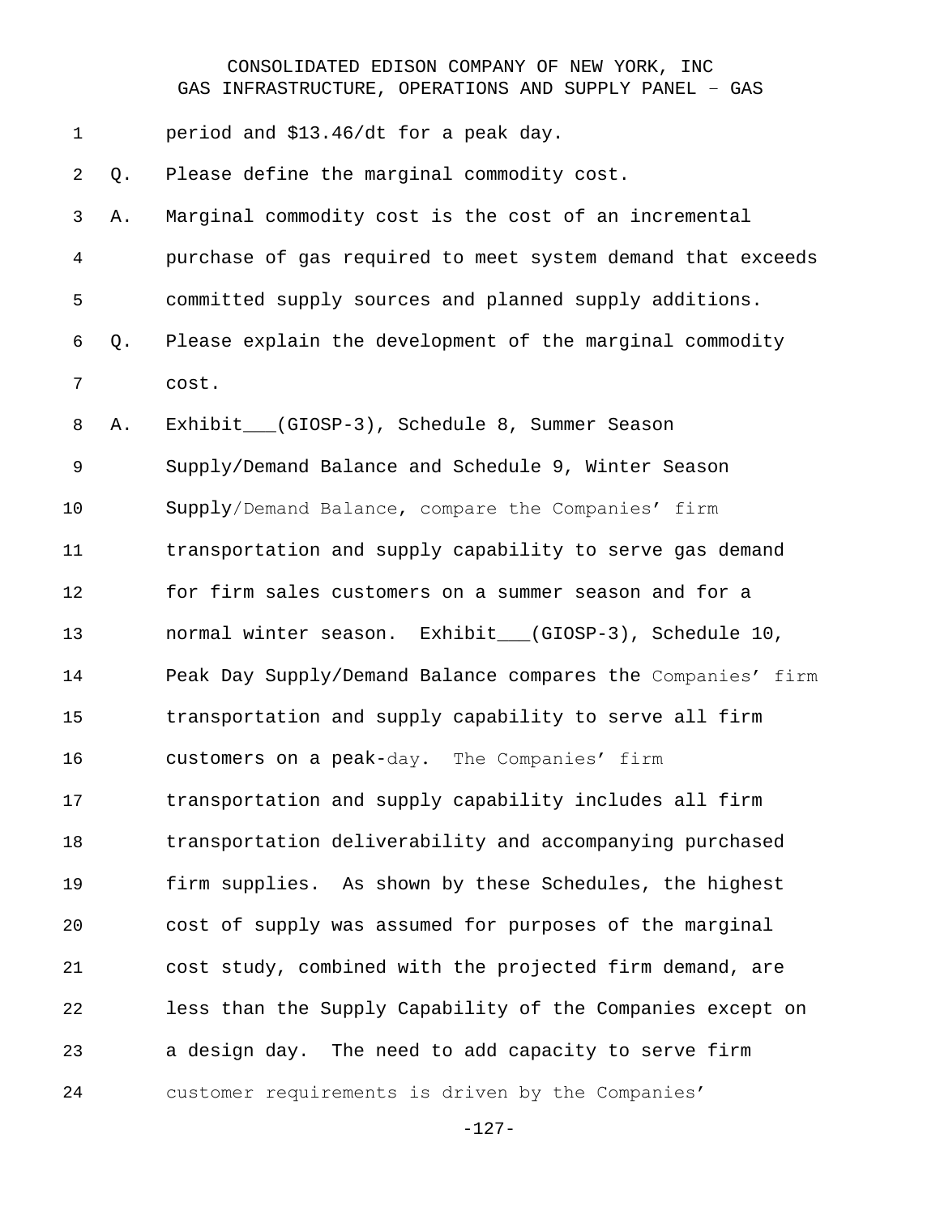period and $13.46/dt for a peak day.

Q. Please define the marginal commodity cost.

A. Marginal commodity cost is the cost of an incremental purchase of gas required to meet system demand that exceeds committed supply sources and planned supply additions.

Q. Please explain the development of the marginal commodity cost.

A. Exhibit___(GIOSP-3), Schedule 8, Summer Season Supply/Demand Balance and Schedule 9, Winter Season Supply/Demand Balance, compare the Companies' firm transportation and supply capability to serve gas demand for firm sales customers on a summer season and for a normal winter season. Exhibit___(GIOSP-3), Schedule 10, Peak Day Supply/Demand Balance compares the Companies' firm transportation and supply capability to serve all firm customers on a peak-day. The Companies' firm transportation and supply capability includes all firm transportation deliverability and accompanying purchased firm supplies. As shown by these Schedules, the highest cost of supply was assumed for purposes of the marginal cost study, combined with the projected firm demand, are less than the Supply Capability of the Companies except on a design day. The need to add capacity to serve firm customer requirements is driven by the Companies'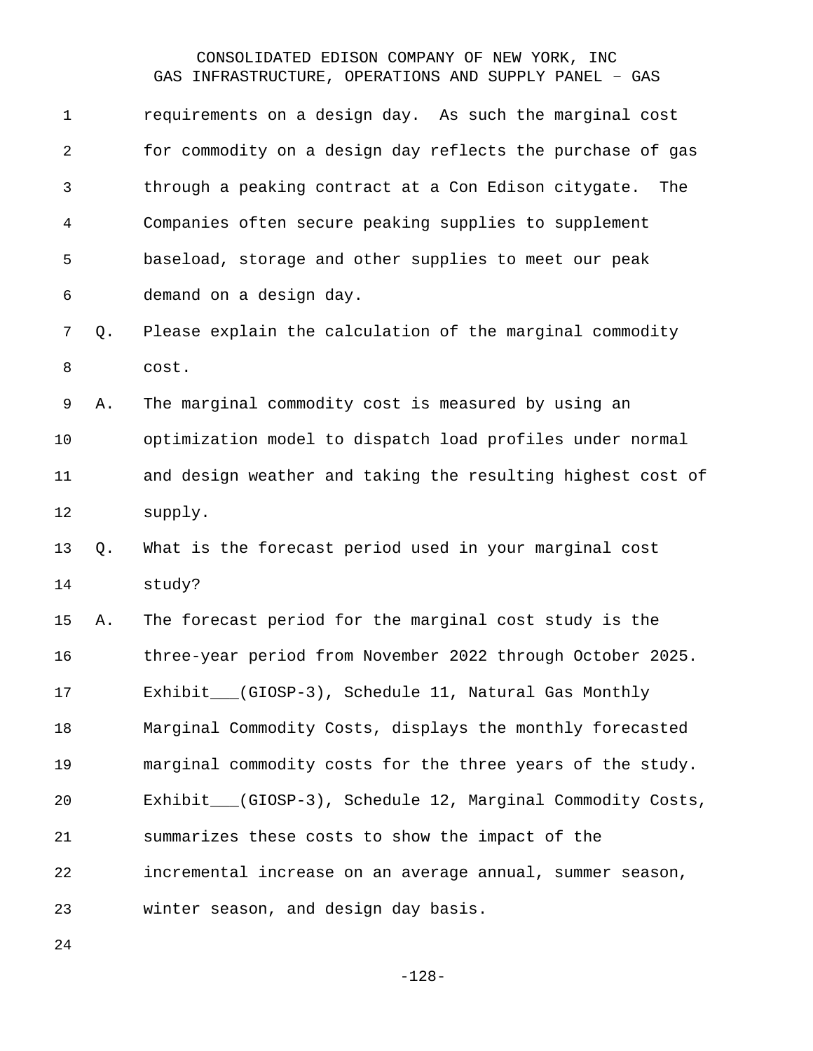requirements on a design day. As such the marginal cost for commodity on a design day reflects the purchase of gas through a peaking contract at a Con Edison citygate. The Companies often secure peaking supplies to supplement baseload, storage and other supplies to meet our peak demand on a design day.

Q. Please explain the calculation of the marginal commodity cost.

A. The marginal commodity cost is measured by using an optimization model to dispatch load profiles under normal and design weather and taking the resulting highest cost of supply.

Q. What is the forecast period used in your marginal cost study?

A. The forecast period for the marginal cost study is the three-year period from November 2022 through October 2025. Exhibit___(GIOSP-3), Schedule 11, Natural Gas Monthly Marginal Commodity Costs, displays the monthly forecasted marginal commodity costs for the three years of the study. Exhibit___(GIOSP-3), Schedule 12, Marginal Commodity Costs, summarizes these costs to show the impact of the incremental increase on an average annual, summer season, winter season, and design day basis.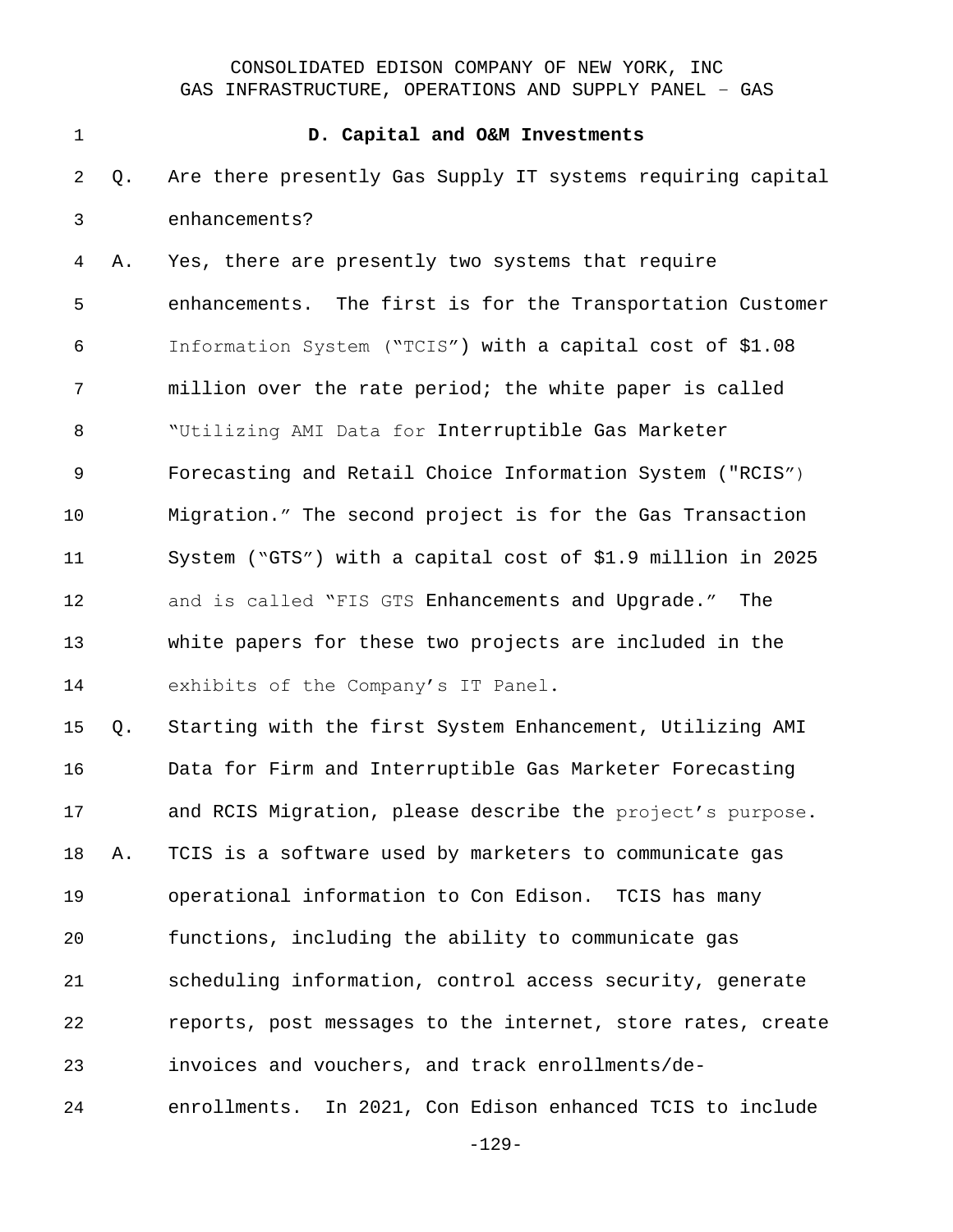### D. Capital and O&M Investments

Q. Are there presently Gas Supply IT systems requiring capital enhancements?

A. Yes, there are presently two systems that require enhancements. The first is for the Transportation Customer Information System ("TCIS") with a capital cost of $1.08 million over the rate period; the white paper is called "Utilizing AMI Data for Interruptible Gas Marketer Forecasting and Retail Choice Information System ("RCIS") Migration." The second project is for the Gas Transaction System ("GTS") with a capital cost of $1.9 million in 2025 and is called "FIS GTS Enhancements and Upgrade." The white papers for these two projects are included in the exhibits of the Company's IT Panel.

Q. Starting with the first System Enhancement, Utilizing AMI Data for Firm and Interruptible Gas Marketer Forecasting and RCIS Migration, please describe the project's purpose.

A. TCIS is a software used by marketers to communicate gas operational information to Con Edison. TCIS has many functions, including the ability to communicate gas scheduling information, control access security, generate reports, post messages to the internet, store rates, create invoices and vouchers, and track enrollments/de-enrollments. In 2021, Con Edison enhanced TCIS to include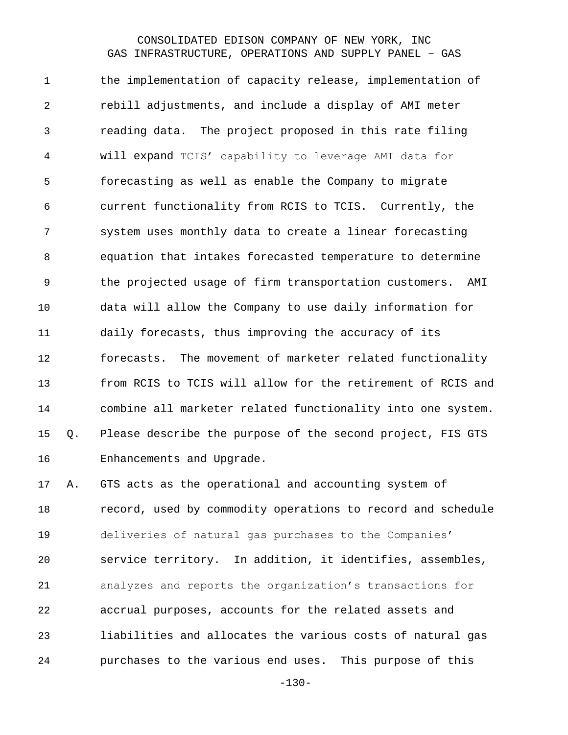the implementation of capacity release, implementation of rebill adjustments, and include a display of AMI meter reading data. The project proposed in this rate filing will expand TCIS' capability to leverage AMI data for forecasting as well as enable the Company to migrate current functionality from RCIS to TCIS. Currently, the system uses monthly data to create a linear forecasting equation that intakes forecasted temperature to determine the projected usage of firm transportation customers. AMI data will allow the Company to use daily information for daily forecasts, thus improving the accuracy of its forecasts. The movement of marketer related functionality from RCIS to TCIS will allow for the retirement of RCIS and combine all marketer related functionality into one system.

Q. Please describe the purpose of the second project, FIS GTS Enhancements and Upgrade.

A. GTS acts as the operational and accounting system of record, used by commodity operations to record and schedule deliveries of natural gas purchases to the Companies' service territory. In addition, it identifies, assembles, analyzes and reports the organization's transactions for accrual purposes, accounts for the related assets and liabilities and allocates the various costs of natural gas purchases to the various end uses. This purpose of this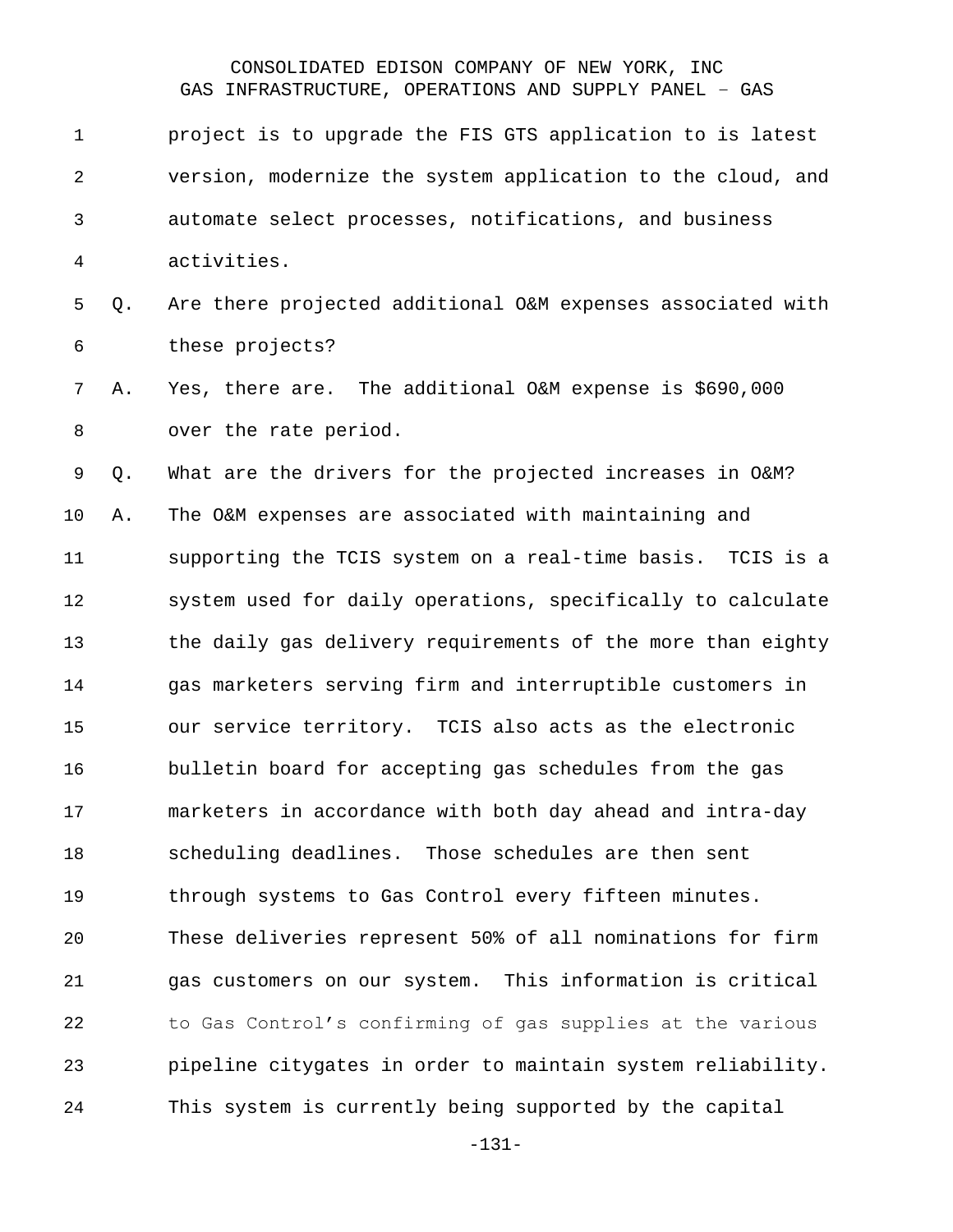project is to upgrade the FIS GTS application to is latest version, modernize the system application to the cloud, and automate select processes, notifications, and business activities.

Q. Are there projected additional O&M expenses associated with these projects?

A. Yes, there are. The additional O&M expense is $690,000 over the rate period.

Q. What are the drivers for the projected increases in O&M?

A. The O&M expenses are associated with maintaining and supporting the TCIS system on a real-time basis. TCIS is a system used for daily operations, specifically to calculate the daily gas delivery requirements of the more than eighty gas marketers serving firm and interruptible customers in our service territory. TCIS also acts as the electronic bulletin board for accepting gas schedules from the gas marketers in accordance with both day ahead and intra-day scheduling deadlines. Those schedules are then sent through systems to Gas Control every fifteen minutes. These deliveries represent 50% of all nominations for firm gas customers on our system. This information is critical to Gas Control's confirming of gas supplies at the various pipeline citygates in order to maintain system reliability. This system is currently being supported by the capital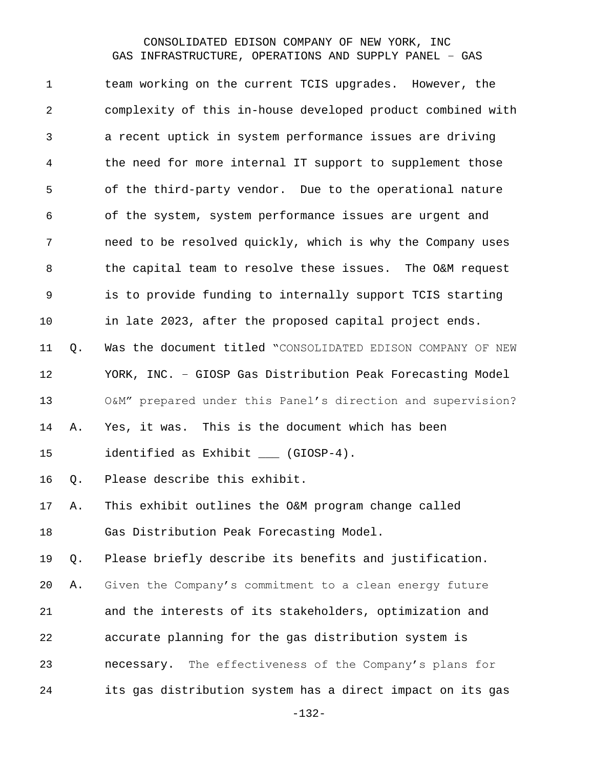team working on the current TCIS upgrades. However, the complexity of this in-house developed product combined with a recent uptick in system performance issues are driving the need for more internal IT support to supplement those of the third-party vendor. Due to the operational nature of the system, system performance issues are urgent and need to be resolved quickly, which is why the Company uses the capital team to resolve these issues. The O&M request is to provide funding to internally support TCIS starting in late 2023, after the proposed capital project ends.

Q. Was the document titled "CONSOLIDATED EDISON COMPANY OF NEW YORK, INC. – GIOSP Gas Distribution Peak Forecasting Model O&M" prepared under this Panel's direction and supervision?

A. Yes, it was. This is the document which has been identified as Exhibit ___ (GIOSP-4).

Q. Please describe this exhibit.

A. This exhibit outlines the O&M program change called Gas Distribution Peak Forecasting Model.

Q. Please briefly describe its benefits and justification.

A. Given the Company's commitment to a clean energy future and the interests of its stakeholders, optimization and accurate planning for the gas distribution system is necessary. The effectiveness of the Company's plans for its gas distribution system has a direct impact on its gas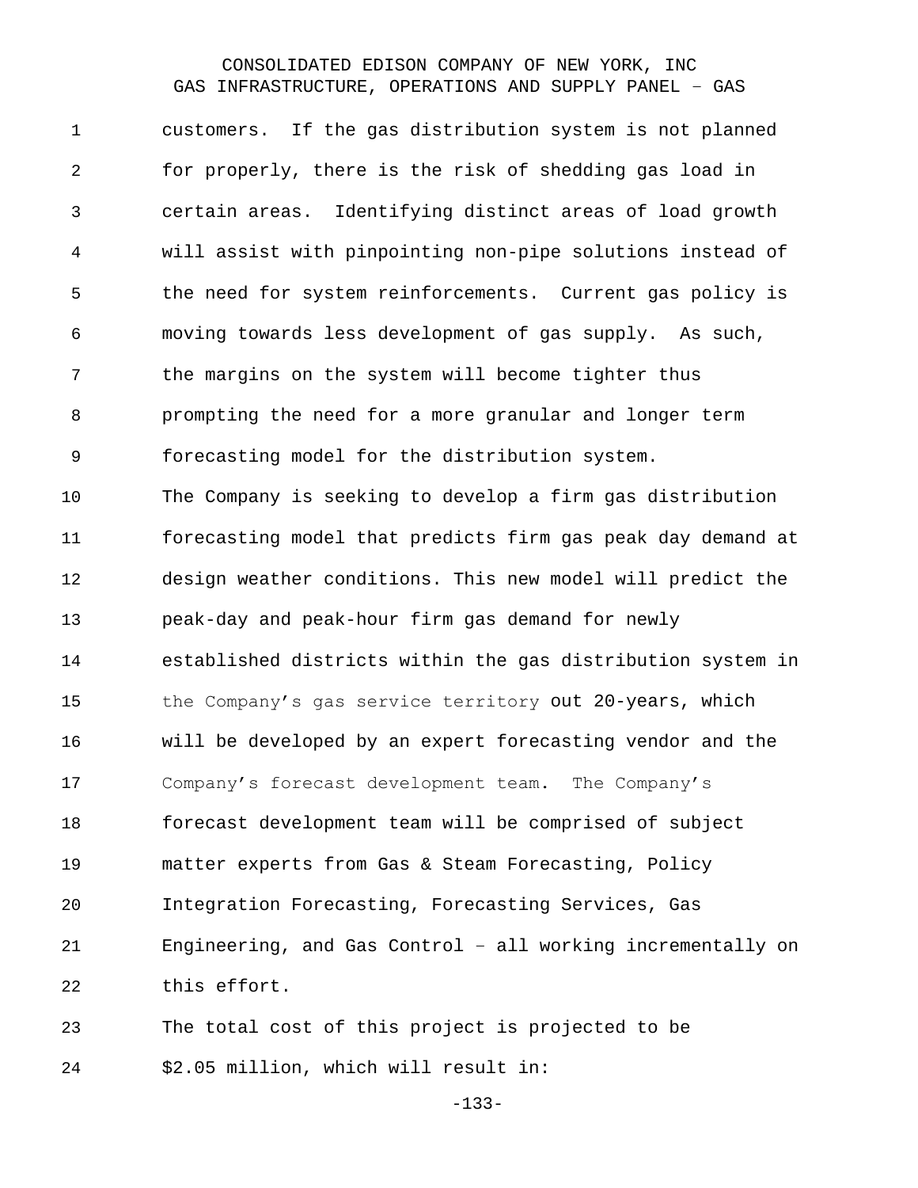customers. If the gas distribution system is not planned for properly, there is the risk of shedding gas load in certain areas. Identifying distinct areas of load growth will assist with pinpointing non-pipe solutions instead of the need for system reinforcements. Current gas policy is moving towards less development of gas supply. As such, the margins on the system will become tighter thus prompting the need for a more granular and longer term forecasting model for the distribution system.

The Company is seeking to develop a firm gas distribution forecasting model that predicts firm gas peak day demand at design weather conditions. This new model will predict the peak-day and peak-hour firm gas demand for newly established districts within the gas distribution system in the Company's gas service territory out 20-years, which will be developed by an expert forecasting vendor and the Company's forecast development team. The Company's forecast development team will be comprised of subject matter experts from Gas & Steam Forecasting, Policy Integration Forecasting, Forecasting Services, Gas Engineering, and Gas Control – all working incrementally on this effort.

The total cost of this project is projected to be $2.05 million, which will result in: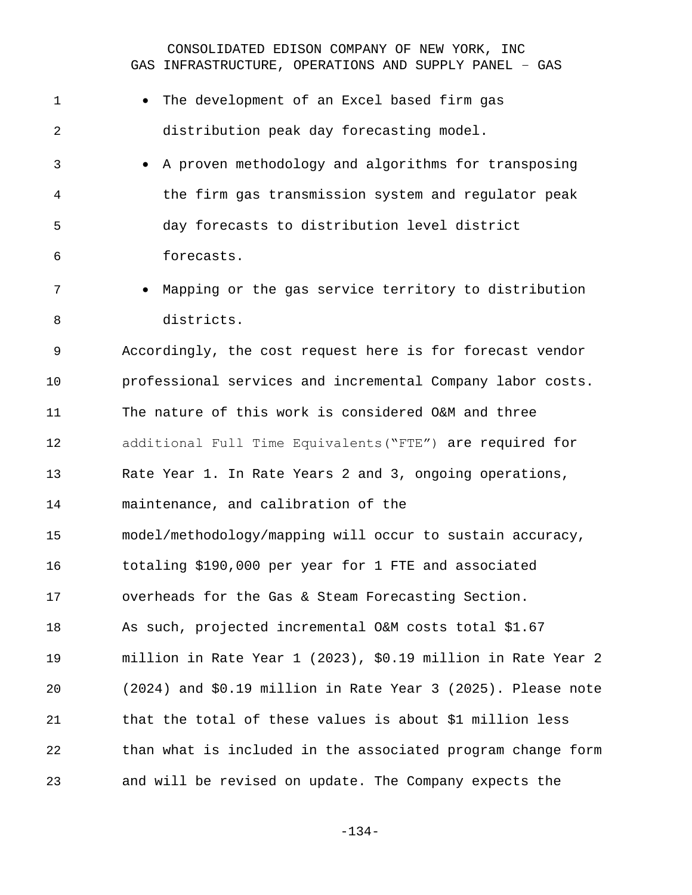- The development of an Excel based firm gas distribution peak day forecasting model.
- A proven methodology and algorithms for transposing the firm gas transmission system and regulator peak day forecasts to distribution level district forecasts.
- Mapping or the gas service territory to distribution districts.

Accordingly, the cost request here is for forecast vendor professional services and incremental Company labor costs. The nature of this work is considered O&M and three additional Full Time Equivalents(“FTE”) are required for Rate Year 1. In Rate Years 2 and 3, ongoing operations, maintenance, and calibration of the model/methodology/mapping will occur to sustain accuracy, totaling $190,000 per year for 1 FTE and associated overheads for the Gas & Steam Forecasting Section.

As such, projected incremental O&M costs total $1.67 million in Rate Year 1 (2023), $0.19 million in Rate Year 2 (2024) and $0.19 million in Rate Year 3 (2025). Please note that the total of these values is about $1 million less than what is included in the associated program change form and will be revised on update. The Company expects the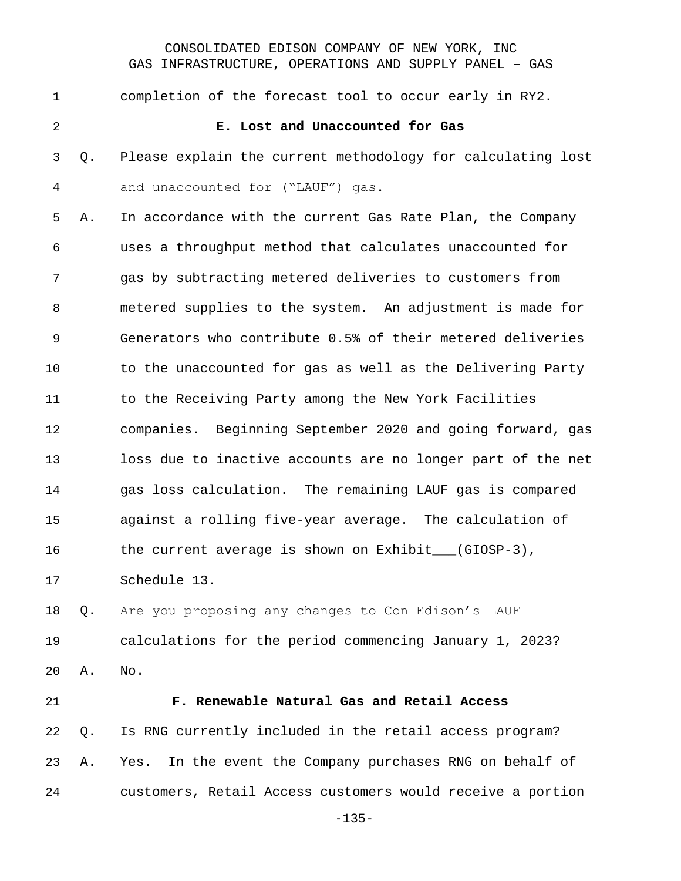completion of the forecast tool to occur early in RY2.

### E. Lost and Unaccounted for Gas

Q. Please explain the current methodology for calculating lost and unaccounted for ("LAUF") gas.

A. In accordance with the current Gas Rate Plan, the Company uses a throughput method that calculates unaccounted for gas by subtracting metered deliveries to customers from metered supplies to the system. An adjustment is made for Generators who contribute 0.5% of their metered deliveries to the unaccounted for gas as well as the Delivering Party to the Receiving Party among the New York Facilities companies. Beginning September 2020 and going forward, gas loss due to inactive accounts are no longer part of the net gas loss calculation. The remaining LAUF gas is compared against a rolling five-year average. The calculation of the current average is shown on Exhibit___(GIOSP-3), Schedule 13.

Q. Are you proposing any changes to Con Edison's LAUF calculations for the period commencing January 1, 2023?

A. No.

### F. Renewable Natural Gas and Retail Access

Q. Is RNG currently included in the retail access program?

A. Yes. In the event the Company purchases RNG on behalf of customers, Retail Access customers would receive a portion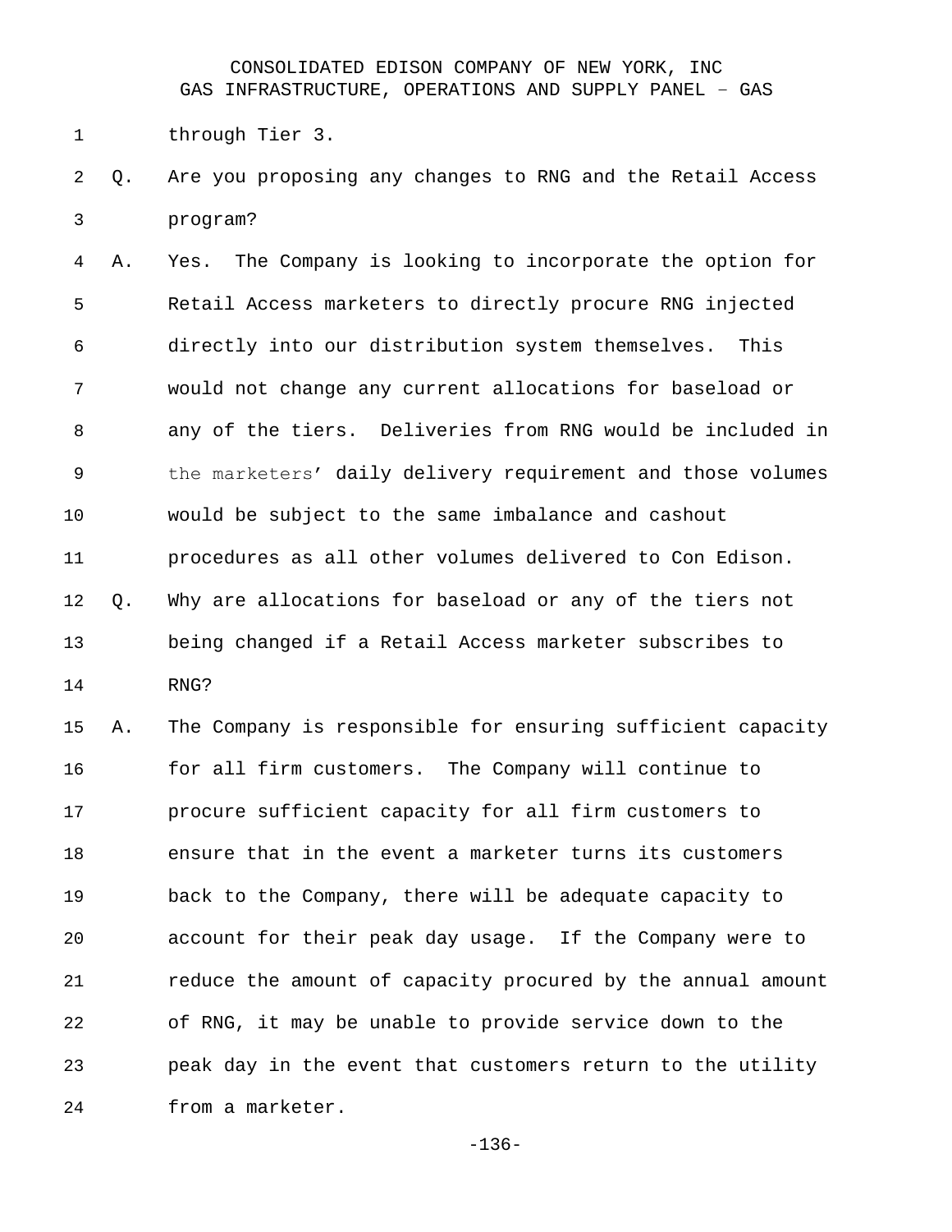through Tier 3.

Q. Are you proposing any changes to RNG and the Retail Access program?

A. Yes. The Company is looking to incorporate the option for Retail Access marketers to directly procure RNG injected directly into our distribution system themselves. This would not change any current allocations for baseload or any of the tiers. Deliveries from RNG would be included in the marketers' daily delivery requirement and those volumes would be subject to the same imbalance and cashout procedures as all other volumes delivered to Con Edison.

Q. Why are allocations for baseload or any of the tiers not being changed if a Retail Access marketer subscribes to RNG?

A. The Company is responsible for ensuring sufficient capacity for all firm customers. The Company will continue to procure sufficient capacity for all firm customers to ensure that in the event a marketer turns its customers back to the Company, there will be adequate capacity to account for their peak day usage. If the Company were to reduce the amount of capacity procured by the annual amount of RNG, it may be unable to provide service down to the peak day in the event that customers return to the utility from a marketer.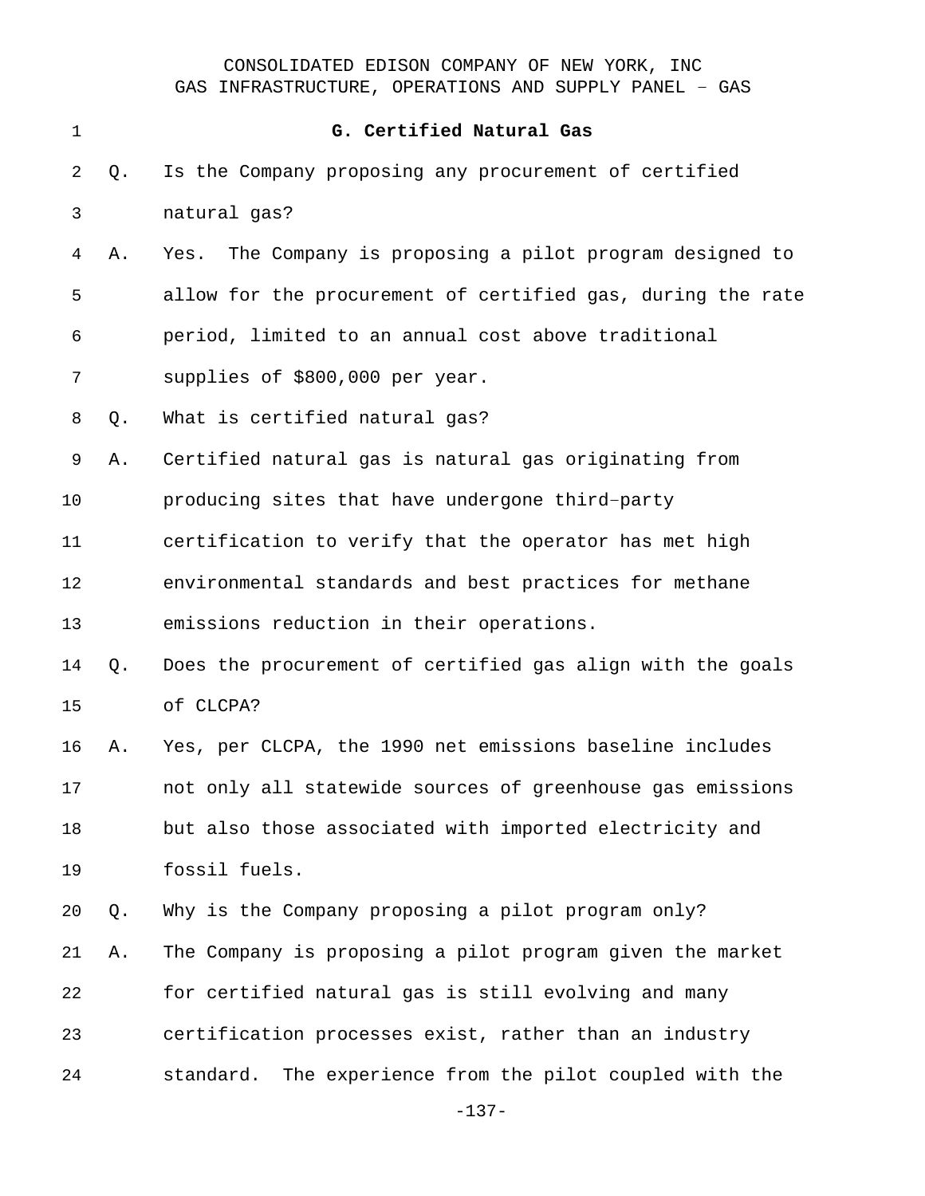### G. Certified Natural Gas

Q. Is the Company proposing any procurement of certified natural gas?

A. Yes. The Company is proposing a pilot program designed to allow for the procurement of certified gas, during the rate period, limited to an annual cost above traditional supplies of $800,000 per year.

Q. What is certified natural gas?

A. Certified natural gas is natural gas originating from producing sites that have undergone third-party certification to verify that the operator has met high environmental standards and best practices for methane emissions reduction in their operations.

Q. Does the procurement of certified gas align with the goals of CLCPA?

A. Yes, per CLCPA, the 1990 net emissions baseline includes not only all statewide sources of greenhouse gas emissions but also those associated with imported electricity and fossil fuels.

Q. Why is the Company proposing a pilot program only?

A. The Company is proposing a pilot program given the market for certified natural gas is still evolving and many certification processes exist, rather than an industry standard. The experience from the pilot coupled with the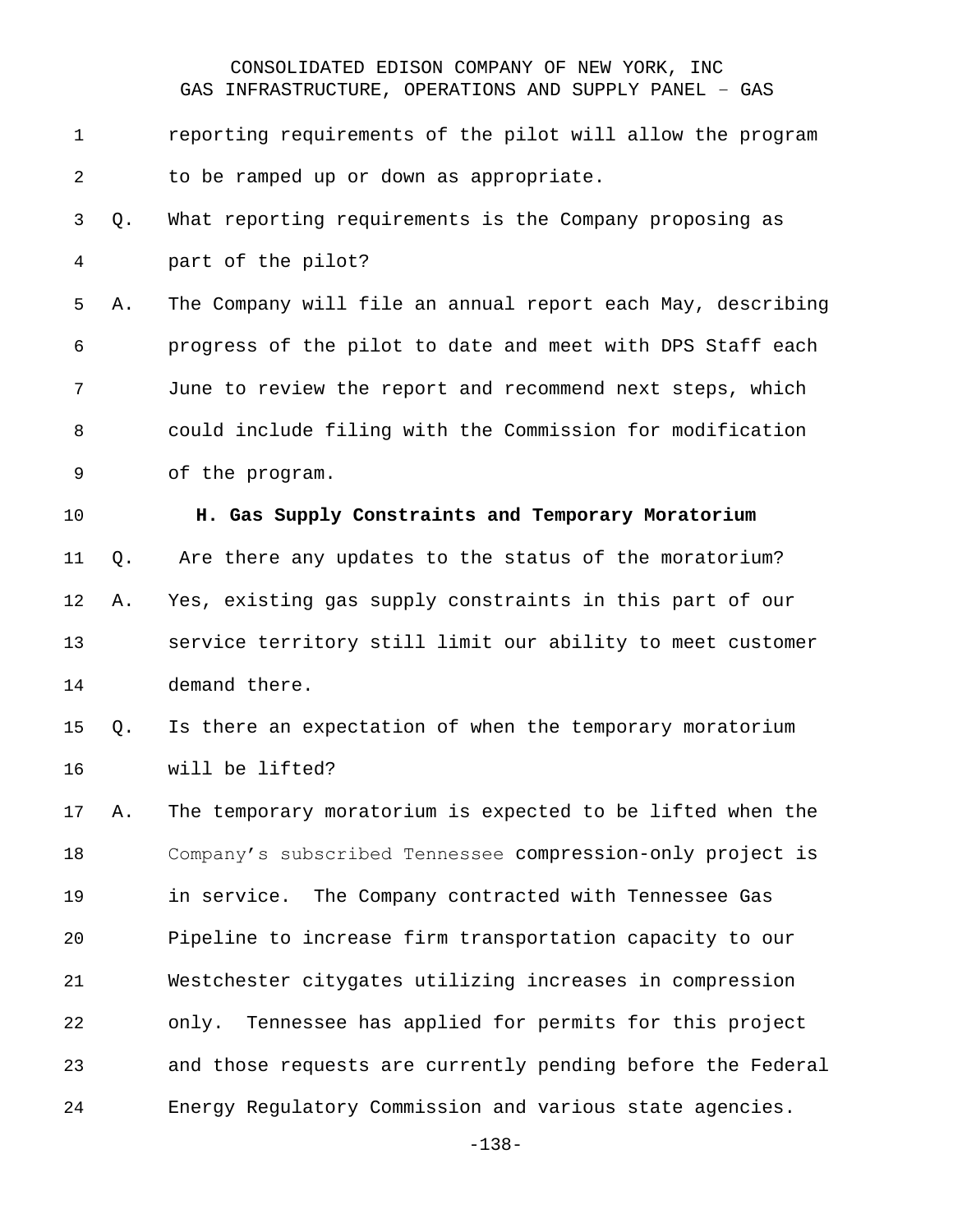reporting requirements of the pilot will allow the program to be ramped up or down as appropriate.

Q. What reporting requirements is the Company proposing as part of the pilot?

A. The Company will file an annual report each May, describing progress of the pilot to date and meet with DPS Staff each June to review the report and recommend next steps, which could include filing with the Commission for modification of the program.

### H. Gas Supply Constraints and Temporary Moratorium

Q. Are there any updates to the status of the moratorium?

A. Yes, existing gas supply constraints in this part of our service territory still limit our ability to meet customer demand there.

Q. Is there an expectation of when the temporary moratorium will be lifted?

A. The temporary moratorium is expected to be lifted when the Company's subscribed Tennessee compression-only project is in service. The Company contracted with Tennessee Gas Pipeline to increase firm transportation capacity to our Westchester citygates utilizing increases in compression only. Tennessee has applied for permits for this project and those requests are currently pending before the Federal Energy Regulatory Commission and various state agencies.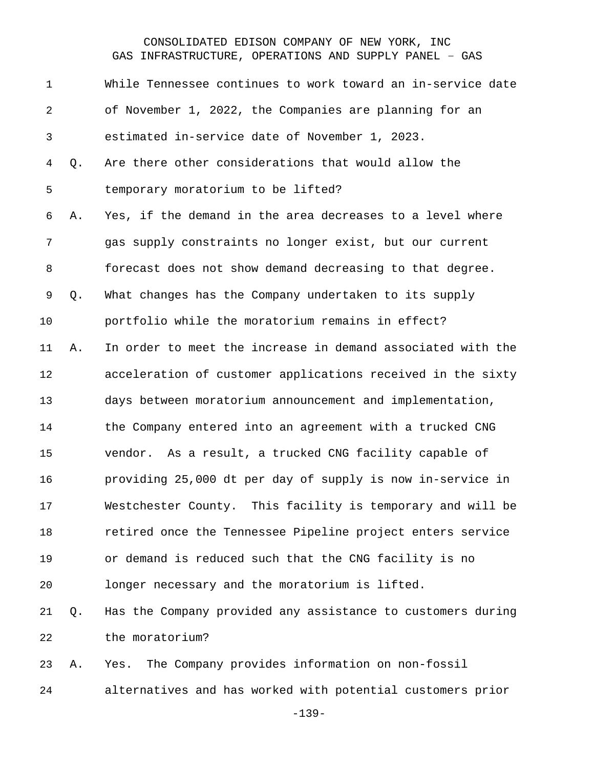While Tennessee continues to work toward an in-service date of November 1, 2022, the Companies are planning for an estimated in-service date of November 1, 2023.

Q. Are there other considerations that would allow the temporary moratorium to be lifted?

A. Yes, if the demand in the area decreases to a level where gas supply constraints no longer exist, but our current forecast does not show demand decreasing to that degree.

Q. What changes has the Company undertaken to its supply portfolio while the moratorium remains in effect?

A. In order to meet the increase in demand associated with the acceleration of customer applications received in the sixty days between moratorium announcement and implementation, the Company entered into an agreement with a trucked CNG vendor. As a result, a trucked CNG facility capable of providing 25,000 dt per day of supply is now in-service in Westchester County. This facility is temporary and will be retired once the Tennessee Pipeline project enters service or demand is reduced such that the CNG facility is no longer necessary and the moratorium is lifted.

Q. Has the Company provided any assistance to customers during the moratorium?

A. Yes. The Company provides information on non-fossil alternatives and has worked with potential customers prior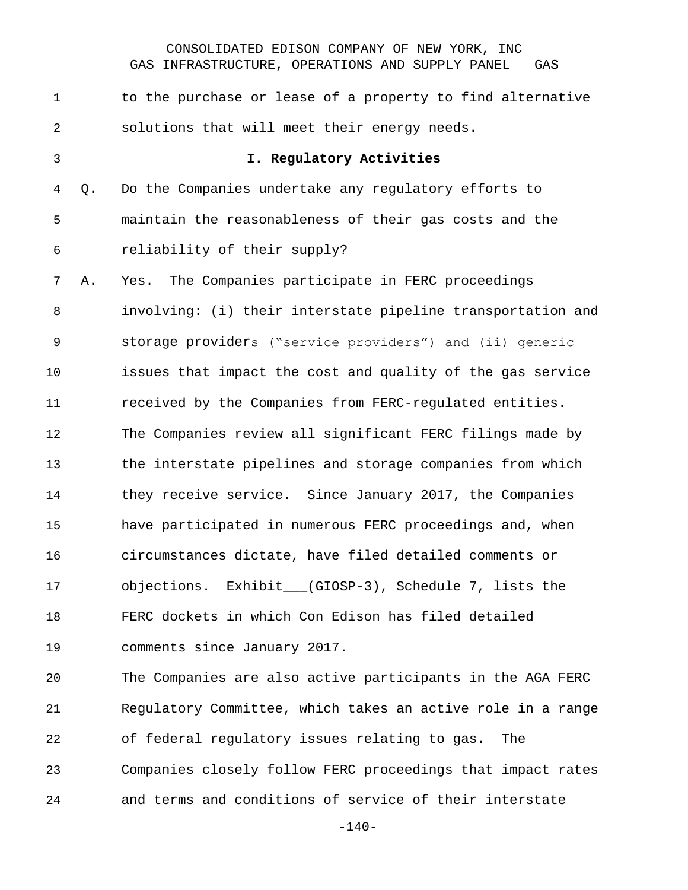to the purchase or lease of a property to find alternative solutions that will meet their energy needs.

### I. Regulatory Activities

Q. Do the Companies undertake any regulatory efforts to maintain the reasonableness of their gas costs and the reliability of their supply?

A. Yes. The Companies participate in FERC proceedings involving: (i) their interstate pipeline transportation and storage providers ("service providers") and (ii) generic issues that impact the cost and quality of the gas service received by the Companies from FERC-regulated entities. The Companies review all significant FERC filings made by the interstate pipelines and storage companies from which they receive service. Since January 2017, the Companies have participated in numerous FERC proceedings and, when circumstances dictate, have filed detailed comments or objections. Exhibit___(GIOSP-3), Schedule 7, lists the FERC dockets in which Con Edison has filed detailed comments since January 2017.

The Companies are also active participants in the AGA FERC Regulatory Committee, which takes an active role in a range of federal regulatory issues relating to gas. The Companies closely follow FERC proceedings that impact rates and terms and conditions of service of their interstate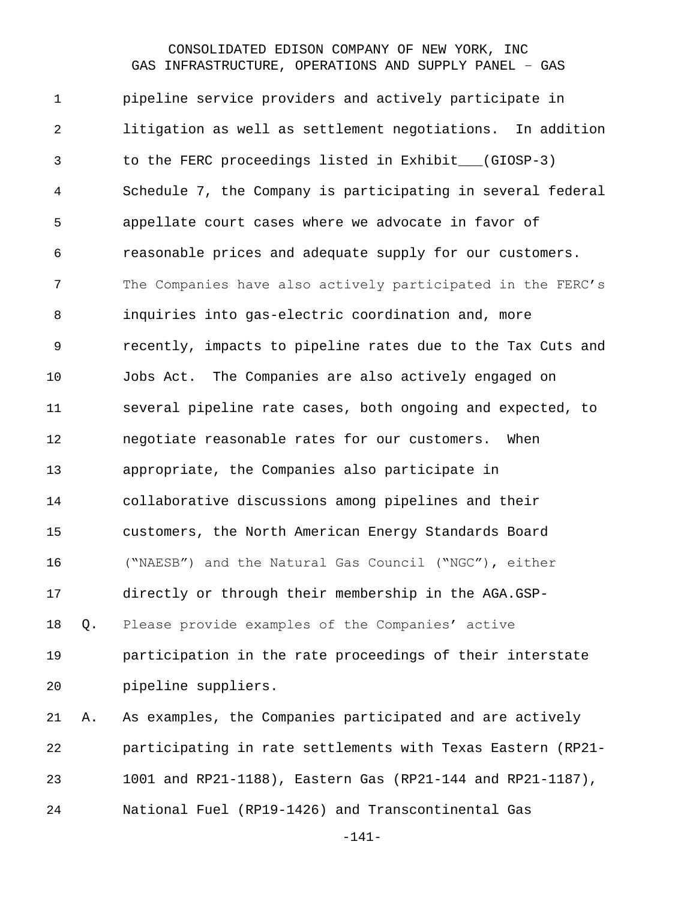pipeline service providers and actively participate in litigation as well as settlement negotiations. In addition to the FERC proceedings listed in Exhibit___(GIOSP-3) Schedule 7, the Company is participating in several federal appellate court cases where we advocate in favor of reasonable prices and adequate supply for our customers. The Companies have also actively participated in the FERC's inquiries into gas-electric coordination and, more recently, impacts to pipeline rates due to the Tax Cuts and Jobs Act. The Companies are also actively engaged on several pipeline rate cases, both ongoing and expected, to negotiate reasonable rates for our customers. When appropriate, the Companies also participate in collaborative discussions among pipelines and their customers, the North American Energy Standards Board ("NAESB") and the Natural Gas Council ("NGC"), either directly or through their membership in the AGA.GSP-

Q. Please provide examples of the Companies' active participation in the rate proceedings of their interstate pipeline suppliers.

A. As examples, the Companies participated and are actively participating in rate settlements with Texas Eastern (RP21-1001 and RP21-1188), Eastern Gas (RP21-144 and RP21-1187), National Fuel (RP19-1426) and Transcontinental Gas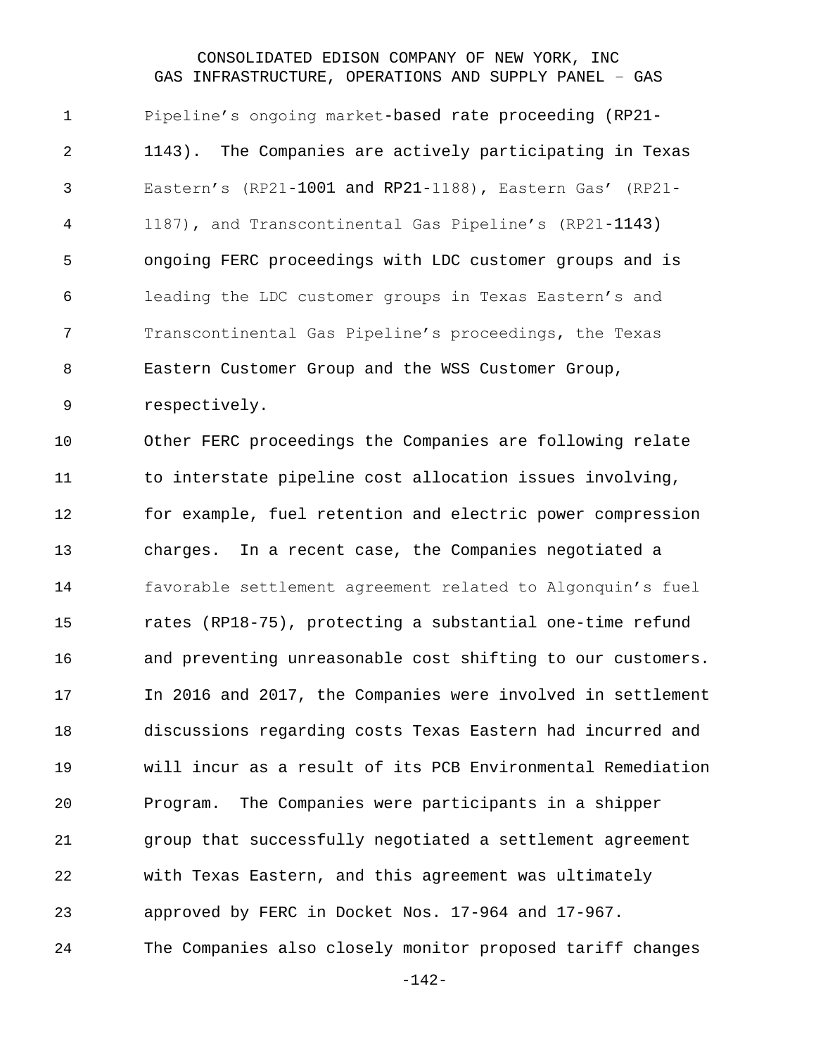Pipeline's ongoing market-based rate proceeding (RP21-1143). The Companies are actively participating in Texas Eastern's (RP21-1001 and RP21-1188), Eastern Gas' (RP21-1187), and Transcontinental Gas Pipeline's (RP21-1143) ongoing FERC proceedings with LDC customer groups and is leading the LDC customer groups in Texas Eastern's and Transcontinental Gas Pipeline's proceedings, the Texas Eastern Customer Group and the WSS Customer Group, respectively.

Other FERC proceedings the Companies are following relate to interstate pipeline cost allocation issues involving, for example, fuel retention and electric power compression charges. In a recent case, the Companies negotiated a favorable settlement agreement related to Algonquin's fuel rates (RP18-75), protecting a substantial one-time refund and preventing unreasonable cost shifting to our customers. In 2016 and 2017, the Companies were involved in settlement discussions regarding costs Texas Eastern had incurred and will incur as a result of its PCB Environmental Remediation Program. The Companies were participants in a shipper group that successfully negotiated a settlement agreement with Texas Eastern, and this agreement was ultimately approved by FERC in Docket Nos. 17-964 and 17-967.

The Companies also closely monitor proposed tariff changes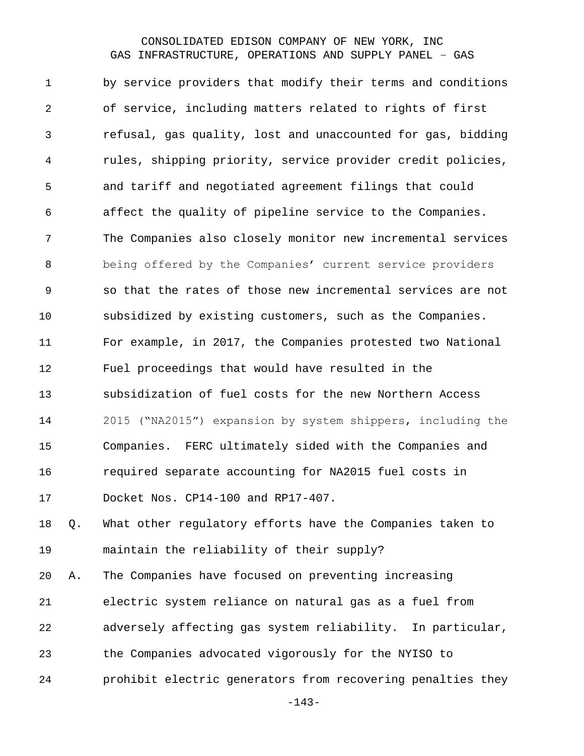by service providers that modify their terms and conditions of service, including matters related to rights of first refusal, gas quality, lost and unaccounted for gas, bidding rules, shipping priority, service provider credit policies, and tariff and negotiated agreement filings that could affect the quality of pipeline service to the Companies. The Companies also closely monitor new incremental services being offered by the Companies' current service providers so that the rates of those new incremental services are not subsidized by existing customers, such as the Companies. For example, in 2017, the Companies protested two National Fuel proceedings that would have resulted in the subsidization of fuel costs for the new Northern Access 2015 ("NA2015") expansion by system shippers, including the Companies. FERC ultimately sided with the Companies and required separate accounting for NA2015 fuel costs in Docket Nos. CP14-100 and RP17-407.

Q. What other regulatory efforts have the Companies taken to maintain the reliability of their supply?

A. The Companies have focused on preventing increasing electric system reliance on natural gas as a fuel from adversely affecting gas system reliability. In particular, the Companies advocated vigorously for the NYISO to prohibit electric generators from recovering penalties they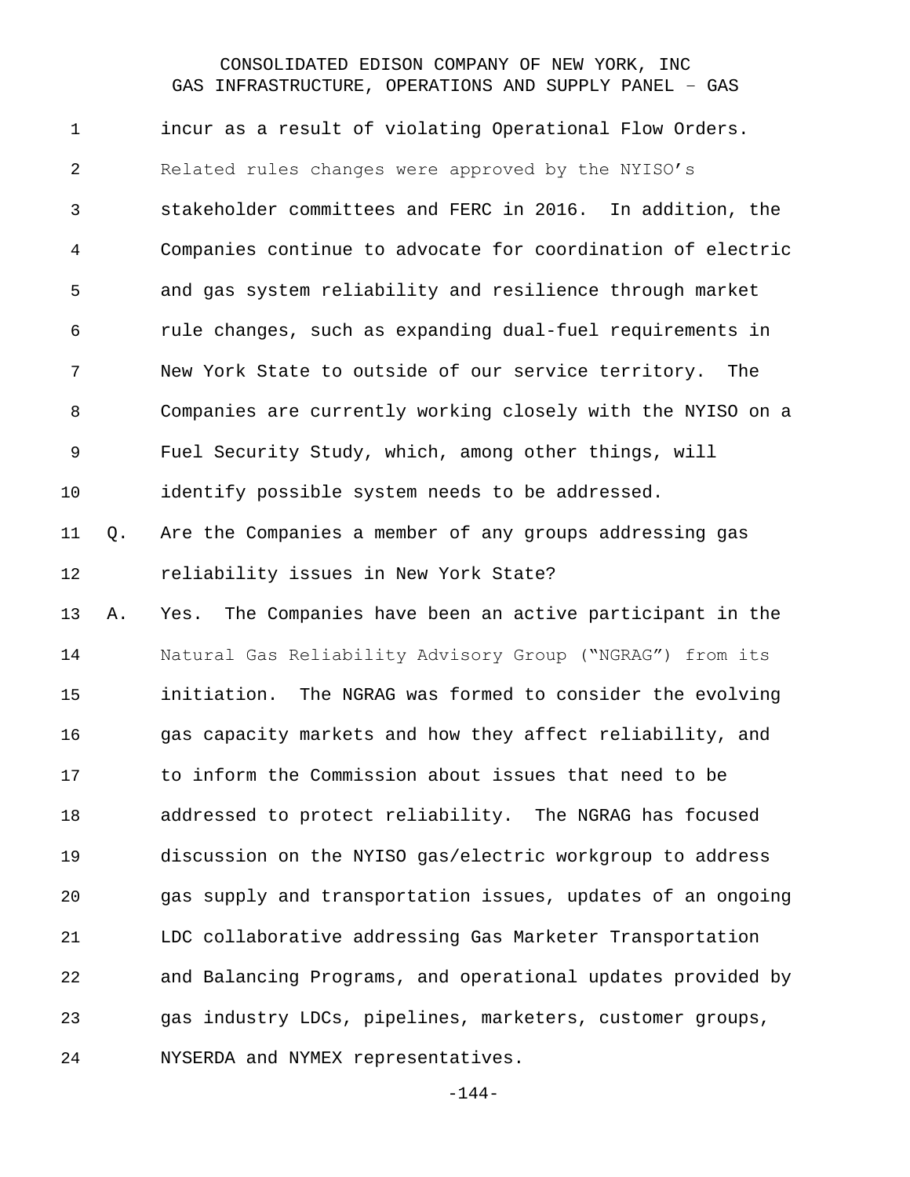incur as a result of violating Operational Flow Orders. Related rules changes were approved by the NYISO's stakeholder committees and FERC in 2016. In addition, the Companies continue to advocate for coordination of electric and gas system reliability and resilience through market rule changes, such as expanding dual-fuel requirements in New York State to outside of our service territory. The Companies are currently working closely with the NYISO on a Fuel Security Study, which, among other things, will identify possible system needs to be addressed.

Q. Are the Companies a member of any groups addressing gas reliability issues in New York State?

A. Yes. The Companies have been an active participant in the Natural Gas Reliability Advisory Group ("NGRAG") from its initiation. The NGRAG was formed to consider the evolving gas capacity markets and how they affect reliability, and to inform the Commission about issues that need to be addressed to protect reliability. The NGRAG has focused discussion on the NYISO gas/electric workgroup to address gas supply and transportation issues, updates of an ongoing LDC collaborative addressing Gas Marketer Transportation and Balancing Programs, and operational updates provided by gas industry LDCs, pipelines, marketers, customer groups, NYSERDA and NYMEX representatives.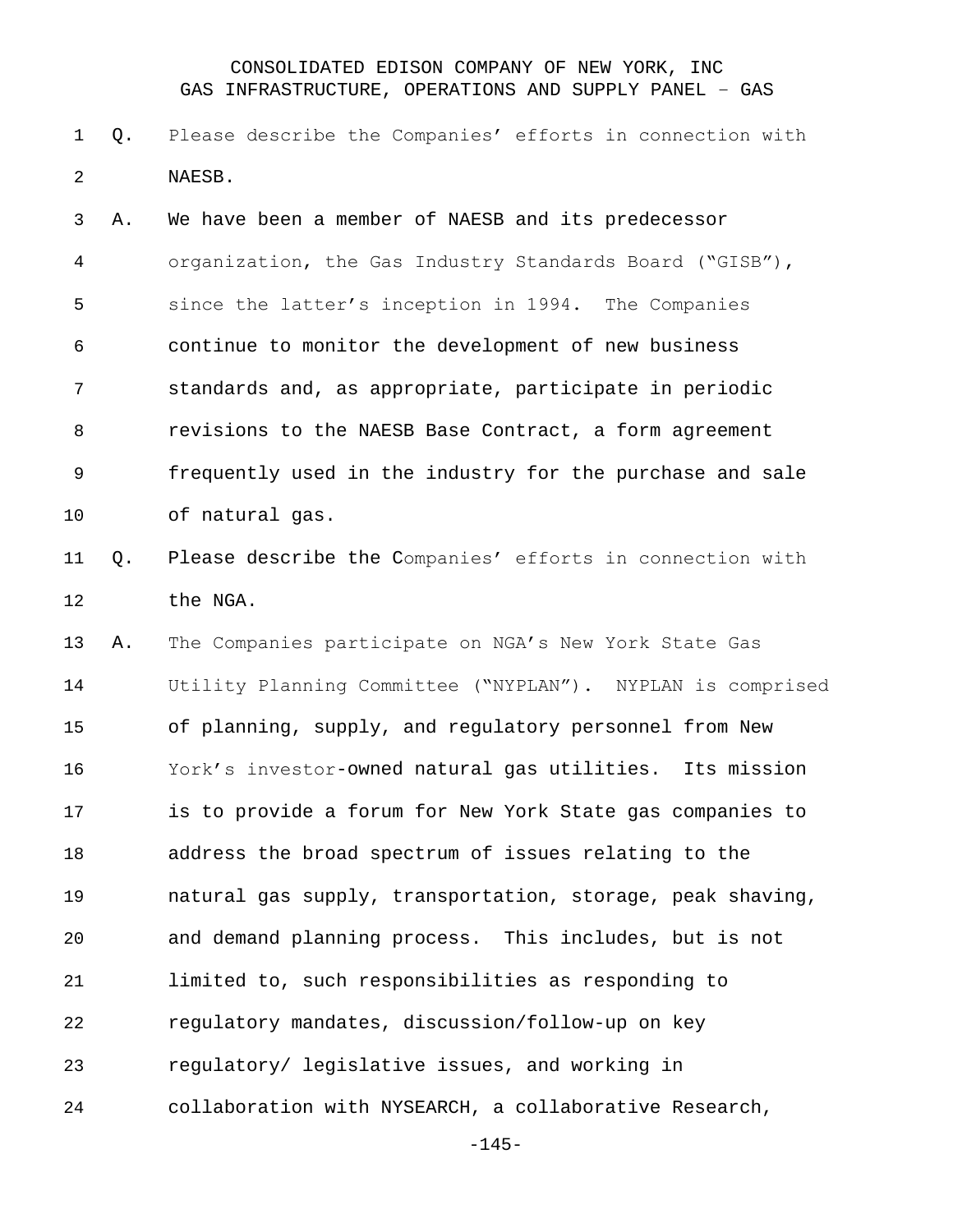Q. Please describe the Companies' efforts in connection with NAESB.

A. We have been a member of NAESB and its predecessor organization, the Gas Industry Standards Board ("GISB"), since the latter's inception in 1994. The Companies continue to monitor the development of new business standards and, as appropriate, participate in periodic revisions to the NAESB Base Contract, a form agreement frequently used in the industry for the purchase and sale of natural gas.

Q. Please describe the Companies' efforts in connection with the NGA.

A. The Companies participate on NGA's New York State Gas Utility Planning Committee ("NYPLAN"). NYPLAN is comprised of planning, supply, and regulatory personnel from New York's investor-owned natural gas utilities. Its mission is to provide a forum for New York State gas companies to address the broad spectrum of issues relating to the natural gas supply, transportation, storage, peak shaving, and demand planning process. This includes, but is not limited to, such responsibilities as responding to regulatory mandates, discussion/follow-up on key regulatory/ legislative issues, and working in collaboration with NYSEARCH, a collaborative Research,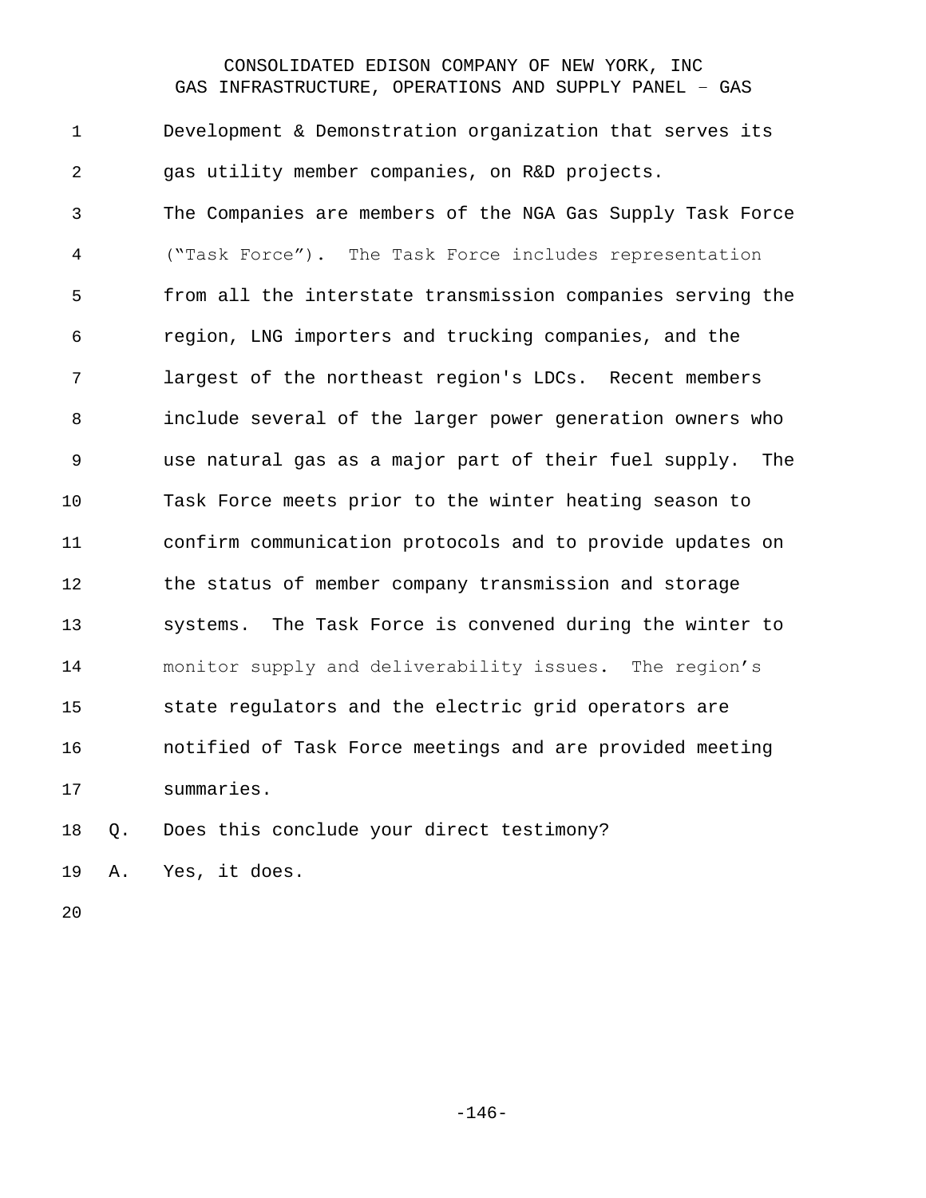Development & Demonstration organization that serves its gas utility member companies, on R&D projects.

The Companies are members of the NGA Gas Supply Task Force ("Task Force"). The Task Force includes representation from all the interstate transmission companies serving the region, LNG importers and trucking companies, and the largest of the northeast region's LDCs. Recent members include several of the larger power generation owners who use natural gas as a major part of their fuel supply. The Task Force meets prior to the winter heating season to confirm communication protocols and to provide updates on the status of member company transmission and storage systems. The Task Force is convened during the winter to monitor supply and deliverability issues. The region's state regulators and the electric grid operators are notified of Task Force meetings and are provided meeting summaries.

Q. Does this conclude your direct testimony?

A. Yes, it does.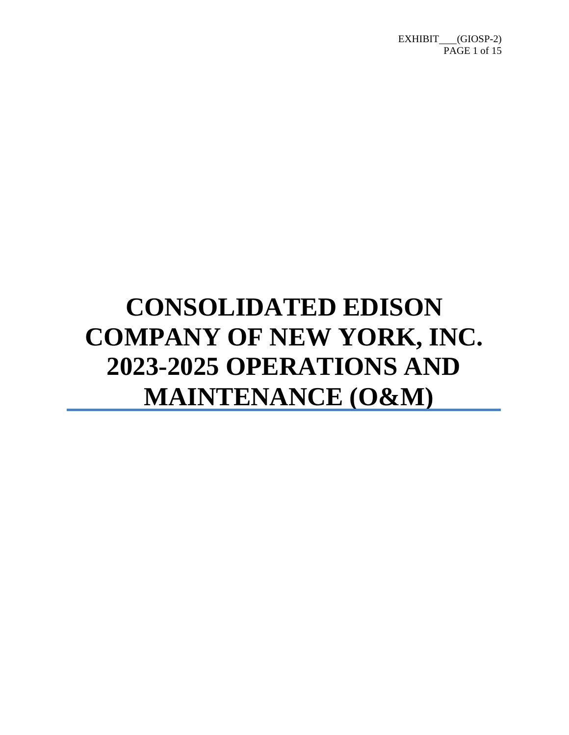# CONSOLIDATED EDISON COMPANY OF NEW YORK, INC. 2023-2025 OPERATIONS AND MAINTENANCE (O&M)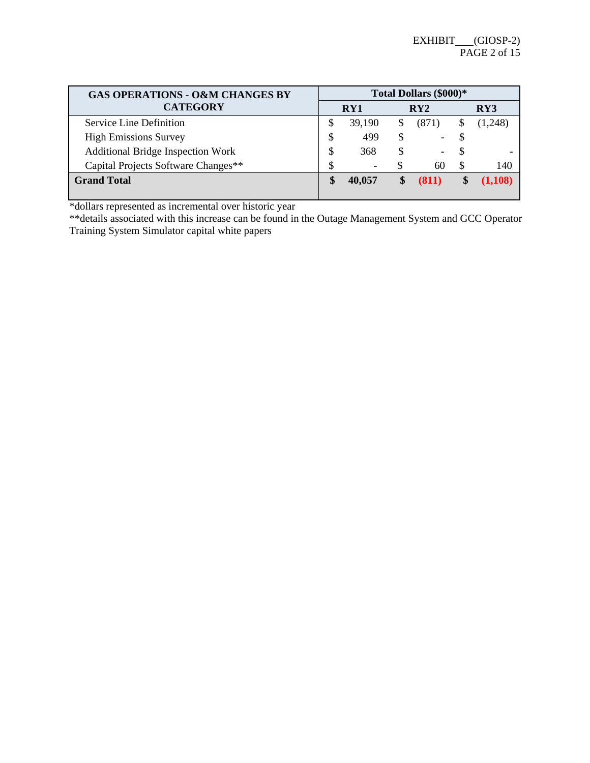EXHIBIT___(GIOSP-2)

| GAS OPERATIONS - O&M CHANGES BY CATEGORY | Total Dollars ($000)* | | |
|---|---|---|---|
| | RY1 | RY2 | RY3 |
| Service Line Definition | $ 39,190 | $ (871) | $ (1,248) |
| High Emissions Survey | $ 499 | $ - | $ |
| Additional Bridge Inspection Work | $ 368 | $ - | $ - |
| Capital Projects Software Changes** | $ - | $ 60 | $ 140 |
| **Grand Total** | **$ 40,057** | **$ (811)** | **$ (1,108)** |

*dollars represented as incremental over historic year

**details associated with this increase can be found in the Outage Management System and GCC Operator Training System Simulator capital white papers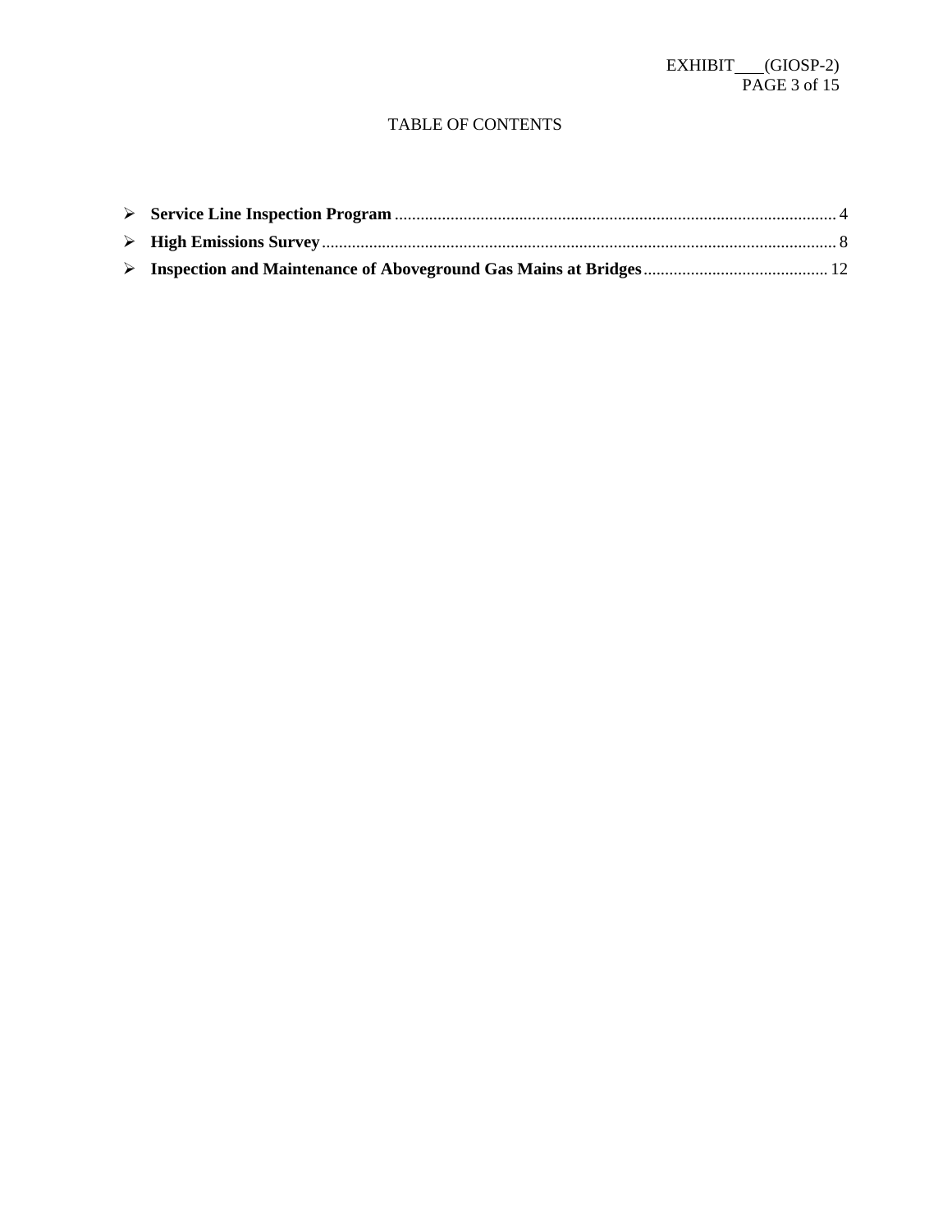TABLE OF CONTENTS

- **Service Line Inspection Program** ........................................................................................................ 4
- **High Emissions Survey** ........................................................................................................................ 8
- **Inspection and Maintenance of Aboveground Gas Mains at Bridges** ........................................... 12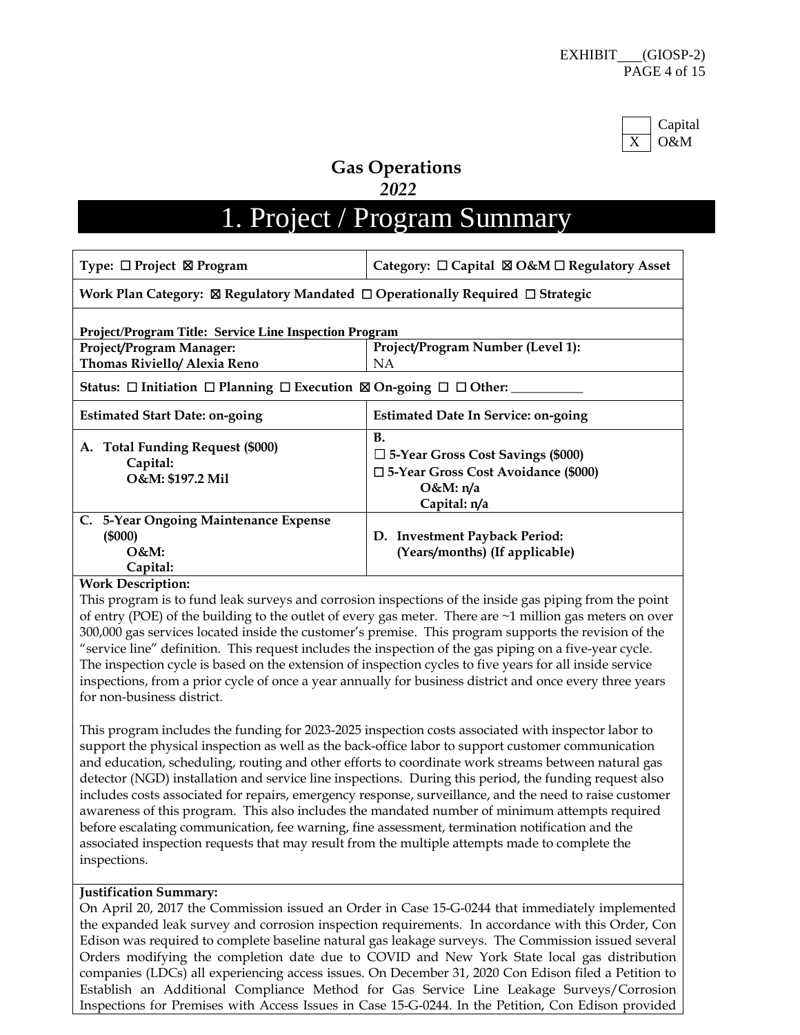| | |
|---|---|
| | Capital |
| X | O&M |

# Gas Operations
## *2022*

# 1. Project / Program Summary

| | |
|---|---|
| **Type:** ☐ **Project** ☒ **Program** | **Category:** ☐ **Capital** ☒ **O&M** ☐ **Regulatory Asset** |
| **Work Plan Category:** ☒ **Regulatory Mandated** ☐ **Operationally Required** ☐ **Strategic** | |
| **Project/Program Title: Service Line Inspection Program** | |
| **Project/Program Manager:** **Thomas Riviello/ Alexia Reno** | **Project/Program Number (Level 1):** NA |
| **Status:** ☐ **Initiation** ☐ **Planning** ☐ **Execution** ☒ **On-going** ☐ ☐ **Other:** ___________ | |
| **Estimated Start Date: on-going** | **Estimated Date In Service: on-going** |
| **A. Total Funding Request ($000)** **Capital:** **O&M: $197.2 Mil** | **B.** ☐ **5-Year Gross Cost Savings ($000)** ☐ **5-Year Gross Cost Avoidance ($000)** **O&M: n/a** **Capital: n/a** |
| **C. 5-Year Ongoing Maintenance Expense ($000)** **O&M:** **Capital:** | **D. Investment Payback Period: (Years/months) (If applicable)** |

**Work Description:**

This program is to fund leak surveys and corrosion inspections of the inside gas piping from the point of entry (POE) of the building to the outlet of every gas meter. There are ~1 million gas meters on over 300,000 gas services located inside the customer's premise. This program supports the revision of the "service line" definition. This request includes the inspection of the gas piping on a five-year cycle. The inspection cycle is based on the extension of inspection cycles to five years for all inside service inspections, from a prior cycle of once a year annually for business district and once every three years for non-business district.

This program includes the funding for 2023-2025 inspection costs associated with inspector labor to support the physical inspection as well as the back-office labor to support customer communication and education, scheduling, routing and other efforts to coordinate work streams between natural gas detector (NGD) installation and service line inspections. During this period, the funding request also includes costs associated for repairs, emergency response, surveillance, and the need to raise customer awareness of this program. This also includes the mandated number of minimum attempts required before escalating communication, fee warning, fine assessment, termination notification and the associated inspection requests that may result from the multiple attempts made to complete the inspections.

**Justification Summary:**

On April 20, 2017 the Commission issued an Order in Case 15-G-0244 that immediately implemented the expanded leak survey and corrosion inspection requirements. In accordance with this Order, Con Edison was required to complete baseline natural gas leakage surveys. The Commission issued several Orders modifying the completion date due to COVID and New York State local gas distribution companies (LDCs) all experiencing access issues. On December 31, 2020 Con Edison filed a Petition to Establish an Additional Compliance Method for Gas Service Line Leakage Surveys/Corrosion Inspections for Premises with Access Issues in Case 15-G-0244. In the Petition, Con Edison provided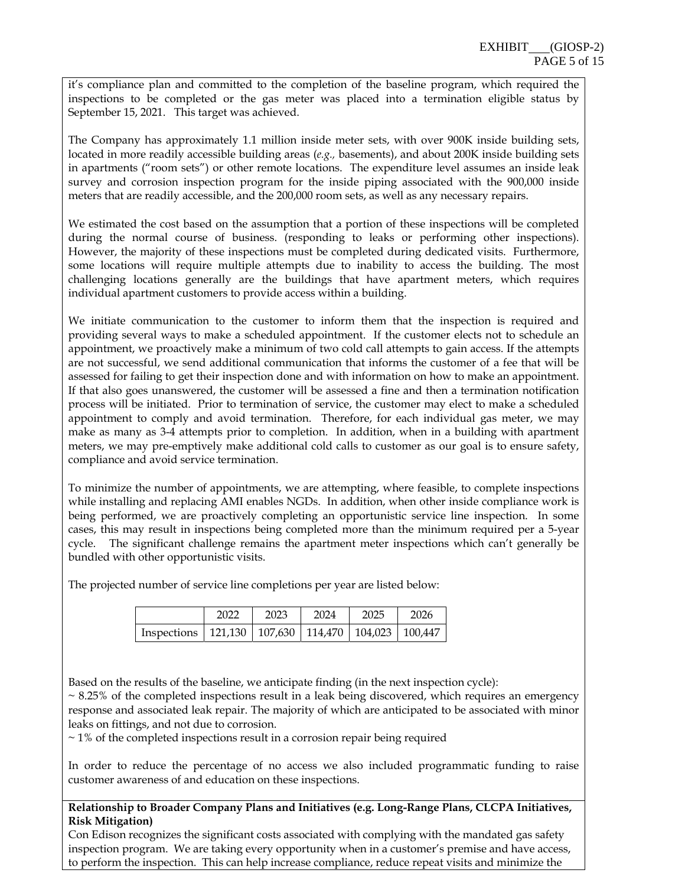it's compliance plan and committed to the completion of the baseline program, which required the inspections to be completed or the gas meter was placed into a termination eligible status by September 15, 2021. This target was achieved.

The Company has approximately 1.1 million inside meter sets, with over 900K inside building sets, located in more readily accessible building areas (*e.g.,* basements), and about 200K inside building sets in apartments ("room sets") or other remote locations. The expenditure level assumes an inside leak survey and corrosion inspection program for the inside piping associated with the 900,000 inside meters that are readily accessible, and the 200,000 room sets, as well as any necessary repairs.

We estimated the cost based on the assumption that a portion of these inspections will be completed during the normal course of business. (responding to leaks or performing other inspections). However, the majority of these inspections must be completed during dedicated visits. Furthermore, some locations will require multiple attempts due to inability to access the building. The most challenging locations generally are the buildings that have apartment meters, which requires individual apartment customers to provide access within a building.

We initiate communication to the customer to inform them that the inspection is required and providing several ways to make a scheduled appointment. If the customer elects not to schedule an appointment, we proactively make a minimum of two cold call attempts to gain access. If the attempts are not successful, we send additional communication that informs the customer of a fee that will be assessed for failing to get their inspection done and with information on how to make an appointment. If that also goes unanswered, the customer will be assessed a fine and then a termination notification process will be initiated. Prior to termination of service, the customer may elect to make a scheduled appointment to comply and avoid termination. Therefore, for each individual gas meter, we may make as many as 3-4 attempts prior to completion. In addition, when in a building with apartment meters, we may pre-emptively make additional cold calls to customer as our goal is to ensure safety, compliance and avoid service termination.

To minimize the number of appointments, we are attempting, where feasible, to complete inspections while installing and replacing AMI enables NGDs. In addition, when other inside compliance work is being performed, we are proactively completing an opportunistic service line inspection. In some cases, this may result in inspections being completed more than the minimum required per a 5-year cycle. The significant challenge remains the apartment meter inspections which can't generally be bundled with other opportunistic visits.

The projected number of service line completions per year are listed below:

| | 2022 | 2023 | 2024 | 2025 | 2026 |
|---|---|---|---|---|---|
| Inspections | 121,130 | 107,630 | 114,470 | 104,023 | 100,447 |

Based on the results of the baseline, we anticipate finding (in the next inspection cycle):
~ 8.25% of the completed inspections result in a leak being discovered, which requires an emergency response and associated leak repair. The majority of which are anticipated to be associated with minor leaks on fittings, and not due to corrosion.
~ 1% of the completed inspections result in a corrosion repair being required

In order to reduce the percentage of no access we also included programmatic funding to raise customer awareness of and education on these inspections.

**Relationship to Broader Company Plans and Initiatives (e.g. Long-Range Plans, CLCPA Initiatives, Risk Mitigation)**

Con Edison recognizes the significant costs associated with complying with the mandated gas safety inspection program. We are taking every opportunity when in a customer's premise and have access, to perform the inspection. This can help increase compliance, reduce repeat visits and minimize the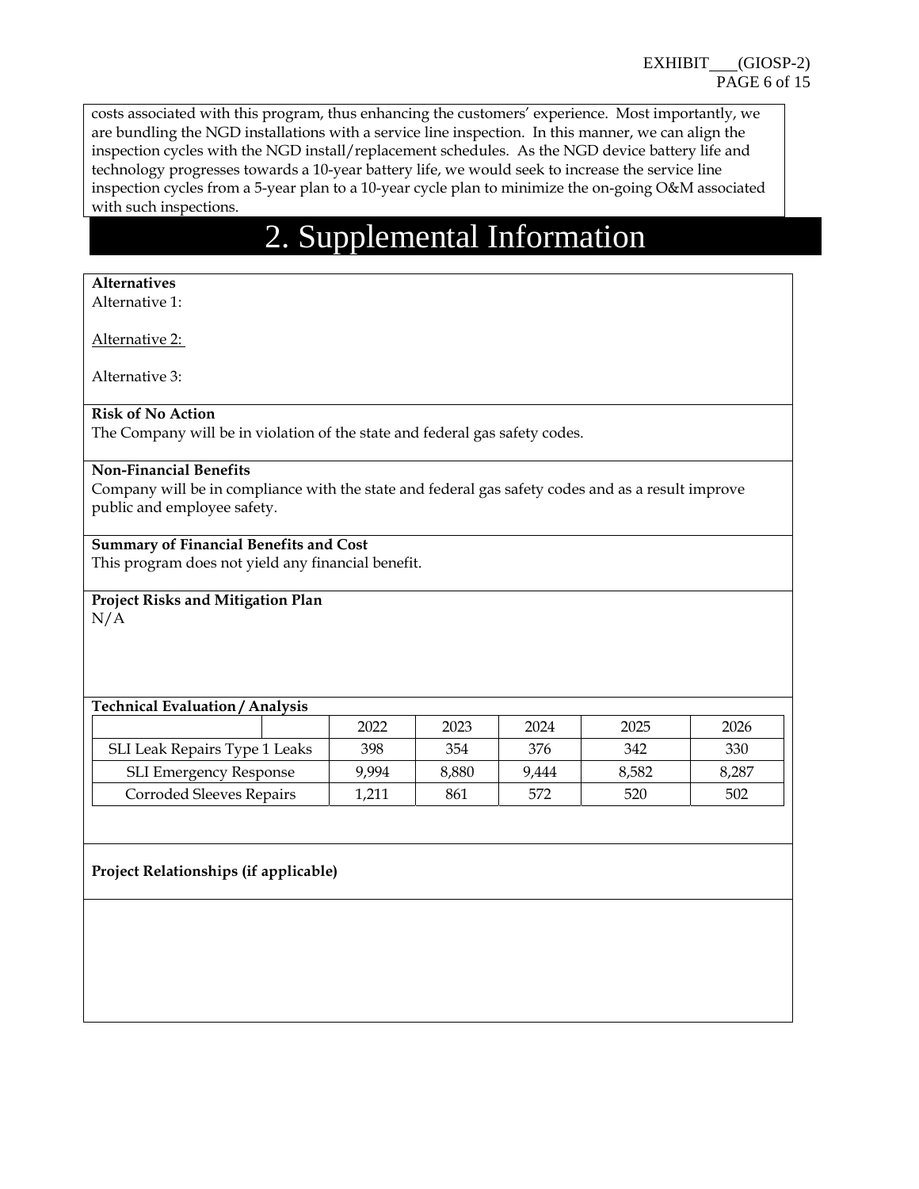costs associated with this program, thus enhancing the customers' experience. Most importantly, we are bundling the NGD installations with a service line inspection. In this manner, we can align the inspection cycles with the NGD install/replacement schedules. As the NGD device battery life and technology progresses towards a 10-year battery life, we would seek to increase the service line inspection cycles from a 5-year plan to a 10-year cycle plan to minimize the on-going O&M associated with such inspections.

# 2. Supplemental Information

**Alternatives**

Alternative 1:

Alternative 2:

Alternative 3:

**Risk of No Action**

The Company will be in violation of the state and federal gas safety codes.

**Non-Financial Benefits**

Company will be in compliance with the state and federal gas safety codes and as a result improve public and employee safety.

**Summary of Financial Benefits and Cost**

This program does not yield any financial benefit.

**Project Risks and Mitigation Plan**

N/A

**Technical Evaluation / Analysis**

| | 2022 | 2023 | 2024 | 2025 | 2026 |
|---|---|---|---|---|---|
| SLI Leak Repairs Type 1 Leaks | 398 | 354 | 376 | 342 | 330 |
| SLI Emergency Response | 9,994 | 8,880 | 9,444 | 8,582 | 8,287 |
| Corroded Sleeves Repairs | 1,211 | 861 | 572 | 520 | 502 |

**Project Relationships (if applicable)**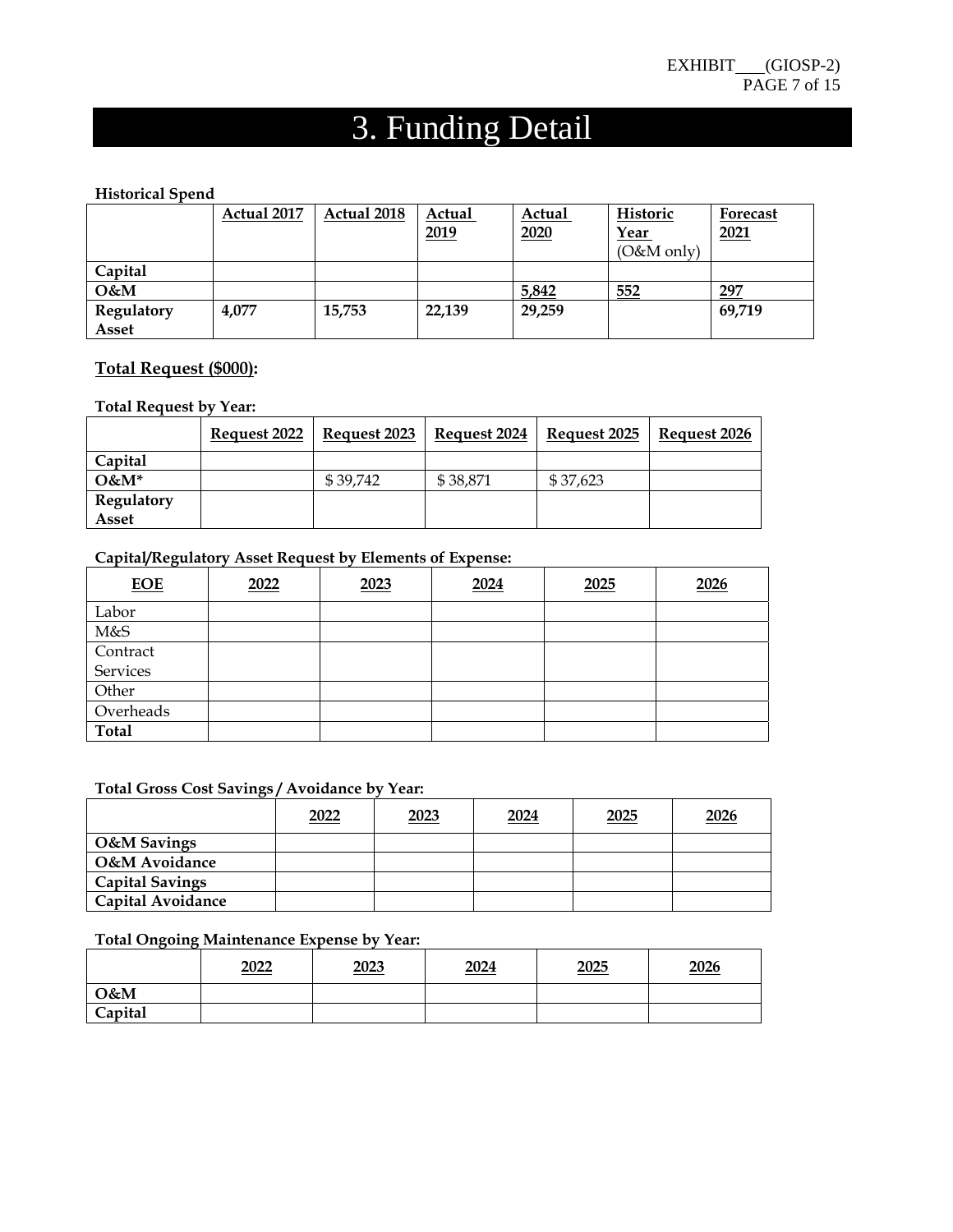# 3. Funding Detail

**Historical Spend**

| | Actual 2017 | Actual 2018 | Actual 2019 | Actual 2020 | Historic Year (O&M only) | Forecast 2021 |
|---|---|---|---|---|---|---|
| **Capital** | | | | | | |
| **O&M** | | | | **5,842** | **552** | **297** |
| **Regulatory Asset** | **4,077** | **15,753** | **22,139** | **29,259** | | **69,719** |

**Total Request ($000):**

**Total Request by Year:**

| | Request 2022 | Request 2023 | Request 2024 | Request 2025 | Request 2026 |
|---|---|---|---|---|---|
| **Capital** | | | | | |
| **O&M*** | | $ 39,742 | $ 38,871 | $ 37,623 | |
| **Regulatory Asset** | | | | | |

**Capital/Regulatory Asset Request by Elements of Expense:**

| EOE | 2022 | 2023 | 2024 | 2025 | 2026 |
|---|---|---|---|---|---|
| Labor | | | | | |
| M&S | | | | | |
| Contract Services | | | | | |
| Other | | | | | |
| Overheads | | | | | |
| **Total** | | | | | |

**Total Gross Cost Savings / Avoidance by Year:**

| | 2022 | 2023 | 2024 | 2025 | 2026 |
|---|---|---|---|---|---|
| **O&M Savings** | | | | | |
| **O&M Avoidance** | | | | | |
| **Capital Savings** | | | | | |
| **Capital Avoidance** | | | | | |

**Total Ongoing Maintenance Expense by Year:**

| | 2022 | 2023 | 2024 | 2025 | 2026 |
|---|---|---|---|---|---|
| **O&M** | | | | | |
| **Capital** | | | | | |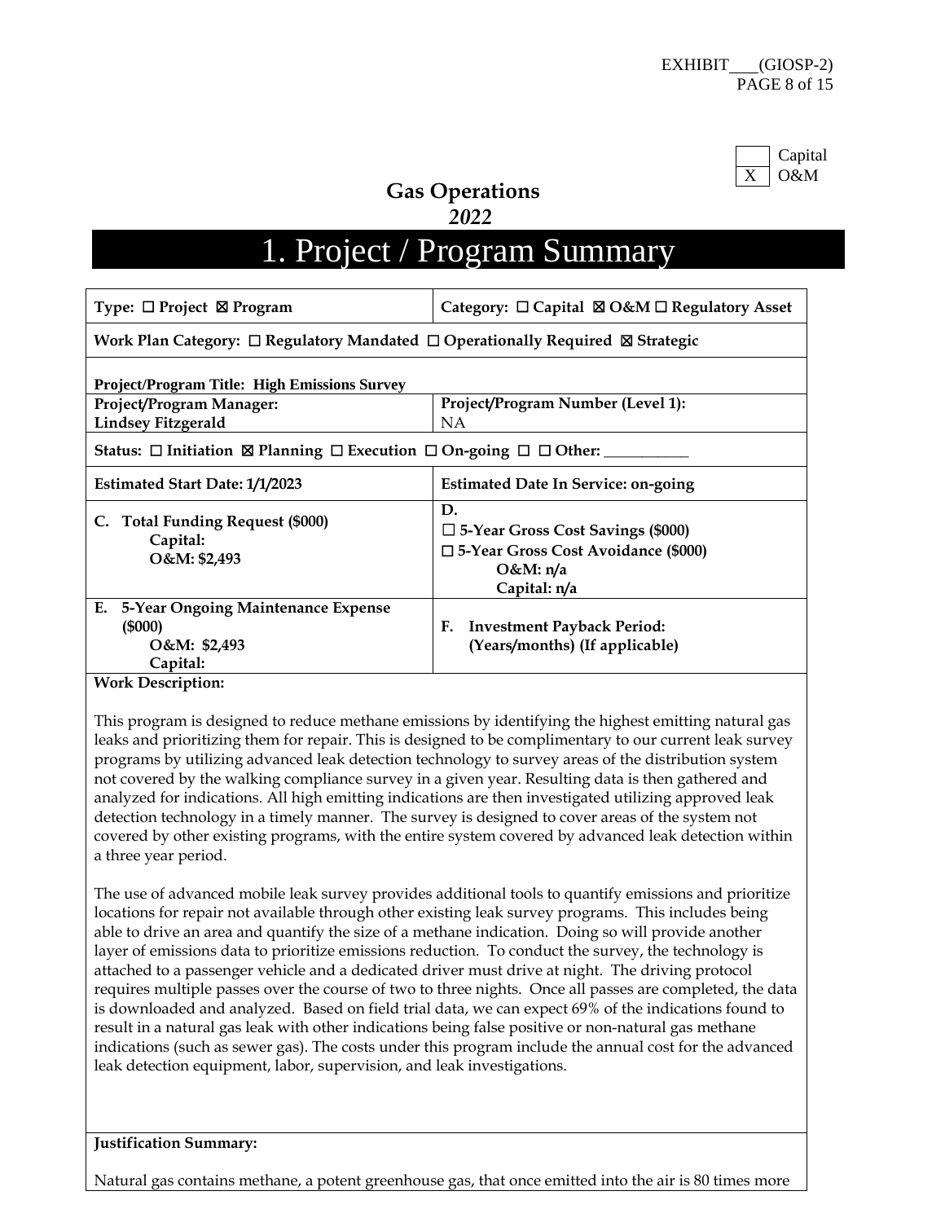| | |
|---|---|
| | Capital |
| X | O&M |

**Gas Operations**
***2022***

# 1. Project / Program Summary

| | |
|---|---|
| **Type:** ☐ **Project** ☒ **Program** | **Category:** ☐ **Capital** ☒ **O&M** ☐ **Regulatory Asset** |
| **Work Plan Category:** ☐ **Regulatory Mandated** ☐ **Operationally Required** ☒ **Strategic** | |
| **Project/Program Title: High Emissions Survey** | |
| **Project/Program Manager:** **Lindsey Fitzgerald** | **Project/Program Number (Level 1):** NA |
| **Status:** ☐ **Initiation** ☒ **Planning** ☐ **Execution** ☐ **On-going** ☐ ☐ **Other: \_\_\_\_\_\_\_\_\_\_\_** | |
| **Estimated Start Date: 1/1/2023** | **Estimated Date In Service: on-going** |
| **C. Total Funding Request ($000)** **Capital:** **O&M: $2,493** | **D.** ☐ **5-Year Gross Cost Savings ($000)** ☐ **5-Year Gross Cost Avoidance ($000)** **O&M: n/a** **Capital: n/a** |
| **E. 5-Year Ongoing Maintenance Expense ($000)** **O&M: $2,493** **Capital:** | **F. Investment Payback Period: (Years/months) (If applicable)** |

**Work Description:**

This program is designed to reduce methane emissions by identifying the highest emitting natural gas leaks and prioritizing them for repair. This is designed to be complimentary to our current leak survey programs by utilizing advanced leak detection technology to survey areas of the distribution system not covered by the walking compliance survey in a given year. Resulting data is then gathered and analyzed for indications. All high emitting indications are then investigated utilizing approved leak detection technology in a timely manner. The survey is designed to cover areas of the system not covered by other existing programs, with the entire system covered by advanced leak detection within a three year period.

The use of advanced mobile leak survey provides additional tools to quantify emissions and prioritize locations for repair not available through other existing leak survey programs. This includes being able to drive an area and quantify the size of a methane indication. Doing so will provide another layer of emissions data to prioritize emissions reduction. To conduct the survey, the technology is attached to a passenger vehicle and a dedicated driver must drive at night. The driving protocol requires multiple passes over the course of two to three nights. Once all passes are completed, the data is downloaded and analyzed. Based on field trial data, we can expect 69% of the indications found to result in a natural gas leak with other indications being false positive or non-natural gas methane indications (such as sewer gas). The costs under this program include the annual cost for the advanced leak detection equipment, labor, supervision, and leak investigations.

**Justification Summary:**

Natural gas contains methane, a potent greenhouse gas, that once emitted into the air is 80 times more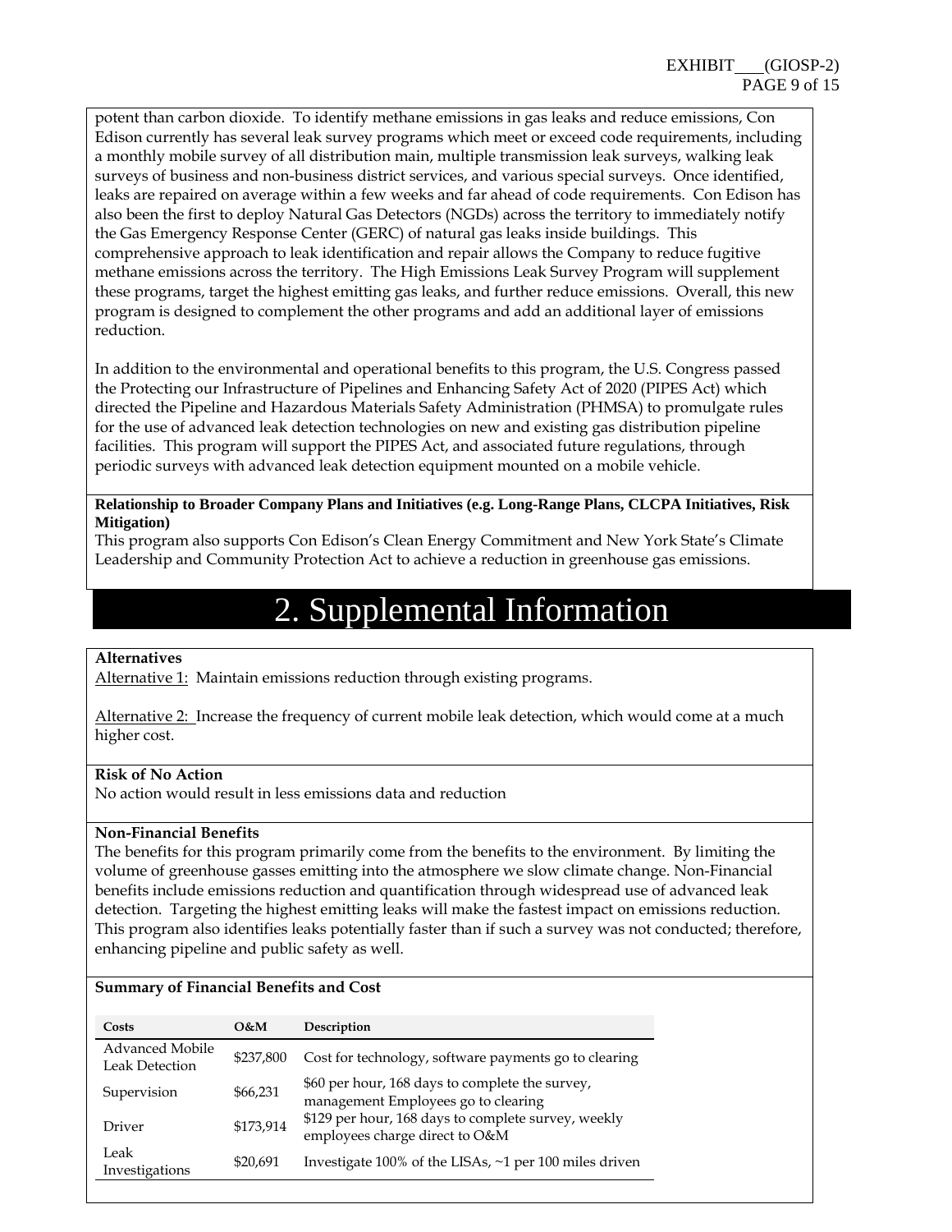potent than carbon dioxide. To identify methane emissions in gas leaks and reduce emissions, Con Edison currently has several leak survey programs which meet or exceed code requirements, including a monthly mobile survey of all distribution main, multiple transmission leak surveys, walking leak surveys of business and non-business district services, and various special surveys. Once identified, leaks are repaired on average within a few weeks and far ahead of code requirements. Con Edison has also been the first to deploy Natural Gas Detectors (NGDs) across the territory to immediately notify the Gas Emergency Response Center (GERC) of natural gas leaks inside buildings. This comprehensive approach to leak identification and repair allows the Company to reduce fugitive methane emissions across the territory. The High Emissions Leak Survey Program will supplement these programs, target the highest emitting gas leaks, and further reduce emissions. Overall, this new program is designed to complement the other programs and add an additional layer of emissions reduction.

In addition to the environmental and operational benefits to this program, the U.S. Congress passed the Protecting our Infrastructure of Pipelines and Enhancing Safety Act of 2020 (PIPES Act) which directed the Pipeline and Hazardous Materials Safety Administration (PHMSA) to promulgate rules for the use of advanced leak detection technologies on new and existing gas distribution pipeline facilities. This program will support the PIPES Act, and associated future regulations, through periodic surveys with advanced leak detection equipment mounted on a mobile vehicle.

**Relationship to Broader Company Plans and Initiatives (e.g. Long-Range Plans, CLCPA Initiatives, Risk Mitigation)**

This program also supports Con Edison's Clean Energy Commitment and New York State's Climate Leadership and Community Protection Act to achieve a reduction in greenhouse gas emissions.

# 2. Supplemental Information

**Alternatives**

Alternative 1: Maintain emissions reduction through existing programs.

Alternative 2: Increase the frequency of current mobile leak detection, which would come at a much higher cost.

**Risk of No Action**

No action would result in less emissions data and reduction

**Non-Financial Benefits**

The benefits for this program primarily come from the benefits to the environment. By limiting the volume of greenhouse gasses emitting into the atmosphere we slow climate change. Non-Financial benefits include emissions reduction and quantification through widespread use of advanced leak detection. Targeting the highest emitting leaks will make the fastest impact on emissions reduction. This program also identifies leaks potentially faster than if such a survey was not conducted; therefore, enhancing pipeline and public safety as well.

**Summary of Financial Benefits and Cost**

| Costs | O&M | Description |
|---|---|---|
| Advanced Mobile Leak Detection | $237,800 | Cost for technology, software payments go to clearing |
| Supervision | $66,231 | $60 per hour, 168 days to complete the survey, management Employees go to clearing |
| Driver | $173,914 | $129 per hour, 168 days to complete survey, weekly employees charge direct to O&M |
| Leak Investigations | $20,691 | Investigate 100% of the LISAs, ~1 per 100 miles driven |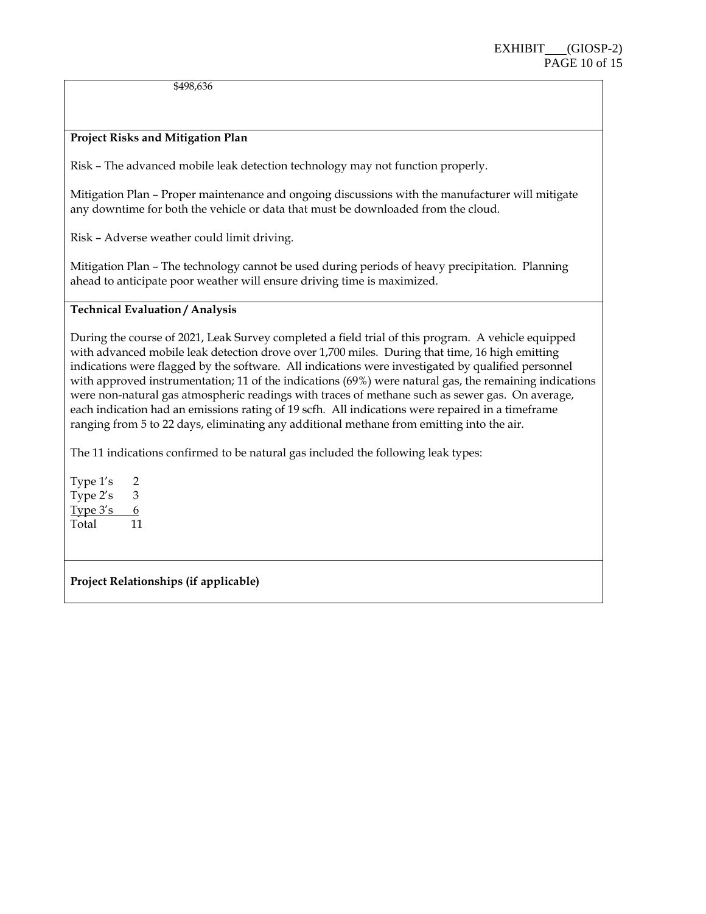$498,636

**Project Risks and Mitigation Plan**

Risk – The advanced mobile leak detection technology may not function properly.

Mitigation Plan – Proper maintenance and ongoing discussions with the manufacturer will mitigate any downtime for both the vehicle or data that must be downloaded from the cloud.

Risk – Adverse weather could limit driving.

Mitigation Plan – The technology cannot be used during periods of heavy precipitation. Planning ahead to anticipate poor weather will ensure driving time is maximized.

**Technical Evaluation / Analysis**

During the course of 2021, Leak Survey completed a field trial of this program. A vehicle equipped with advanced mobile leak detection drove over 1,700 miles. During that time, 16 high emitting indications were flagged by the software. All indications were investigated by qualified personnel with approved instrumentation; 11 of the indications (69%) were natural gas, the remaining indications were non-natural gas atmospheric readings with traces of methane such as sewer gas. On average, each indication had an emissions rating of 19 scfh. All indications were repaired in a timeframe ranging from 5 to 22 days, eliminating any additional methane from emitting into the air.

The 11 indications confirmed to be natural gas included the following leak types:

| | |
|---|---|
| Type 1's | 2 |
| Type 2's | 3 |
| Type 3's | 6 |
| Total | 11 |

**Project Relationships (if applicable)**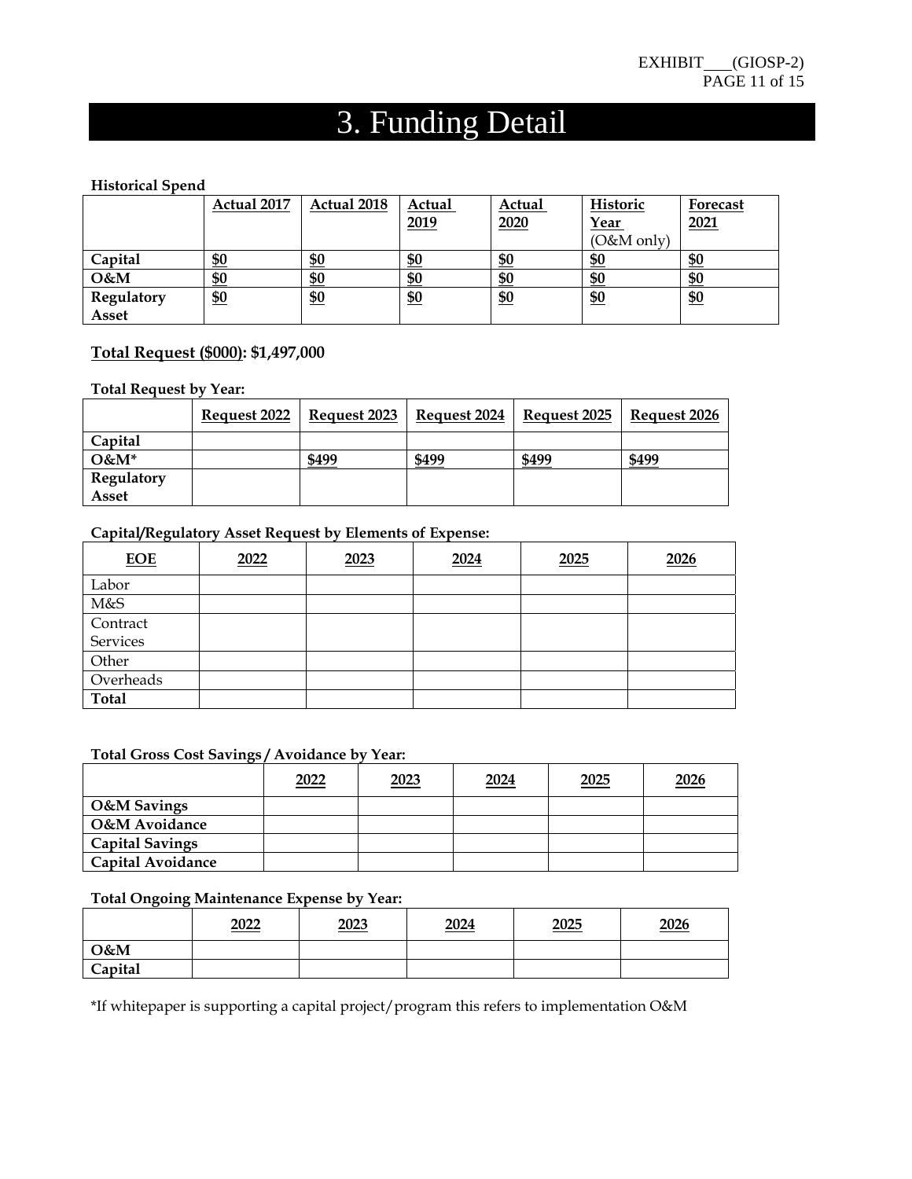# 3. Funding Detail

**Historical Spend**

| | Actual 2017 | Actual 2018 | Actual 2019 | Actual 2020 | Historic Year (O&M only) | Forecast 2021 |
|---|---|---|---|---|---|---|
| **Capital** | $0 | $0 | $0 | $0 | $0 | $0 |
| **O&M** | $0 | $0 | $0 | $0 | $0 | $0 |
| **Regulatory Asset** | $0 | $0 | $0 | $0 | $0 | $0 |

**Total Request ($000): $1,497,000**

**Total Request by Year:**

| | Request 2022 | Request 2023 | Request 2024 | Request 2025 | Request 2026 |
|---|---|---|---|---|---|
| **Capital** | | | | | |
| **O&M*** | | $499 | $499 | $499 | $499 |
| **Regulatory Asset** | | | | | |

**Capital/Regulatory Asset Request by Elements of Expense:**

| EOE | 2022 | 2023 | 2024 | 2025 | 2026 |
|---|---|---|---|---|---|
| Labor | | | | | |
| M&S | | | | | |
| Contract Services | | | | | |
| Other | | | | | |
| Overheads | | | | | |
| **Total** | | | | | |

**Total Gross Cost Savings / Avoidance by Year:**

| | 2022 | 2023 | 2024 | 2025 | 2026 |
|---|---|---|---|---|---|
| **O&M Savings** | | | | | |
| **O&M Avoidance** | | | | | |
| **Capital Savings** | | | | | |
| **Capital Avoidance** | | | | | |

**Total Ongoing Maintenance Expense by Year:**

| | 2022 | 2023 | 2024 | 2025 | 2026 |
|---|---|---|---|---|---|
| **O&M** | | | | | |
| **Capital** | | | | | |

*If whitepaper is supporting a capital project/program this refers to implementation O&M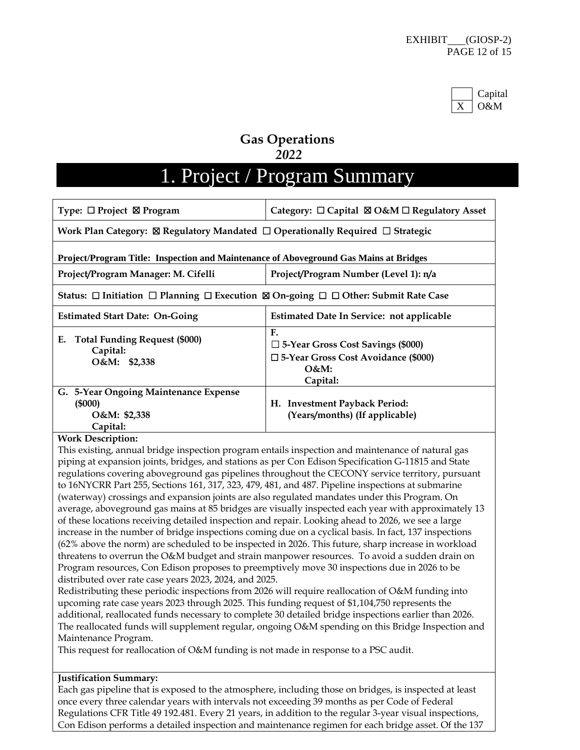EXHIBIT___(GIOSP-2)

| | |
|---|---|
| | Capital |
| X | O&M |

## Gas Operations
### *2022*

# 1. Project / Program Summary

| | |
|---|---|
| **Type: ☐ Project ☒ Program** | **Category: ☐ Capital ☒ O&M ☐ Regulatory Asset** |
| **Work Plan Category: ☒ Regulatory Mandated ☐ Operationally Required ☐ Strategic** | |
| **Project/Program Title: Inspection and Maintenance of Aboveground Gas Mains at Bridges** | |
| **Project/Program Manager: M. Cifelli** | **Project/Program Number (Level 1): n/a** |
| **Status: ☐ Initiation ☐ Planning ☐ Execution ☒ On-going ☐ ☐ Other: Submit Rate Case** | |
| **Estimated Start Date: On-Going** | **Estimated Date In Service: not applicable** |
| **E. Total Funding Request ($000)**<br>**Capital:**<br>**O&M: $2,338** | **F.**<br>**☐ 5-Year Gross Cost Savings ($000)**<br>**☐ 5-Year Gross Cost Avoidance ($000)**<br>**O&M:**<br>**Capital:** |
| **G. 5-Year Ongoing Maintenance Expense ($000)**<br>**O&M: $2,338**<br>**Capital:** | **H. Investment Payback Period: (Years/months) (If applicable)** |

**Work Description:**

This existing, annual bridge inspection program entails inspection and maintenance of natural gas piping at expansion joints, bridges, and stations as per Con Edison Specification G-11815 and State regulations covering aboveground gas pipelines throughout the CECONY service territory, pursuant to 16NYCRR Part 255, Sections 161, 317, 323, 479, 481, and 487. Pipeline inspections at submarine (waterway) crossings and expansion joints are also regulated mandates under this Program. On average, aboveground gas mains at 85 bridges are visually inspected each year with approximately 13 of these locations receiving detailed inspection and repair. Looking ahead to 2026, we see a large increase in the number of bridge inspections coming due on a cyclical basis. In fact, 137 inspections (62% above the norm) are scheduled to be inspected in 2026. This future, sharp increase in workload threatens to overrun the O&M budget and strain manpower resources. To avoid a sudden drain on Program resources, Con Edison proposes to preemptively move 30 inspections due in 2026 to be distributed over rate case years 2023, 2024, and 2025.

Redistributing these periodic inspections from 2026 will require reallocation of O&M funding into upcoming rate case years 2023 through 2025. This funding request of $1,104,750 represents the additional, reallocated funds necessary to complete 30 detailed bridge inspections earlier than 2026. The reallocated funds will supplement regular, ongoing O&M spending on this Bridge Inspection and Maintenance Program.

This request for reallocation of O&M funding is not made in response to a PSC audit.

**Justification Summary:**

Each gas pipeline that is exposed to the atmosphere, including those on bridges, is inspected at least once every three calendar years with intervals not exceeding 39 months as per Code of Federal Regulations CFR Title 49 192.481. Every 21 years, in addition to the regular 3-year visual inspections, Con Edison performs a detailed inspection and maintenance regimen for each bridge asset. Of the 137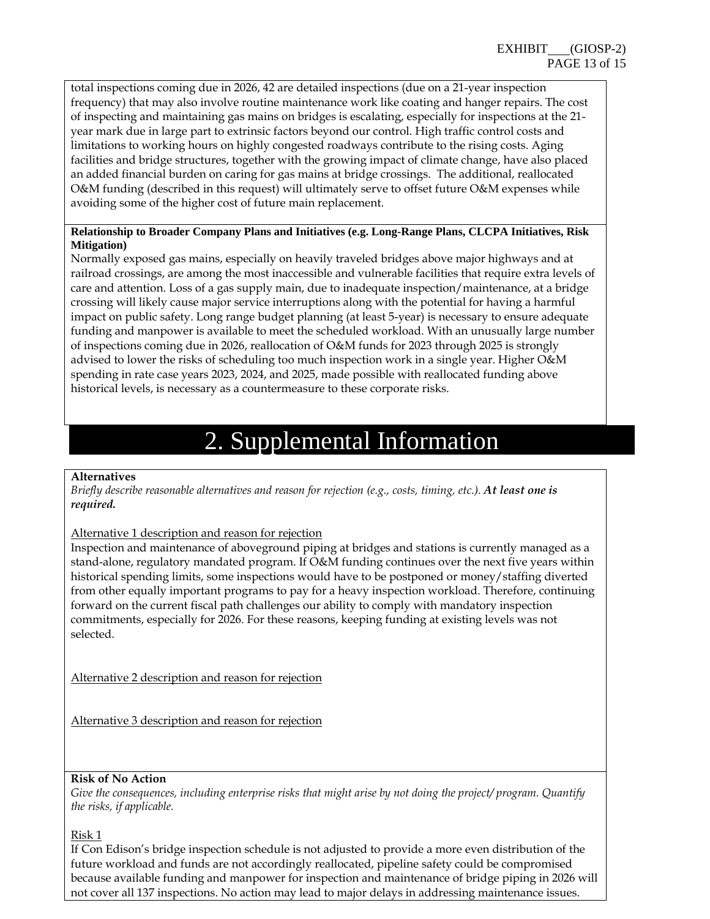total inspections coming due in 2026, 42 are detailed inspections (due on a 21-year inspection frequency) that may also involve routine maintenance work like coating and hanger repairs. The cost of inspecting and maintaining gas mains on bridges is escalating, especially for inspections at the 21-year mark due in large part to extrinsic factors beyond our control. High traffic control costs and limitations to working hours on highly congested roadways contribute to the rising costs. Aging facilities and bridge structures, together with the growing impact of climate change, have also placed an added financial burden on caring for gas mains at bridge crossings. The additional, reallocated O&M funding (described in this request) will ultimately serve to offset future O&M expenses while avoiding some of the higher cost of future main replacement.

**Relationship to Broader Company Plans and Initiatives (e.g. Long-Range Plans, CLCPA Initiatives, Risk Mitigation)**

Normally exposed gas mains, especially on heavily traveled bridges above major highways and at railroad crossings, are among the most inaccessible and vulnerable facilities that require extra levels of care and attention. Loss of a gas supply main, due to inadequate inspection/maintenance, at a bridge crossing will likely cause major service interruptions along with the potential for having a harmful impact on public safety. Long range budget planning (at least 5-year) is necessary to ensure adequate funding and manpower is available to meet the scheduled workload. With an unusually large number of inspections coming due in 2026, reallocation of O&M funds for 2023 through 2025 is strongly advised to lower the risks of scheduling too much inspection work in a single year. Higher O&M spending in rate case years 2023, 2024, and 2025, made possible with reallocated funding above historical levels, is necessary as a countermeasure to these corporate risks.

# 2. Supplemental Information

**Alternatives**

*Briefly describe reasonable alternatives and reason for rejection (e.g., costs, timing, etc.).* ***At least one is required.***

Alternative 1 description and reason for rejection

Inspection and maintenance of aboveground piping at bridges and stations is currently managed as a stand-alone, regulatory mandated program. If O&M funding continues over the next five years within historical spending limits, some inspections would have to be postponed or money/staffing diverted from other equally important programs to pay for a heavy inspection workload. Therefore, continuing forward on the current fiscal path challenges our ability to comply with mandatory inspection commitments, especially for 2026. For these reasons, keeping funding at existing levels was not selected.

Alternative 2 description and reason for rejection

Alternative 3 description and reason for rejection

**Risk of No Action**

*Give the consequences, including enterprise risks that might arise by not doing the project/ program. Quantify the risks, if applicable.*

Risk 1

If Con Edison's bridge inspection schedule is not adjusted to provide a more even distribution of the future workload and funds are not accordingly reallocated, pipeline safety could be compromised because available funding and manpower for inspection and maintenance of bridge piping in 2026 will not cover all 137 inspections. No action may lead to major delays in addressing maintenance issues.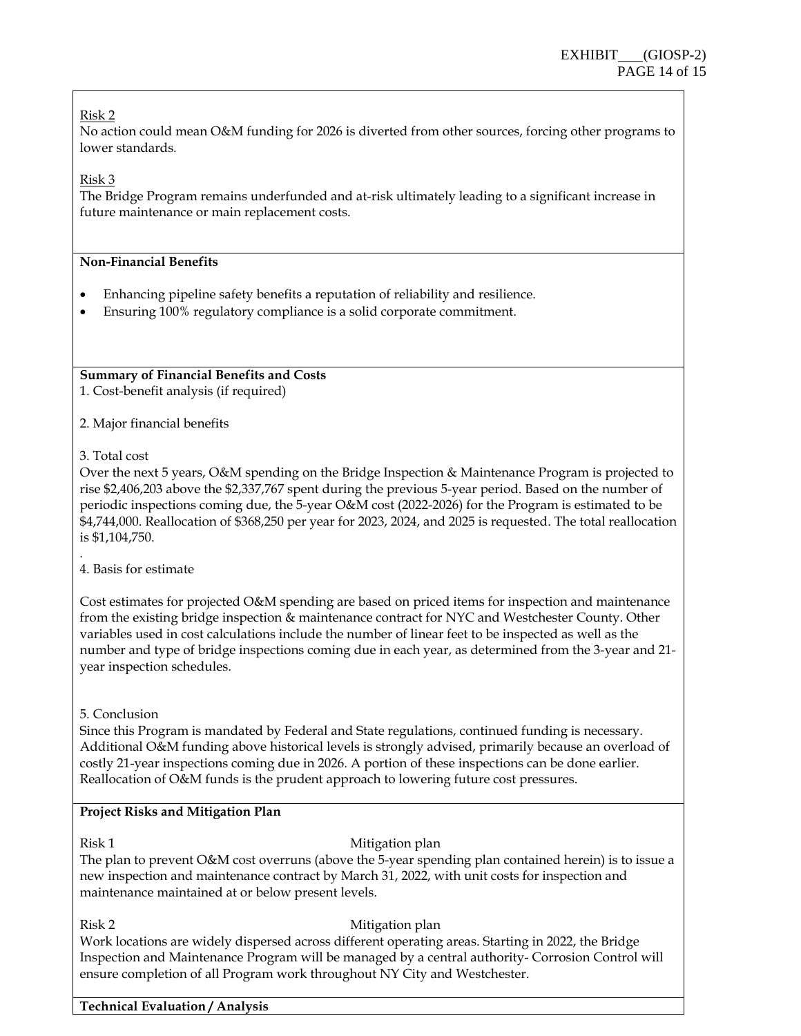Risk 2

No action could mean O&M funding for 2026 is diverted from other sources, forcing other programs to lower standards.

Risk 3

The Bridge Program remains underfunded and at-risk ultimately leading to a significant increase in future maintenance or main replacement costs.

**Non-Financial Benefits**

- Enhancing pipeline safety benefits a reputation of reliability and resilience.
- Ensuring 100% regulatory compliance is a solid corporate commitment.

**Summary of Financial Benefits and Costs**

1. Cost-benefit analysis (if required)

2. Major financial benefits

3. Total cost

Over the next 5 years, O&M spending on the Bridge Inspection & Maintenance Program is projected to rise $2,406,203 above the $2,337,767 spent during the previous 5-year period. Based on the number of periodic inspections coming due, the 5-year O&M cost (2022-2026) for the Program is estimated to be $4,744,000. Reallocation of $368,250 per year for 2023, 2024, and 2025 is requested. The total reallocation is $1,104,750.

.

4. Basis for estimate

Cost estimates for projected O&M spending are based on priced items for inspection and maintenance from the existing bridge inspection & maintenance contract for NYC and Westchester County. Other variables used in cost calculations include the number of linear feet to be inspected as well as the number and type of bridge inspections coming due in each year, as determined from the 3-year and 21-year inspection schedules.

5. Conclusion

Since this Program is mandated by Federal and State regulations, continued funding is necessary. Additional O&M funding above historical levels is strongly advised, primarily because an overload of costly 21-year inspections coming due in 2026. A portion of these inspections can be done earlier. Reallocation of O&M funds is the prudent approach to lowering future cost pressures.

**Project Risks and Mitigation Plan**

Risk 1 Mitigation plan

The plan to prevent O&M cost overruns (above the 5-year spending plan contained herein) is to issue a new inspection and maintenance contract by March 31, 2022, with unit costs for inspection and maintenance maintained at or below present levels.

Risk 2 Mitigation plan

Work locations are widely dispersed across different operating areas. Starting in 2022, the Bridge Inspection and Maintenance Program will be managed by a central authority- Corrosion Control will ensure completion of all Program work throughout NY City and Westchester.

**Technical Evaluation / Analysis**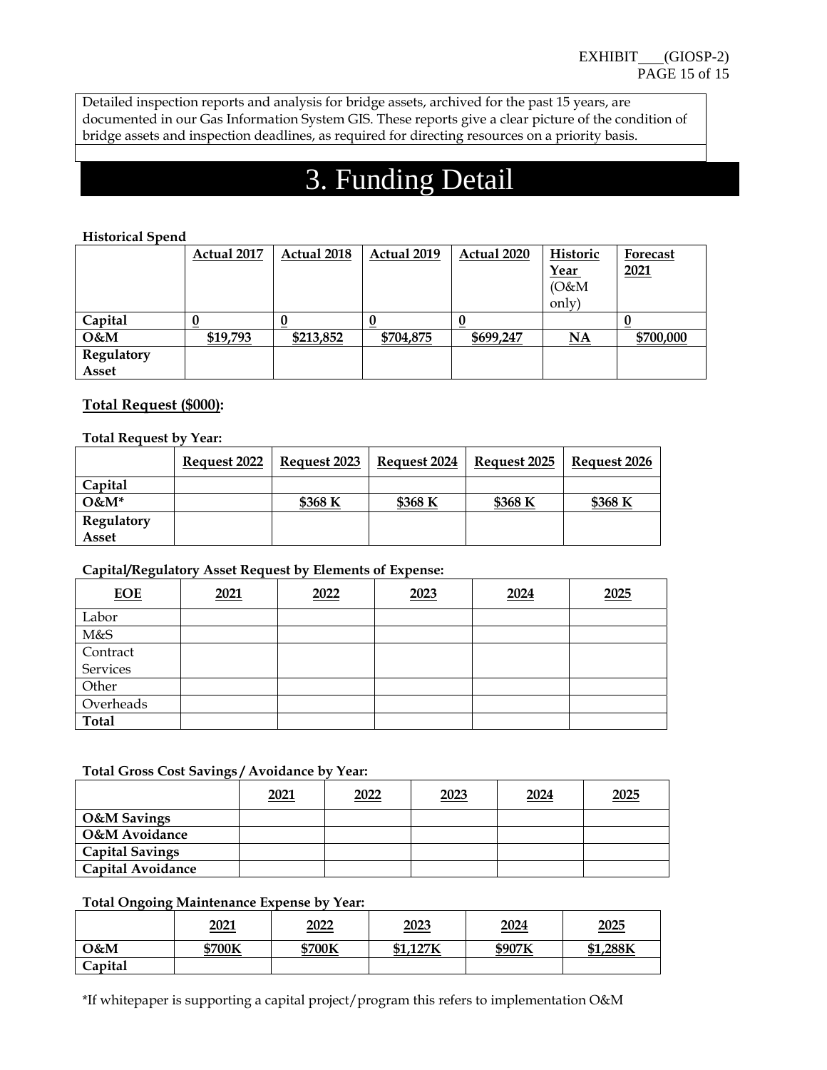Detailed inspection reports and analysis for bridge assets, archived for the past 15 years, are documented in our Gas Information System GIS. These reports give a clear picture of the condition of bridge assets and inspection deadlines, as required for directing resources on a priority basis.

# 3. Funding Detail

**Historical Spend**

| | Actual 2017 | Actual 2018 | Actual 2019 | Actual 2020 | Historic Year (O&M only) | Forecast 2021 |
|---|---|---|---|---|---|---|
| **Capital** | 0 | 0 | 0 | 0 | | 0 |
| **O&M** | $19,793 | $213,852 | $704,875 | $699,247 | NA | $700,000 |
| **Regulatory Asset** | | | | | | |

**Total Request ($000):**

**Total Request by Year:**

| | Request 2022 | Request 2023 | Request 2024 | Request 2025 | Request 2026 |
|---|---|---|---|---|---|
| **Capital** | | | | | |
| **O&M*** | | $368 K | $368 K | $368 K | $368 K |
| **Regulatory Asset** | | | | | |

**Capital/Regulatory Asset Request by Elements of Expense:**

| EOE | 2021 | 2022 | 2023 | 2024 | 2025 |
|---|---|---|---|---|---|
| Labor | | | | | |
| M&S | | | | | |
| Contract Services | | | | | |
| Other | | | | | |
| Overheads | | | | | |
| **Total** | | | | | |

**Total Gross Cost Savings / Avoidance by Year:**

| | 2021 | 2022 | 2023 | 2024 | 2025 |
|---|---|---|---|---|---|
| **O&M Savings** | | | | | |
| **O&M Avoidance** | | | | | |
| **Capital Savings** | | | | | |
| **Capital Avoidance** | | | | | |

**Total Ongoing Maintenance Expense by Year:**

| | 2021 | 2022 | 2023 | 2024 | 2025 |
|---|---|---|---|---|---|
| **O&M** | $700K | $700K | $1,127K | $907K | $1,288K |
| **Capital** | | | | | |

*If whitepaper is supporting a capital project/program this refers to implementation O&M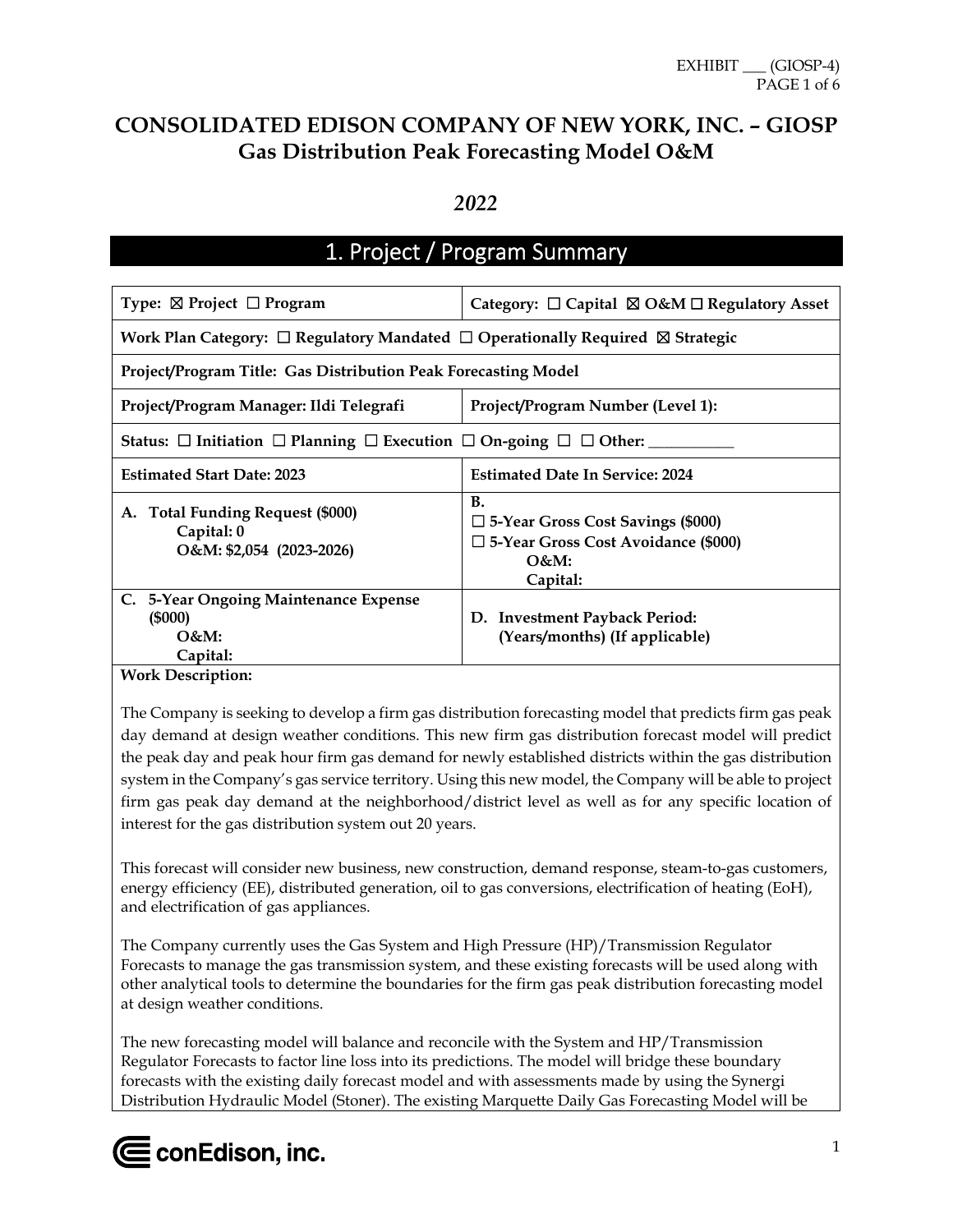# CONSOLIDATED EDISON COMPANY OF NEW YORK, INC. – GIOSP
## Gas Distribution Peak Forecasting Model O&M

*2022*

## 1. Project / Program Summary

| | |
|---|---|
| **Type: ☒ Project ☐ Program** | **Category: ☐ Capital ☒ O&M ☐ Regulatory Asset** |
| **Work Plan Category: ☐ Regulatory Mandated ☐ Operationally Required ☒ Strategic** | |
| **Project/Program Title: Gas Distribution Peak Forecasting Model** | |
| **Project/Program Manager: Ildi Telegrafi** | **Project/Program Number (Level 1):** |
| **Status: ☐ Initiation ☐ Planning ☐ Execution ☐ On-going ☐ ☐ Other: ___________** | |
| **Estimated Start Date: 2023** | **Estimated Date In Service: 2024** |
| **A. Total Funding Request ($000)**<br>**Capital: 0**<br>**O&M: $2,054 (2023-2026)** | **B.**<br>**☐ 5-Year Gross Cost Savings ($000)**<br>**☐ 5-Year Gross Cost Avoidance ($000)**<br>**O&M:**<br>**Capital:** |
| **C. 5-Year Ongoing Maintenance Expense ($000)**<br>**O&M:**<br>**Capital:** | **D. Investment Payback Period: (Years/months) (If applicable)** |

**Work Description:**

The Company is seeking to develop a firm gas distribution forecasting model that predicts firm gas peak day demand at design weather conditions. This new firm gas distribution forecast model will predict the peak day and peak hour firm gas demand for newly established districts within the gas distribution system in the Company's gas service territory. Using this new model, the Company will be able to project firm gas peak day demand at the neighborhood/district level as well as for any specific location of interest for the gas distribution system out 20 years.

This forecast will consider new business, new construction, demand response, steam-to-gas customers, energy efficiency (EE), distributed generation, oil to gas conversions, electrification of heating (EoH), and electrification of gas appliances.

The Company currently uses the Gas System and High Pressure (HP)/Transmission Regulator Forecasts to manage the gas transmission system, and these existing forecasts will be used along with other analytical tools to determine the boundaries for the firm gas peak distribution forecasting model at design weather conditions.

The new forecasting model will balance and reconcile with the System and HP/Transmission Regulator Forecasts to factor line loss into its predictions. The model will bridge these boundary forecasts with the existing daily forecast model and with assessments made by using the Synergi Distribution Hydraulic Model (Stoner). The existing Marquette Daily Gas Forecasting Model will be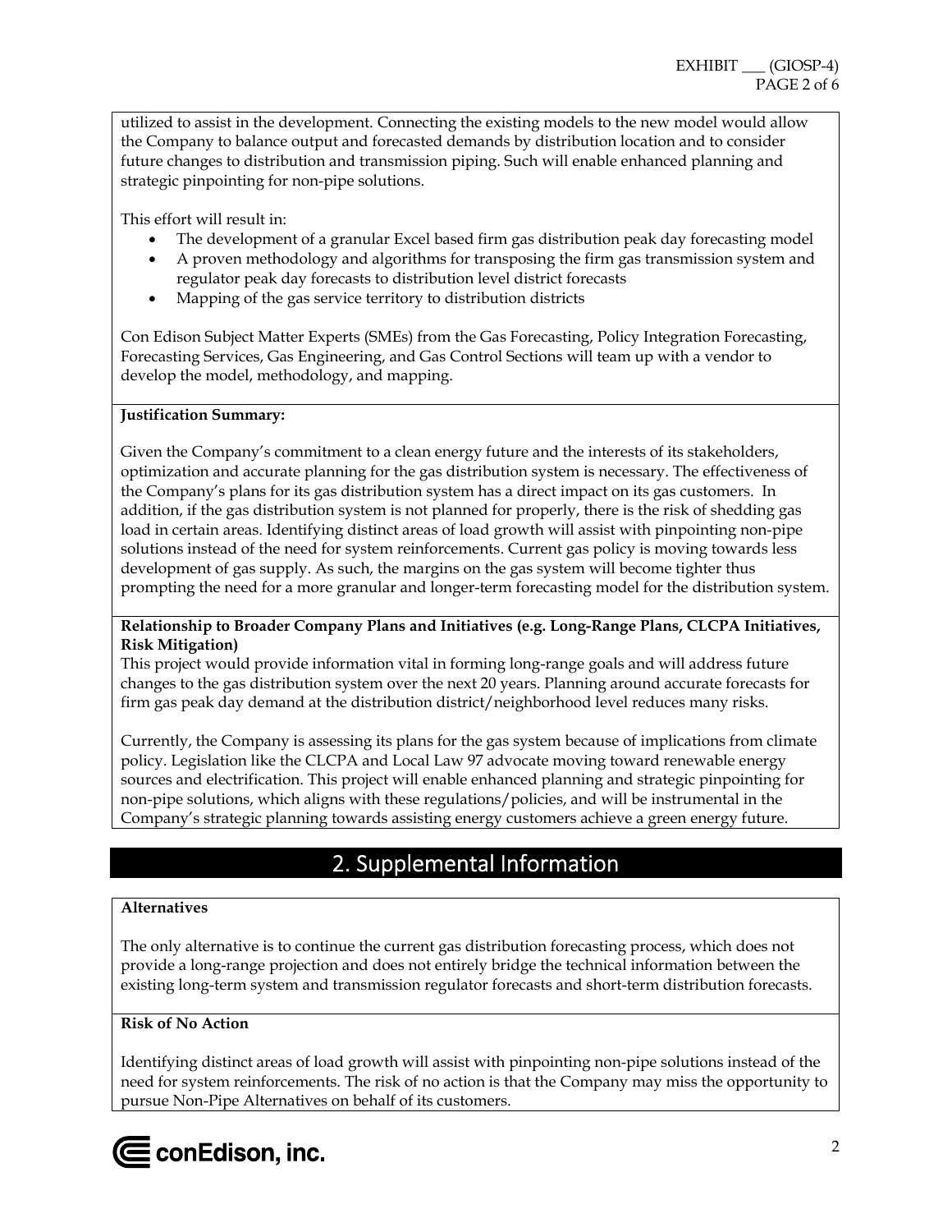utilized to assist in the development. Connecting the existing models to the new model would allow the Company to balance output and forecasted demands by distribution location and to consider future changes to distribution and transmission piping. Such will enable enhanced planning and strategic pinpointing for non-pipe solutions.

This effort will result in:

- The development of a granular Excel based firm gas distribution peak day forecasting model
- A proven methodology and algorithms for transposing the firm gas transmission system and regulator peak day forecasts to distribution level district forecasts
- Mapping of the gas service territory to distribution districts

Con Edison Subject Matter Experts (SMEs) from the Gas Forecasting, Policy Integration Forecasting, Forecasting Services, Gas Engineering, and Gas Control Sections will team up with a vendor to develop the model, methodology, and mapping.

**Justification Summary:**

Given the Company's commitment to a clean energy future and the interests of its stakeholders, optimization and accurate planning for the gas distribution system is necessary. The effectiveness of the Company's plans for its gas distribution system has a direct impact on its gas customers. In addition, if the gas distribution system is not planned for properly, there is the risk of shedding gas load in certain areas. Identifying distinct areas of load growth will assist with pinpointing non-pipe solutions instead of the need for system reinforcements. Current gas policy is moving towards less development of gas supply. As such, the margins on the gas system will become tighter thus prompting the need for a more granular and longer-term forecasting model for the distribution system.

**Relationship to Broader Company Plans and Initiatives (e.g. Long-Range Plans, CLCPA Initiatives, Risk Mitigation)**

This project would provide information vital in forming long-range goals and will address future changes to the gas distribution system over the next 20 years. Planning around accurate forecasts for firm gas peak day demand at the distribution district/neighborhood level reduces many risks.

Currently, the Company is assessing its plans for the gas system because of implications from climate policy. Legislation like the CLCPA and Local Law 97 advocate moving toward renewable energy sources and electrification. This project will enable enhanced planning and strategic pinpointing for non-pipe solutions, which aligns with these regulations/policies, and will be instrumental in the Company's strategic planning towards assisting energy customers achieve a green energy future.

## 2. Supplemental Information

**Alternatives**

The only alternative is to continue the current gas distribution forecasting process, which does not provide a long-range projection and does not entirely bridge the technical information between the existing long-term system and transmission regulator forecasts and short-term distribution forecasts.

**Risk of No Action**

Identifying distinct areas of load growth will assist with pinpointing non-pipe solutions instead of the need for system reinforcements. The risk of no action is that the Company may miss the opportunity to pursue Non-Pipe Alternatives on behalf of its customers.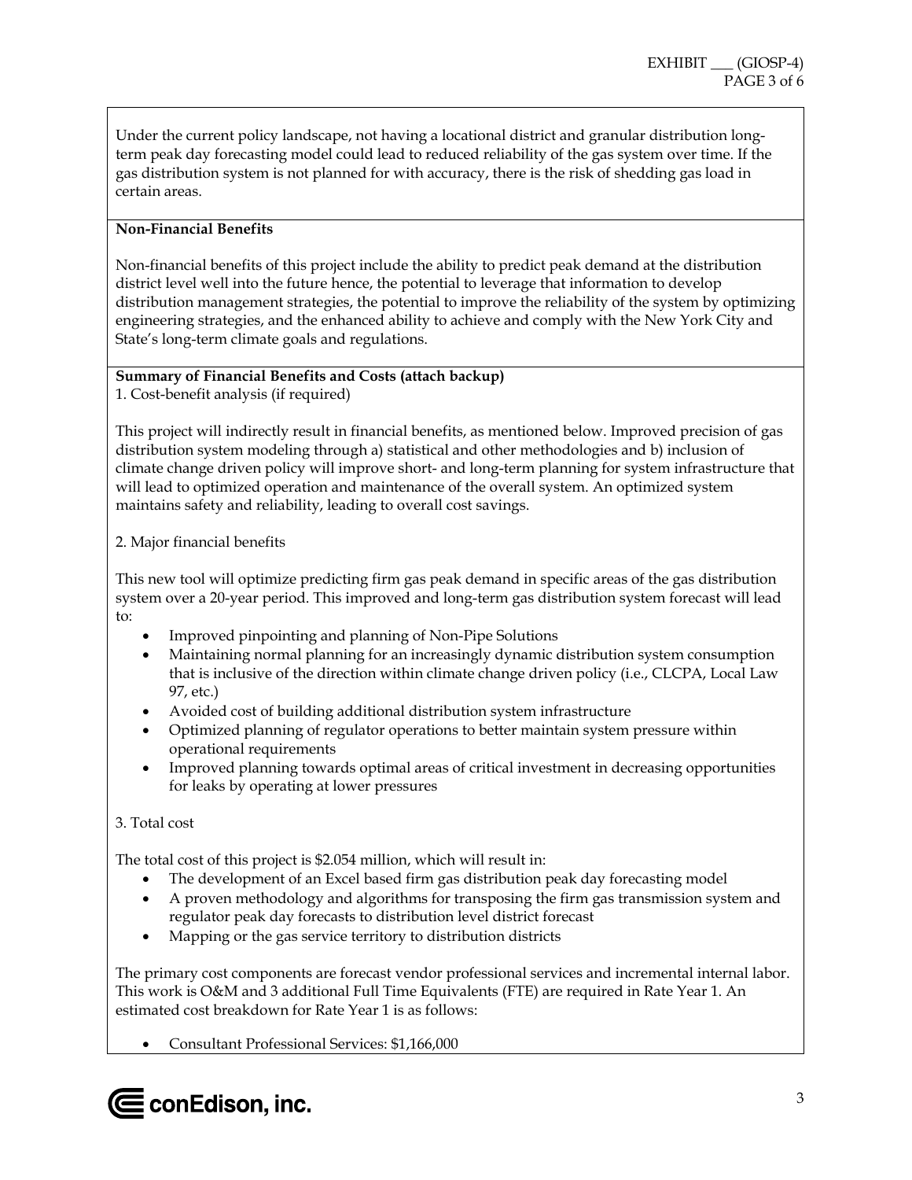Under the current policy landscape, not having a locational district and granular distribution long-term peak day forecasting model could lead to reduced reliability of the gas system over time. If the gas distribution system is not planned for with accuracy, there is the risk of shedding gas load in certain areas.

**Non-Financial Benefits**

Non-financial benefits of this project include the ability to predict peak demand at the distribution district level well into the future hence, the potential to leverage that information to develop distribution management strategies, the potential to improve the reliability of the system by optimizing engineering strategies, and the enhanced ability to achieve and comply with the New York City and State's long-term climate goals and regulations.

**Summary of Financial Benefits and Costs (attach backup)**

1. Cost-benefit analysis (if required)

This project will indirectly result in financial benefits, as mentioned below. Improved precision of gas distribution system modeling through a) statistical and other methodologies and b) inclusion of climate change driven policy will improve short- and long-term planning for system infrastructure that will lead to optimized operation and maintenance of the overall system. An optimized system maintains safety and reliability, leading to overall cost savings.

2. Major financial benefits

This new tool will optimize predicting firm gas peak demand in specific areas of the gas distribution system over a 20-year period. This improved and long-term gas distribution system forecast will lead to:

- Improved pinpointing and planning of Non-Pipe Solutions
- Maintaining normal planning for an increasingly dynamic distribution system consumption that is inclusive of the direction within climate change driven policy (i.e., CLCPA, Local Law 97, etc.)
- Avoided cost of building additional distribution system infrastructure
- Optimized planning of regulator operations to better maintain system pressure within operational requirements
- Improved planning towards optimal areas of critical investment in decreasing opportunities for leaks by operating at lower pressures

3. Total cost

The total cost of this project is $2.054 million, which will result in:

- The development of an Excel based firm gas distribution peak day forecasting model
- A proven methodology and algorithms for transposing the firm gas transmission system and regulator peak day forecasts to distribution level district forecast
- Mapping or the gas service territory to distribution districts

The primary cost components are forecast vendor professional services and incremental internal labor. This work is O&M and 3 additional Full Time Equivalents (FTE) are required in Rate Year 1. An estimated cost breakdown for Rate Year 1 is as follows:

- Consultant Professional Services: $1,166,000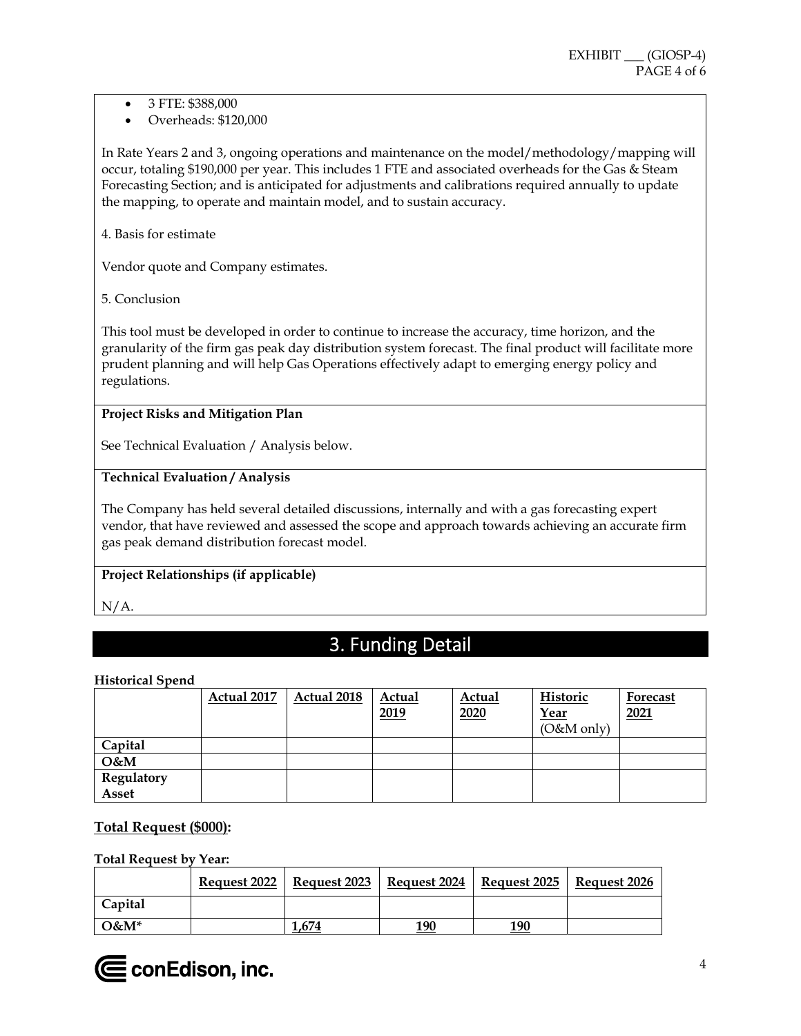- 3 FTE: $388,000
- Overheads: $120,000

In Rate Years 2 and 3, ongoing operations and maintenance on the model/methodology/mapping will occur, totaling $190,000 per year. This includes 1 FTE and associated overheads for the Gas & Steam Forecasting Section; and is anticipated for adjustments and calibrations required annually to update the mapping, to operate and maintain model, and to sustain accuracy.

4. Basis for estimate

Vendor quote and Company estimates.

5. Conclusion

This tool must be developed in order to continue to increase the accuracy, time horizon, and the granularity of the firm gas peak day distribution system forecast. The final product will facilitate more prudent planning and will help Gas Operations effectively adapt to emerging energy policy and regulations.

**Project Risks and Mitigation Plan**

See Technical Evaluation / Analysis below.

**Technical Evaluation / Analysis**

The Company has held several detailed discussions, internally and with a gas forecasting expert vendor, that have reviewed and assessed the scope and approach towards achieving an accurate firm gas peak demand distribution forecast model.

**Project Relationships (if applicable)**

N/A.

## 3. Funding Detail

**Historical Spend**

| | Actual 2017 | Actual 2018 | Actual 2019 | Actual 2020 | Historic Year (O&M only) | Forecast 2021 |
|---|---|---|---|---|---|---|
| **Capital** | | | | | | |
| **O&M** | | | | | | |
| **Regulatory Asset** | | | | | | |

**Total Request ($000):**

**Total Request by Year:**

| | Request 2022 | Request 2023 | Request 2024 | Request 2025 | Request 2026 |
|---|---|---|---|---|---|
| **Capital** | | | | | |
| **O&M*** | | 1,674 | 190 | 190 | |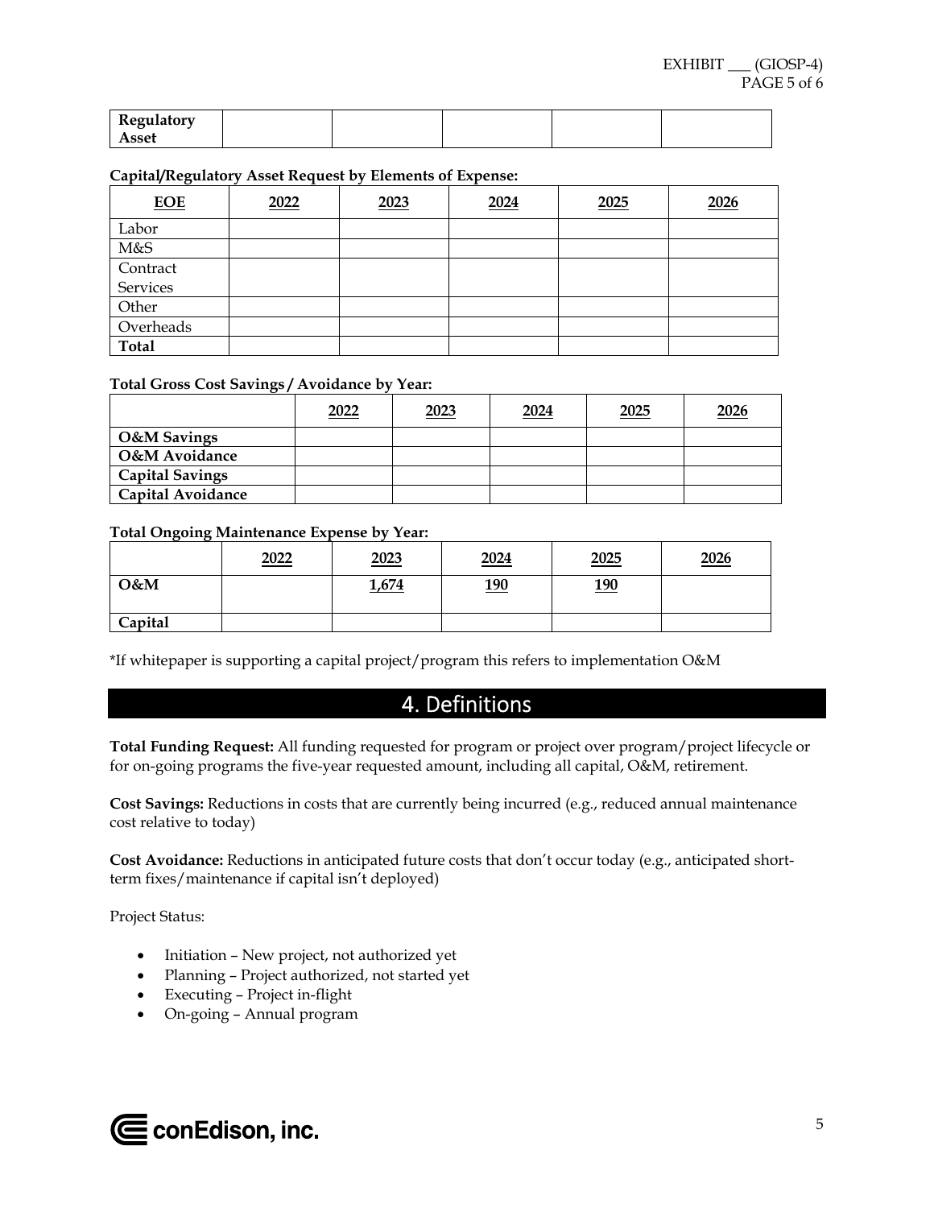| | | | | | |
|---|---|---|---|---|---|
| **Regulatory Asset** | | | | | |

**Capital/Regulatory Asset Request by Elements of Expense:**

| EOE | 2022 | 2023 | 2024 | 2025 | 2026 |
|---|---|---|---|---|---|
| Labor | | | | | |
| M&S | | | | | |
| Contract Services | | | | | |
| Other | | | | | |
| Overheads | | | | | |
| **Total** | | | | | |

**Total Gross Cost Savings / Avoidance by Year:**

| | 2022 | 2023 | 2024 | 2025 | 2026 |
|---|---|---|---|---|---|
| **O&M Savings** | | | | | |
| **O&M Avoidance** | | | | | |
| **Capital Savings** | | | | | |
| **Capital Avoidance** | | | | | |

**Total Ongoing Maintenance Expense by Year:**

| | 2022 | 2023 | 2024 | 2025 | 2026 |
|---|---|---|---|---|---|
| **O&M** | | **1,674** | **190** | **190** | |
| **Capital** | | | | | |

*If whitepaper is supporting a capital project/program this refers to implementation O&M

## 4. Definitions

**Total Funding Request:** All funding requested for program or project over program/project lifecycle or for on-going programs the five-year requested amount, including all capital, O&M, retirement.

**Cost Savings:** Reductions in costs that are currently being incurred (e.g., reduced annual maintenance cost relative to today)

**Cost Avoidance:** Reductions in anticipated future costs that don't occur today (e.g., anticipated short-term fixes/maintenance if capital isn't deployed)

Project Status:

- Initiation – New project, not authorized yet
- Planning – Project authorized, not started yet
- Executing – Project in-flight
- On-going – Annual program